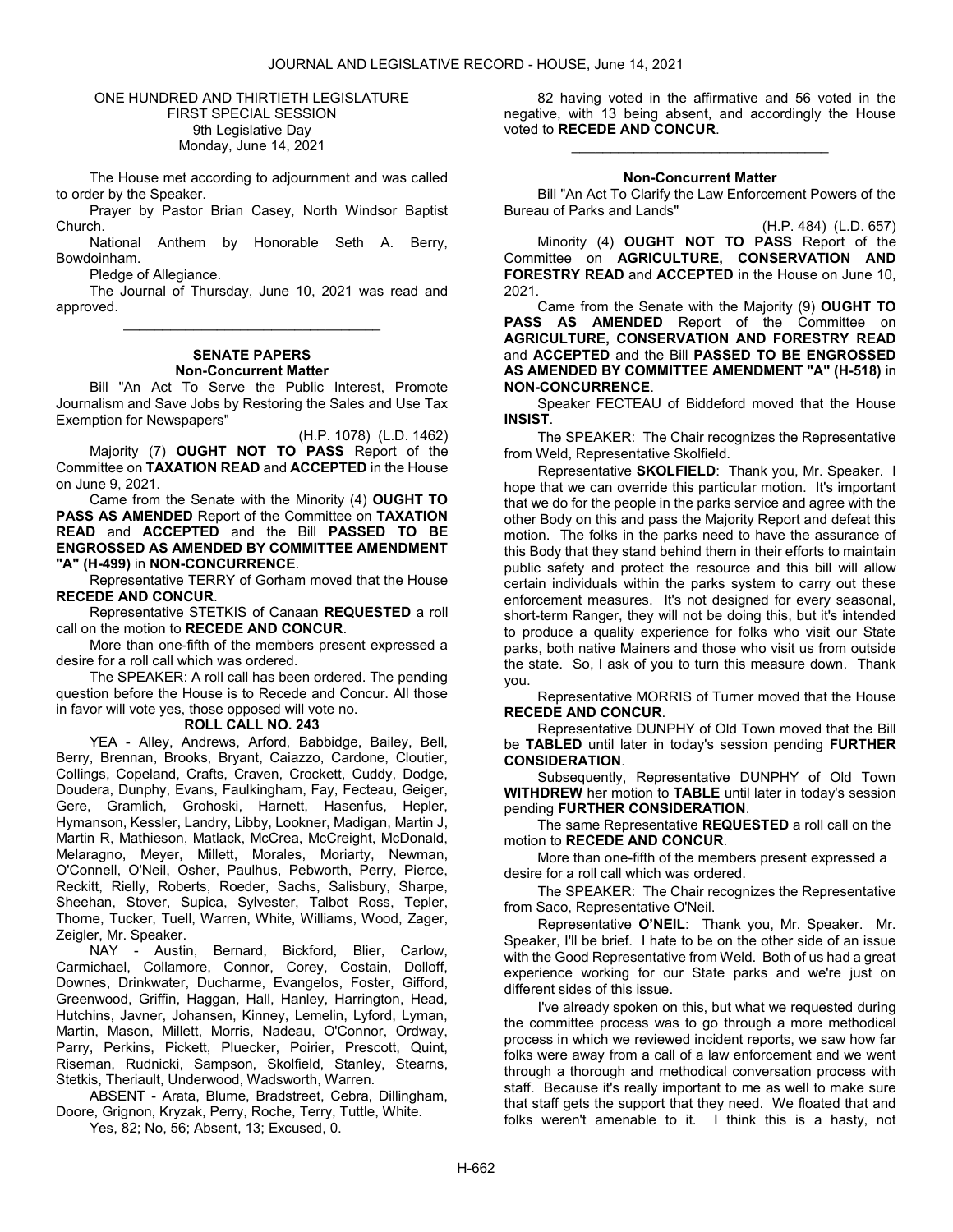ONE HUNDRED AND THIRTIETH LEGISLATURE
FIRST SPECIAL SESSION
9th Legislative Day
Monday, June 14, 2021

The House met according to adjournment and was called to order by the Speaker.

Prayer by Pastor Brian Casey, North Windsor Baptist Church.

National Anthem by Honorable Seth A. Berry, Bowdoinham.

Pledge of Allegiance.

The Journal of Thursday, June 10, 2021 was read and approved.

---

## SENATE PAPERS

### Non-Concurrent Matter

Bill "An Act To Serve the Public Interest, Promote Journalism and Save Jobs by Restoring the Sales and Use Tax Exemption for Newspapers"

(H.P. 1078) (L.D. 1462)

Majority (7) **OUGHT NOT TO PASS** Report of the Committee on **TAXATION READ** and **ACCEPTED** in the House on June 9, 2021.

Came from the Senate with the Minority (4) **OUGHT TO PASS AS AMENDED** Report of the Committee on **TAXATION READ** and **ACCEPTED** and the Bill **PASSED TO BE ENGROSSED AS AMENDED BY COMMITTEE AMENDMENT "A" (H-499)** in **NON-CONCURRENCE**.

Representative TERRY of Gorham moved that the House **RECEDE AND CONCUR**.

Representative STETKIS of Canaan **REQUESTED** a roll call on the motion to **RECEDE AND CONCUR**.

More than one-fifth of the members present expressed a desire for a roll call which was ordered.

The SPEAKER: A roll call has been ordered. The pending question before the House is to Recede and Concur. All those in favor will vote yes, those opposed will vote no.

**ROLL CALL NO. 243**

YEA - Alley, Andrews, Arford, Babbidge, Bailey, Bell, Berry, Brennan, Brooks, Bryant, Caiazzo, Cardone, Cloutier, Collings, Copeland, Crafts, Craven, Crockett, Cuddy, Dodge, Doudera, Dunphy, Evans, Faulkingham, Fay, Fecteau, Geiger, Gere, Gramlich, Grohoski, Harnett, Hasenfus, Hepler, Hymanson, Kessler, Landry, Libby, Lookner, Madigan, Martin J, Martin R, Mathieson, Matlack, McCrea, McCreight, McDonald, Melaragno, Meyer, Millett, Morales, Moriarty, Newman, O'Connell, O'Neil, Osher, Paulhus, Pebworth, Perry, Pierce, Reckitt, Rielly, Roberts, Roeder, Sachs, Salisbury, Sharpe, Sheehan, Stover, Supica, Sylvester, Talbot Ross, Tepler, Thorne, Tucker, Tuell, Warren, White, Williams, Wood, Zager, Zeigler, Mr. Speaker.

NAY - Austin, Bernard, Bickford, Blier, Carlow, Carmichael, Collamore, Connor, Corey, Costain, Dolloff, Downes, Drinkwater, Ducharme, Evangelos, Foster, Gifford, Greenwood, Griffin, Haggan, Hall, Hanley, Harrington, Head, Hutchins, Javner, Johansen, Kinney, Lemelin, Lyford, Lyman, Martin, Mason, Millett, Morris, Nadeau, O'Connor, Ordway, Parry, Perkins, Pickett, Pluecker, Poirier, Prescott, Quint, Riseman, Rudnicki, Sampson, Skolfield, Stanley, Stearns, Stetkis, Theriault, Underwood, Wadsworth, Warren.

ABSENT - Arata, Blume, Bradstreet, Cebra, Dillingham, Doore, Grignon, Kryzak, Perry, Roche, Terry, Tuttle, White.

Yes, 82; No, 56; Absent, 13; Excused, 0.

82 having voted in the affirmative and 56 voted in the negative, with 13 being absent, and accordingly the House voted to **RECEDE AND CONCUR**.

---

### Non-Concurrent Matter

Bill "An Act To Clarify the Law Enforcement Powers of the Bureau of Parks and Lands"

(H.P. 484) (L.D. 657)

Minority (4) **OUGHT NOT TO PASS** Report of the Committee on **AGRICULTURE, CONSERVATION AND FORESTRY READ** and **ACCEPTED** in the House on June 10, 2021.

Came from the Senate with the Majority (9) **OUGHT TO PASS AS AMENDED** Report of the Committee on **AGRICULTURE, CONSERVATION AND FORESTRY READ** and **ACCEPTED** and the Bill **PASSED TO BE ENGROSSED AS AMENDED BY COMMITTEE AMENDMENT "A" (H-518)** in **NON-CONCURRENCE**.

Speaker FECTEAU of Biddeford moved that the House **INSIST**.

The SPEAKER: The Chair recognizes the Representative from Weld, Representative Skolfield.

Representative **SKOLFIELD**: Thank you, Mr. Speaker. I hope that we can override this particular motion. It's important that we do for the people in the parks service and agree with the other Body on this and pass the Majority Report and defeat this motion. The folks in the parks need to have the assurance of this Body that they stand behind them in their efforts to maintain public safety and protect the resource and this bill will allow certain individuals within the parks system to carry out these enforcement measures. It's not designed for every seasonal, short-term Ranger, they will not be doing this, but it's intended to produce a quality experience for folks who visit our State parks, both native Mainers and those who visit us from outside the state. So, I ask of you to turn this measure down. Thank you.

Representative MORRIS of Turner moved that the House **RECEDE AND CONCUR**.

Representative DUNPHY of Old Town moved that the Bill be **TABLED** until later in today's session pending **FURTHER CONSIDERATION**.

Subsequently, Representative DUNPHY of Old Town **WITHDREW** her motion to **TABLE** until later in today's session pending **FURTHER CONSIDERATION**.

The same Representative **REQUESTED** a roll call on the motion to **RECEDE AND CONCUR**.

More than one-fifth of the members present expressed a desire for a roll call which was ordered.

The SPEAKER: The Chair recognizes the Representative from Saco, Representative O'Neil.

Representative **O'NEIL**: Thank you, Mr. Speaker. Mr. Speaker, I'll be brief. I hate to be on the other side of an issue with the Good Representative from Weld. Both of us had a great experience working for our State parks and we're just on different sides of this issue.

I've already spoken on this, but what we requested during the committee process was to go through a more methodical process in which we reviewed incident reports, we saw how far folks were away from a call of a law enforcement and we went through a thorough and methodical conversation process with staff. Because it's really important to me as well to make sure that staff gets the support that they need. We floated that and folks weren't amenable to it. I think this is a hasty, not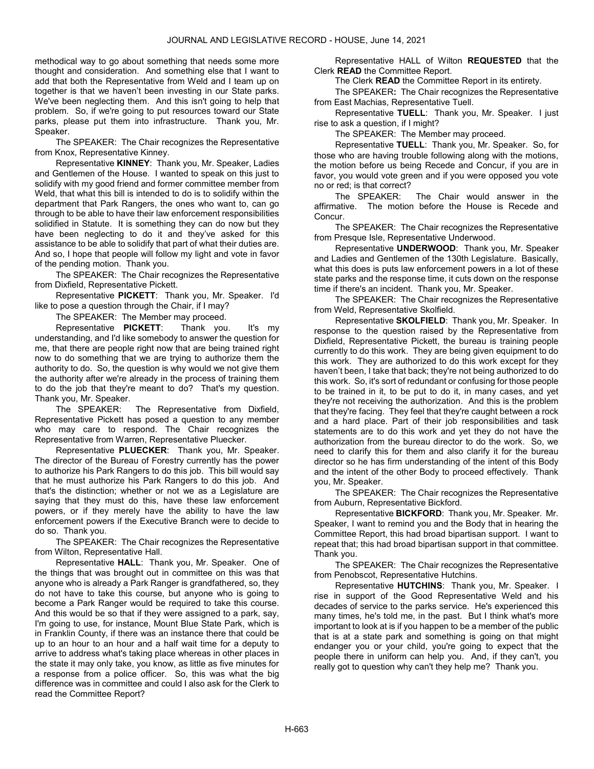methodical way to go about something that needs some more thought and consideration. And something else that I want to add that both the Representative from Weld and I team up on together is that we haven't been investing in our State parks. We've been neglecting them. And this isn't going to help that problem. So, if we're going to put resources toward our State parks, please put them into infrastructure. Thank you, Mr. Speaker.

The SPEAKER: The Chair recognizes the Representative from Knox, Representative Kinney.

Representative **KINNEY**: Thank you, Mr. Speaker, Ladies and Gentlemen of the House. I wanted to speak on this just to solidify with my good friend and former committee member from Weld, that what this bill is intended to do is to solidify within the department that Park Rangers, the ones who want to, can go through to be able to have their law enforcement responsibilities solidified in Statute. It is something they can do now but they have been neglecting to do it and they've asked for this assistance to be able to solidify that part of what their duties are. And so, I hope that people will follow my light and vote in favor of the pending motion. Thank you.

The SPEAKER: The Chair recognizes the Representative from Dixfield, Representative Pickett.

Representative **PICKETT**: Thank you, Mr. Speaker. I'd like to pose a question through the Chair, if I may?

The SPEAKER: The Member may proceed.

Representative **PICKETT**: Thank you. It's my understanding, and I'd like somebody to answer the question for me, that there are people right now that are being trained right now to do something that we are trying to authorize them the authority to do. So, the question is why would we not give them the authority after we're already in the process of training them to do the job that they're meant to do? That's my question. Thank you, Mr. Speaker.

The SPEAKER: The Representative from Dixfield, Representative Pickett has posed a question to any member who may care to respond. The Chair recognizes the Representative from Warren, Representative Pluecker.

Representative **PLUECKER**: Thank you, Mr. Speaker. The director of the Bureau of Forestry currently has the power to authorize his Park Rangers to do this job. This bill would say that he must authorize his Park Rangers to do this job. And that's the distinction; whether or not we as a Legislature are saying that they must do this, have these law enforcement powers, or if they merely have the ability to have the law enforcement powers if the Executive Branch were to decide to do so. Thank you.

The SPEAKER: The Chair recognizes the Representative from Wilton, Representative Hall.

Representative **HALL**: Thank you, Mr. Speaker. One of the things that was brought out in committee on this was that anyone who is already a Park Ranger is grandfathered, so, they do not have to take this course, but anyone who is going to become a Park Ranger would be required to take this course. And this would be so that if they were assigned to a park, say, I'm going to use, for instance, Mount Blue State Park, which is in Franklin County, if there was an instance there that could be up to an hour to an hour and a half wait time for a deputy to arrive to address what's taking place whereas in other places in the state it may only take, you know, as little as five minutes for a response from a police officer. So, this was what the big difference was in committee and could I also ask for the Clerk to read the Committee Report?

Representative HALL of Wilton **REQUESTED** that the Clerk **READ** the Committee Report.

The Clerk **READ** the Committee Report in its entirety.

The SPEAKER**:** The Chair recognizes the Representative from East Machias, Representative Tuell.

Representative **TUELL**: Thank you, Mr. Speaker. I just rise to ask a question, if I might?

The SPEAKER: The Member may proceed.

Representative **TUELL**: Thank you, Mr. Speaker. So, for those who are having trouble following along with the motions, the motion before us being Recede and Concur, if you are in favor, you would vote green and if you were opposed you vote no or red; is that correct?

The SPEAKER: The Chair would answer in the affirmative. The motion before the House is Recede and Concur.

The SPEAKER: The Chair recognizes the Representative from Presque Isle, Representative Underwood.

Representative **UNDERWOOD**: Thank you, Mr. Speaker and Ladies and Gentlemen of the 130th Legislature. Basically, what this does is puts law enforcement powers in a lot of these state parks and the response time, it cuts down on the response time if there's an incident. Thank you, Mr. Speaker.

The SPEAKER: The Chair recognizes the Representative from Weld, Representative Skolfield.

Representative **SKOLFIELD**: Thank you, Mr. Speaker. In response to the question raised by the Representative from Dixfield, Representative Pickett, the bureau is training people currently to do this work. They are being given equipment to do this work. They are authorized to do this work except for they haven't been, I take that back; they're not being authorized to do this work. So, it's sort of redundant or confusing for those people to be trained in it, to be put to do it, in many cases, and yet they're not receiving the authorization. And this is the problem that they're facing. They feel that they're caught between a rock and a hard place. Part of their job responsibilities and task statements are to do this work and yet they do not have the authorization from the bureau director to do the work. So, we need to clarify this for them and also clarify it for the bureau director so he has firm understanding of the intent of this Body and the intent of the other Body to proceed effectively. Thank you, Mr. Speaker.

The SPEAKER: The Chair recognizes the Representative from Auburn, Representative Bickford.

Representative **BICKFORD**: Thank you, Mr. Speaker. Mr. Speaker, I want to remind you and the Body that in hearing the Committee Report, this had broad bipartisan support. I want to repeat that; this had broad bipartisan support in that committee. Thank you.

The SPEAKER: The Chair recognizes the Representative from Penobscot, Representative Hutchins.

Representative **HUTCHINS**: Thank you, Mr. Speaker. I rise in support of the Good Representative Weld and his decades of service to the parks service. He's experienced this many times, he's told me, in the past. But I think what's more important to look at is if you happen to be a member of the public that is at a state park and something is going on that might endanger you or your child, you're going to expect that the people there in uniform can help you. And, if they can't, you really got to question why can't they help me? Thank you.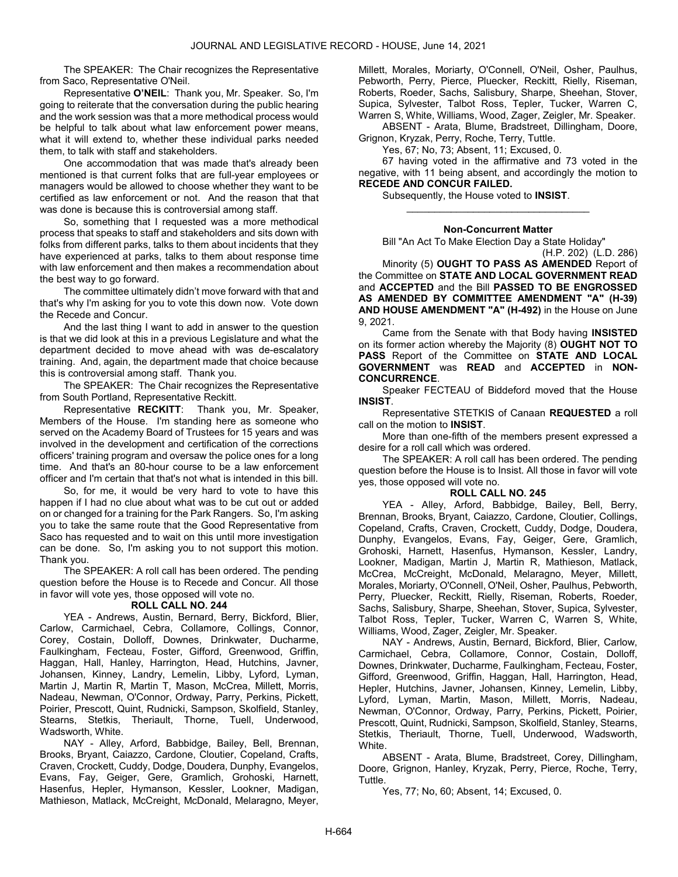The SPEAKER: The Chair recognizes the Representative from Saco, Representative O'Neil.

Representative **O'NEIL**: Thank you, Mr. Speaker. So, I'm going to reiterate that the conversation during the public hearing and the work session was that a more methodical process would be helpful to talk about what law enforcement power means, what it will extend to, whether these individual parks needed them, to talk with staff and stakeholders.

One accommodation that was made that's already been mentioned is that current folks that are full-year employees or managers would be allowed to choose whether they want to be certified as law enforcement or not. And the reason that that was done is because this is controversial among staff.

So, something that I requested was a more methodical process that speaks to staff and stakeholders and sits down with folks from different parks, talks to them about incidents that they have experienced at parks, talks to them about response time with law enforcement and then makes a recommendation about the best way to go forward.

The committee ultimately didn't move forward with that and that's why I'm asking for you to vote this down now. Vote down the Recede and Concur.

And the last thing I want to add in answer to the question is that we did look at this in a previous Legislature and what the department decided to move ahead with was de-escalatory training. And, again, the department made that choice because this is controversial among staff. Thank you.

The SPEAKER: The Chair recognizes the Representative from South Portland, Representative Reckitt.

Representative **RECKITT**: Thank you, Mr. Speaker, Members of the House. I'm standing here as someone who served on the Academy Board of Trustees for 15 years and was involved in the development and certification of the corrections officers' training program and oversaw the police ones for a long time. And that's an 80-hour course to be a law enforcement officer and I'm certain that that's not what is intended in this bill.

So, for me, it would be very hard to vote to have this happen if I had no clue about what was to be cut out or added on or changed for a training for the Park Rangers. So, I'm asking you to take the same route that the Good Representative from Saco has requested and to wait on this until more investigation can be done. So, I'm asking you to not support this motion. Thank you.

The SPEAKER: A roll call has been ordered. The pending question before the House is to Recede and Concur. All those in favor will vote yes, those opposed will vote no.

**ROLL CALL NO. 244**

YEA - Andrews, Austin, Bernard, Berry, Bickford, Blier, Carlow, Carmichael, Cebra, Collamore, Collings, Connor, Corey, Costain, Dolloff, Downes, Drinkwater, Ducharme, Faulkingham, Fecteau, Foster, Gifford, Greenwood, Griffin, Haggan, Hall, Hanley, Harrington, Head, Hutchins, Javner, Johansen, Kinney, Landry, Lemelin, Libby, Lyford, Lyman, Martin J, Martin R, Martin T, Mason, McCrea, Millett, Morris, Nadeau, Newman, O'Connor, Ordway, Parry, Perkins, Pickett, Poirier, Prescott, Quint, Rudnicki, Sampson, Skolfield, Stanley, Stearns, Stetkis, Theriault, Thorne, Tuell, Underwood, Wadsworth, White.

NAY - Alley, Arford, Babbidge, Bailey, Bell, Brennan, Brooks, Bryant, Caiazzo, Cardone, Cloutier, Copeland, Crafts, Craven, Crockett, Cuddy, Dodge, Doudera, Dunphy, Evangelos, Evans, Fay, Geiger, Gere, Gramlich, Grohoski, Harnett, Hasenfus, Hepler, Hymanson, Kessler, Lookner, Madigan, Mathieson, Matlack, McCreight, McDonald, Melaragno, Meyer, Millett, Morales, Moriarty, O'Connell, O'Neil, Osher, Paulhus, Pebworth, Perry, Pierce, Pluecker, Reckitt, Rielly, Riseman, Roberts, Roeder, Sachs, Salisbury, Sharpe, Sheehan, Stover, Supica, Sylvester, Talbot Ross, Tepler, Tucker, Warren C, Warren S, White, Williams, Wood, Zager, Zeigler, Mr. Speaker.

ABSENT - Arata, Blume, Bradstreet, Dillingham, Doore, Grignon, Kryzak, Perry, Roche, Terry, Tuttle.

Yes, 67; No, 73; Absent, 11; Excused, 0.

67 having voted in the affirmative and 73 voted in the negative, with 11 being absent, and accordingly the motion to **RECEDE AND CONCUR FAILED.**

Subsequently, the House voted to **INSIST**.

---

**Non-Concurrent Matter**

Bill "An Act To Make Election Day a State Holiday"
(H.P. 202) (L.D. 286)

Minority (5) **OUGHT TO PASS AS AMENDED** Report of the Committee on **STATE AND LOCAL GOVERNMENT READ** and **ACCEPTED** and the Bill **PASSED TO BE ENGROSSED AS AMENDED BY COMMITTEE AMENDMENT "A" (H-39) AND HOUSE AMENDMENT "A" (H-492)** in the House on June 9, 2021.

Came from the Senate with that Body having **INSISTED** on its former action whereby the Majority (8) **OUGHT NOT TO PASS** Report of the Committee on **STATE AND LOCAL GOVERNMENT** was **READ** and **ACCEPTED** in **NON-CONCURRENCE**.

Speaker FECTEAU of Biddeford moved that the House **INSIST**.

Representative STETKIS of Canaan **REQUESTED** a roll call on the motion to **INSIST**.

More than one-fifth of the members present expressed a desire for a roll call which was ordered.

The SPEAKER: A roll call has been ordered. The pending question before the House is to Insist. All those in favor will vote yes, those opposed will vote no.

**ROLL CALL NO. 245**

YEA - Alley, Arford, Babbidge, Bailey, Bell, Berry, Brennan, Brooks, Bryant, Caiazzo, Cardone, Cloutier, Collings, Copeland, Crafts, Craven, Crockett, Cuddy, Dodge, Doudera, Dunphy, Evangelos, Evans, Fay, Geiger, Gere, Gramlich, Grohoski, Harnett, Hasenfus, Hymanson, Kessler, Landry, Lookner, Madigan, Martin J, Martin R, Mathieson, Matlack, McCrea, McCreight, McDonald, Melaragno, Meyer, Millett, Morales, Moriarty, O'Connell, O'Neil, Osher, Paulhus, Pebworth, Perry, Pluecker, Reckitt, Rielly, Riseman, Roberts, Roeder, Sachs, Salisbury, Sharpe, Sheehan, Stover, Supica, Sylvester, Talbot Ross, Tepler, Tucker, Warren C, Warren S, White, Williams, Wood, Zager, Zeigler, Mr. Speaker.

NAY - Andrews, Austin, Bernard, Bickford, Blier, Carlow, Carmichael, Cebra, Collamore, Connor, Costain, Dolloff, Downes, Drinkwater, Ducharme, Faulkingham, Fecteau, Foster, Gifford, Greenwood, Griffin, Haggan, Hall, Harrington, Head, Hepler, Hutchins, Javner, Johansen, Kinney, Lemelin, Libby, Lyford, Lyman, Martin, Mason, Millett, Morris, Nadeau, Newman, O'Connor, Ordway, Parry, Perkins, Pickett, Poirier, Prescott, Quint, Rudnicki, Sampson, Skolfield, Stanley, Stearns, Stetkis, Theriault, Thorne, Tuell, Underwood, Wadsworth, White.

ABSENT - Arata, Blume, Bradstreet, Corey, Dillingham, Doore, Grignon, Hanley, Kryzak, Perry, Pierce, Roche, Terry, Tuttle.

Yes, 77; No, 60; Absent, 14; Excused, 0.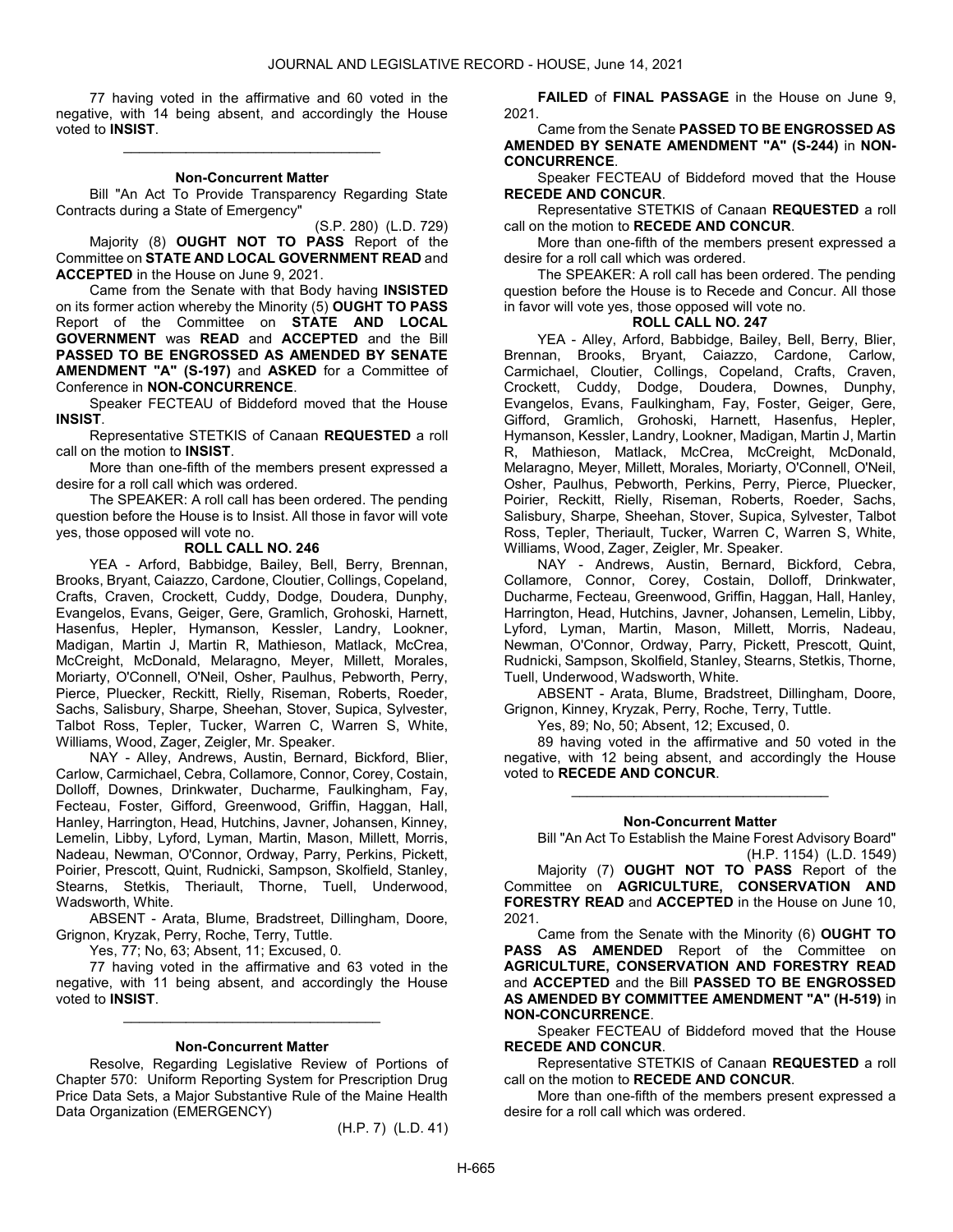77 having voted in the affirmative and 60 voted in the negative, with 14 being absent, and accordingly the House voted to **INSIST**.

_________________________________

**Non-Concurrent Matter**

Bill "An Act To Provide Transparency Regarding State Contracts during a State of Emergency"

(S.P. 280) (L.D. 729)

Majority (8) **OUGHT NOT TO PASS** Report of the Committee on **STATE AND LOCAL GOVERNMENT READ** and **ACCEPTED** in the House on June 9, 2021.

Came from the Senate with that Body having **INSISTED** on its former action whereby the Minority (5) **OUGHT TO PASS** Report of the Committee on **STATE AND LOCAL GOVERNMENT** was **READ** and **ACCEPTED** and the Bill **PASSED TO BE ENGROSSED AS AMENDED BY SENATE AMENDMENT "A" (S-197)** and **ASKED** for a Committee of Conference in **NON-CONCURRENCE**.

Speaker FECTEAU of Biddeford moved that the House **INSIST**.

Representative STETKIS of Canaan **REQUESTED** a roll call on the motion to **INSIST**.

More than one-fifth of the members present expressed a desire for a roll call which was ordered.

The SPEAKER: A roll call has been ordered. The pending question before the House is to Insist. All those in favor will vote yes, those opposed will vote no.

**ROLL CALL NO. 246**

YEA - Arford, Babbidge, Bailey, Bell, Berry, Brennan, Brooks, Bryant, Caiazzo, Cardone, Cloutier, Collings, Copeland, Crafts, Craven, Crockett, Cuddy, Dodge, Doudera, Dunphy, Evangelos, Evans, Geiger, Gere, Gramlich, Grohoski, Harnett, Hasenfus, Hepler, Hymanson, Kessler, Landry, Lookner, Madigan, Martin J, Martin R, Mathieson, Matlack, McCrea, McCreight, McDonald, Melaragno, Meyer, Millett, Morales, Moriarty, O'Connell, O'Neil, Osher, Paulhus, Pebworth, Perry, Pierce, Pluecker, Reckitt, Rielly, Riseman, Roberts, Roeder, Sachs, Salisbury, Sharpe, Sheehan, Stover, Supica, Sylvester, Talbot Ross, Tepler, Tucker, Warren C, Warren S, White, Williams, Wood, Zager, Zeigler, Mr. Speaker.

NAY - Alley, Andrews, Austin, Bernard, Bickford, Blier, Carlow, Carmichael, Cebra, Collamore, Connor, Corey, Costain, Dolloff, Downes, Drinkwater, Ducharme, Faulkingham, Fay, Fecteau, Foster, Gifford, Greenwood, Griffin, Haggan, Hall, Hanley, Harrington, Head, Hutchins, Javner, Johansen, Kinney, Lemelin, Libby, Lyford, Lyman, Martin, Mason, Millett, Morris, Nadeau, Newman, O'Connor, Ordway, Parry, Perkins, Pickett, Poirier, Prescott, Quint, Rudnicki, Sampson, Skolfield, Stanley, Stearns, Stetkis, Theriault, Thorne, Tuell, Underwood, Wadsworth, White.

ABSENT - Arata, Blume, Bradstreet, Dillingham, Doore, Grignon, Kryzak, Perry, Roche, Terry, Tuttle.

Yes, 77; No, 63; Absent, 11; Excused, 0.

77 having voted in the affirmative and 63 voted in the negative, with 11 being absent, and accordingly the House voted to **INSIST**.

_________________________________

**Non-Concurrent Matter**

Resolve, Regarding Legislative Review of Portions of Chapter 570: Uniform Reporting System for Prescription Drug Price Data Sets, a Major Substantive Rule of the Maine Health Data Organization (EMERGENCY)

(H.P. 7) (L.D. 41)

**FAILED** of **FINAL PASSAGE** in the House on June 9, 2021.

Came from the Senate **PASSED TO BE ENGROSSED AS AMENDED BY SENATE AMENDMENT "A" (S-244)** in **NON-CONCURRENCE**.

Speaker FECTEAU of Biddeford moved that the House **RECEDE AND CONCUR**.

Representative STETKIS of Canaan **REQUESTED** a roll call on the motion to **RECEDE AND CONCUR**.

More than one-fifth of the members present expressed a desire for a roll call which was ordered.

The SPEAKER: A roll call has been ordered. The pending question before the House is to Recede and Concur. All those in favor will vote yes, those opposed will vote no.

**ROLL CALL NO. 247**

YEA - Alley, Arford, Babbidge, Bailey, Bell, Berry, Blier, Brennan, Brooks, Bryant, Caiazzo, Cardone, Carlow, Carmichael, Cloutier, Collings, Copeland, Crafts, Craven, Crockett, Cuddy, Dodge, Doudera, Downes, Dunphy, Evangelos, Evans, Faulkingham, Fay, Foster, Geiger, Gere, Gifford, Gramlich, Grohoski, Harnett, Hasenfus, Hepler, Hymanson, Kessler, Landry, Lookner, Madigan, Martin J, Martin R, Mathieson, Matlack, McCrea, McCreight, McDonald, Melaragno, Meyer, Millett, Morales, Moriarty, O'Connell, O'Neil, Osher, Paulhus, Pebworth, Perkins, Perry, Pierce, Pluecker, Poirier, Reckitt, Rielly, Riseman, Roberts, Roeder, Sachs, Salisbury, Sharpe, Sheehan, Stover, Supica, Sylvester, Talbot Ross, Tepler, Theriault, Tucker, Warren C, Warren S, White, Williams, Wood, Zager, Zeigler, Mr. Speaker.

NAY - Andrews, Austin, Bernard, Bickford, Cebra, Collamore, Connor, Corey, Costain, Dolloff, Drinkwater, Ducharme, Fecteau, Greenwood, Griffin, Haggan, Hall, Hanley, Harrington, Head, Hutchins, Javner, Johansen, Lemelin, Libby, Lyford, Lyman, Martin, Mason, Millett, Morris, Nadeau, Newman, O'Connor, Ordway, Parry, Pickett, Prescott, Quint, Rudnicki, Sampson, Skolfield, Stanley, Stearns, Stetkis, Thorne, Tuell, Underwood, Wadsworth, White.

ABSENT - Arata, Blume, Bradstreet, Dillingham, Doore, Grignon, Kinney, Kryzak, Perry, Roche, Terry, Tuttle.

Yes, 89; No, 50; Absent, 12; Excused, 0.

89 having voted in the affirmative and 50 voted in the negative, with 12 being absent, and accordingly the House voted to **RECEDE AND CONCUR**.

_________________________________

**Non-Concurrent Matter**

Bill "An Act To Establish the Maine Forest Advisory Board"

(H.P. 1154) (L.D. 1549)

Majority (7) **OUGHT NOT TO PASS** Report of the Committee on **AGRICULTURE, CONSERVATION AND FORESTRY READ** and **ACCEPTED** in the House on June 10, 2021.

Came from the Senate with the Minority (6) **OUGHT TO PASS AS AMENDED** Report of the Committee on **AGRICULTURE, CONSERVATION AND FORESTRY READ** and **ACCEPTED** and the Bill **PASSED TO BE ENGROSSED AS AMENDED BY COMMITTEE AMENDMENT "A" (H-519)** in **NON-CONCURRENCE**.

Speaker FECTEAU of Biddeford moved that the House **RECEDE AND CONCUR**.

Representative STETKIS of Canaan **REQUESTED** a roll call on the motion to **RECEDE AND CONCUR**.

More than one-fifth of the members present expressed a desire for a roll call which was ordered.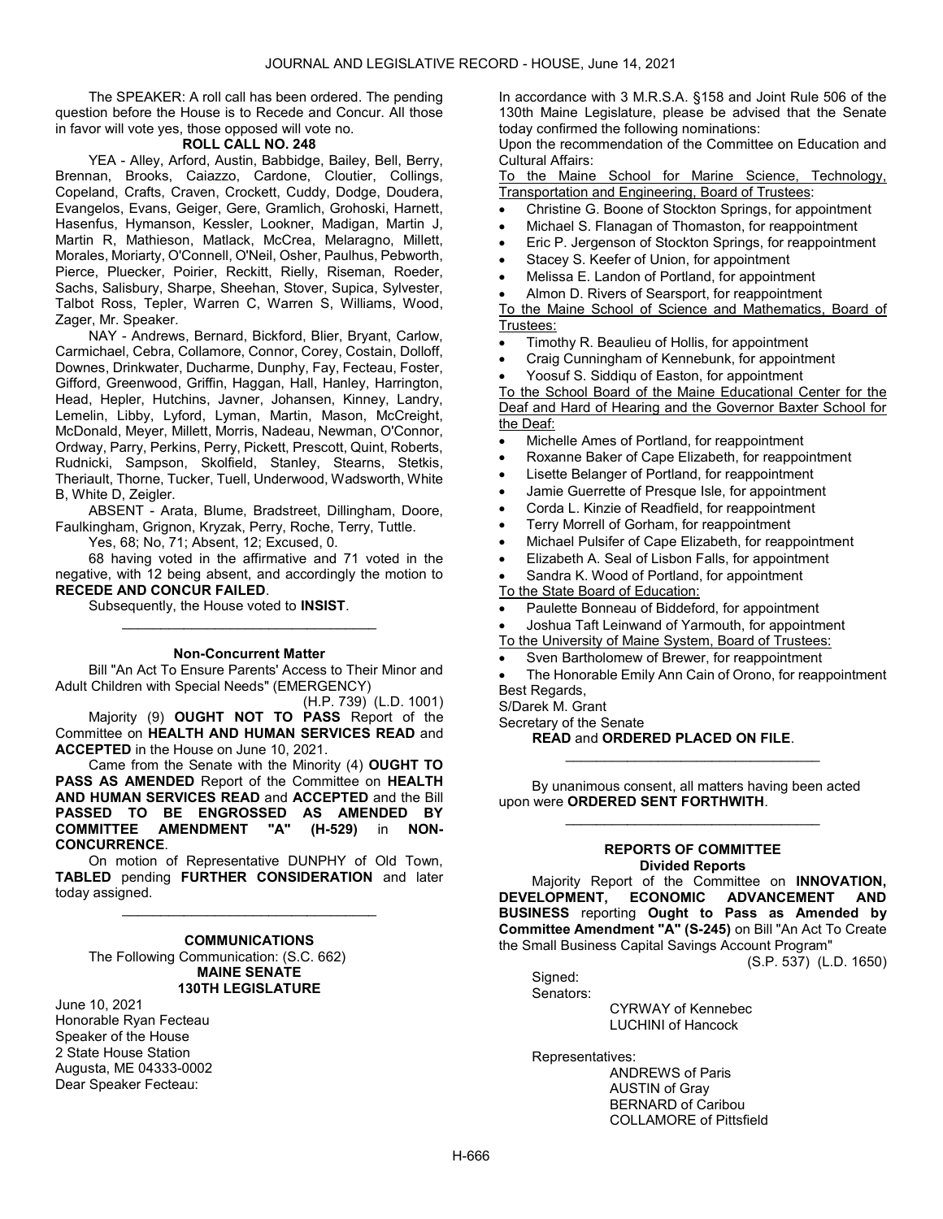The SPEAKER: A roll call has been ordered. The pending question before the House is to Recede and Concur. All those in favor will vote yes, those opposed will vote no.

**ROLL CALL NO. 248**

YEA - Alley, Arford, Austin, Babbidge, Bailey, Bell, Berry, Brennan, Brooks, Caiazzo, Cardone, Cloutier, Collings, Copeland, Crafts, Craven, Crockett, Cuddy, Dodge, Doudera, Evangelos, Evans, Geiger, Gere, Gramlich, Grohoski, Harnett, Hasenfus, Hymanson, Kessler, Lookner, Madigan, Martin J, Martin R, Mathieson, Matlack, McCrea, Melaragno, Millett, Morales, Moriarty, O'Connell, O'Neil, Osher, Paulhus, Pebworth, Pierce, Pluecker, Poirier, Reckitt, Rielly, Riseman, Roeder, Sachs, Salisbury, Sharpe, Sheehan, Stover, Supica, Sylvester, Talbot Ross, Tepler, Warren C, Warren S, Williams, Wood, Zager, Mr. Speaker.

NAY - Andrews, Bernard, Bickford, Blier, Bryant, Carlow, Carmichael, Cebra, Collamore, Connor, Corey, Costain, Dolloff, Downes, Drinkwater, Ducharme, Dunphy, Fay, Fecteau, Foster, Gifford, Greenwood, Griffin, Haggan, Hall, Hanley, Harrington, Head, Hepler, Hutchins, Javner, Johansen, Kinney, Landry, Lemelin, Libby, Lyford, Lyman, Martin, Mason, McCreight, McDonald, Meyer, Millett, Morris, Nadeau, Newman, O'Connor, Ordway, Parry, Perkins, Perry, Pickett, Prescott, Quint, Roberts, Rudnicki, Sampson, Skolfield, Stanley, Stearns, Stetkis, Theriault, Thorne, Tucker, Tuell, Underwood, Wadsworth, White B, White D, Zeigler.

ABSENT - Arata, Blume, Bradstreet, Dillingham, Doore, Faulkingham, Grignon, Kryzak, Perry, Roche, Terry, Tuttle.

Yes, 68; No, 71; Absent, 12; Excused, 0.

68 having voted in the affirmative and 71 voted in the negative, with 12 being absent, and accordingly the motion to **RECEDE AND CONCUR FAILED**.

Subsequently, the House voted to **INSIST**.

_________________________________

**Non-Concurrent Matter**

Bill "An Act To Ensure Parents' Access to Their Minor and Adult Children with Special Needs" (EMERGENCY)

(H.P. 739) (L.D. 1001)

Majority (9) **OUGHT NOT TO PASS** Report of the Committee on **HEALTH AND HUMAN SERVICES READ** and **ACCEPTED** in the House on June 10, 2021.

Came from the Senate with the Minority (4) **OUGHT TO PASS AS AMENDED** Report of the Committee on **HEALTH AND HUMAN SERVICES READ** and **ACCEPTED** and the Bill **PASSED TO BE ENGROSSED AS AMENDED BY COMMITTEE AMENDMENT "A" (H-529)** in **NON-CONCURRENCE**.

On motion of Representative DUNPHY of Old Town, **TABLED** pending **FURTHER CONSIDERATION** and later today assigned.

_________________________________

**COMMUNICATIONS**

The Following Communication: (S.C. 662)

**MAINE SENATE**
**130TH LEGISLATURE**

June 10, 2021
Honorable Ryan Fecteau
Speaker of the House
2 State House Station
Augusta, ME 04333-0002
Dear Speaker Fecteau:

In accordance with 3 M.R.S.A. §158 and Joint Rule 506 of the 130th Maine Legislature, please be advised that the Senate today confirmed the following nominations:

Upon the recommendation of the Committee on Education and Cultural Affairs:

To the Maine School for Marine Science, Technology, Transportation and Engineering, Board of Trustees:

- Christine G. Boone of Stockton Springs, for appointment
- Michael S. Flanagan of Thomaston, for reappointment
- Eric P. Jergenson of Stockton Springs, for reappointment
- Stacey S. Keefer of Union, for appointment
- Melissa E. Landon of Portland, for appointment
- Almon D. Rivers of Searsport, for reappointment

To the Maine School of Science and Mathematics, Board of Trustees:

- Timothy R. Beaulieu of Hollis, for appointment
- Craig Cunningham of Kennebunk, for appointment
- Yoosuf S. Siddiqu of Easton, for appointment

To the School Board of the Maine Educational Center for the Deaf and Hard of Hearing and the Governor Baxter School for the Deaf:

- Michelle Ames of Portland, for reappointment
- Roxanne Baker of Cape Elizabeth, for reappointment
- Lisette Belanger of Portland, for reappointment
- Jamie Guerrette of Presque Isle, for appointment
- Corda L. Kinzie of Readfield, for reappointment
- Terry Morrell of Gorham, for reappointment
- Michael Pulsifer of Cape Elizabeth, for reappointment
- Elizabeth A. Seal of Lisbon Falls, for appointment
- Sandra K. Wood of Portland, for appointment

To the State Board of Education:

- Paulette Bonneau of Biddeford, for appointment
- Joshua Taft Leinwand of Yarmouth, for appointment

To the University of Maine System, Board of Trustees:

- Sven Bartholomew of Brewer, for reappointment
- The Honorable Emily Ann Cain of Orono, for reappointment

Best Regards,
S/Darek M. Grant
Secretary of the Senate

**READ** and **ORDERED PLACED ON FILE**.

_________________________________

By unanimous consent, all matters having been acted upon were **ORDERED SENT FORTHWITH**.

_________________________________

**REPORTS OF COMMITTEE**
**Divided Reports**

Majority Report of the Committee on **INNOVATION, DEVELOPMENT, ECONOMIC ADVANCEMENT AND BUSINESS** reporting **Ought to Pass as Amended by Committee Amendment "A" (S-245)** on Bill "An Act To Create the Small Business Capital Savings Account Program"

(S.P. 537) (L.D. 1650)

Signed:
Senators:

CYRWAY of Kennebec
LUCHINI of Hancock

Representatives:

ANDREWS of Paris
AUSTIN of Gray
BERNARD of Caribou
COLLAMORE of Pittsfield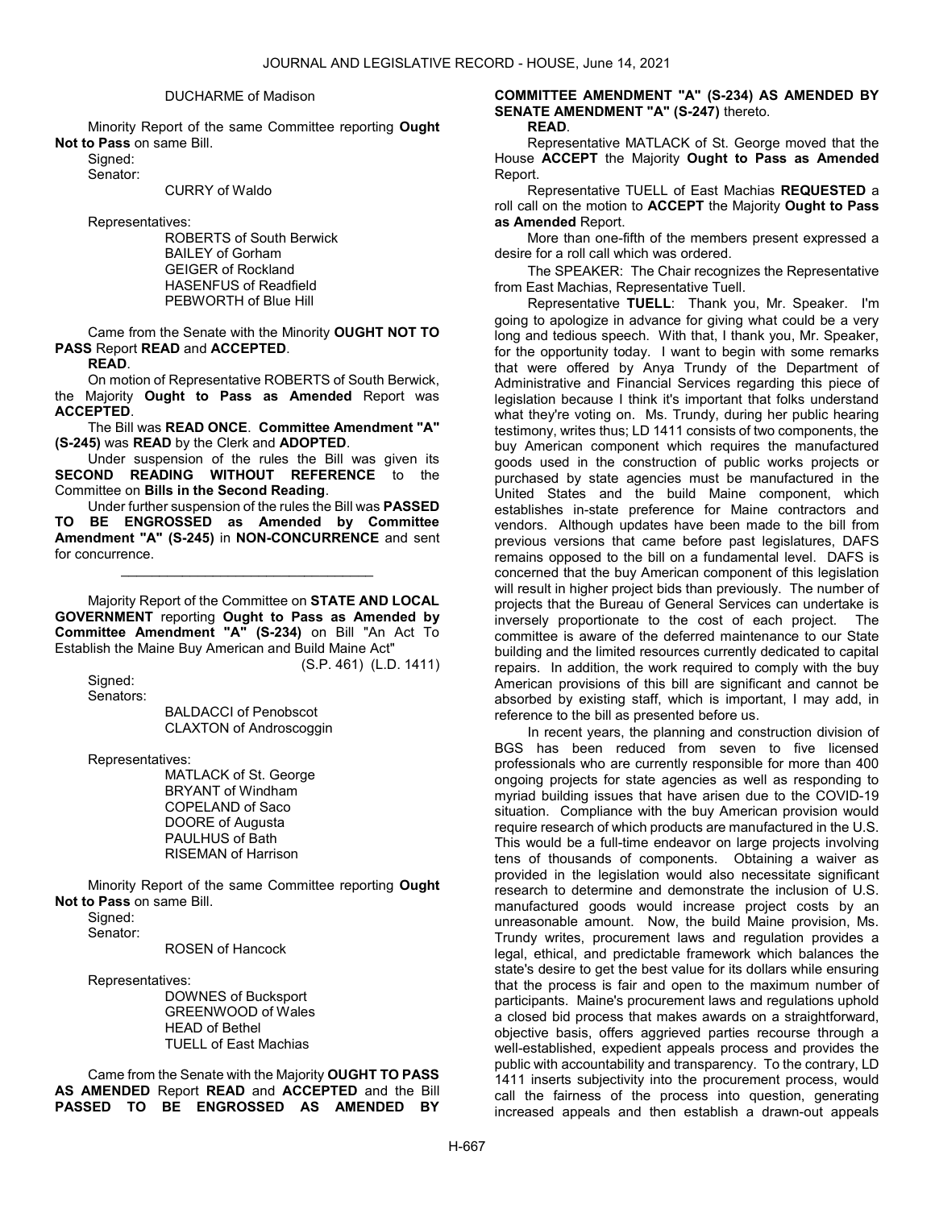DUCHARME of Madison

Minority Report of the same Committee reporting **Ought Not to Pass** on same Bill.

Signed:

Senator:

CURRY of Waldo

Representatives:

ROBERTS of South Berwick
BAILEY of Gorham
GEIGER of Rockland
HASENFUS of Readfield
PEBWORTH of Blue Hill

Came from the Senate with the Minority **OUGHT NOT TO PASS** Report **READ** and **ACCEPTED**.

**READ**.

On motion of Representative ROBERTS of South Berwick, the Majority **Ought to Pass as Amended** Report was **ACCEPTED**.

The Bill was **READ ONCE**. **Committee Amendment "A" (S-245)** was **READ** by the Clerk and **ADOPTED**.

Under suspension of the rules the Bill was given its **SECOND READING WITHOUT REFERENCE** to the Committee on **Bills in the Second Reading**.

Under further suspension of the rules the Bill was **PASSED TO BE ENGROSSED as Amended by Committee Amendment "A" (S-245)** in **NON-CONCURRENCE** and sent for concurrence.

\_\_\_\_\_\_\_\_\_\_\_\_\_\_\_\_\_\_\_\_\_\_\_\_\_\_\_\_\_\_\_\_\_

Majority Report of the Committee on **STATE AND LOCAL GOVERNMENT** reporting **Ought to Pass as Amended by Committee Amendment "A" (S-234)** on Bill "An Act To Establish the Maine Buy American and Build Maine Act"

(S.P. 461) (L.D. 1411)

Signed:

Senators:

BALDACCI of Penobscot
CLAXTON of Androscoggin

Representatives:

MATLACK of St. George
BRYANT of Windham
COPELAND of Saco
DOORE of Augusta
PAULHUS of Bath
RISEMAN of Harrison

Minority Report of the same Committee reporting **Ought Not to Pass** on same Bill.

Signed:

Senator:

ROSEN of Hancock

Representatives:

DOWNES of Bucksport
GREENWOOD of Wales
HEAD of Bethel
TUELL of East Machias

Came from the Senate with the Majority **OUGHT TO PASS AS AMENDED** Report **READ** and **ACCEPTED** and the Bill **PASSED TO BE ENGROSSED AS AMENDED BY COMMITTEE AMENDMENT "A" (S-234) AS AMENDED BY SENATE AMENDMENT "A" (S-247)** thereto.

**READ**.

Representative MATLACK of St. George moved that the House **ACCEPT** the Majority **Ought to Pass as Amended** Report.

Representative TUELL of East Machias **REQUESTED** a roll call on the motion to **ACCEPT** the Majority **Ought to Pass as Amended** Report.

More than one-fifth of the members present expressed a desire for a roll call which was ordered.

The SPEAKER: The Chair recognizes the Representative from East Machias, Representative Tuell.

Representative **TUELL**: Thank you, Mr. Speaker. I'm going to apologize in advance for giving what could be a very long and tedious speech. With that, I thank you, Mr. Speaker, for the opportunity today. I want to begin with some remarks that were offered by Anya Trundy of the Department of Administrative and Financial Services regarding this piece of legislation because I think it's important that folks understand what they're voting on. Ms. Trundy, during her public hearing testimony, writes thus; LD 1411 consists of two components, the buy American component which requires the manufactured goods used in the construction of public works projects or purchased by state agencies must be manufactured in the United States and the build Maine component, which establishes in-state preference for Maine contractors and vendors. Although updates have been made to the bill from previous versions that came before past legislatures, DAFS remains opposed to the bill on a fundamental level. DAFS is concerned that the buy American component of this legislation will result in higher project bids than previously. The number of projects that the Bureau of General Services can undertake is inversely proportionate to the cost of each project. The committee is aware of the deferred maintenance to our State building and the limited resources currently dedicated to capital repairs. In addition, the work required to comply with the buy American provisions of this bill are significant and cannot be absorbed by existing staff, which is important, I may add, in reference to the bill as presented before us.

In recent years, the planning and construction division of BGS has been reduced from seven to five licensed professionals who are currently responsible for more than 400 ongoing projects for state agencies as well as responding to myriad building issues that have arisen due to the COVID-19 situation. Compliance with the buy American provision would require research of which products are manufactured in the U.S. This would be a full-time endeavor on large projects involving tens of thousands of components. Obtaining a waiver as provided in the legislation would also necessitate significant research to determine and demonstrate the inclusion of U.S. manufactured goods would increase project costs by an unreasonable amount. Now, the build Maine provision, Ms. Trundy writes, procurement laws and regulation provides a legal, ethical, and predictable framework which balances the state's desire to get the best value for its dollars while ensuring that the process is fair and open to the maximum number of participants. Maine's procurement laws and regulations uphold a closed bid process that makes awards on a straightforward, objective basis, offers aggrieved parties recourse through a well-established, expedient appeals process and provides the public with accountability and transparency. To the contrary, LD 1411 inserts subjectivity into the procurement process, would call the fairness of the process into question, generating increased appeals and then establish a drawn-out appeals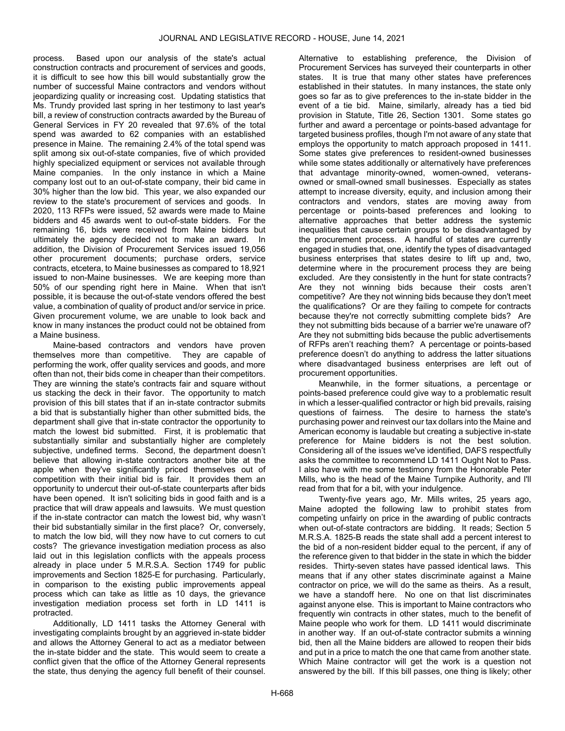process. Based upon our analysis of the state's actual construction contracts and procurement of services and goods, it is difficult to see how this bill would substantially grow the number of successful Maine contractors and vendors without jeopardizing quality or increasing cost. Updating statistics that Ms. Trundy provided last spring in her testimony to last year's bill, a review of construction contracts awarded by the Bureau of General Services in FY 20 revealed that 97.6% of the total spend was awarded to 62 companies with an established presence in Maine. The remaining 2.4% of the total spend was split among six out-of-state companies, five of which provided highly specialized equipment or services not available through Maine companies. In the only instance in which a Maine company lost out to an out-of-state company, their bid came in 30% higher than the low bid. This year, we also expanded our review to the state's procurement of services and goods. In 2020, 113 RFPs were issued, 52 awards were made to Maine bidders and 45 awards went to out-of-state bidders. For the remaining 16, bids were received from Maine bidders but ultimately the agency decided not to make an award. In addition, the Division of Procurement Services issued 19,056 other procurement documents; purchase orders, service contracts, etcetera, to Maine businesses as compared to 18,921 issued to non-Maine businesses. We are keeping more than 50% of our spending right here in Maine. When that isn't possible, it is because the out-of-state vendors offered the best value, a combination of quality of product and/or service in price. Given procurement volume, we are unable to look back and know in many instances the product could not be obtained from a Maine business.

Maine-based contractors and vendors have proven themselves more than competitive. They are capable of performing the work, offer quality services and goods, and more often than not, their bids come in cheaper than their competitors. They are winning the state's contracts fair and square without us stacking the deck in their favor. The opportunity to match provision of this bill states that if an in-state contractor submits a bid that is substantially higher than other submitted bids, the department shall give that in-state contractor the opportunity to match the lowest bid submitted. First, it is problematic that substantially similar and substantially higher are completely subjective, undefined terms. Second, the department doesn't believe that allowing in-state contractors another bite at the apple when they've significantly priced themselves out of competition with their initial bid is fair. It provides them an opportunity to undercut their out-of-state counterparts after bids have been opened. It isn't soliciting bids in good faith and is a practice that will draw appeals and lawsuits. We must question if the in-state contractor can match the lowest bid, why wasn't their bid substantially similar in the first place? Or, conversely, to match the low bid, will they now have to cut corners to cut costs? The grievance investigation mediation process as also laid out in this legislation conflicts with the appeals process already in place under 5 M.R.S.A. Section 1749 for public improvements and Section 1825-E for purchasing. Particularly, in comparison to the existing public improvements appeal process which can take as little as 10 days, the grievance investigation mediation process set forth in LD 1411 is protracted.

Additionally, LD 1411 tasks the Attorney General with investigating complaints brought by an aggrieved in-state bidder and allows the Attorney General to act as a mediator between the in-state bidder and the state. This would seem to create a conflict given that the office of the Attorney General represents the state, thus denying the agency full benefit of their counsel. Alternative to establishing preference, the Division of Procurement Services has surveyed their counterparts in other states. It is true that many other states have preferences established in their statutes. In many instances, the state only goes so far as to give preferences to the in-state bidder in the event of a tie bid. Maine, similarly, already has a tied bid provision in Statute, Title 26, Section 1301. Some states go further and award a percentage or points-based advantage for targeted business profiles, though I'm not aware of any state that employs the opportunity to match approach proposed in 1411. Some states give preferences to resident-owned businesses while some states additionally or alternatively have preferences that advantage minority-owned, women-owned, veterans-owned or small-owned small businesses. Especially as states attempt to increase diversity, equity, and inclusion among their contractors and vendors, states are moving away from percentage or points-based preferences and looking to alternative approaches that better address the systemic inequalities that cause certain groups to be disadvantaged by the procurement process. A handful of states are currently engaged in studies that, one, identify the types of disadvantaged business enterprises that states desire to lift up and, two, determine where in the procurement process they are being excluded. Are they consistently in the hunt for state contracts? Are they not winning bids because their costs aren't competitive? Are they not winning bids because they don't meet the qualifications? Or are they failing to compete for contracts because they're not correctly submitting complete bids? Are they not submitting bids because of a barrier we're unaware of? Are they not submitting bids because the public advertisements of RFPs aren't reaching them? A percentage or points-based preference doesn't do anything to address the latter situations where disadvantaged business enterprises are left out of procurement opportunities.

Meanwhile, in the former situations, a percentage or points-based preference could give way to a problematic result in which a lesser-qualified contractor or high bid prevails, raising questions of fairness. The desire to harness the state's purchasing power and reinvest our tax dollars into the Maine and American economy is laudable but creating a subjective in-state preference for Maine bidders is not the best solution. Considering all of the issues we've identified, DAFS respectfully asks the committee to recommend LD 1411 Ought Not to Pass. I also have with me some testimony from the Honorable Peter Mills, who is the head of the Maine Turnpike Authority, and I'll read from that for a bit, with your indulgence.

Twenty-five years ago, Mr. Mills writes, 25 years ago, Maine adopted the following law to prohibit states from competing unfairly on price in the awarding of public contracts when out-of-state contractors are bidding. It reads; Section 5 M.R.S.A. 1825-B reads the state shall add a percent interest to the bid of a non-resident bidder equal to the percent, if any of the reference given to that bidder in the state in which the bidder resides. Thirty-seven states have passed identical laws. This means that if any other states discriminate against a Maine contractor on price, we will do the same as theirs. As a result, we have a standoff here. No one on that list discriminates against anyone else. This is important to Maine contractors who frequently win contracts in other states, much to the benefit of Maine people who work for them. LD 1411 would discriminate in another way. If an out-of-state contractor submits a winning bid, then all the Maine bidders are allowed to reopen their bids and put in a price to match the one that came from another state. Which Maine contractor will get the work is a question not answered by the bill. If this bill passes, one thing is likely; other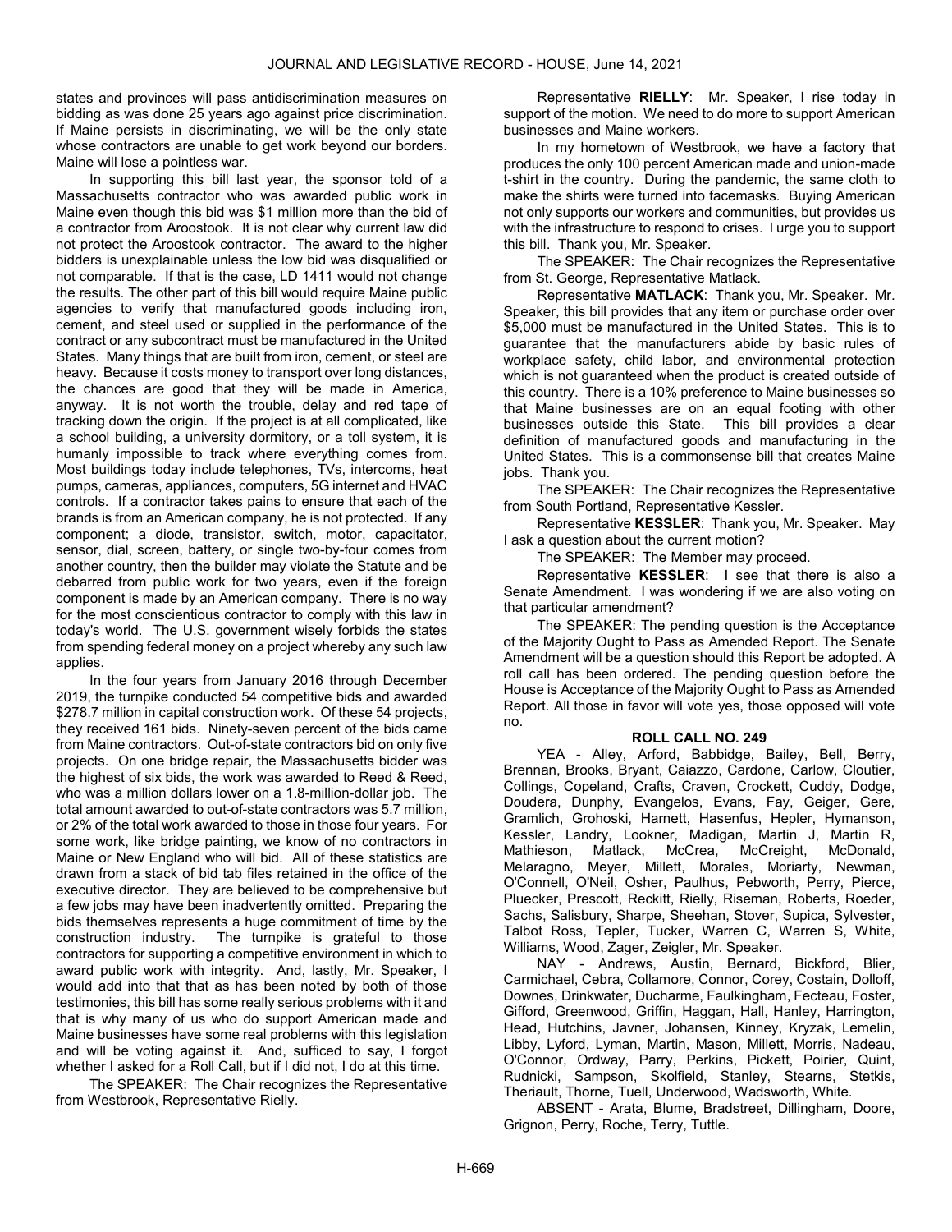states and provinces will pass antidiscrimination measures on bidding as was done 25 years ago against price discrimination. If Maine persists in discriminating, we will be the only state whose contractors are unable to get work beyond our borders. Maine will lose a pointless war.

In supporting this bill last year, the sponsor told of a Massachusetts contractor who was awarded public work in Maine even though this bid was $1 million more than the bid of a contractor from Aroostook. It is not clear why current law did not protect the Aroostook contractor. The award to the higher bidders is unexplainable unless the low bid was disqualified or not comparable. If that is the case, LD 1411 would not change the results. The other part of this bill would require Maine public agencies to verify that manufactured goods including iron, cement, and steel used or supplied in the performance of the contract or any subcontract must be manufactured in the United States. Many things that are built from iron, cement, or steel are heavy. Because it costs money to transport over long distances, the chances are good that they will be made in America, anyway. It is not worth the trouble, delay and red tape of tracking down the origin. If the project is at all complicated, like a school building, a university dormitory, or a toll system, it is humanly impossible to track where everything comes from. Most buildings today include telephones, TVs, intercoms, heat pumps, cameras, appliances, computers, 5G internet and HVAC controls. If a contractor takes pains to ensure that each of the brands is from an American company, he is not protected. If any component; a diode, transistor, switch, motor, capacitator, sensor, dial, screen, battery, or single two-by-four comes from another country, then the builder may violate the Statute and be debarred from public work for two years, even if the foreign component is made by an American company. There is no way for the most conscientious contractor to comply with this law in today's world. The U.S. government wisely forbids the states from spending federal money on a project whereby any such law applies.

In the four years from January 2016 through December 2019, the turnpike conducted 54 competitive bids and awarded $278.7 million in capital construction work. Of these 54 projects, they received 161 bids. Ninety-seven percent of the bids came from Maine contractors. Out-of-state contractors bid on only five projects. On one bridge repair, the Massachusetts bidder was the highest of six bids, the work was awarded to Reed & Reed, who was a million dollars lower on a 1.8-million-dollar job. The total amount awarded to out-of-state contractors was 5.7 million, or 2% of the total work awarded to those in those four years. For some work, like bridge painting, we know of no contractors in Maine or New England who will bid. All of these statistics are drawn from a stack of bid tab files retained in the office of the executive director. They are believed to be comprehensive but a few jobs may have been inadvertently omitted. Preparing the bids themselves represents a huge commitment of time by the construction industry. The turnpike is grateful to those contractors for supporting a competitive environment in which to award public work with integrity. And, lastly, Mr. Speaker, I would add into that that as has been noted by both of those testimonies, this bill has some really serious problems with it and that is why many of us who do support American made and Maine businesses have some real problems with this legislation and will be voting against it. And, sufficed to say, I forgot whether I asked for a Roll Call, but if I did not, I do at this time.

The SPEAKER: The Chair recognizes the Representative from Westbrook, Representative Rielly.

Representative **RIELLY**: Mr. Speaker, I rise today in support of the motion. We need to do more to support American businesses and Maine workers.

In my hometown of Westbrook, we have a factory that produces the only 100 percent American made and union-made t-shirt in the country. During the pandemic, the same cloth to make the shirts were turned into facemasks. Buying American not only supports our workers and communities, but provides us with the infrastructure to respond to crises. I urge you to support this bill. Thank you, Mr. Speaker.

The SPEAKER: The Chair recognizes the Representative from St. George, Representative Matlack.

Representative **MATLACK**: Thank you, Mr. Speaker. Mr. Speaker, this bill provides that any item or purchase order over $5,000 must be manufactured in the United States. This is to guarantee that the manufacturers abide by basic rules of workplace safety, child labor, and environmental protection which is not guaranteed when the product is created outside of this country. There is a 10% preference to Maine businesses so that Maine businesses are on an equal footing with other businesses outside this State. This bill provides a clear definition of manufactured goods and manufacturing in the United States. This is a commonsense bill that creates Maine jobs. Thank you.

The SPEAKER: The Chair recognizes the Representative from South Portland, Representative Kessler.

Representative **KESSLER**: Thank you, Mr. Speaker. May I ask a question about the current motion?

The SPEAKER: The Member may proceed.

Representative **KESSLER**: I see that there is also a Senate Amendment. I was wondering if we are also voting on that particular amendment?

The SPEAKER: The pending question is the Acceptance of the Majority Ought to Pass as Amended Report. The Senate Amendment will be a question should this Report be adopted. A roll call has been ordered. The pending question before the House is Acceptance of the Majority Ought to Pass as Amended Report. All those in favor will vote yes, those opposed will vote no.

**ROLL CALL NO. 249**

YEA - Alley, Arford, Babbidge, Bailey, Bell, Berry, Brennan, Brooks, Bryant, Caiazzo, Cardone, Carlow, Cloutier, Collings, Copeland, Crafts, Craven, Crockett, Cuddy, Dodge, Doudera, Dunphy, Evangelos, Evans, Fay, Geiger, Gere, Gramlich, Grohoski, Harnett, Hasenfus, Hepler, Hymanson, Kessler, Landry, Lookner, Madigan, Martin J, Martin R, Mathieson, Matlack, McCrea, McCreight, McDonald, Melaragno, Meyer, Millett, Morales, Moriarty, Newman, O'Connell, O'Neil, Osher, Paulhus, Pebworth, Perry, Pierce, Pluecker, Prescott, Reckitt, Rielly, Riseman, Roberts, Roeder, Sachs, Salisbury, Sharpe, Sheehan, Stover, Supica, Sylvester, Talbot Ross, Tepler, Tucker, Warren C, Warren S, White, Williams, Wood, Zager, Zeigler, Mr. Speaker.

NAY - Andrews, Austin, Bernard, Bickford, Blier, Carmichael, Cebra, Collamore, Connor, Corey, Costain, Dolloff, Downes, Drinkwater, Ducharme, Faulkingham, Fecteau, Foster, Gifford, Greenwood, Griffin, Haggan, Hall, Hanley, Harrington, Head, Hutchins, Javner, Johansen, Kinney, Kryzak, Lemelin, Libby, Lyford, Lyman, Martin, Mason, Millett, Morris, Nadeau, O'Connor, Ordway, Parry, Perkins, Pickett, Poirier, Quint, Rudnicki, Sampson, Skolfield, Stanley, Stearns, Stetkis, Theriault, Thorne, Tuell, Underwood, Wadsworth, White.

ABSENT - Arata, Blume, Bradstreet, Dillingham, Doore, Grignon, Perry, Roche, Terry, Tuttle.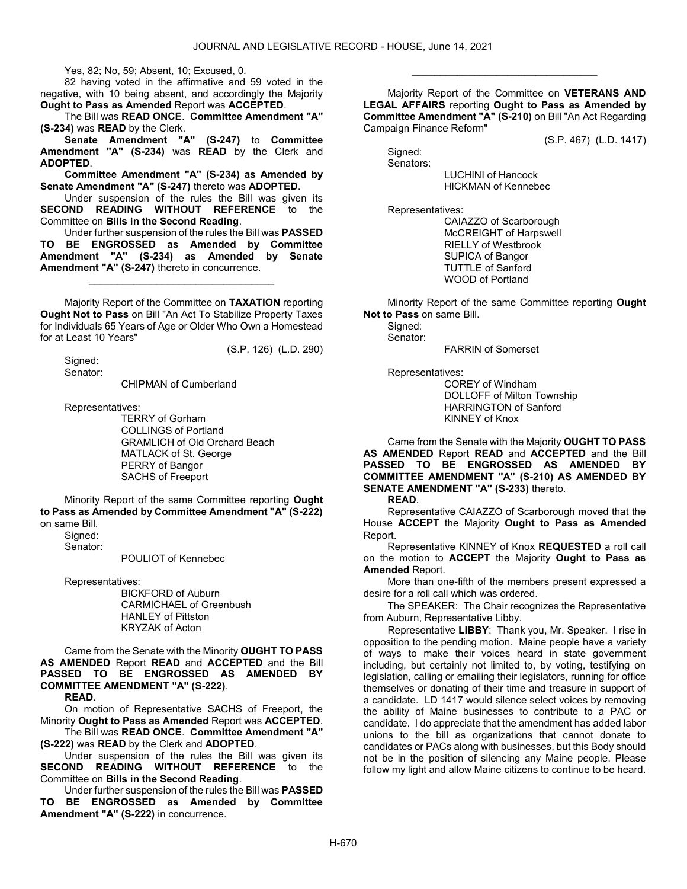Yes, 82; No, 59; Absent, 10; Excused, 0.

82 having voted in the affirmative and 59 voted in the negative, with 10 being absent, and accordingly the Majority **Ought to Pass as Amended** Report was **ACCEPTED**.

The Bill was **READ ONCE**. **Committee Amendment "A" (S-234)** was **READ** by the Clerk.

**Senate Amendment "A" (S-247)** to **Committee Amendment "A" (S-234)** was **READ** by the Clerk and **ADOPTED**.

**Committee Amendment "A" (S-234) as Amended by Senate Amendment "A" (S-247)** thereto was **ADOPTED**.

Under suspension of the rules the Bill was given its **SECOND READING WITHOUT REFERENCE** to the Committee on **Bills in the Second Reading**.

Under further suspension of the rules the Bill was **PASSED TO BE ENGROSSED as Amended by Committee Amendment "A" (S-234) as Amended by Senate Amendment "A" (S-247)** thereto in concurrence.

\_\_\_\_\_\_\_\_\_\_\_\_\_\_\_\_\_\_\_\_\_\_\_\_\_\_\_\_\_\_\_\_\_

Majority Report of the Committee on **TAXATION** reporting **Ought Not to Pass** on Bill "An Act To Stabilize Property Taxes for Individuals 65 Years of Age or Older Who Own a Homestead for at Least 10 Years"

(S.P. 126) (L.D. 290)

Signed:
Senator:
CHIPMAN of Cumberland

Representatives:
TERRY of Gorham
COLLINGS of Portland
GRAMLICH of Old Orchard Beach
MATLACK of St. George
PERRY of Bangor
SACHS of Freeport

Minority Report of the same Committee reporting **Ought to Pass as Amended by Committee Amendment "A" (S-222)** on same Bill.

Signed:
Senator:
POULIOT of Kennebec

Representatives:
BICKFORD of Auburn
CARMICHAEL of Greenbush
HANLEY of Pittston
KRYZAK of Acton

Came from the Senate with the Minority **OUGHT TO PASS AS AMENDED** Report **READ** and **ACCEPTED** and the Bill **PASSED TO BE ENGROSSED AS AMENDED BY COMMITTEE AMENDMENT "A" (S-222)**.

**READ**.

On motion of Representative SACHS of Freeport, the Minority **Ought to Pass as Amended** Report was **ACCEPTED**.

The Bill was **READ ONCE**. **Committee Amendment "A" (S-222)** was **READ** by the Clerk and **ADOPTED**.

Under suspension of the rules the Bill was given its **SECOND READING WITHOUT REFERENCE** to the Committee on **Bills in the Second Reading**.

Under further suspension of the rules the Bill was **PASSED TO BE ENGROSSED as Amended by Committee Amendment "A" (S-222)** in concurrence.

\_\_\_\_\_\_\_\_\_\_\_\_\_\_\_\_\_\_\_\_\_\_\_\_\_\_\_\_\_\_\_\_\_

Majority Report of the Committee on **VETERANS AND LEGAL AFFAIRS** reporting **Ought to Pass as Amended by Committee Amendment "A" (S-210)** on Bill "An Act Regarding Campaign Finance Reform"

(S.P. 467) (L.D. 1417)

Signed:
Senators:
LUCHINI of Hancock
HICKMAN of Kennebec

Representatives:
CAIAZZO of Scarborough
McCREIGHT of Harpswell
RIELLY of Westbrook
SUPICA of Bangor
TUTTLE of Sanford
WOOD of Portland

Minority Report of the same Committee reporting **Ought Not to Pass** on same Bill.

Signed:
Senator:
FARRIN of Somerset

Representatives:
COREY of Windham
DOLLOFF of Milton Township
HARRINGTON of Sanford
KINNEY of Knox

Came from the Senate with the Majority **OUGHT TO PASS AS AMENDED** Report **READ** and **ACCEPTED** and the Bill **PASSED TO BE ENGROSSED AS AMENDED BY COMMITTEE AMENDMENT "A" (S-210) AS AMENDED BY SENATE AMENDMENT "A" (S-233)** thereto.

**READ**.

Representative CAIAZZO of Scarborough moved that the House **ACCEPT** the Majority **Ought to Pass as Amended** Report.

Representative KINNEY of Knox **REQUESTED** a roll call on the motion to **ACCEPT** the Majority **Ought to Pass as Amended** Report.

More than one-fifth of the members present expressed a desire for a roll call which was ordered.

The SPEAKER: The Chair recognizes the Representative from Auburn, Representative Libby.

Representative **LIBBY**: Thank you, Mr. Speaker. I rise in opposition to the pending motion. Maine people have a variety of ways to make their voices heard in state government including, but certainly not limited to, by voting, testifying on legislation, calling or emailing their legislators, running for office themselves or donating of their time and treasure in support of a candidate. LD 1417 would silence select voices by removing the ability of Maine businesses to contribute to a PAC or candidate. I do appreciate that the amendment has added labor unions to the bill as organizations that cannot donate to candidates or PACs along with businesses, but this Body should not be in the position of silencing any Maine people. Please follow my light and allow Maine citizens to continue to be heard.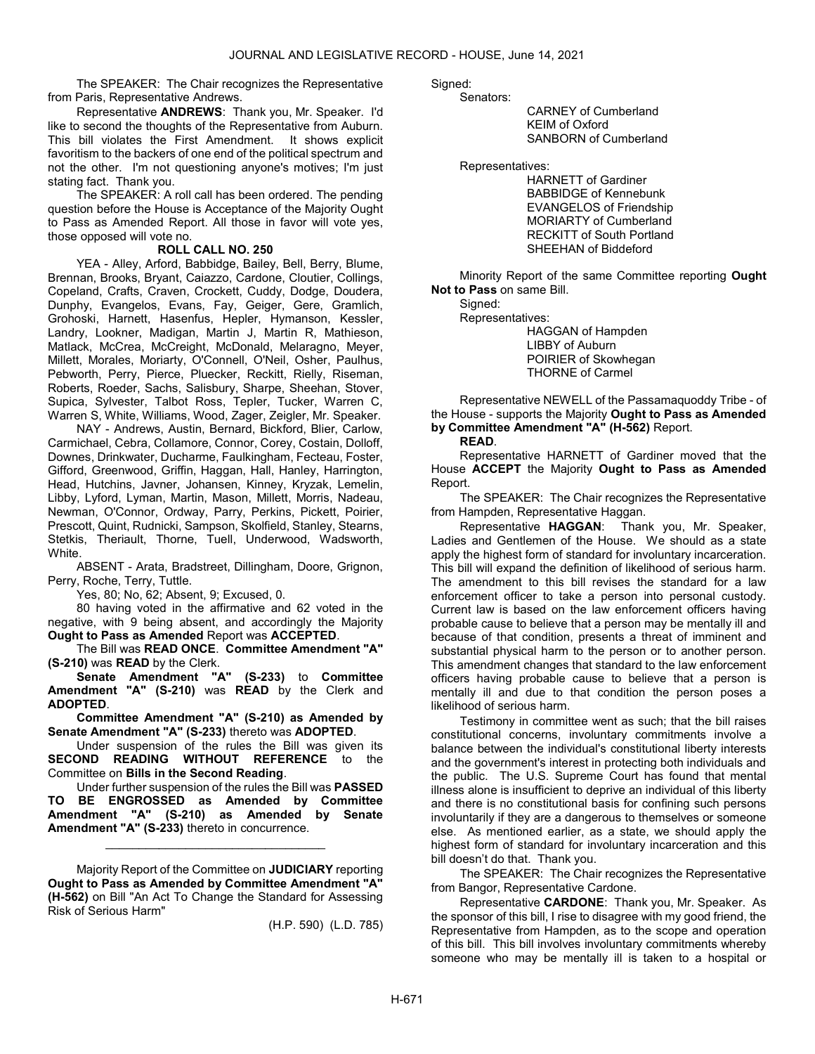The SPEAKER: The Chair recognizes the Representative from Paris, Representative Andrews.

Representative **ANDREWS**: Thank you, Mr. Speaker. I'd like to second the thoughts of the Representative from Auburn. This bill violates the First Amendment. It shows explicit favoritism to the backers of one end of the political spectrum and not the other. I'm not questioning anyone's motives; I'm just stating fact. Thank you.

The SPEAKER: A roll call has been ordered. The pending question before the House is Acceptance of the Majority Ought to Pass as Amended Report. All those in favor will vote yes, those opposed will vote no.

**ROLL CALL NO. 250**

YEA - Alley, Arford, Babbidge, Bailey, Bell, Berry, Blume, Brennan, Brooks, Bryant, Caiazzo, Cardone, Cloutier, Collings, Copeland, Crafts, Craven, Crockett, Cuddy, Dodge, Doudera, Dunphy, Evangelos, Evans, Fay, Geiger, Gere, Gramlich, Grohoski, Harnett, Hasenfus, Hepler, Hymanson, Kessler, Landry, Lookner, Madigan, Martin J, Martin R, Mathieson, Matlack, McCrea, McCreight, McDonald, Melaragno, Meyer, Millett, Morales, Moriarty, O'Connell, O'Neil, Osher, Paulhus, Pebworth, Perry, Pierce, Pluecker, Reckitt, Rielly, Riseman, Roberts, Roeder, Sachs, Salisbury, Sharpe, Sheehan, Stover, Supica, Sylvester, Talbot Ross, Tepler, Tucker, Warren C, Warren S, White, Williams, Wood, Zager, Zeigler, Mr. Speaker.

NAY - Andrews, Austin, Bernard, Bickford, Blier, Carlow, Carmichael, Cebra, Collamore, Connor, Corey, Costain, Dolloff, Downes, Drinkwater, Ducharme, Faulkingham, Fecteau, Foster, Gifford, Greenwood, Griffin, Haggan, Hall, Hanley, Harrington, Head, Hutchins, Javner, Johansen, Kinney, Kryzak, Lemelin, Libby, Lyford, Lyman, Martin, Mason, Millett, Morris, Nadeau, Newman, O'Connor, Ordway, Parry, Perkins, Pickett, Poirier, Prescott, Quint, Rudnicki, Sampson, Skolfield, Stanley, Stearns, Stetkis, Theriault, Thorne, Tuell, Underwood, Wadsworth, White.

ABSENT - Arata, Bradstreet, Dillingham, Doore, Grignon, Perry, Roche, Terry, Tuttle.

Yes, 80; No, 62; Absent, 9; Excused, 0.

80 having voted in the affirmative and 62 voted in the negative, with 9 being absent, and accordingly the Majority **Ought to Pass as Amended** Report was **ACCEPTED**.

The Bill was **READ ONCE**. **Committee Amendment "A" (S-210)** was **READ** by the Clerk.

**Senate Amendment "A" (S-233)** to **Committee Amendment "A" (S-210)** was **READ** by the Clerk and **ADOPTED**.

**Committee Amendment "A" (S-210) as Amended by Senate Amendment "A" (S-233)** thereto was **ADOPTED**.

Under suspension of the rules the Bill was given its **SECOND READING WITHOUT REFERENCE** to the Committee on **Bills in the Second Reading**.

Under further suspension of the rules the Bill was **PASSED TO BE ENGROSSED as Amended by Committee Amendment "A" (S-210) as Amended by Senate Amendment "A" (S-233)** thereto in concurrence.

_________________________________

Majority Report of the Committee on **JUDICIARY** reporting **Ought to Pass as Amended by Committee Amendment "A" (H-562)** on Bill "An Act To Change the Standard for Assessing Risk of Serious Harm"

(H.P. 590) (L.D. 785)

Signed:

Senators:

CARNEY of Cumberland
KEIM of Oxford
SANBORN of Cumberland

Representatives:

HARNETT of Gardiner
BABBIDGE of Kennebunk
EVANGELOS of Friendship
MORIARTY of Cumberland
RECKITT of South Portland
SHEEHAN of Biddeford

Minority Report of the same Committee reporting **Ought Not to Pass** on same Bill.

Signed:

Representatives:

HAGGAN of Hampden
LIBBY of Auburn
POIRIER of Skowhegan
THORNE of Carmel

Representative NEWELL of the Passamaquoddy Tribe - of the House - supports the Majority **Ought to Pass as Amended by Committee Amendment "A" (H-562)** Report.

**READ**.

Representative HARNETT of Gardiner moved that the House **ACCEPT** the Majority **Ought to Pass as Amended** Report.

The SPEAKER: The Chair recognizes the Representative from Hampden, Representative Haggan.

Representative **HAGGAN**: Thank you, Mr. Speaker, Ladies and Gentlemen of the House. We should as a state apply the highest form of standard for involuntary incarceration. This bill will expand the definition of likelihood of serious harm. The amendment to this bill revises the standard for a law enforcement officer to take a person into personal custody. Current law is based on the law enforcement officers having probable cause to believe that a person may be mentally ill and because of that condition, presents a threat of imminent and substantial physical harm to the person or to another person. This amendment changes that standard to the law enforcement officers having probable cause to believe that a person is mentally ill and due to that condition the person poses a likelihood of serious harm.

Testimony in committee went as such; that the bill raises constitutional concerns, involuntary commitments involve a balance between the individual's constitutional liberty interests and the government's interest in protecting both individuals and the public. The U.S. Supreme Court has found that mental illness alone is insufficient to deprive an individual of this liberty and there is no constitutional basis for confining such persons involuntarily if they are a dangerous to themselves or someone else. As mentioned earlier, as a state, we should apply the highest form of standard for involuntary incarceration and this bill doesn't do that. Thank you.

The SPEAKER: The Chair recognizes the Representative from Bangor, Representative Cardone.

Representative **CARDONE**: Thank you, Mr. Speaker. As the sponsor of this bill, I rise to disagree with my good friend, the Representative from Hampden, as to the scope and operation of this bill. This bill involves involuntary commitments whereby someone who may be mentally ill is taken to a hospital or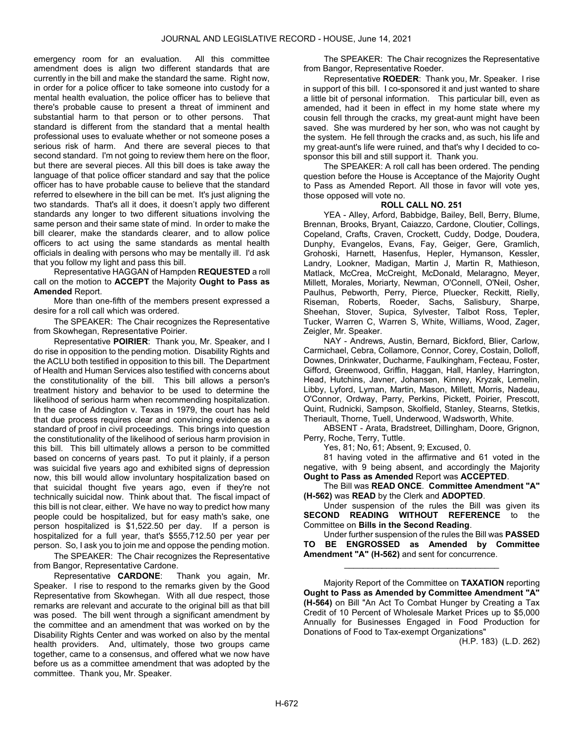emergency room for an evaluation. All this committee amendment does is align two different standards that are currently in the bill and make the standard the same. Right now, in order for a police officer to take someone into custody for a mental health evaluation, the police officer has to believe that there's probable cause to present a threat of imminent and substantial harm to that person or to other persons. That standard is different from the standard that a mental health professional uses to evaluate whether or not someone poses a serious risk of harm. And there are several pieces to that second standard. I'm not going to review them here on the floor, but there are several pieces. All this bill does is take away the language of that police officer standard and say that the police officer has to have probable cause to believe that the standard referred to elsewhere in the bill can be met. It's just aligning the two standards. That's all it does, it doesn't apply two different standards any longer to two different situations involving the same person and their same state of mind. In order to make the bill clearer, make the standards clearer, and to allow police officers to act using the same standards as mental health officials in dealing with persons who may be mentally ill. I'd ask that you follow my light and pass this bill.

Representative HAGGAN of Hampden **REQUESTED** a roll call on the motion to **ACCEPT** the Majority **Ought to Pass as Amended** Report.

More than one-fifth of the members present expressed a desire for a roll call which was ordered.

The SPEAKER: The Chair recognizes the Representative from Skowhegan, Representative Poirier.

Representative **POIRIER**: Thank you, Mr. Speaker, and I do rise in opposition to the pending motion. Disability Rights and the ACLU both testified in opposition to this bill. The Department of Health and Human Services also testified with concerns about the constitutionality of the bill. This bill allows a person's treatment history and behavior to be used to determine the likelihood of serious harm when recommending hospitalization. In the case of Addington v. Texas in 1979, the court has held that due process requires clear and convincing evidence as a standard of proof in civil proceedings. This brings into question the constitutionality of the likelihood of serious harm provision in this bill. This bill ultimately allows a person to be committed based on concerns of years past. To put it plainly, if a person was suicidal five years ago and exhibited signs of depression now, this bill would allow involuntary hospitalization based on that suicidal thought five years ago, even if they're not technically suicidal now. Think about that. The fiscal impact of this bill is not clear, either. We have no way to predict how many people could be hospitalized, but for easy math's sake, one person hospitalized is $1,522.50 per day. If a person is hospitalized for a full year, that's $555,712.50 per year per person. So, I ask you to join me and oppose the pending motion.

The SPEAKER: The Chair recognizes the Representative from Bangor, Representative Cardone.

Representative **CARDONE**: Thank you again, Mr. Speaker. I rise to respond to the remarks given by the Good Representative from Skowhegan. With all due respect, those remarks are relevant and accurate to the original bill as that bill was posed. The bill went through a significant amendment by the committee and an amendment that was worked on by the Disability Rights Center and was worked on also by the mental health providers. And, ultimately, those two groups came together, came to a consensus, and offered what we now have before us as a committee amendment that was adopted by the committee. Thank you, Mr. Speaker.

The SPEAKER: The Chair recognizes the Representative from Bangor, Representative Roeder.

Representative **ROEDER**: Thank you, Mr. Speaker. I rise in support of this bill. I co-sponsored it and just wanted to share a little bit of personal information. This particular bill, even as amended, had it been in effect in my home state where my cousin fell through the cracks, my great-aunt might have been saved. She was murdered by her son, who was not caught by the system. He fell through the cracks and, as such, his life and my great-aunt's life were ruined, and that's why I decided to co-sponsor this bill and still support it. Thank you.

The SPEAKER: A roll call has been ordered. The pending question before the House is Acceptance of the Majority Ought to Pass as Amended Report. All those in favor will vote yes, those opposed will vote no.

**ROLL CALL NO. 251**

YEA - Alley, Arford, Babbidge, Bailey, Bell, Berry, Blume, Brennan, Brooks, Bryant, Caiazzo, Cardone, Cloutier, Collings, Copeland, Crafts, Craven, Crockett, Cuddy, Dodge, Doudera, Dunphy, Evangelos, Evans, Fay, Geiger, Gere, Gramlich, Grohoski, Harnett, Hasenfus, Hepler, Hymanson, Kessler, Landry, Lookner, Madigan, Martin J, Martin R, Mathieson, Matlack, McCrea, McCreight, McDonald, Melaragno, Meyer, Millett, Morales, Moriarty, Newman, O'Connell, O'Neil, Osher, Paulhus, Pebworth, Perry, Pierce, Pluecker, Reckitt, Riely, Riseman, Roberts, Roeder, Sachs, Salisbury, Sharpe, Sheehan, Stover, Supica, Sylvester, Talbot Ross, Tepler, Tucker, Warren C, Warren S, White, Williams, Wood, Zager, Zeigler, Mr. Speaker.

NAY - Andrews, Austin, Bernard, Bickford, Blier, Carlow, Carmichael, Cebra, Collamore, Connor, Corey, Costain, Dolloff, Downes, Drinkwater, Ducharme, Faulkingham, Fecteau, Foster, Gifford, Greenwood, Griffin, Haggan, Hall, Hanley, Harrington, Head, Hutchins, Javner, Johansen, Kinney, Kryzak, Lemelin, Libby, Lyford, Lyman, Martin, Mason, Millett, Morris, Nadeau, O'Connor, Ordway, Parry, Perkins, Pickett, Poirier, Prescott, Quint, Rudnicki, Sampson, Skolfield, Stanley, Stearns, Stetkis, Theriault, Thorne, Tuell, Underwood, Wadsworth, White.

ABSENT - Arata, Bradstreet, Dillingham, Doore, Grignon, Perry, Roche, Terry, Tuttle.

Yes, 81; No, 61; Absent, 9; Excused, 0.

81 having voted in the affirmative and 61 voted in the negative, with 9 being absent, and accordingly the Majority **Ought to Pass as Amended** Report was **ACCEPTED**.

The Bill was **READ ONCE**. **Committee Amendment "A" (H-562)** was **READ** by the Clerk and **ADOPTED**.

Under suspension of the rules the Bill was given its **SECOND READING WITHOUT REFERENCE** to the Committee on **Bills in the Second Reading**.

Under further suspension of the rules the Bill was **PASSED TO BE ENGROSSED as Amended by Committee Amendment "A" (H-562)** and sent for concurrence.

_________________________________

Majority Report of the Committee on **TAXATION** reporting **Ought to Pass as Amended by Committee Amendment "A" (H-564)** on Bill "An Act To Combat Hunger by Creating a Tax Credit of 10 Percent of Wholesale Market Prices up to $5,000 Annually for Businesses Engaged in Food Production for Donations of Food to Tax-exempt Organizations"

(H.P. 183) (L.D. 262)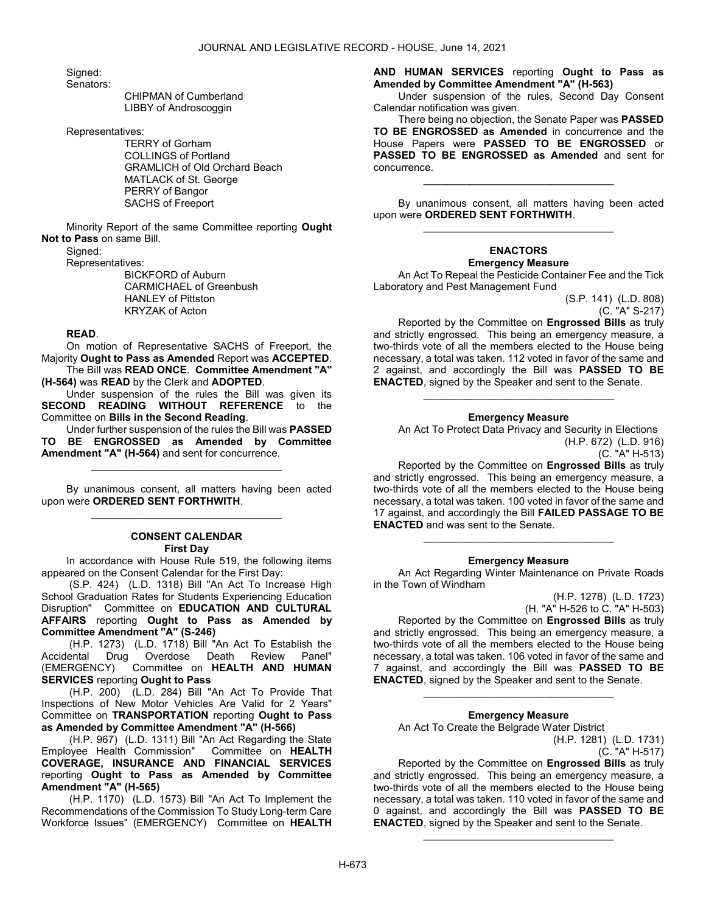Signed:

Senators:

CHIPMAN of Cumberland
LIBBY of Androscoggin

Representatives:

TERRY of Gorham
COLLINGS of Portland
GRAMLICH of Old Orchard Beach
MATLACK of St. George
PERRY of Bangor
SACHS of Freeport

Minority Report of the same Committee reporting **Ought Not to Pass** on same Bill.

Signed:

Representatives:

BICKFORD of Auburn
CARMICHAEL of Greenbush
HANLEY of Pittston
KRYZAK of Acton

**READ**.

On motion of Representative SACHS of Freeport, the Majority **Ought to Pass as Amended** Report was **ACCEPTED**.

The Bill was **READ ONCE**. **Committee Amendment "A" (H-564)** was **READ** by the Clerk and **ADOPTED**.

Under suspension of the rules the Bill was given its **SECOND READING WITHOUT REFERENCE** to the Committee on **Bills in the Second Reading**.

Under further suspension of the rules the Bill was **PASSED TO BE ENGROSSED as Amended by Committee Amendment "A" (H-564)** and sent for concurrence.

_________________________________

By unanimous consent, all matters having been acted upon were **ORDERED SENT FORTHWITH**.

_________________________________

### CONSENT CALENDAR
#### First Day

In accordance with House Rule 519, the following items appeared on the Consent Calendar for the First Day:

(S.P. 424) (L.D. 1318) Bill "An Act To Increase High School Graduation Rates for Students Experiencing Education Disruption" Committee on **EDUCATION AND CULTURAL AFFAIRS** reporting **Ought to Pass as Amended by Committee Amendment "A" (S-246)**

(H.P. 1273) (L.D. 1718) Bill "An Act To Establish the Accidental Drug Overdose Death Review Panel" (EMERGENCY) Committee on **HEALTH AND HUMAN SERVICES** reporting **Ought to Pass**

(H.P. 200) (L.D. 284) Bill "An Act To Provide That Inspections of New Motor Vehicles Are Valid for 2 Years" Committee on **TRANSPORTATION** reporting **Ought to Pass as Amended by Committee Amendment "A" (H-566)**

(H.P. 967) (L.D. 1311) Bill "An Act Regarding the State Employee Health Commission" Committee on **HEALTH COVERAGE, INSURANCE AND FINANCIAL SERVICES** reporting **Ought to Pass as Amended by Committee Amendment "A" (H-565)**

(H.P. 1170) (L.D. 1573) Bill "An Act To Implement the Recommendations of the Commission To Study Long-term Care Workforce Issues" (EMERGENCY) Committee on **HEALTH AND HUMAN SERVICES** reporting **Ought to Pass as Amended by Committee Amendment "A" (H-563)**

Under suspension of the rules, Second Day Consent Calendar notification was given.

There being no objection, the Senate Paper was **PASSED TO BE ENGROSSED as Amended** in concurrence and the House Papers were **PASSED TO BE ENGROSSED** or **PASSED TO BE ENGROSSED as Amended** and sent for concurrence.

_________________________________

By unanimous consent, all matters having been acted upon were **ORDERED SENT FORTHWITH**.

_________________________________

### ENACTORS
#### Emergency Measure

An Act To Repeal the Pesticide Container Fee and the Tick Laboratory and Pest Management Fund

(S.P. 141) (L.D. 808)
(C. "A" S-217)

Reported by the Committee on **Engrossed Bills** as truly and strictly engrossed. This being an emergency measure, a two-thirds vote of all the members elected to the House being necessary, a total was taken. 112 voted in favor of the same and 2 against, and accordingly the Bill was **PASSED TO BE ENACTED**, signed by the Speaker and sent to the Senate.

_________________________________

#### Emergency Measure

An Act To Protect Data Privacy and Security in Elections

(H.P. 672) (L.D. 916)
(C. "A" H-513)

Reported by the Committee on **Engrossed Bills** as truly and strictly engrossed. This being an emergency measure, a two-thirds vote of all the members elected to the House being necessary, a total was taken. 100 voted in favor of the same and 17 against, and accordingly the Bill **FAILED PASSAGE TO BE ENACTED** and was sent to the Senate.

_________________________________

#### Emergency Measure

An Act Regarding Winter Maintenance on Private Roads in the Town of Windham

(H.P. 1278) (L.D. 1723)
(H. "A" H-526 to C. "A" H-503)

Reported by the Committee on **Engrossed Bills** as truly and strictly engrossed. This being an emergency measure, a two-thirds vote of all the members elected to the House being necessary, a total was taken. 106 voted in favor of the same and 7 against, and accordingly the Bill was **PASSED TO BE ENACTED**, signed by the Speaker and sent to the Senate.

_________________________________

#### Emergency Measure

An Act To Create the Belgrade Water District

(H.P. 1281) (L.D. 1731)
(C. "A" H-517)

Reported by the Committee on **Engrossed Bills** as truly and strictly engrossed. This being an emergency measure, a two-thirds vote of all the members elected to the House being necessary, a total was taken. 110 voted in favor of the same and 0 against, and accordingly the Bill was **PASSED TO BE ENACTED**, signed by the Speaker and sent to the Senate.

_________________________________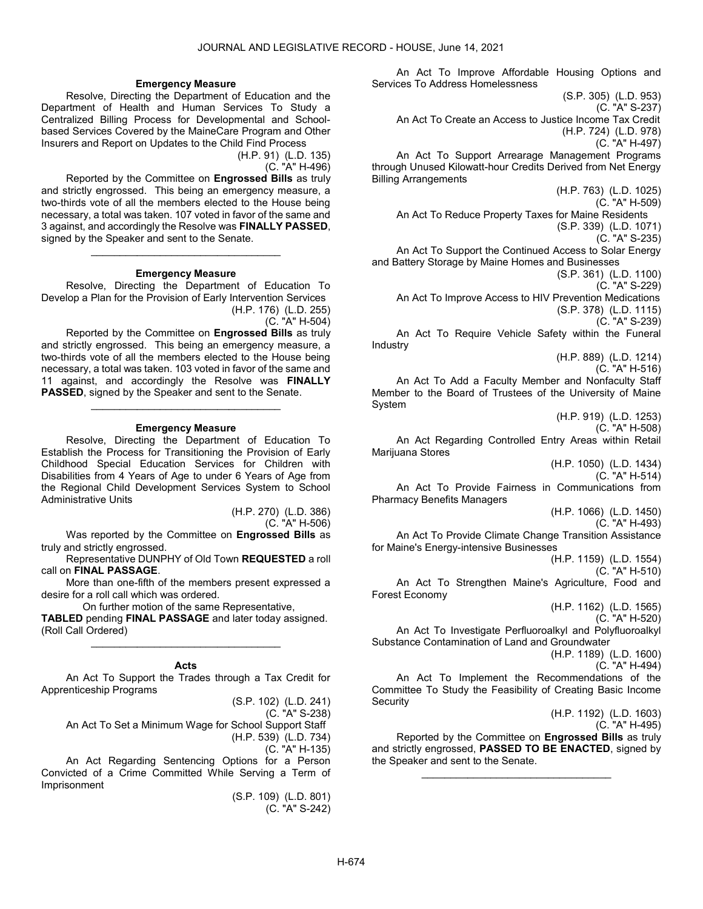### Emergency Measure

Resolve, Directing the Department of Education and the Department of Health and Human Services To Study a Centralized Billing Process for Developmental and School-based Services Covered by the MaineCare Program and Other Insurers and Report on Updates to the Child Find Process

(H.P. 91) (L.D. 135)
(C. "A" H-496)

Reported by the Committee on **Engrossed Bills** as truly and strictly engrossed. This being an emergency measure, a two-thirds vote of all the members elected to the House being necessary, a total was taken. 107 voted in favor of the same and 3 against, and accordingly the Resolve was **FINALLY PASSED**, signed by the Speaker and sent to the Senate.

_________________________________

### Emergency Measure

Resolve, Directing the Department of Education To Develop a Plan for the Provision of Early Intervention Services

(H.P. 176) (L.D. 255)
(C. "A" H-504)

Reported by the Committee on **Engrossed Bills** as truly and strictly engrossed. This being an emergency measure, a two-thirds vote of all the members elected to the House being necessary, a total was taken. 103 voted in favor of the same and 11 against, and accordingly the Resolve was **FINALLY PASSED**, signed by the Speaker and sent to the Senate.

_________________________________

### Emergency Measure

Resolve, Directing the Department of Education To Establish the Process for Transitioning the Provision of Early Childhood Special Education Services for Children with Disabilities from 4 Years of Age to under 6 Years of Age from the Regional Child Development Services System to School Administrative Units

(H.P. 270) (L.D. 386)
(C. "A" H-506)

Was reported by the Committee on **Engrossed Bills** as truly and strictly engrossed.

Representative DUNPHY of Old Town **REQUESTED** a roll call on **FINAL PASSAGE**.

More than one-fifth of the members present expressed a desire for a roll call which was ordered.

On further motion of the same Representative, **TABLED** pending **FINAL PASSAGE** and later today assigned. (Roll Call Ordered)

_________________________________

### Acts

An Act To Support the Trades through a Tax Credit for Apprenticeship Programs

(S.P. 102) (L.D. 241)
(C. "A" S-238)

An Act To Set a Minimum Wage for School Support Staff

(H.P. 539) (L.D. 734)
(C. "A" H-135)

An Act Regarding Sentencing Options for a Person Convicted of a Crime Committed While Serving a Term of Imprisonment

(S.P. 109) (L.D. 801)
(C. "A" S-242)

An Act To Improve Affordable Housing Options and Services To Address Homelessness

(S.P. 305) (L.D. 953)
(C. "A" S-237)

An Act To Create an Access to Justice Income Tax Credit

(H.P. 724) (L.D. 978)
(C. "A" H-497)

An Act To Support Arrearage Management Programs through Unused Kilowatt-hour Credits Derived from Net Energy Billing Arrangements

(H.P. 763) (L.D. 1025)
(C. "A" H-509)

An Act To Reduce Property Taxes for Maine Residents

(S.P. 339) (L.D. 1071)
(C. "A" S-235)

An Act To Support the Continued Access to Solar Energy and Battery Storage by Maine Homes and Businesses

(S.P. 361) (L.D. 1100)
(C. "A" S-229)

An Act To Improve Access to HIV Prevention Medications

(S.P. 378) (L.D. 1115)
(C. "A" S-239)

An Act To Require Vehicle Safety within the Funeral Industry

(H.P. 889) (L.D. 1214)
(C. "A" H-516)

An Act To Add a Faculty Member and Nonfaculty Staff Member to the Board of Trustees of the University of Maine System

(H.P. 919) (L.D. 1253)
(C. "A" H-508)

An Act Regarding Controlled Entry Areas within Retail Marijuana Stores

(H.P. 1050) (L.D. 1434)
(C. "A" H-514)

An Act To Provide Fairness in Communications from Pharmacy Benefits Managers

(H.P. 1066) (L.D. 1450)
(C. "A" H-493)

An Act To Provide Climate Change Transition Assistance for Maine's Energy-intensive Businesses

(H.P. 1159) (L.D. 1554)
(C. "A" H-510)

An Act To Strengthen Maine's Agriculture, Food and Forest Economy

(H.P. 1162) (L.D. 1565)
(C. "A" H-520)

An Act To Investigate Perfluoroalkyl and Polyfluoroalkyl Substance Contamination of Land and Groundwater

(H.P. 1189) (L.D. 1600)
(C. "A" H-494)

An Act To Implement the Recommendations of the Committee To Study the Feasibility of Creating Basic Income Security

(H.P. 1192) (L.D. 1603)
(C. "A" H-495)

Reported by the Committee on **Engrossed Bills** as truly and strictly engrossed, **PASSED TO BE ENACTED**, signed by the Speaker and sent to the Senate.

_________________________________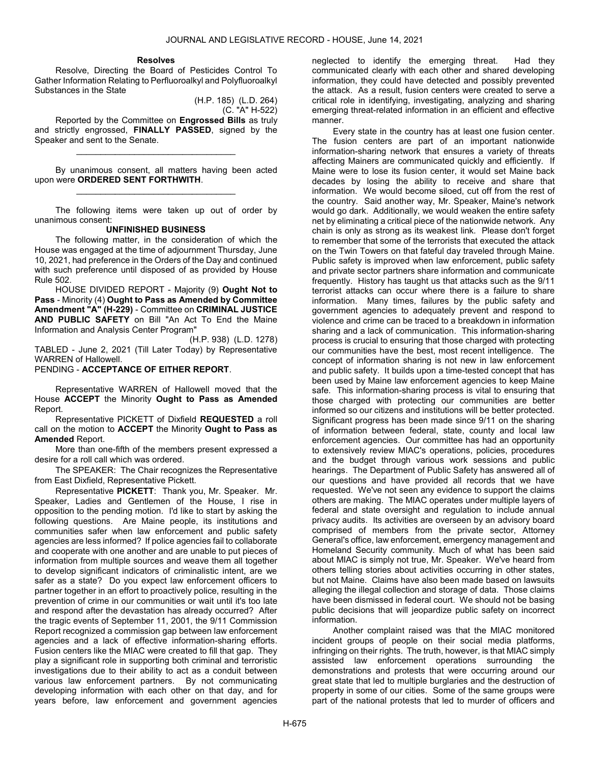**Resolves**

Resolve, Directing the Board of Pesticides Control To Gather Information Relating to Perfluoroalkyl and Polyfluoroalkyl Substances in the State

(H.P. 185) (L.D. 264)
(C. "A" H-522)

Reported by the Committee on **Engrossed Bills** as truly and strictly engrossed, **FINALLY PASSED**, signed by the Speaker and sent to the Senate.

---

By unanimous consent, all matters having been acted upon were **ORDERED SENT FORTHWITH**.

---

The following items were taken up out of order by unanimous consent:

**UNFINISHED BUSINESS**

The following matter, in the consideration of which the House was engaged at the time of adjournment Thursday, June 10, 2021, had preference in the Orders of the Day and continued with such preference until disposed of as provided by House Rule 502.

HOUSE DIVIDED REPORT - Majority (9) **Ought Not to Pass** - Minority (4) **Ought to Pass as Amended by Committee Amendment "A" (H-229)** - Committee on **CRIMINAL JUSTICE AND PUBLIC SAFETY** on Bill "An Act To End the Maine Information and Analysis Center Program"

(H.P. 938) (L.D. 1278)

TABLED - June 2, 2021 (Till Later Today) by Representative WARREN of Hallowell.

PENDING - **ACCEPTANCE OF EITHER REPORT**.

Representative WARREN of Hallowell moved that the House **ACCEPT** the Minority **Ought to Pass as Amended** Report.

Representative PICKETT of Dixfield **REQUESTED** a roll call on the motion to **ACCEPT** the Minority **Ought to Pass as Amended** Report.

More than one-fifth of the members present expressed a desire for a roll call which was ordered.

The SPEAKER: The Chair recognizes the Representative from East Dixfield, Representative Pickett.

Representative **PICKETT**: Thank you, Mr. Speaker. Mr. Speaker, Ladies and Gentlemen of the House, I rise in opposition to the pending motion. I'd like to start by asking the following questions. Are Maine people, its institutions and communities safer when law enforcement and public safety agencies are less informed? If police agencies fail to collaborate and cooperate with one another and are unable to put pieces of information from multiple sources and weave them all together to develop significant indicators of criminalistic intent, are we safer as a state? Do you expect law enforcement officers to partner together in an effort to proactively police, resulting in the prevention of crime in our communities or wait until it's too late and respond after the devastation has already occurred? After the tragic events of September 11, 2001, the 9/11 Commission Report recognized a commission gap between law enforcement agencies and a lack of effective information-sharing efforts. Fusion centers like the MIAC were created to fill that gap. They play a significant role in supporting both criminal and terroristic investigations due to their ability to act as a conduit between various law enforcement partners. By not communicating developing information with each other on that day, and for years before, law enforcement and government agencies neglected to identify the emerging threat. Had they communicated clearly with each other and shared developing information, they could have detected and possibly prevented the attack. As a result, fusion centers were created to serve a critical role in identifying, investigating, analyzing and sharing emerging threat-related information in an efficient and effective manner.

Every state in the country has at least one fusion center. The fusion centers are part of an important nationwide information-sharing network that ensures a variety of threats affecting Mainers are communicated quickly and efficiently. If Maine were to lose its fusion center, it would set Maine back decades by losing the ability to receive and share that information. We would become siloed, cut off from the rest of the country. Said another way, Mr. Speaker, Maine's network would go dark. Additionally, we would weaken the entire safety net by eliminating a critical piece of the nationwide network. Any chain is only as strong as its weakest link. Please don't forget to remember that some of the terrorists that executed the attack on the Twin Towers on that fateful day traveled through Maine. Public safety is improved when law enforcement, public safety and private sector partners share information and communicate frequently. History has taught us that attacks such as the 9/11 terrorist attacks can occur where there is a failure to share information. Many times, failures by the public safety and government agencies to adequately prevent and respond to violence and crime can be traced to a breakdown in information sharing and a lack of communication. This information-sharing process is crucial to ensuring that those charged with protecting our communities have the best, most recent intelligence. The concept of information sharing is not new in law enforcement and public safety. It builds upon a time-tested concept that has been used by Maine law enforcement agencies to keep Maine safe. This information-sharing process is vital to ensuring that those charged with protecting our communities are better informed so our citizens and institutions will be better protected. Significant progress has been made since 9/11 on the sharing of information between federal, state, county and local law enforcement agencies. Our committee has had an opportunity to extensively review MIAC's operations, policies, procedures and the budget through various work sessions and public hearings. The Department of Public Safety has answered all of our questions and have provided all records that we have requested. We've not seen any evidence to support the claims others are making. The MIAC operates under multiple layers of federal and state oversight and regulation to include annual privacy audits. Its activities are overseen by an advisory board comprised of members from the private sector, Attorney General's office, law enforcement, emergency management and Homeland Security community. Much of what has been said about MIAC is simply not true, Mr. Speaker. We've heard from others telling stories about activities occurring in other states, but not Maine. Claims have also been made based on lawsuits alleging the illegal collection and storage of data. Those claims have been dismissed in federal court. We should not be basing public decisions that will jeopardize public safety on incorrect information.

Another complaint raised was that the MIAC monitored incident groups of people on their social media platforms, infringing on their rights. The truth, however, is that MIAC simply assisted law enforcement operations surrounding the demonstrations and protests that were occurring around our great state that led to multiple burglaries and the destruction of property in some of our cities. Some of the same groups were part of the national protests that led to murder of officers and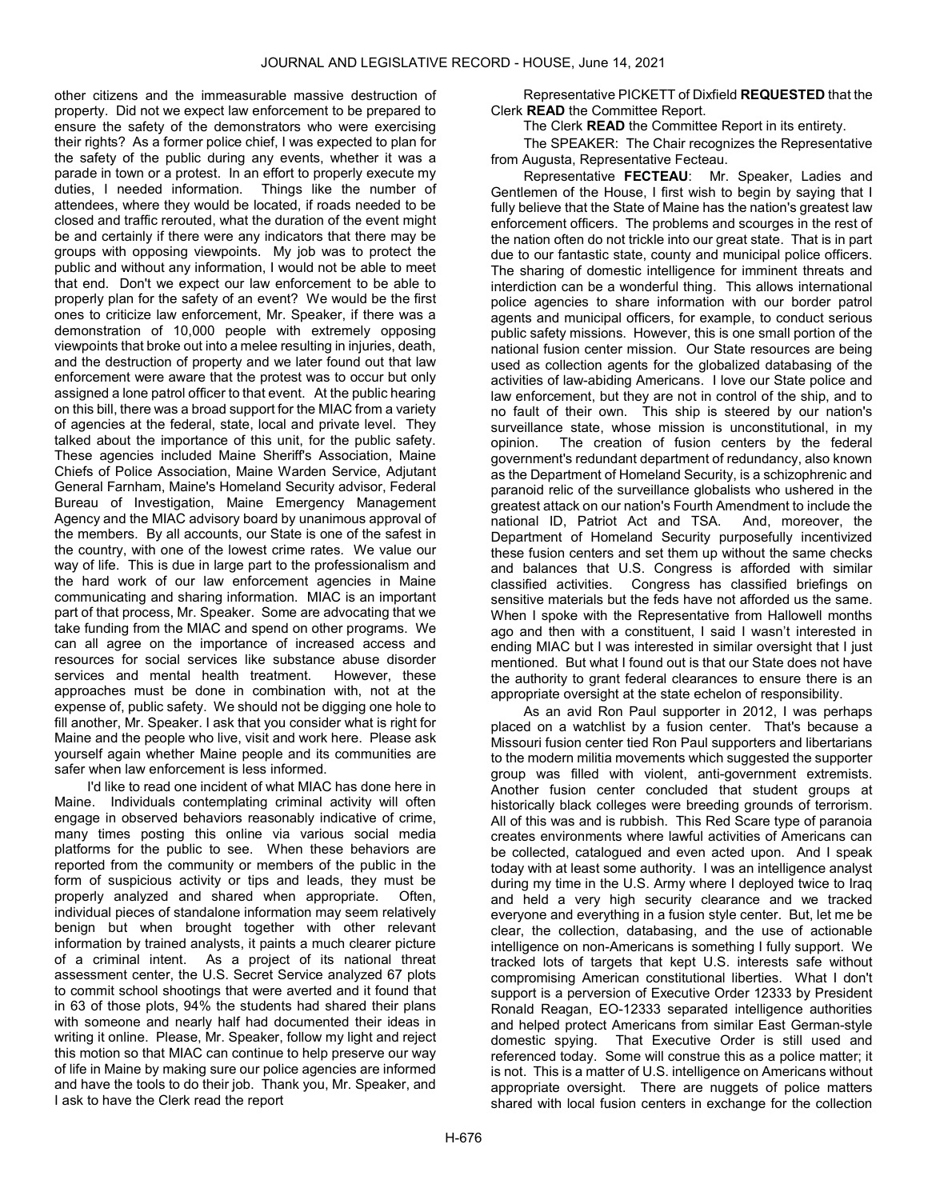other citizens and the immeasurable massive destruction of property. Did not we expect law enforcement to be prepared to ensure the safety of the demonstrators who were exercising their rights? As a former police chief, I was expected to plan for the safety of the public during any events, whether it was a parade in town or a protest. In an effort to properly execute my duties, I needed information. Things like the number of attendees, where they would be located, if roads needed to be closed and traffic rerouted, what the duration of the event might be and certainly if there were any indicators that there may be groups with opposing viewpoints. My job was to protect the public and without any information, I would not be able to meet that end. Don't we expect our law enforcement to be able to properly plan for the safety of an event? We would be the first ones to criticize law enforcement, Mr. Speaker, if there was a demonstration of 10,000 people with extremely opposing viewpoints that broke out into a melee resulting in injuries, death, and the destruction of property and we later found out that law enforcement were aware that the protest was to occur but only assigned a lone patrol officer to that event. At the public hearing on this bill, there was a broad support for the MIAC from a variety of agencies at the federal, state, local and private level. They talked about the importance of this unit, for the public safety. These agencies included Maine Sheriff's Association, Maine Chiefs of Police Association, Maine Warden Service, Adjutant General Farnham, Maine's Homeland Security advisor, Federal Bureau of Investigation, Maine Emergency Management Agency and the MIAC advisory board by unanimous approval of the members. By all accounts, our State is one of the safest in the country, with one of the lowest crime rates. We value our way of life. This is due in large part to the professionalism and the hard work of our law enforcement agencies in Maine communicating and sharing information. MIAC is an important part of that process, Mr. Speaker. Some are advocating that we take funding from the MIAC and spend on other programs. We can all agree on the importance of increased access and resources for social services like substance abuse disorder services and mental health treatment. However, these approaches must be done in combination with, not at the expense of, public safety. We should not be digging one hole to fill another, Mr. Speaker. I ask that you consider what is right for Maine and the people who live, visit and work here. Please ask yourself again whether Maine people and its communities are safer when law enforcement is less informed.

I'd like to read one incident of what MIAC has done here in Maine. Individuals contemplating criminal activity will often engage in observed behaviors reasonably indicative of crime, many times posting this online via various social media platforms for the public to see. When these behaviors are reported from the community or members of the public in the form of suspicious activity or tips and leads, they must be properly analyzed and shared when appropriate. Often, individual pieces of standalone information may seem relatively benign but when brought together with other relevant information by trained analysts, it paints a much clearer picture of a criminal intent. As a project of its national threat assessment center, the U.S. Secret Service analyzed 67 plots to commit school shootings that were averted and it found that in 63 of those plots, 94% the students had shared their plans with someone and nearly half had documented their ideas in writing it online. Please, Mr. Speaker, follow my light and reject this motion so that MIAC can continue to help preserve our way of life in Maine by making sure our police agencies are informed and have the tools to do their job. Thank you, Mr. Speaker, and I ask to have the Clerk read the report

Representative PICKETT of Dixfield **REQUESTED** that the Clerk **READ** the Committee Report.

The Clerk **READ** the Committee Report in its entirety.

The SPEAKER: The Chair recognizes the Representative from Augusta, Representative Fecteau.

Representative **FECTEAU**: Mr. Speaker, Ladies and Gentlemen of the House, I first wish to begin by saying that I fully believe that the State of Maine has the nation's greatest law enforcement officers. The problems and scourges in the rest of the nation often do not trickle into our great state. That is in part due to our fantastic state, county and municipal police officers. The sharing of domestic intelligence for imminent threats and interdiction can be a wonderful thing. This allows international police agencies to share information with our border patrol agents and municipal officers, for example, to conduct serious public safety missions. However, this is one small portion of the national fusion center mission. Our State resources are being used as collection agents for the globalized databasing of the activities of law-abiding Americans. I love our State police and law enforcement, but they are not in control of the ship, and to no fault of their own. This ship is steered by our nation's surveillance state, whose mission is unconstitutional, in my opinion. The creation of fusion centers by the federal government's redundant department of redundancy, also known as the Department of Homeland Security, is a schizophrenic and paranoid relic of the surveillance globalists who ushered in the greatest attack on our nation's Fourth Amendment to include the national ID, Patriot Act and TSA. And, moreover, the Department of Homeland Security purposefully incentivized these fusion centers and set them up without the same checks and balances that U.S. Congress is afforded with similar classified activities. Congress has classified briefings on sensitive materials but the feds have not afforded us the same. When I spoke with the Representative from Hallowell months ago and then with a constituent, I said I wasn't interested in ending MIAC but I was interested in similar oversight that I just mentioned. But what I found out is that our State does not have the authority to grant federal clearances to ensure there is an appropriate oversight at the state echelon of responsibility.

As an avid Ron Paul supporter in 2012, I was perhaps placed on a watchlist by a fusion center. That's because a Missouri fusion center tied Ron Paul supporters and libertarians to the modern militia movements which suggested the supporter group was filled with violent, anti-government extremists. Another fusion center concluded that student groups at historically black colleges were breeding grounds of terrorism. All of this was and is rubbish. This Red Scare type of paranoia creates environments where lawful activities of Americans can be collected, catalogued and even acted upon. And I speak today with at least some authority. I was an intelligence analyst during my time in the U.S. Army where I deployed twice to Iraq and held a very high security clearance and we tracked everyone and everything in a fusion style center. But, let me be clear, the collection, databasing, and the use of actionable intelligence on non-Americans is something I fully support. We tracked lots of targets that kept U.S. interests safe without compromising American constitutional liberties. What I don't support is a perversion of Executive Order 12333 by President Ronald Reagan, EO-12333 separated intelligence authorities and helped protect Americans from similar East German-style domestic spying. That Executive Order is still used and referenced today. Some will construe this as a police matter; it is not. This is a matter of U.S. intelligence on Americans without appropriate oversight. There are nuggets of police matters shared with local fusion centers in exchange for the collection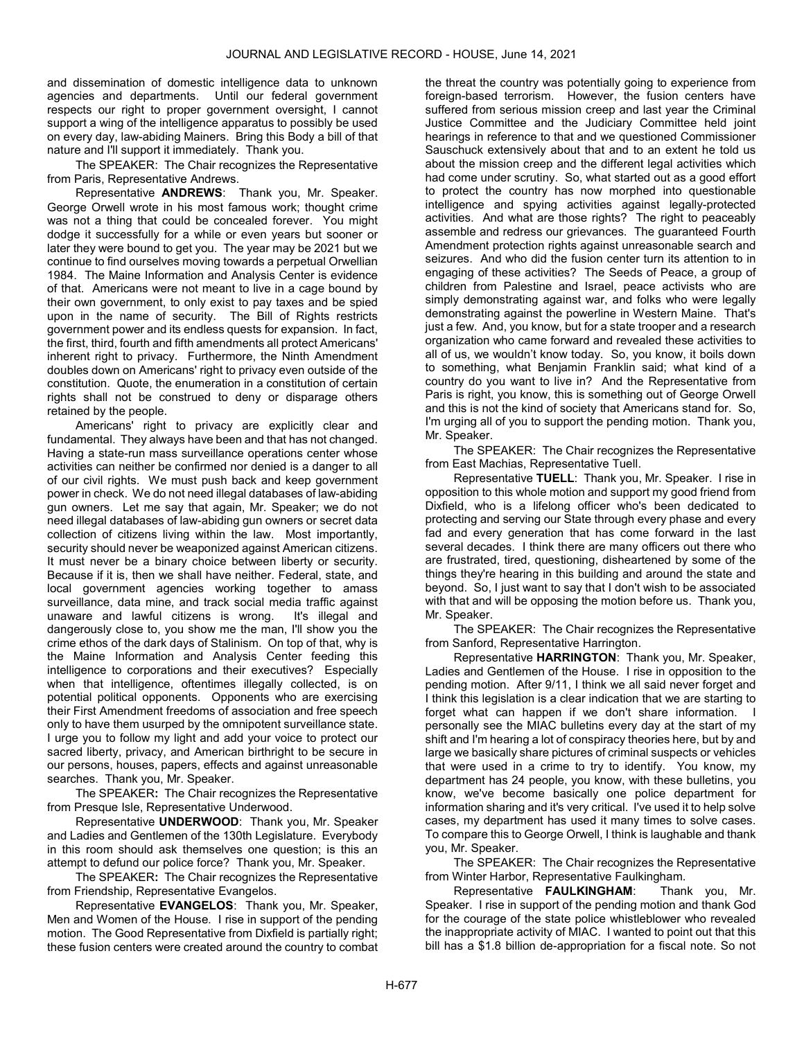and dissemination of domestic intelligence data to unknown agencies and departments. Until our federal government respects our right to proper government oversight, I cannot support a wing of the intelligence apparatus to possibly be used on every day, law-abiding Mainers. Bring this Body a bill of that nature and I'll support it immediately. Thank you.

The SPEAKER: The Chair recognizes the Representative from Paris, Representative Andrews.

Representative **ANDREWS**: Thank you, Mr. Speaker. George Orwell wrote in his most famous work; thought crime was not a thing that could be concealed forever. You might dodge it successfully for a while or even years but sooner or later they were bound to get you. The year may be 2021 but we continue to find ourselves moving towards a perpetual Orwellian 1984. The Maine Information and Analysis Center is evidence of that. Americans were not meant to live in a cage bound by their own government, to only exist to pay taxes and be spied upon in the name of security. The Bill of Rights restricts government power and its endless quests for expansion. In fact, the first, third, fourth and fifth amendments all protect Americans' inherent right to privacy. Furthermore, the Ninth Amendment doubles down on Americans' right to privacy even outside of the constitution. Quote, the enumeration in a constitution of certain rights shall not be construed to deny or disparage others retained by the people.

Americans' right to privacy are explicitly clear and fundamental. They always have been and that has not changed. Having a state-run mass surveillance operations center whose activities can neither be confirmed nor denied is a danger to all of our civil rights. We must push back and keep government power in check. We do not need illegal databases of law-abiding gun owners. Let me say that again, Mr. Speaker; we do not need illegal databases of law-abiding gun owners or secret data collection of citizens living within the law. Most importantly, security should never be weaponized against American citizens. It must never be a binary choice between liberty or security. Because if it is, then we shall have neither. Federal, state, and local government agencies working together to amass surveillance, data mine, and track social media traffic against unaware and lawful citizens is wrong. It's illegal and dangerously close to, you show me the man, I'll show you the crime ethos of the dark days of Stalinism. On top of that, why is the Maine Information and Analysis Center feeding this intelligence to corporations and their executives? Especially when that intelligence, oftentimes illegally collected, is on potential political opponents. Opponents who are exercising their First Amendment freedoms of association and free speech only to have them usurped by the omnipotent surveillance state. I urge you to follow my light and add your voice to protect our sacred liberty, privacy, and American birthright to be secure in our persons, houses, papers, effects and against unreasonable searches. Thank you, Mr. Speaker.

The SPEAKER**:** The Chair recognizes the Representative from Presque Isle, Representative Underwood.

Representative **UNDERWOOD**: Thank you, Mr. Speaker and Ladies and Gentlemen of the 130th Legislature. Everybody in this room should ask themselves one question; is this an attempt to defund our police force? Thank you, Mr. Speaker.

The SPEAKER**:** The Chair recognizes the Representative from Friendship, Representative Evangelos.

Representative **EVANGELOS**: Thank you, Mr. Speaker, Men and Women of the House. I rise in support of the pending motion. The Good Representative from Dixfield is partially right; these fusion centers were created around the country to combat the threat the country was potentially going to experience from foreign-based terrorism. However, the fusion centers have suffered from serious mission creep and last year the Criminal Justice Committee and the Judiciary Committee held joint hearings in reference to that and we questioned Commissioner Sauschuck extensively about that and to an extent he told us about the mission creep and the different legal activities which had come under scrutiny. So, what started out as a good effort to protect the country has now morphed into questionable intelligence and spying activities against legally-protected activities. And what are those rights? The right to peaceably assemble and redress our grievances. The guaranteed Fourth Amendment protection rights against unreasonable search and seizures. And who did the fusion center turn its attention to in engaging of these activities? The Seeds of Peace, a group of children from Palestine and Israel, peace activists who are simply demonstrating against war, and folks who were legally demonstrating against the powerline in Western Maine. That's just a few. And, you know, but for a state trooper and a research organization who came forward and revealed these activities to all of us, we wouldn't know today. So, you know, it boils down to something, what Benjamin Franklin said; what kind of a country do you want to live in? And the Representative from Paris is right, you know, this is something out of George Orwell and this is not the kind of society that Americans stand for. So, I'm urging all of you to support the pending motion. Thank you, Mr. Speaker.

The SPEAKER: The Chair recognizes the Representative from East Machias, Representative Tuell.

Representative **TUELL**: Thank you, Mr. Speaker. I rise in opposition to this whole motion and support my good friend from Dixfield, who is a lifelong officer who's been dedicated to protecting and serving our State through every phase and every fad and every generation that has come forward in the last several decades. I think there are many officers out there who are frustrated, tired, questioning, disheartened by some of the things they're hearing in this building and around the state and beyond. So, I just want to say that I don't wish to be associated with that and will be opposing the motion before us. Thank you, Mr. Speaker.

The SPEAKER: The Chair recognizes the Representative from Sanford, Representative Harrington.

Representative **HARRINGTON**: Thank you, Mr. Speaker, Ladies and Gentlemen of the House. I rise in opposition to the pending motion. After 9/11, I think we all said never forget and I think this legislation is a clear indication that we are starting to forget what can happen if we don't share information. I personally see the MIAC bulletins every day at the start of my shift and I'm hearing a lot of conspiracy theories here, but by and large we basically share pictures of criminal suspects or vehicles that were used in a crime to try to identify. You know, my department has 24 people, you know, with these bulletins, you know, we've become basically one police department for information sharing and it's very critical. I've used it to help solve cases, my department has used it many times to solve cases. To compare this to George Orwell, I think is laughable and thank you, Mr. Speaker.

The SPEAKER: The Chair recognizes the Representative from Winter Harbor, Representative Faulkingham.

Representative **FAULKINGHAM**: Thank you, Mr. Speaker. I rise in support of the pending motion and thank God for the courage of the state police whistleblower who revealed the inappropriate activity of MIAC. I wanted to point out that this bill has a $1.8 billion de-appropriation for a fiscal note. So not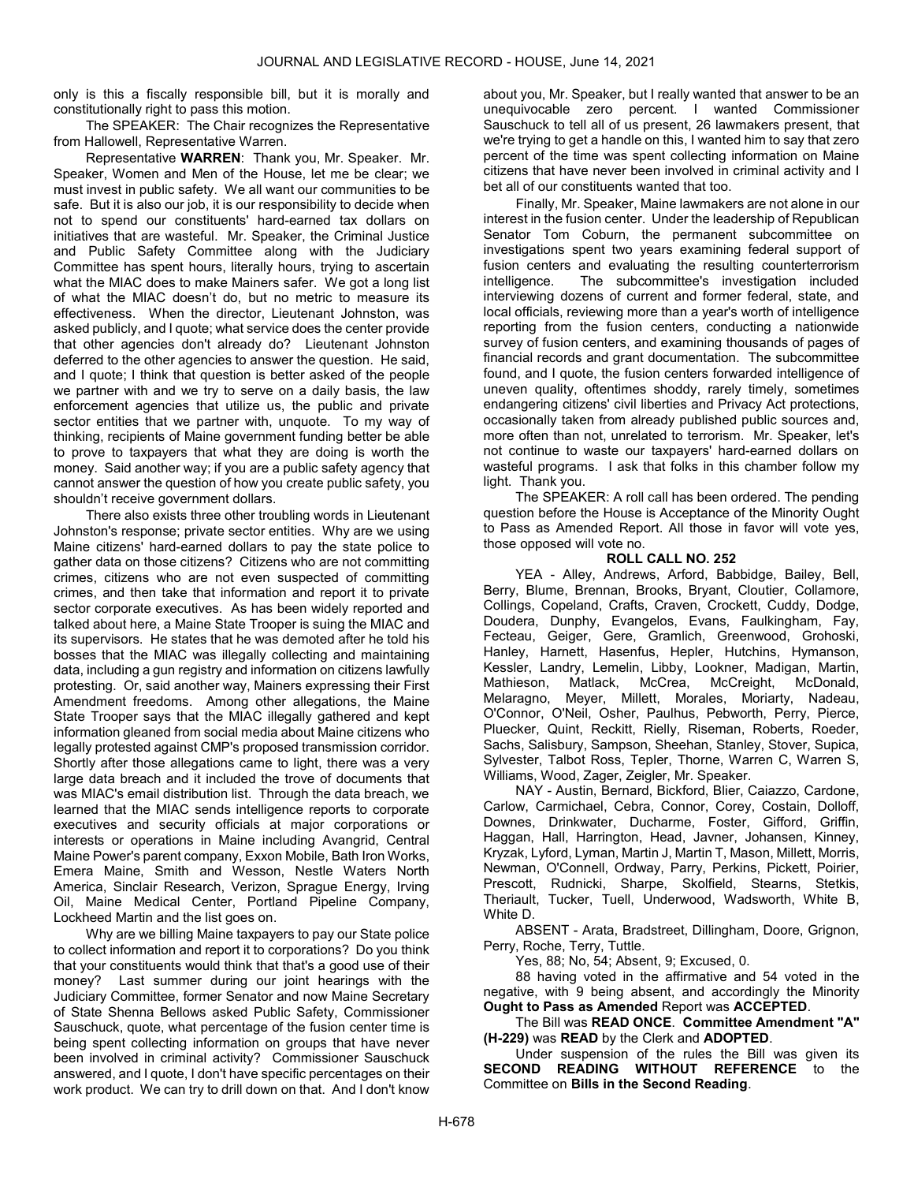only is this a fiscally responsible bill, but it is morally and constitutionally right to pass this motion.

The SPEAKER: The Chair recognizes the Representative from Hallowell, Representative Warren.

Representative **WARREN**: Thank you, Mr. Speaker. Mr. Speaker, Women and Men of the House, let me be clear; we must invest in public safety. We all want our communities to be safe. But it is also our job, it is our responsibility to decide when not to spend our constituents' hard-earned tax dollars on initiatives that are wasteful. Mr. Speaker, the Criminal Justice and Public Safety Committee along with the Judiciary Committee has spent hours, literally hours, trying to ascertain what the MIAC does to make Mainers safer. We got a long list of what the MIAC doesn't do, but no metric to measure its effectiveness. When the director, Lieutenant Johnston, was asked publicly, and I quote; what service does the center provide that other agencies don't already do? Lieutenant Johnston deferred to the other agencies to answer the question. He said, and I quote; I think that question is better asked of the people we partner with and we try to serve on a daily basis, the law enforcement agencies that utilize us, the public and private sector entities that we partner with, unquote. To my way of thinking, recipients of Maine government funding better be able to prove to taxpayers that what they are doing is worth the money. Said another way; if you are a public safety agency that cannot answer the question of how you create public safety, you shouldn't receive government dollars.

There also exists three other troubling words in Lieutenant Johnston's response; private sector entities. Why are we using Maine citizens' hard-earned dollars to pay the state police to gather data on those citizens? Citizens who are not committing crimes, citizens who are not even suspected of committing crimes, and then take that information and report it to private sector corporate executives. As has been widely reported and talked about here, a Maine State Trooper is suing the MIAC and its supervisors. He states that he was demoted after he told his bosses that the MIAC was illegally collecting and maintaining data, including a gun registry and information on citizens lawfully protesting. Or, said another way, Mainers expressing their First Amendment freedoms. Among other allegations, the Maine State Trooper says that the MIAC illegally gathered and kept information gleaned from social media about Maine citizens who legally protested against CMP's proposed transmission corridor. Shortly after those allegations came to light, there was a very large data breach and it included the trove of documents that was MIAC's email distribution list. Through the data breach, we learned that the MIAC sends intelligence reports to corporate executives and security officials at major corporations or interests or operations in Maine including Avangrid, Central Maine Power's parent company, Exxon Mobile, Bath Iron Works, Emera Maine, Smith and Wesson, Nestle Waters North America, Sinclair Research, Verizon, Sprague Energy, Irving Oil, Maine Medical Center, Portland Pipeline Company, Lockheed Martin and the list goes on.

Why are we billing Maine taxpayers to pay our State police to collect information and report it to corporations? Do you think that your constituents would think that that's a good use of their money? Last summer during our joint hearings with the Judiciary Committee, former Senator and now Maine Secretary of State Shenna Bellows asked Public Safety, Commissioner Sauschuck, quote, what percentage of the fusion center time is being spent collecting information on groups that have never been involved in criminal activity? Commissioner Sauschuck answered, and I quote, I don't have specific percentages on their work product. We can try to drill down on that. And I don't know about you, Mr. Speaker, but I really wanted that answer to be an unequivocable zero percent. I wanted Commissioner Sauschuck to tell all of us present, 26 lawmakers present, that we're trying to get a handle on this, I wanted him to say that zero percent of the time was spent collecting information on Maine citizens that have never been involved in criminal activity and I bet all of our constituents wanted that too.

Finally, Mr. Speaker, Maine lawmakers are not alone in our interest in the fusion center. Under the leadership of Republican Senator Tom Coburn, the permanent subcommittee on investigations spent two years examining federal support of fusion centers and evaluating the resulting counterterrorism intelligence. The subcommittee's investigation included interviewing dozens of current and former federal, state, and local officials, reviewing more than a year's worth of intelligence reporting from the fusion centers, conducting a nationwide survey of fusion centers, and examining thousands of pages of financial records and grant documentation. The subcommittee found, and I quote, the fusion centers forwarded intelligence of uneven quality, oftentimes shoddy, rarely timely, sometimes endangering citizens' civil liberties and Privacy Act protections, occasionally taken from already published public sources and, more often than not, unrelated to terrorism. Mr. Speaker, let's not continue to waste our taxpayers' hard-earned dollars on wasteful programs. I ask that folks in this chamber follow my light. Thank you.

The SPEAKER: A roll call has been ordered. The pending question before the House is Acceptance of the Minority Ought to Pass as Amended Report. All those in favor will vote yes, those opposed will vote no.

**ROLL CALL NO. 252**

YEA - Alley, Andrews, Arford, Babbidge, Bailey, Bell, Berry, Blume, Brennan, Brooks, Bryant, Cloutier, Collamore, Collings, Copeland, Crafts, Craven, Crockett, Cuddy, Dodge, Doudera, Dunphy, Evangelos, Evans, Faulkingham, Fay, Fecteau, Geiger, Gere, Gramlich, Greenwood, Grohoski, Hanley, Harnett, Hasenfus, Hepler, Hutchins, Hymanson, Kessler, Landry, Lemelin, Libby, Lookner, Madigan, Martin, Mathieson, Matlack, McCrea, McCreight, McDonald, Melaragno, Meyer, Millett, Morales, Moriarty, Nadeau, O'Connor, O'Neil, Osher, Paulhus, Pebworth, Perry, Pierce, Pluecker, Quint, Reckitt, Rielly, Riseman, Roberts, Roeder, Sachs, Salisbury, Sampson, Sheehan, Stanley, Stover, Supica, Sylvester, Talbot Ross, Tepler, Thorne, Warren C, Warren S, Williams, Wood, Zager, Zeigler, Mr. Speaker.

NAY - Austin, Bernard, Bickford, Blier, Caiazzo, Cardone, Carlow, Carmichael, Cebra, Connor, Corey, Costain, Dolloff, Downes, Drinkwater, Ducharme, Foster, Gifford, Griffin, Haggan, Hall, Harrington, Head, Javner, Johansen, Kinney, Kryzak, Lyford, Lyman, Martin J, Martin T, Mason, Millett, Morris, Newman, O'Connell, Ordway, Parry, Perkins, Pickett, Poirier, Prescott, Rudnicki, Sharpe, Skolfield, Stearns, Stetkis, Theriault, Tucker, Tuell, Underwood, Wadsworth, White B, White D.

ABSENT - Arata, Bradstreet, Dillingham, Doore, Grignon, Perry, Roche, Terry, Tuttle.

Yes, 88; No, 54; Absent, 9; Excused, 0.

88 having voted in the affirmative and 54 voted in the negative, with 9 being absent, and accordingly the Minority **Ought to Pass as Amended** Report was **ACCEPTED**.

The Bill was **READ ONCE**. **Committee Amendment "A" (H-229)** was **READ** by the Clerk and **ADOPTED**.

Under suspension of the rules the Bill was given its **SECOND READING WITHOUT REFERENCE** to the Committee on **Bills in the Second Reading**.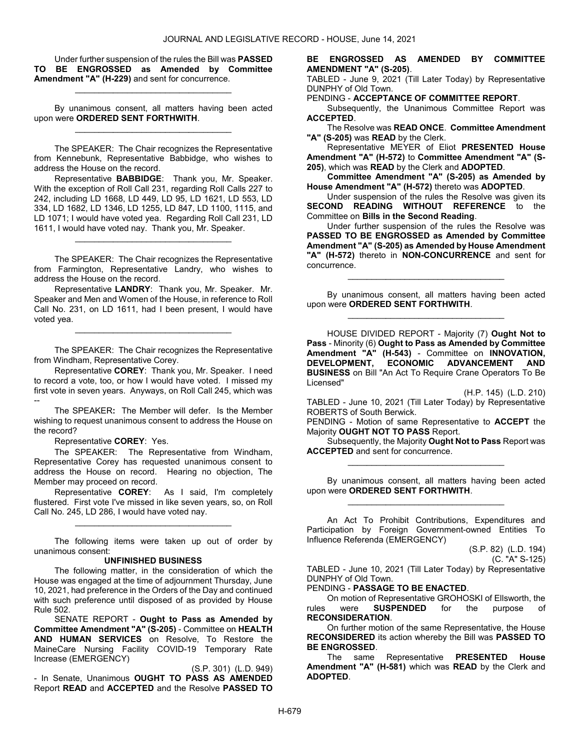Under further suspension of the rules the Bill was **PASSED TO BE ENGROSSED as Amended by Committee Amendment "A" (H-229)** and sent for concurrence.

_________________________________

By unanimous consent, all matters having been acted upon were **ORDERED SENT FORTHWITH**.

_________________________________

The SPEAKER: The Chair recognizes the Representative from Kennebunk, Representative Babbidge, who wishes to address the House on the record.

Representative **BABBIDGE**: Thank you, Mr. Speaker. With the exception of Roll Call 231, regarding Roll Calls 227 to 242, including LD 1668, LD 449, LD 95, LD 1621, LD 553, LD 334, LD 1682, LD 1346, LD 1255, LD 847, LD 1100, 1115, and LD 1071; I would have voted yea. Regarding Roll Call 231, LD 1611, I would have voted nay. Thank you, Mr. Speaker.

_________________________________

The SPEAKER: The Chair recognizes the Representative from Farmington, Representative Landry, who wishes to address the House on the record.

Representative **LANDRY**: Thank you, Mr. Speaker. Mr. Speaker and Men and Women of the House, in reference to Roll Call No. 231, on LD 1611, had I been present, I would have voted yea.

_________________________________

The SPEAKER: The Chair recognizes the Representative from Windham, Representative Corey.

Representative **COREY**: Thank you, Mr. Speaker. I need to record a vote, too, or how I would have voted. I missed my first vote in seven years. Anyways, on Roll Call 245, which was --

The SPEAKER**:** The Member will defer. Is the Member wishing to request unanimous consent to address the House on the record?

Representative **COREY**: Yes.

The SPEAKER: The Representative from Windham, Representative Corey has requested unanimous consent to address the House on record. Hearing no objection, The Member may proceed on record.

Representative **COREY**: As I said, I'm completely flustered. First vote I've missed in like seven years, so, on Roll Call No. 245, LD 286, I would have voted nay.

_________________________________

The following items were taken up out of order by unanimous consent:

**UNFINISHED BUSINESS**

The following matter, in the consideration of which the House was engaged at the time of adjournment Thursday, June 10, 2021, had preference in the Orders of the Day and continued with such preference until disposed of as provided by House Rule 502.

SENATE REPORT - **Ought to Pass as Amended by Committee Amendment "A" (S-205)** - Committee on **HEALTH AND HUMAN SERVICES** on Resolve, To Restore the MaineCare Nursing Facility COVID-19 Temporary Rate Increase (EMERGENCY)

(S.P. 301) (L.D. 949)

- In Senate, Unanimous **OUGHT TO PASS AS AMENDED** Report **READ** and **ACCEPTED** and the Resolve **PASSED TO BE ENGROSSED AS AMENDED BY COMMITTEE AMENDMENT "A" (S-205)**.

TABLED - June 9, 2021 (Till Later Today) by Representative DUNPHY of Old Town.

PENDING - **ACCEPTANCE OF COMMITTEE REPORT**.

Subsequently, the Unanimous Committee Report was **ACCEPTED**.

The Resolve was **READ ONCE**. **Committee Amendment "A" (S-205)** was **READ** by the Clerk.

Representative MEYER of Eliot **PRESENTED House Amendment "A" (H-572)** to **Committee Amendment "A" (S-205)**, which was **READ** by the Clerk and **ADOPTED**.

**Committee Amendment "A" (S-205) as Amended by House Amendment "A" (H-572)** thereto was **ADOPTED**.

Under suspension of the rules the Resolve was given its **SECOND READING WITHOUT REFERENCE** to the Committee on **Bills in the Second Reading**.

Under further suspension of the rules the Resolve was **PASSED TO BE ENGROSSED as Amended by Committee Amendment "A" (S-205) as Amended by House Amendment "A" (H-572)** thereto in **NON-CONCURRENCE** and sent for concurrence.

_________________________________

By unanimous consent, all matters having been acted upon were **ORDERED SENT FORTHWITH**.

_________________________________

HOUSE DIVIDED REPORT - Majority (7) **Ought Not to Pass** - Minority (6) **Ought to Pass as Amended by Committee Amendment "A" (H-543)** - Committee on **INNOVATION, DEVELOPMENT, ECONOMIC ADVANCEMENT AND BUSINESS** on Bill "An Act To Require Crane Operators To Be Licensed"

(H.P. 145) (L.D. 210)

TABLED - June 10, 2021 (Till Later Today) by Representative ROBERTS of South Berwick.

PENDING - Motion of same Representative to **ACCEPT** the Majority **OUGHT NOT TO PASS** Report.

Subsequently, the Majority **Ought Not to Pass** Report was **ACCEPTED** and sent for concurrence.

_________________________________

By unanimous consent, all matters having been acted upon were **ORDERED SENT FORTHWITH**.

_________________________________

An Act To Prohibit Contributions, Expenditures and Participation by Foreign Government-owned Entities To Influence Referenda (EMERGENCY)

(S.P. 82) (L.D. 194)
(C. "A" S-125)

TABLED - June 10, 2021 (Till Later Today) by Representative DUNPHY of Old Town.

PENDING - **PASSAGE TO BE ENACTED**.

On motion of Representative GROHOSKI of Ellsworth, the rules were **SUSPENDED** for the purpose of **RECONSIDERATION**.

On further motion of the same Representative, the House **RECONSIDERED** its action whereby the Bill was **PASSED TO BE ENGROSSED**.

The same Representative **PRESENTED House Amendment "A" (H-581)** which was **READ** by the Clerk and **ADOPTED**.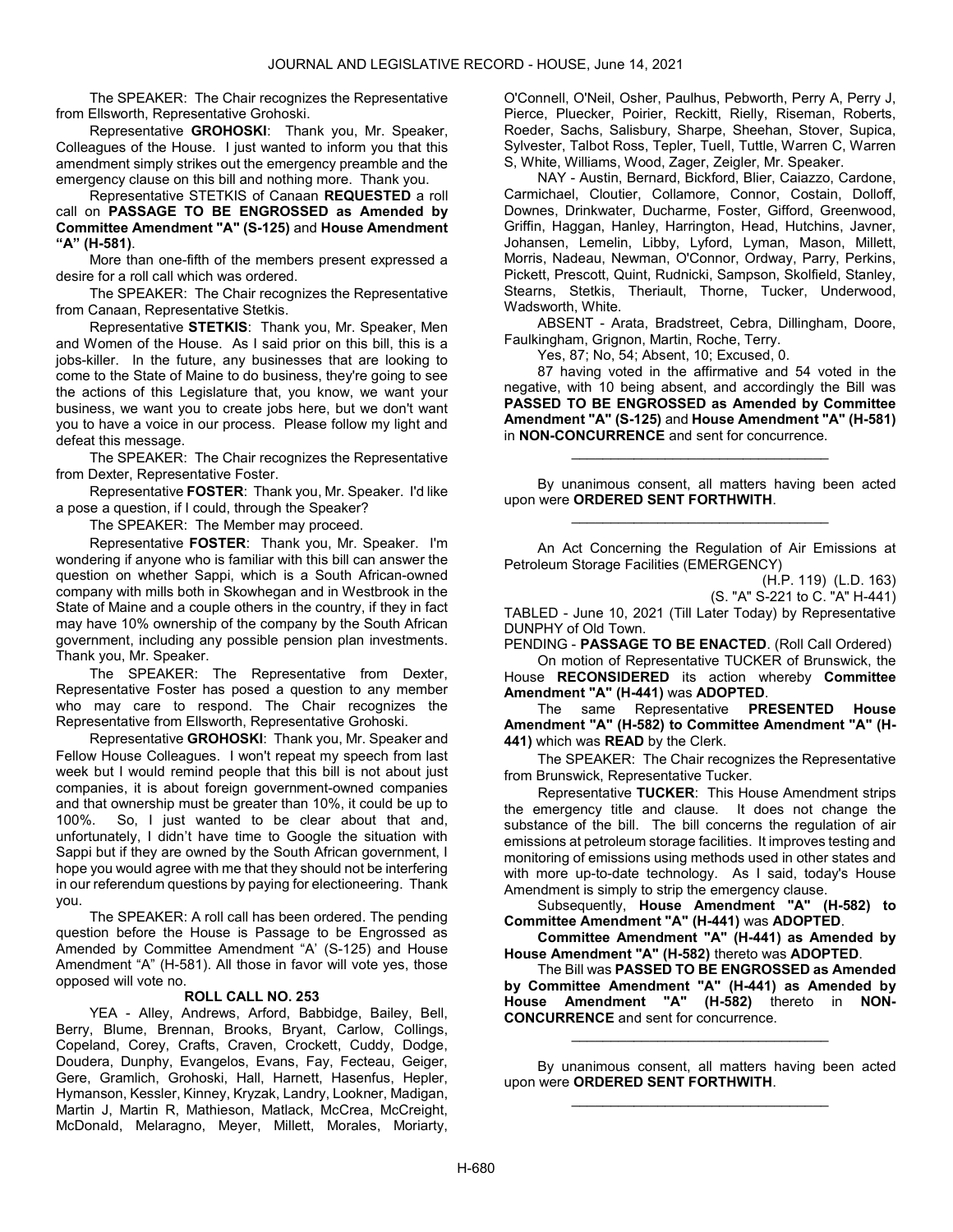The SPEAKER: The Chair recognizes the Representative from Ellsworth, Representative Grohoski.

Representative **GROHOSKI**: Thank you, Mr. Speaker, Colleagues of the House. I just wanted to inform you that this amendment simply strikes out the emergency preamble and the emergency clause on this bill and nothing more. Thank you.

Representative STETKIS of Canaan **REQUESTED** a roll call on **PASSAGE TO BE ENGROSSED as Amended by Committee Amendment "A" (S-125)** and **House Amendment "A" (H-581)**.

More than one-fifth of the members present expressed a desire for a roll call which was ordered.

The SPEAKER: The Chair recognizes the Representative from Canaan, Representative Stetkis.

Representative **STETKIS**: Thank you, Mr. Speaker, Men and Women of the House. As I said prior on this bill, this is a jobs-killer. In the future, any businesses that are looking to come to the State of Maine to do business, they're going to see the actions of this Legislature that, you know, we want your business, we want you to create jobs here, but we don't want you to have a voice in our process. Please follow my light and defeat this message.

The SPEAKER: The Chair recognizes the Representative from Dexter, Representative Foster.

Representative **FOSTER**: Thank you, Mr. Speaker. I'd like a pose a question, if I could, through the Speaker?

The SPEAKER: The Member may proceed.

Representative **FOSTER**: Thank you, Mr. Speaker. I'm wondering if anyone who is familiar with this bill can answer the question on whether Sappi, which is a South African-owned company with mills both in Skowhegan and in Westbrook in the State of Maine and a couple others in the country, if they in fact may have 10% ownership of the company by the South African government, including any possible pension plan investments. Thank you, Mr. Speaker.

The SPEAKER: The Representative from Dexter, Representative Foster has posed a question to any member who may care to respond. The Chair recognizes the Representative from Ellsworth, Representative Grohoski.

Representative **GROHOSKI**: Thank you, Mr. Speaker and Fellow House Colleagues. I won't repeat my speech from last week but I would remind people that this bill is not about just companies, it is about foreign government-owned companies and that ownership must be greater than 10%, it could be up to 100%. So, I just wanted to be clear about that and, unfortunately, I didn't have time to Google the situation with Sappi but if they are owned by the South African government, I hope you would agree with me that they should not be interfering in our referendum questions by paying for electioneering. Thank you.

The SPEAKER: A roll call has been ordered. The pending question before the House is Passage to be Engrossed as Amended by Committee Amendment "A' (S-125) and House Amendment "A" (H-581). All those in favor will vote yes, those opposed will vote no.

**ROLL CALL NO. 253**

YEA - Alley, Andrews, Arford, Babbidge, Bailey, Bell, Berry, Blume, Brennan, Brooks, Bryant, Carlow, Collings, Copeland, Corey, Crafts, Craven, Crockett, Cuddy, Dodge, Doudera, Dunphy, Evangelos, Evans, Fay, Fecteau, Geiger, Gere, Gramlich, Grohoski, Hall, Harnett, Hasenfus, Hepler, Hymanson, Kessler, Kinney, Kryzak, Landry, Lookner, Madigan, Martin J, Martin R, Mathieson, Matlack, McCrea, McCreight, McDonald, Melaragno, Meyer, Millett, Morales, Moriarty, O'Connell, O'Neil, Osher, Paulhus, Pebworth, Perry A, Perry J, Pierce, Pluecker, Poirier, Reckitt, Rielly, Riseman, Roberts, Roeder, Sachs, Salisbury, Sharpe, Sheehan, Stover, Supica, Sylvester, Talbot Ross, Tepler, Tuell, Tuttle, Warren C, Warren S, White, Williams, Wood, Zager, Zeigler, Mr. Speaker.

NAY - Austin, Bernard, Bickford, Blier, Caiazzo, Cardone, Carmichael, Cloutier, Collamore, Connor, Costain, Dolloff, Downes, Drinkwater, Ducharme, Foster, Gifford, Greenwood, Griffin, Haggan, Hanley, Harrington, Head, Hutchins, Javner, Johansen, Lemelin, Libby, Lyford, Lyman, Mason, Millett, Morris, Nadeau, Newman, O'Connor, Ordway, Parry, Perkins, Pickett, Prescott, Quint, Rudnicki, Sampson, Skolfield, Stanley, Stearns, Stetkis, Theriault, Thorne, Tucker, Underwood, Wadsworth, White.

ABSENT - Arata, Bradstreet, Cebra, Dillingham, Doore, Faulkingham, Grignon, Martin, Roche, Terry.

Yes, 87; No, 54; Absent, 10; Excused, 0.

87 having voted in the affirmative and 54 voted in the negative, with 10 being absent, and accordingly the Bill was **PASSED TO BE ENGROSSED as Amended by Committee Amendment "A" (S-125)** and **House Amendment "A" (H-581)** in **NON-CONCURRENCE** and sent for concurrence.

---

By unanimous consent, all matters having been acted upon were **ORDERED SENT FORTHWITH**.

---

An Act Concerning the Regulation of Air Emissions at Petroleum Storage Facilities (EMERGENCY)

(H.P. 119) (L.D. 163)
(S. "A" S-221 to C. "A" H-441)

TABLED - June 10, 2021 (Till Later Today) by Representative DUNPHY of Old Town.

PENDING - **PASSAGE TO BE ENACTED**. (Roll Call Ordered)

On motion of Representative TUCKER of Brunswick, the House **RECONSIDERED** its action whereby **Committee Amendment "A" (H-441)** was **ADOPTED**.

The same Representative **PRESENTED House Amendment "A" (H-582) to Committee Amendment "A" (H-441)** which was **READ** by the Clerk.

The SPEAKER: The Chair recognizes the Representative from Brunswick, Representative Tucker.

Representative **TUCKER**: This House Amendment strips the emergency title and clause. It does not change the substance of the bill. The bill concerns the regulation of air emissions at petroleum storage facilities. It improves testing and monitoring of emissions using methods used in other states and with more up-to-date technology. As I said, today's House Amendment is simply to strip the emergency clause.

Subsequently, **House Amendment "A" (H-582) to Committee Amendment "A" (H-441)** was **ADOPTED**.

**Committee Amendment "A" (H-441) as Amended by House Amendment "A" (H-582)** thereto was **ADOPTED**.

The Bill was **PASSED TO BE ENGROSSED as Amended by Committee Amendment "A" (H-441) as Amended by House Amendment "A" (H-582)** thereto in **NON-CONCURRENCE** and sent for concurrence.

---

By unanimous consent, all matters having been acted upon were **ORDERED SENT FORTHWITH**.

---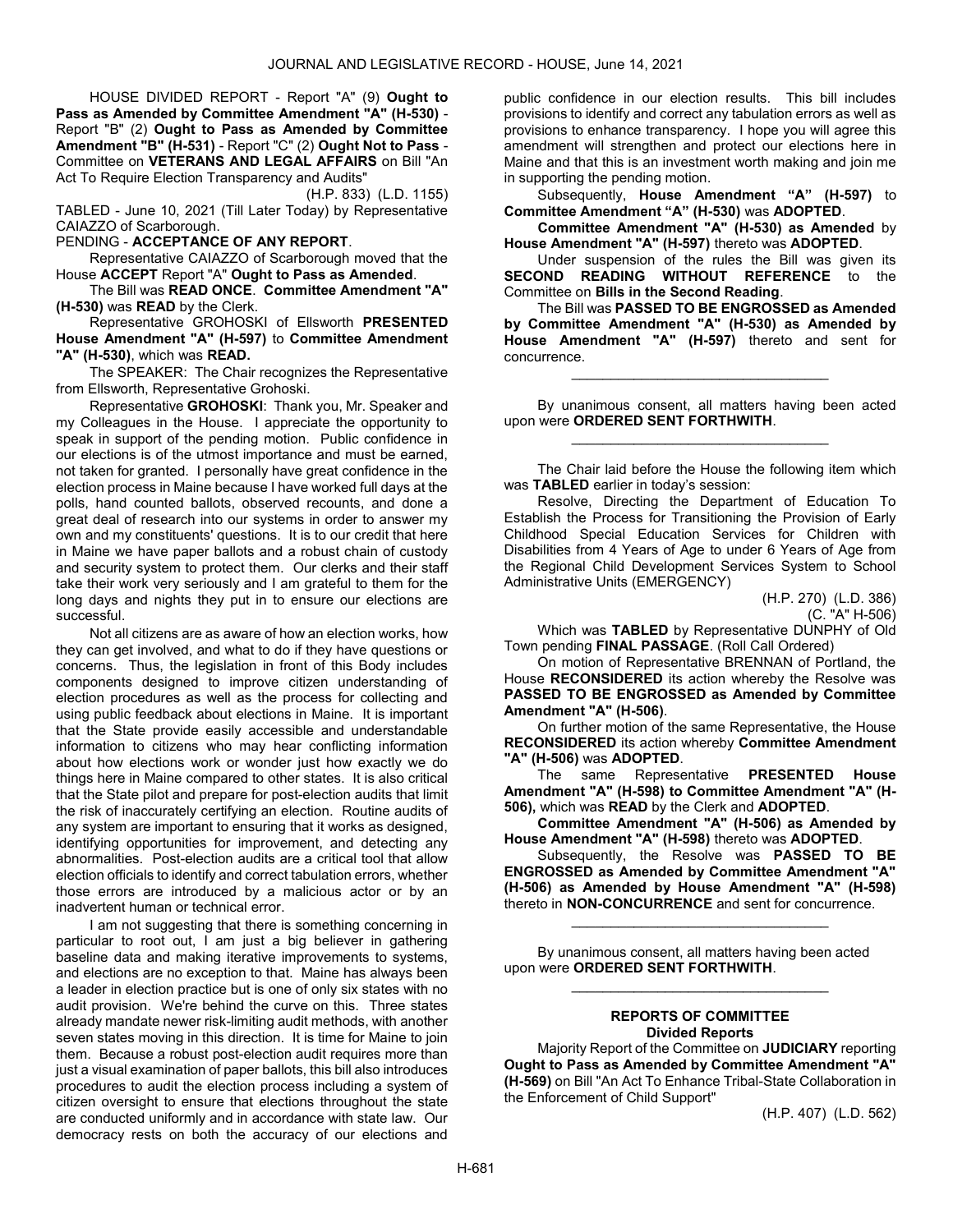HOUSE DIVIDED REPORT - Report "A" (9) **Ought to Pass as Amended by Committee Amendment "A" (H-530)** - Report "B" (2) **Ought to Pass as Amended by Committee Amendment "B" (H-531)** - Report "C" (2) **Ought Not to Pass** - Committee on **VETERANS AND LEGAL AFFAIRS** on Bill "An Act To Require Election Transparency and Audits"

(H.P. 833) (L.D. 1155)

TABLED - June 10, 2021 (Till Later Today) by Representative CAIAZZO of Scarborough.

PENDING - **ACCEPTANCE OF ANY REPORT**.

Representative CAIAZZO of Scarborough moved that the House **ACCEPT** Report "A" **Ought to Pass as Amended**.

The Bill was **READ ONCE**. **Committee Amendment "A" (H-530)** was **READ** by the Clerk.

Representative GROHOSKI of Ellsworth **PRESENTED House Amendment "A" (H-597)** to **Committee Amendment "A" (H-530)**, which was **READ.**

The SPEAKER: The Chair recognizes the Representative from Ellsworth, Representative Grohoski.

Representative **GROHOSKI**: Thank you, Mr. Speaker and my Colleagues in the House. I appreciate the opportunity to speak in support of the pending motion. Public confidence in our elections is of the utmost importance and must be earned, not taken for granted. I personally have great confidence in the election process in Maine because I have worked full days at the polls, hand counted ballots, observed recounts, and done a great deal of research into our systems in order to answer my own and my constituents' questions. It is to our credit that here in Maine we have paper ballots and a robust chain of custody and security system to protect them. Our clerks and their staff take their work very seriously and I am grateful to them for the long days and nights they put in to ensure our elections are successful.

Not all citizens are as aware of how an election works, how they can get involved, and what to do if they have questions or concerns. Thus, the legislation in front of this Body includes components designed to improve citizen understanding of election procedures as well as the process for collecting and using public feedback about elections in Maine. It is important that the State provide easily accessible and understandable information to citizens who may hear conflicting information about how elections work or wonder just how exactly we do things here in Maine compared to other states. It is also critical that the State pilot and prepare for post-election audits that limit the risk of inaccurately certifying an election. Routine audits of any system are important to ensuring that it works as designed, identifying opportunities for improvement, and detecting any abnormalities. Post-election audits are a critical tool that allow election officials to identify and correct tabulation errors, whether those errors are introduced by a malicious actor or by an inadvertent human or technical error.

I am not suggesting that there is something concerning in particular to root out, I am just a big believer in gathering baseline data and making iterative improvements to systems, and elections are no exception to that. Maine has always been a leader in election practice but is one of only six states with no audit provision. We're behind the curve on this. Three states already mandate newer risk-limiting audit methods, with another seven states moving in this direction. It is time for Maine to join them. Because a robust post-election audit requires more than just a visual examination of paper ballots, this bill also introduces procedures to audit the election process including a system of citizen oversight to ensure that elections throughout the state are conducted uniformly and in accordance with state law. Our democracy rests on both the accuracy of our elections and public confidence in our election results. This bill includes provisions to identify and correct any tabulation errors as well as provisions to enhance transparency. I hope you will agree this amendment will strengthen and protect our elections here in Maine and that this is an investment worth making and join me in supporting the pending motion.

Subsequently, **House Amendment "A" (H-597)** to **Committee Amendment "A" (H-530)** was **ADOPTED**.

**Committee Amendment "A" (H-530) as Amended** by **House Amendment "A" (H-597)** thereto was **ADOPTED**.

Under suspension of the rules the Bill was given its **SECOND READING WITHOUT REFERENCE** to the Committee on **Bills in the Second Reading**.

The Bill was **PASSED TO BE ENGROSSED as Amended by Committee Amendment "A" (H-530) as Amended by House Amendment "A" (H-597)** thereto and sent for concurrence.

_________________________________

By unanimous consent, all matters having been acted upon were **ORDERED SENT FORTHWITH**.

_________________________________

The Chair laid before the House the following item which was **TABLED** earlier in today's session:

Resolve, Directing the Department of Education To Establish the Process for Transitioning the Provision of Early Childhood Special Education Services for Children with Disabilities from 4 Years of Age to under 6 Years of Age from the Regional Child Development Services System to School Administrative Units (EMERGENCY)

(H.P. 270) (L.D. 386)
(C. "A" H-506)

Which was **TABLED** by Representative DUNPHY of Old Town pending **FINAL PASSAGE**. (Roll Call Ordered)

On motion of Representative BRENNAN of Portland, the House **RECONSIDERED** its action whereby the Resolve was **PASSED TO BE ENGROSSED as Amended by Committee Amendment "A" (H-506)**.

On further motion of the same Representative, the House **RECONSIDERED** its action whereby **Committee Amendment "A" (H-506)** was **ADOPTED**.

The same Representative **PRESENTED House Amendment "A" (H-598) to Committee Amendment "A" (H-506),** which was **READ** by the Clerk and **ADOPTED**.

**Committee Amendment "A" (H-506) as Amended by House Amendment "A" (H-598)** thereto was **ADOPTED**.

Subsequently, the Resolve was **PASSED TO BE ENGROSSED as Amended by Committee Amendment "A" (H-506) as Amended by House Amendment "A" (H-598)** thereto in **NON-CONCURRENCE** and sent for concurrence.

_________________________________

By unanimous consent, all matters having been acted upon were **ORDERED SENT FORTHWITH**.

_________________________________

## REPORTS OF COMMITTEE
### Divided Reports

Majority Report of the Committee on **JUDICIARY** reporting **Ought to Pass as Amended by Committee Amendment "A" (H-569)** on Bill "An Act To Enhance Tribal-State Collaboration in the Enforcement of Child Support"

(H.P. 407) (L.D. 562)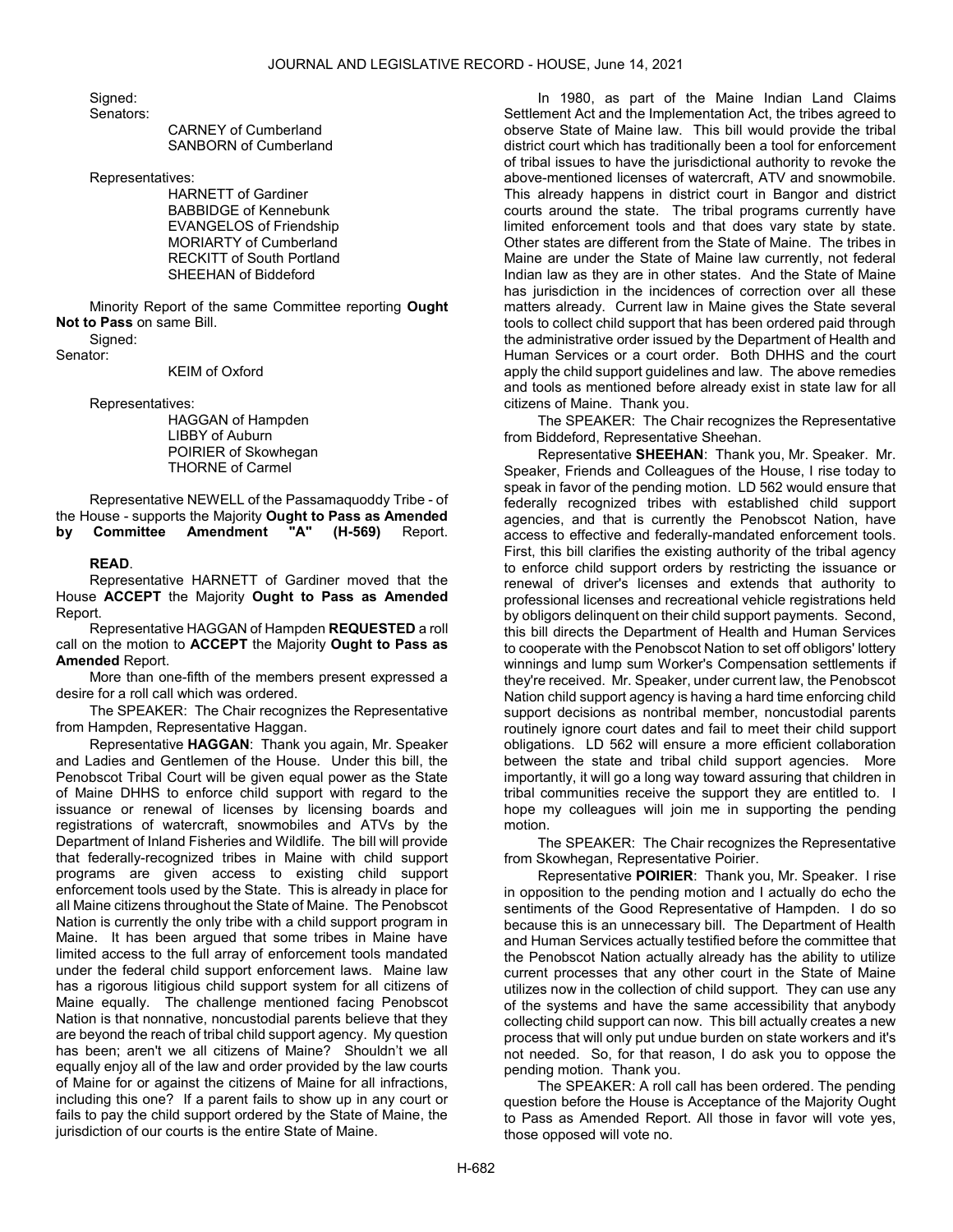Signed:

Senators:

CARNEY of Cumberland
SANBORN of Cumberland

Representatives:

HARNETT of Gardiner
BABBIDGE of Kennebunk
EVANGELOS of Friendship
MORIARTY of Cumberland
RECKITT of South Portland
SHEEHAN of Biddeford

Minority Report of the same Committee reporting **Ought Not to Pass** on same Bill.

Signed:

Senator:

KEIM of Oxford

Representatives:

HAGGAN of Hampden
LIBBY of Auburn
POIRIER of Skowhegan
THORNE of Carmel

Representative NEWELL of the Passamaquoddy Tribe - of the House - supports the Majority **Ought to Pass as Amended by Committee Amendment "A" (H-569)** Report.

**READ**.

Representative HARNETT of Gardiner moved that the House **ACCEPT** the Majority **Ought to Pass as Amended** Report.

Representative HAGGAN of Hampden **REQUESTED** a roll call on the motion to **ACCEPT** the Majority **Ought to Pass as Amended** Report.

More than one-fifth of the members present expressed a desire for a roll call which was ordered.

The SPEAKER: The Chair recognizes the Representative from Hampden, Representative Haggan.

Representative **HAGGAN**: Thank you again, Mr. Speaker and Ladies and Gentlemen of the House. Under this bill, the Penobscot Tribal Court will be given equal power as the State of Maine DHHS to enforce child support with regard to the issuance or renewal of licenses by licensing boards and registrations of watercraft, snowmobiles and ATVs by the Department of Inland Fisheries and Wildlife. The bill will provide that federally-recognized tribes in Maine with child support programs are given access to existing child support enforcement tools used by the State. This is already in place for all Maine citizens throughout the State of Maine. The Penobscot Nation is currently the only tribe with a child support program in Maine. It has been argued that some tribes in Maine have limited access to the full array of enforcement tools mandated under the federal child support enforcement laws. Maine law has a rigorous litigious child support system for all citizens of Maine equally. The challenge mentioned facing Penobscot Nation is that nonnative, noncustodial parents believe that they are beyond the reach of tribal child support agency. My question has been; aren't we all citizens of Maine? Shouldn't we all equally enjoy all of the law and order provided by the law courts of Maine for or against the citizens of Maine for all infractions, including this one? If a parent fails to show up in any court or fails to pay the child support ordered by the State of Maine, the jurisdiction of our courts is the entire State of Maine.

In 1980, as part of the Maine Indian Land Claims Settlement Act and the Implementation Act, the tribes agreed to observe State of Maine law. This bill would provide the tribal district court which has traditionally been a tool for enforcement of tribal issues to have the jurisdictional authority to revoke the above-mentioned licenses of watercraft, ATV and snowmobile. This already happens in district court in Bangor and district courts around the state. The tribal programs currently have limited enforcement tools and that does vary state by state. Other states are different from the State of Maine. The tribes in Maine are under the State of Maine law currently, not federal Indian law as they are in other states. And the State of Maine has jurisdiction in the incidences of correction over all these matters already. Current law in Maine gives the State several tools to collect child support that has been ordered paid through the administrative order issued by the Department of Health and Human Services or a court order. Both DHHS and the court apply the child support guidelines and law. The above remedies and tools as mentioned before already exist in state law for all citizens of Maine. Thank you.

The SPEAKER: The Chair recognizes the Representative from Biddeford, Representative Sheehan.

Representative **SHEEHAN**: Thank you, Mr. Speaker. Mr. Speaker, Friends and Colleagues of the House, I rise today to speak in favor of the pending motion. LD 562 would ensure that federally recognized tribes with established child support agencies, and that is currently the Penobscot Nation, have access to effective and federally-mandated enforcement tools. First, this bill clarifies the existing authority of the tribal agency to enforce child support orders by restricting the issuance or renewal of driver's licenses and extends that authority to professional licenses and recreational vehicle registrations held by obligors delinquent on their child support payments. Second, this bill directs the Department of Health and Human Services to cooperate with the Penobscot Nation to set off obligors' lottery winnings and lump sum Worker's Compensation settlements if they're received. Mr. Speaker, under current law, the Penobscot Nation child support agency is having a hard time enforcing child support decisions as nontribal member, noncustodial parents routinely ignore court dates and fail to meet their child support obligations. LD 562 will ensure a more efficient collaboration between the state and tribal child support agencies. More importantly, it will go a long way toward assuring that children in tribal communities receive the support they are entitled to. I hope my colleagues will join me in supporting the pending motion.

The SPEAKER: The Chair recognizes the Representative from Skowhegan, Representative Poirier.

Representative **POIRIER**: Thank you, Mr. Speaker. I rise in opposition to the pending motion and I actually do echo the sentiments of the Good Representative of Hampden. I do so because this is an unnecessary bill. The Department of Health and Human Services actually testified before the committee that the Penobscot Nation actually already has the ability to utilize current processes that any other court in the State of Maine utilizes now in the collection of child support. They can use any of the systems and have the same accessibility that anybody collecting child support can now. This bill actually creates a new process that will only put undue burden on state workers and it's not needed. So, for that reason, I do ask you to oppose the pending motion. Thank you.

The SPEAKER: A roll call has been ordered. The pending question before the House is Acceptance of the Majority Ought to Pass as Amended Report. All those in favor will vote yes, those opposed will vote no.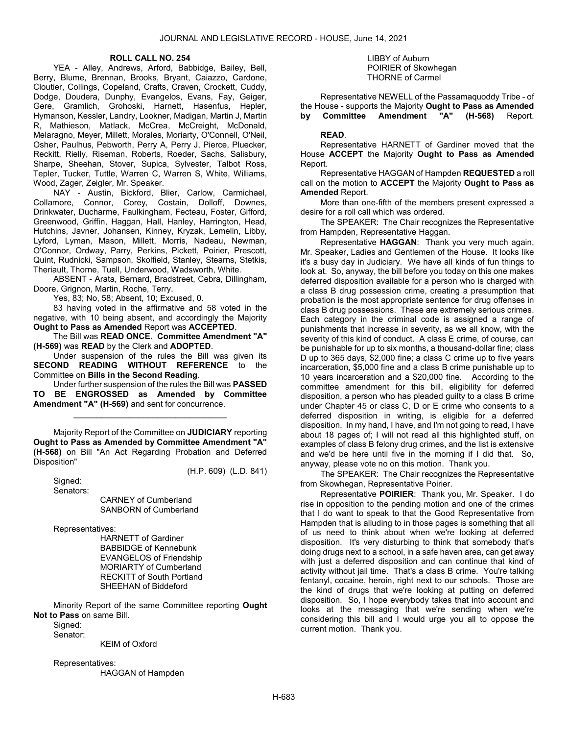**ROLL CALL NO. 254**

YEA - Alley, Andrews, Arford, Babbidge, Bailey, Bell, Berry, Blume, Brennan, Brooks, Bryant, Caiazzo, Cardone, Cloutier, Collings, Copeland, Crafts, Craven, Crockett, Cuddy, Dodge, Doudera, Dunphy, Evangelos, Evans, Fay, Geiger, Gere, Gramlich, Grohoski, Harnett, Hasenfus, Hepler, Hymanson, Kessler, Landry, Lookner, Madigan, Martin J, Martin R, Mathieson, Matlack, McCrea, McCreight, McDonald, Melaragno, Meyer, Millett, Morales, Moriarty, O'Connell, O'Neil, Osher, Paulhus, Pebworth, Perry A, Perry J, Pierce, Pluecker, Reckitt, Rielly, Riseman, Roberts, Roeder, Sachs, Salisbury, Sharpe, Sheehan, Stover, Supica, Sylvester, Talbot Ross, Tepler, Tucker, Tuttle, Warren C, Warren S, White, Williams, Wood, Zager, Zeigler, Mr. Speaker.

NAY - Austin, Bickford, Blier, Carlow, Carmichael, Collamore, Connor, Corey, Costain, Dolloff, Downes, Drinkwater, Ducharme, Faulkingham, Fecteau, Foster, Gifford, Greenwood, Griffin, Haggan, Hall, Hanley, Harrington, Head, Hutchins, Javner, Johansen, Kinney, Kryzak, Lemelin, Libby, Lyford, Lyman, Mason, Millett, Morris, Nadeau, Newman, O'Connor, Ordway, Parry, Perkins, Pickett, Poirier, Prescott, Quint, Rudnicki, Sampson, Skolfield, Stanley, Stearns, Stetkis, Theriault, Thorne, Tuell, Underwood, Wadsworth, White.

ABSENT - Arata, Bernard, Bradstreet, Cebra, Dillingham, Doore, Grignon, Martin, Roche, Terry.

Yes, 83; No, 58; Absent, 10; Excused, 0.

83 having voted in the affirmative and 58 voted in the negative, with 10 being absent, and accordingly the Majority **Ought to Pass as Amended** Report was **ACCEPTED**.

The Bill was **READ ONCE**. **Committee Amendment "A" (H-569)** was **READ** by the Clerk and **ADOPTED**.

Under suspension of the rules the Bill was given its **SECOND READING WITHOUT REFERENCE** to the Committee on **Bills in the Second Reading**.

Under further suspension of the rules the Bill was **PASSED TO BE ENGROSSED as Amended by Committee Amendment "A" (H-569)** and sent for concurrence.

_________________________________

Majority Report of the Committee on **JUDICIARY** reporting **Ought to Pass as Amended by Committee Amendment "A" (H-568)** on Bill "An Act Regarding Probation and Deferred Disposition"

(H.P. 609) (L.D. 841)

Signed:
Senators:

CARNEY of Cumberland
SANBORN of Cumberland

Representatives:

HARNETT of Gardiner
BABBIDGE of Kennebunk
EVANGELOS of Friendship
MORIARTY of Cumberland
RECKITT of South Portland
SHEEHAN of Biddeford

Minority Report of the same Committee reporting **Ought Not to Pass** on same Bill.

Signed:
Senator:

KEIM of Oxford

Representatives:

HAGGAN of Hampden
LIBBY of Auburn
POIRIER of Skowhegan
THORNE of Carmel

Representative NEWELL of the Passamaquoddy Tribe - of the House - supports the Majority **Ought to Pass as Amended by Committee Amendment "A" (H-568)** Report.

**READ**.

Representative HARNETT of Gardiner moved that the House **ACCEPT** the Majority **Ought to Pass as Amended** Report.

Representative HAGGAN of Hampden **REQUESTED** a roll call on the motion to **ACCEPT** the Majority **Ought to Pass as Amended** Report.

More than one-fifth of the members present expressed a desire for a roll call which was ordered.

The SPEAKER: The Chair recognizes the Representative from Hampden, Representative Haggan.

Representative **HAGGAN**: Thank you very much again, Mr. Speaker, Ladies and Gentlemen of the House. It looks like it's a busy day in Judiciary. We have all kinds of fun things to look at. So, anyway, the bill before you today on this one makes deferred disposition available for a person who is charged with a class B drug possession crime, creating a presumption that probation is the most appropriate sentence for drug offenses in class B drug possessions. These are extremely serious crimes. Each category in the criminal code is assigned a range of punishments that increase in severity, as we all know, with the severity of this kind of conduct. A class E crime, of course, can be punishable for up to six months, a thousand-dollar fine; class D up to 365 days, $2,000 fine; a class C crime up to five years incarceration, $5,000 fine and a class B crime punishable up to 10 years incarceration and a $20,000 fine. According to the committee amendment for this bill, eligibility for deferred disposition, a person who has pleaded guilty to a class B crime under Chapter 45 or class C, D or E crime who consents to a deferred disposition in writing, is eligible for a deferred disposition. In my hand, I have, and I'm not going to read, I have about 18 pages of; I will not read all this highlighted stuff, on examples of class B felony drug crimes, and the list is extensive and we'd be here until five in the morning if I did that. So, anyway, please vote no on this motion. Thank you.

The SPEAKER: The Chair recognizes the Representative from Skowhegan, Representative Poirier.

Representative **POIRIER**: Thank you, Mr. Speaker. I do rise in opposition to the pending motion and one of the crimes that I do want to speak to that the Good Representative from Hampden that is alluding to in those pages is something that all of us need to think about when we're looking at deferred disposition. It's very disturbing to think that somebody that's doing drugs next to a school, in a safe haven area, can get away with just a deferred disposition and can continue that kind of activity without jail time. That's a class B crime. You're talking fentanyl, cocaine, heroin, right next to our schools. Those are the kind of drugs that we're looking at putting on deferred disposition. So, I hope everybody takes that into account and looks at the messaging that we're sending when we're considering this bill and I would urge you all to oppose the current motion. Thank you.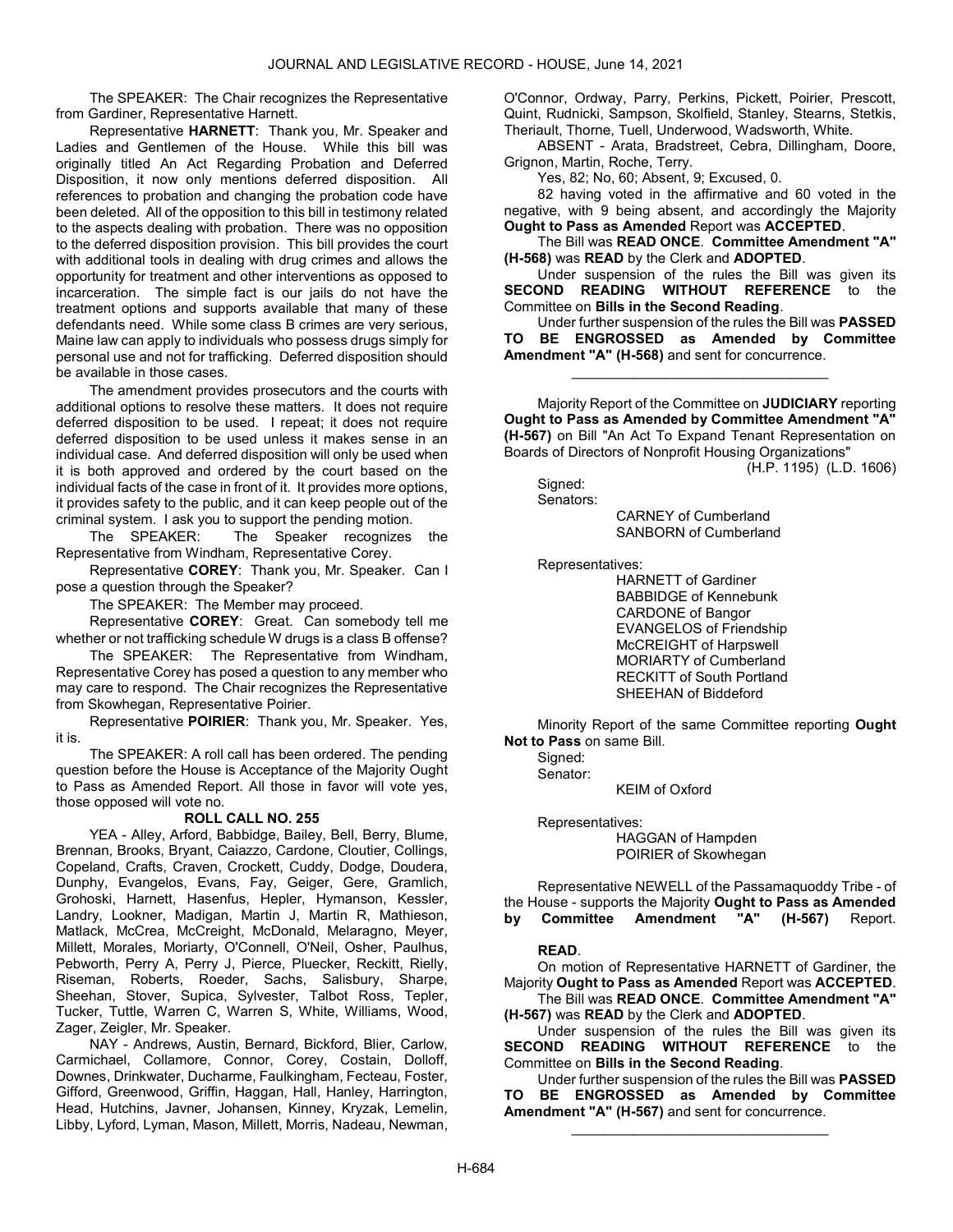The SPEAKER: The Chair recognizes the Representative from Gardiner, Representative Harnett.

Representative **HARNETT**: Thank you, Mr. Speaker and Ladies and Gentlemen of the House. While this bill was originally titled An Act Regarding Probation and Deferred Disposition, it now only mentions deferred disposition. All references to probation and changing the probation code have been deleted. All of the opposition to this bill in testimony related to the aspects dealing with probation. There was no opposition to the deferred disposition provision. This bill provides the court with additional tools in dealing with drug crimes and allows the opportunity for treatment and other interventions as opposed to incarceration. The simple fact is our jails do not have the treatment options and supports available that many of these defendants need. While some class B crimes are very serious, Maine law can apply to individuals who possess drugs simply for personal use and not for trafficking. Deferred disposition should be available in those cases.

The amendment provides prosecutors and the courts with additional options to resolve these matters. It does not require deferred disposition to be used. I repeat; it does not require deferred disposition to be used unless it makes sense in an individual case. And deferred disposition will only be used when it is both approved and ordered by the court based on the individual facts of the case in front of it. It provides more options, it provides safety to the public, and it can keep people out of the criminal system. I ask you to support the pending motion.

The SPEAKER: The Speaker recognizes the Representative from Windham, Representative Corey.

Representative **COREY**: Thank you, Mr. Speaker. Can I pose a question through the Speaker?

The SPEAKER: The Member may proceed.

Representative **COREY**: Great. Can somebody tell me whether or not trafficking schedule W drugs is a class B offense?

The SPEAKER: The Representative from Windham, Representative Corey has posed a question to any member who may care to respond. The Chair recognizes the Representative from Skowhegan, Representative Poirier.

Representative **POIRIER**: Thank you, Mr. Speaker. Yes, it is.

The SPEAKER: A roll call has been ordered. The pending question before the House is Acceptance of the Majority Ought to Pass as Amended Report. All those in favor will vote yes, those opposed will vote no.

**ROLL CALL NO. 255**

YEA - Alley, Arford, Babbidge, Bailey, Bell, Berry, Blume, Brennan, Brooks, Bryant, Caiazzo, Cardone, Cloutier, Collings, Copeland, Crafts, Craven, Crockett, Cuddy, Dodge, Doudera, Dunphy, Evangelos, Evans, Fay, Geiger, Gere, Gramlich, Grohoski, Harnett, Hasenfus, Hepler, Hymanson, Kessler, Landry, Lookner, Madigan, Martin J, Martin R, Mathieson, Matlack, McCrea, McCreight, McDonald, Melaragno, Meyer, Millett, Morales, Moriarty, O'Connell, O'Neil, Osher, Paulhus, Pebworth, Perry A, Perry J, Pierce, Pluecker, Reckitt, Rielly, Riseman, Roberts, Roeder, Sachs, Salisbury, Sharpe, Sheehan, Stover, Supica, Sylvester, Talbot Ross, Tepler, Tucker, Tuttle, Warren C, Warren S, White, Williams, Wood, Zager, Zeigler, Mr. Speaker.

NAY - Andrews, Austin, Bernard, Bickford, Blier, Carlow, Carmichael, Collamore, Connor, Corey, Costain, Dolloff, Downes, Drinkwater, Ducharme, Faulkingham, Fecteau, Foster, Gifford, Greenwood, Griffin, Haggan, Hall, Hanley, Harrington, Head, Hutchins, Javner, Johansen, Kinney, Kryzak, Lemelin, Libby, Lyford, Lyman, Mason, Millett, Morris, Nadeau, Newman, O'Connor, Ordway, Parry, Perkins, Pickett, Poirier, Prescott, Quint, Rudnicki, Sampson, Skolfield, Stanley, Stearns, Stetkis, Theriault, Thorne, Tuell, Underwood, Wadsworth, White.

ABSENT - Arata, Bradstreet, Cebra, Dillingham, Doore, Grignon, Martin, Roche, Terry.

Yes, 82; No, 60; Absent, 9; Excused, 0.

82 having voted in the affirmative and 60 voted in the negative, with 9 being absent, and accordingly the Majority **Ought to Pass as Amended** Report was **ACCEPTED**.

The Bill was **READ ONCE**. **Committee Amendment "A" (H-568)** was **READ** by the Clerk and **ADOPTED**.

Under suspension of the rules the Bill was given its **SECOND READING WITHOUT REFERENCE** to the Committee on **Bills in the Second Reading**.

Under further suspension of the rules the Bill was **PASSED TO BE ENGROSSED as Amended by Committee Amendment "A" (H-568)** and sent for concurrence.

_________________________________

Majority Report of the Committee on **JUDICIARY** reporting **Ought to Pass as Amended by Committee Amendment "A" (H-567)** on Bill "An Act To Expand Tenant Representation on Boards of Directors of Nonprofit Housing Organizations"

(H.P. 1195) (L.D. 1606)

Signed:

Senators:

CARNEY of Cumberland
SANBORN of Cumberland

Representatives:

HARNETT of Gardiner
BABBIDGE of Kennebunk
CARDONE of Bangor
EVANGELOS of Friendship
McCREIGHT of Harpswell
MORIARTY of Cumberland
RECKITT of South Portland
SHEEHAN of Biddeford

Minority Report of the same Committee reporting **Ought Not to Pass** on same Bill.

Signed:

Senator:

KEIM of Oxford

Representatives:

HAGGAN of Hampden
POIRIER of Skowhegan

Representative NEWELL of the Passamaquoddy Tribe - of the House - supports the Majority **Ought to Pass as Amended by Committee Amendment "A" (H-567)** Report.

**READ**.

On motion of Representative HARNETT of Gardiner, the Majority **Ought to Pass as Amended** Report was **ACCEPTED**.

The Bill was **READ ONCE**. **Committee Amendment "A" (H-567)** was **READ** by the Clerk and **ADOPTED**.

Under suspension of the rules the Bill was given its **SECOND READING WITHOUT REFERENCE** to the Committee on **Bills in the Second Reading**.

Under further suspension of the rules the Bill was **PASSED TO BE ENGROSSED as Amended by Committee Amendment "A" (H-567)** and sent for concurrence.

_________________________________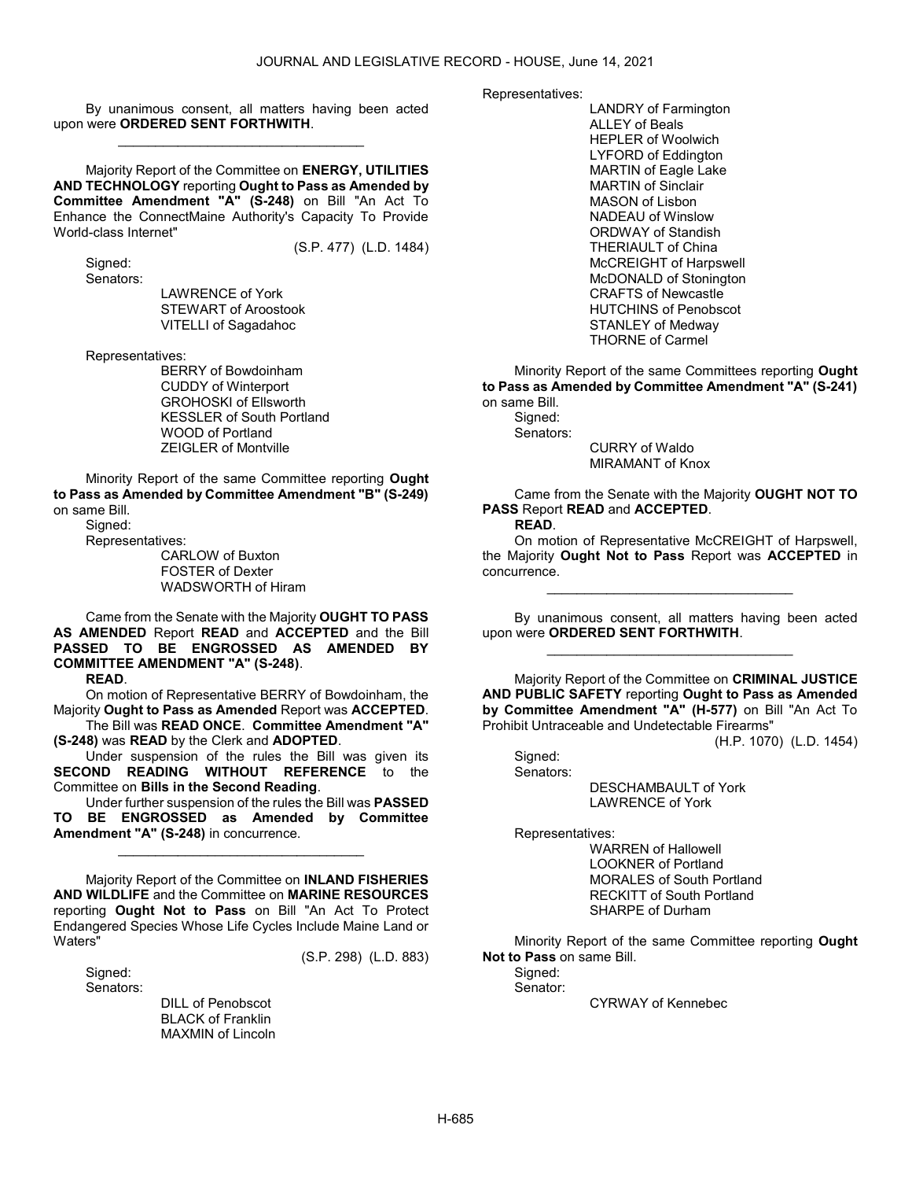By unanimous consent, all matters having been acted upon were **ORDERED SENT FORTHWITH**.

_________________________________

Majority Report of the Committee on **ENERGY, UTILITIES AND TECHNOLOGY** reporting **Ought to Pass as Amended by Committee Amendment "A" (S-248)** on Bill "An Act To Enhance the ConnectMaine Authority's Capacity To Provide World-class Internet"

(S.P. 477) (L.D. 1484)

Signed:

Senators:

LAWRENCE of York
STEWART of Aroostook
VITELLI of Sagadahoc

Representatives:

BERRY of Bowdoinham
CUDDY of Winterport
GROHOSKI of Ellsworth
KESSLER of South Portland
WOOD of Portland
ZEIGLER of Montville

Minority Report of the same Committee reporting **Ought to Pass as Amended by Committee Amendment "B" (S-249)** on same Bill.

Signed:

Representatives:

CARLOW of Buxton
FOSTER of Dexter
WADSWORTH of Hiram

Came from the Senate with the Majority **OUGHT TO PASS AS AMENDED** Report **READ** and **ACCEPTED** and the Bill **PASSED TO BE ENGROSSED AS AMENDED BY COMMITTEE AMENDMENT "A" (S-248)**.

**READ**.

On motion of Representative BERRY of Bowdoinham, the Majority **Ought to Pass as Amended** Report was **ACCEPTED**.

The Bill was **READ ONCE**. **Committee Amendment "A" (S-248)** was **READ** by the Clerk and **ADOPTED**.

Under suspension of the rules the Bill was given its **SECOND READING WITHOUT REFERENCE** to the Committee on **Bills in the Second Reading**.

Under further suspension of the rules the Bill was **PASSED TO BE ENGROSSED as Amended by Committee Amendment "A" (S-248)** in concurrence.

_________________________________

Majority Report of the Committee on **INLAND FISHERIES AND WILDLIFE** and the Committee on **MARINE RESOURCES** reporting **Ought Not to Pass** on Bill "An Act To Protect Endangered Species Whose Life Cycles Include Maine Land or Waters"

(S.P. 298) (L.D. 883)

Signed:

Senators:

DILL of Penobscot
BLACK of Franklin
MAXMIN of Lincoln

Representatives:

LANDRY of Farmington
ALLEY of Beals
HEPLER of Woolwich
LYFORD of Eddington
MARTIN of Eagle Lake
MARTIN of Sinclair
MASON of Lisbon
NADEAU of Winslow
ORDWAY of Standish
THERIAULT of China
McCREIGHT of Harpswell
McDONALD of Stonington
CRAFTS of Newcastle
HUTCHINS of Penobscot
STANLEY of Medway
THORNE of Carmel

Minority Report of the same Committees reporting **Ought to Pass as Amended by Committee Amendment "A" (S-241)** on same Bill.

Signed:

Senators:

CURRY of Waldo
MIRAMANT of Knox

Came from the Senate with the Majority **OUGHT NOT TO PASS** Report **READ** and **ACCEPTED**.

**READ**.

On motion of Representative McCREIGHT of Harpswell, the Majority **Ought Not to Pass** Report was **ACCEPTED** in concurrence.

_________________________________

By unanimous consent, all matters having been acted upon were **ORDERED SENT FORTHWITH**.

_________________________________

Majority Report of the Committee on **CRIMINAL JUSTICE AND PUBLIC SAFETY** reporting **Ought to Pass as Amended by Committee Amendment "A" (H-577)** on Bill "An Act To Prohibit Untraceable and Undetectable Firearms"

(H.P. 1070) (L.D. 1454)

Signed:

Senators:

DESCHAMBAULT of York
LAWRENCE of York

Representatives:

WARREN of Hallowell
LOOKNER of Portland
MORALES of South Portland
RECKITT of South Portland
SHARPE of Durham

Minority Report of the same Committee reporting **Ought Not to Pass** on same Bill.

Signed:

Senator:

CYRWAY of Kennebec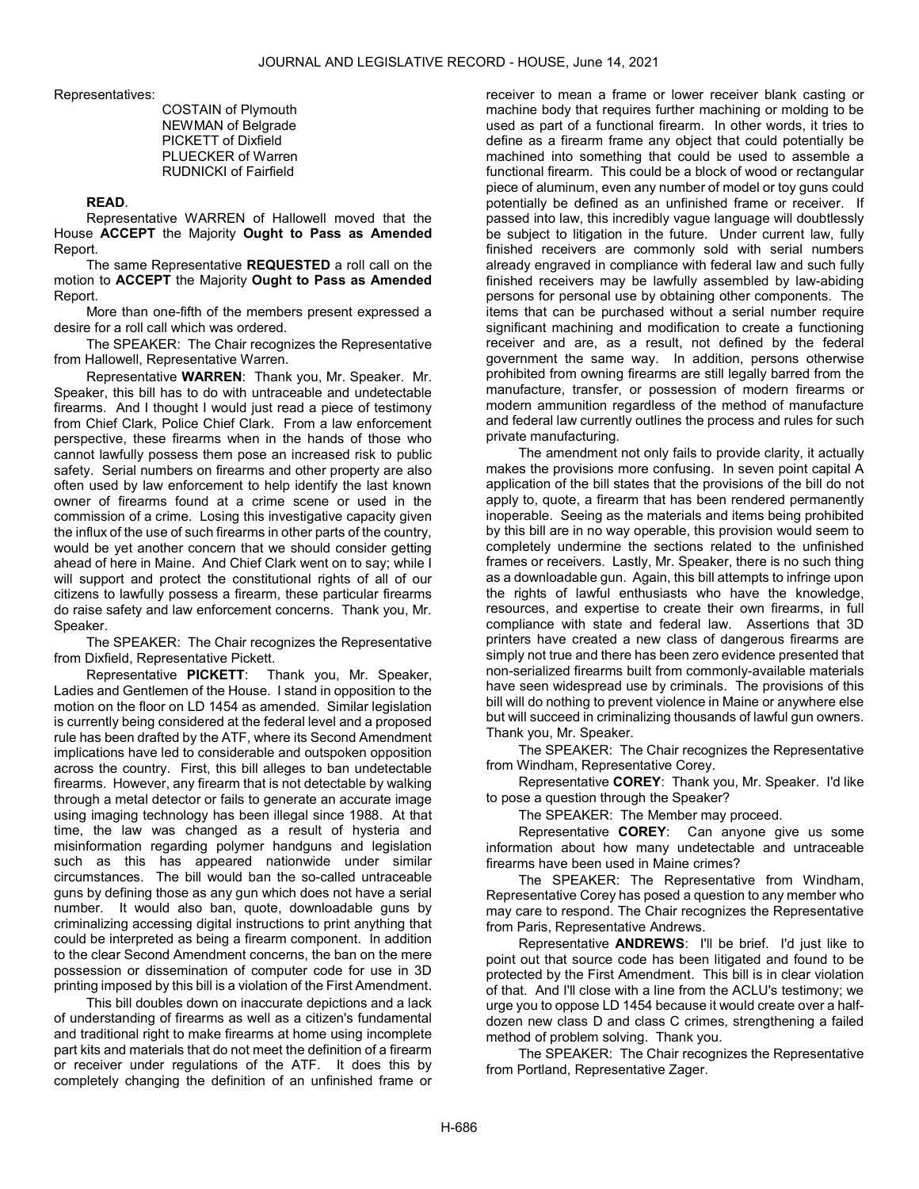Representatives:

COSTAIN of Plymouth
NEWMAN of Belgrade
PICKETT of Dixfield
PLUECKER of Warren
RUDNICKI of Fairfield

**READ**.

Representative WARREN of Hallowell moved that the House **ACCEPT** the Majority **Ought to Pass as Amended** Report.

The same Representative **REQUESTED** a roll call on the motion to **ACCEPT** the Majority **Ought to Pass as Amended** Report.

More than one-fifth of the members present expressed a desire for a roll call which was ordered.

The SPEAKER: The Chair recognizes the Representative from Hallowell, Representative Warren.

Representative **WARREN**: Thank you, Mr. Speaker. Mr. Speaker, this bill has to do with untraceable and undetectable firearms. And I thought I would just read a piece of testimony from Chief Clark, Police Chief Clark. From a law enforcement perspective, these firearms when in the hands of those who cannot lawfully possess them pose an increased risk to public safety. Serial numbers on firearms and other property are also often used by law enforcement to help identify the last known owner of firearms found at a crime scene or used in the commission of a crime. Losing this investigative capacity given the influx of the use of such firearms in other parts of the country, would be yet another concern that we should consider getting ahead of here in Maine. And Chief Clark went on to say; while I will support and protect the constitutional rights of all of our citizens to lawfully possess a firearm, these particular firearms do raise safety and law enforcement concerns. Thank you, Mr. Speaker.

The SPEAKER: The Chair recognizes the Representative from Dixfield, Representative Pickett.

Representative **PICKETT**: Thank you, Mr. Speaker, Ladies and Gentlemen of the House. I stand in opposition to the motion on the floor on LD 1454 as amended. Similar legislation is currently being considered at the federal level and a proposed rule has been drafted by the ATF, where its Second Amendment implications have led to considerable and outspoken opposition across the country. First, this bill alleges to ban undetectable firearms. However, any firearm that is not detectable by walking through a metal detector or fails to generate an accurate image using imaging technology has been illegal since 1988. At that time, the law was changed as a result of hysteria and misinformation regarding polymer handguns and legislation such as this has appeared nationwide under similar circumstances. The bill would ban the so-called untraceable guns by defining those as any gun which does not have a serial number. It would also ban, quote, downloadable guns by criminalizing accessing digital instructions to print anything that could be interpreted as being a firearm component. In addition to the clear Second Amendment concerns, the ban on the mere possession or dissemination of computer code for use in 3D printing imposed by this bill is a violation of the First Amendment.

This bill doubles down on inaccurate depictions and a lack of understanding of firearms as well as a citizen's fundamental and traditional right to make firearms at home using incomplete part kits and materials that do not meet the definition of a firearm or receiver under regulations of the ATF. It does this by completely changing the definition of an unfinished frame or receiver to mean a frame or lower receiver blank casting or machine body that requires further machining or molding to be used as part of a functional firearm. In other words, it tries to define as a firearm frame any object that could potentially be machined into something that could be used to assemble a functional firearm. This could be a block of wood or rectangular piece of aluminum, even any number of model or toy guns could potentially be defined as an unfinished frame or receiver. If passed into law, this incredibly vague language will doubtlessly be subject to litigation in the future. Under current law, fully finished receivers are commonly sold with serial numbers already engraved in compliance with federal law and such fully finished receivers may be lawfully assembled by law-abiding persons for personal use by obtaining other components. The items that can be purchased without a serial number require significant machining and modification to create a functioning receiver and are, as a result, not defined by the federal government the same way. In addition, persons otherwise prohibited from owning firearms are still legally barred from the manufacture, transfer, or possession of modern firearms or modern ammunition regardless of the method of manufacture and federal law currently outlines the process and rules for such private manufacturing.

The amendment not only fails to provide clarity, it actually makes the provisions more confusing. In seven point capital A application of the bill states that the provisions of the bill do not apply to, quote, a firearm that has been rendered permanently inoperable. Seeing as the materials and items being prohibited by this bill are in no way operable, this provision would seem to completely undermine the sections related to the unfinished frames or receivers. Lastly, Mr. Speaker, there is no such thing as a downloadable gun. Again, this bill attempts to infringe upon the rights of lawful enthusiasts who have the knowledge, resources, and expertise to create their own firearms, in full compliance with state and federal law. Assertions that 3D printers have created a new class of dangerous firearms are simply not true and there has been zero evidence presented that non-serialized firearms built from commonly-available materials have seen widespread use by criminals. The provisions of this bill will do nothing to prevent violence in Maine or anywhere else but will succeed in criminalizing thousands of lawful gun owners. Thank you, Mr. Speaker.

The SPEAKER: The Chair recognizes the Representative from Windham, Representative Corey.

Representative **COREY**: Thank you, Mr. Speaker. I'd like to pose a question through the Speaker?

The SPEAKER: The Member may proceed.

Representative **COREY**: Can anyone give us some information about how many undetectable and untraceable firearms have been used in Maine crimes?

The SPEAKER: The Representative from Windham, Representative Corey has posed a question to any member who may care to respond. The Chair recognizes the Representative from Paris, Representative Andrews.

Representative **ANDREWS**: I'll be brief. I'd just like to point out that source code has been litigated and found to be protected by the First Amendment. This bill is in clear violation of that. And I'll close with a line from the ACLU's testimony; we urge you to oppose LD 1454 because it would create over a half-dozen new class D and class C crimes, strengthening a failed method of problem solving. Thank you.

The SPEAKER: The Chair recognizes the Representative from Portland, Representative Zager.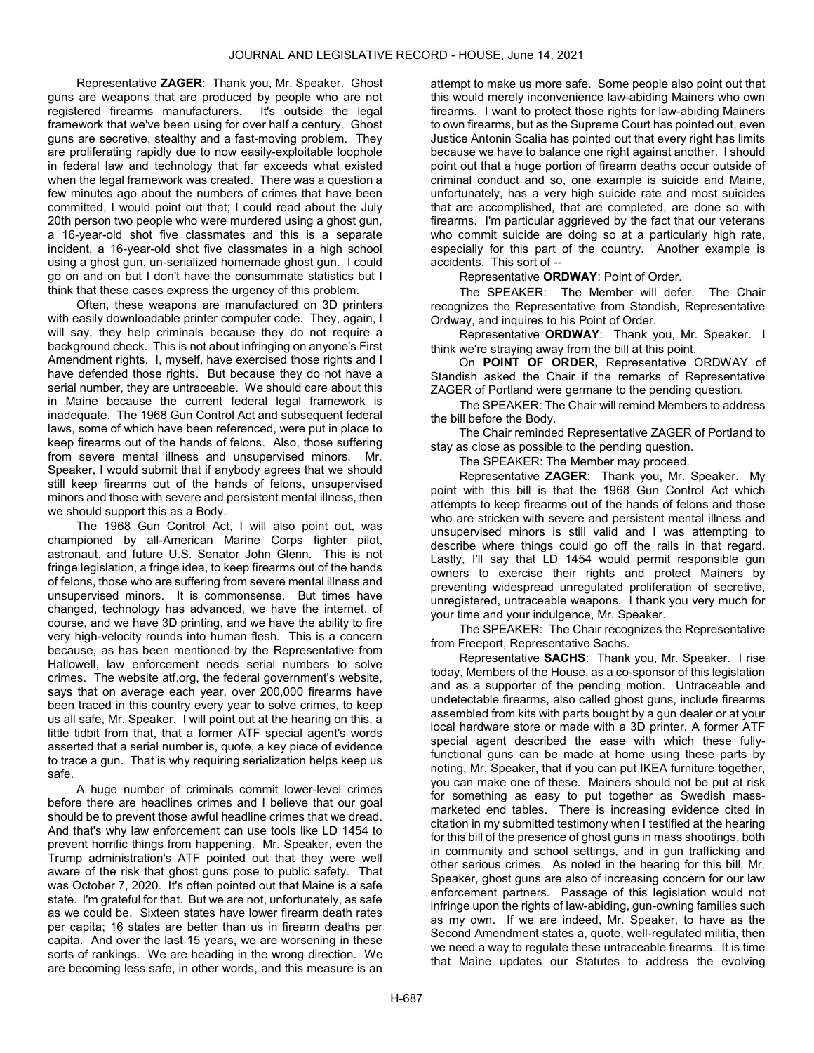**Representative ZAGER**: Thank you, Mr. Speaker. Ghost guns are weapons that are produced by people who are not registered firearms manufacturers. It's outside the legal framework that we've been using for over half a century. Ghost guns are secretive, stealthy and a fast-moving problem. They are proliferating rapidly due to now easily-exploitable loophole in federal law and technology that far exceeds what existed when the legal framework was created. There was a question a few minutes ago about the numbers of crimes that have been committed, I would point out that; I could read about the July 20th person two people who were murdered using a ghost gun, a 16-year-old shot five classmates and this is a separate incident, a 16-year-old shot five classmates in a high school using a ghost gun, un-serialized homemade ghost gun. I could go on and on but I don't have the consummate statistics but I think that these cases express the urgency of this problem.

Often, these weapons are manufactured on 3D printers with easily downloadable printer computer code. They, again, I will say, they help criminals because they do not require a background check. This is not about infringing on anyone's First Amendment rights. I, myself, have exercised those rights and I have defended those rights. But because they do not have a serial number, they are untraceable. We should care about this in Maine because the current federal legal framework is inadequate. The 1968 Gun Control Act and subsequent federal laws, some of which have been referenced, were put in place to keep firearms out of the hands of felons. Also, those suffering from severe mental illness and unsupervised minors. Mr. Speaker, I would submit that if anybody agrees that we should still keep firearms out of the hands of felons, unsupervised minors and those with severe and persistent mental illness, then we should support this as a Body.

The 1968 Gun Control Act, I will also point out, was championed by all-American Marine Corps fighter pilot, astronaut, and future U.S. Senator John Glenn. This is not fringe legislation, a fringe idea, to keep firearms out of the hands of felons, those who are suffering from severe mental illness and unsupervised minors. It is commonsense. But times have changed, technology has advanced, we have the internet, of course, and we have 3D printing, and we have the ability to fire very high-velocity rounds into human flesh. This is a concern because, as has been mentioned by the Representative from Hallowell, law enforcement needs serial numbers to solve crimes. The website atf.org, the federal government's website, says that on average each year, over 200,000 firearms have been traced in this country every year to solve crimes, to keep us all safe, Mr. Speaker. I will point out at the hearing on this, a little tidbit from that, that a former ATF special agent's words asserted that a serial number is, quote, a key piece of evidence to trace a gun. That is why requiring serialization helps keep us safe.

A huge number of criminals commit lower-level crimes before there are headlines crimes and I believe that our goal should be to prevent those awful headline crimes that we dread. And that's why law enforcement can use tools like LD 1454 to prevent horrific things from happening. Mr. Speaker, even the Trump administration's ATF pointed out that they were well aware of the risk that ghost guns pose to public safety. That was October 7, 2020. It's often pointed out that Maine is a safe state. I'm grateful for that. But we are not, unfortunately, as safe as we could be. Sixteen states have lower firearm death rates per capita; 16 states are better than us in firearm deaths per capita. And over the last 15 years, we are worsening in these sorts of rankings. We are heading in the wrong direction. We are becoming less safe, in other words, and this measure is an attempt to make us more safe. Some people also point out that this would merely inconvenience law-abiding Mainers who own firearms. I want to protect those rights for law-abiding Mainers to own firearms, but as the Supreme Court has pointed out, even Justice Antonin Scalia has pointed out that every right has limits because we have to balance one right against another. I should point out that a huge portion of firearm deaths occur outside of criminal conduct and so, one example is suicide and Maine, unfortunately, has a very high suicide rate and most suicides that are accomplished, that are completed, are done so with firearms. I'm particular aggrieved by the fact that our veterans who commit suicide are doing so at a particularly high rate, especially for this part of the country. Another example is accidents. This sort of --

**Representative ORDWAY**: Point of Order.

The SPEAKER: The Member will defer. The Chair recognizes the Representative from Standish, Representative Ordway, and inquires to his Point of Order.

**Representative ORDWAY**: Thank you, Mr. Speaker. I think we're straying away from the bill at this point.

On **POINT OF ORDER,** Representative ORDWAY of Standish asked the Chair if the remarks of Representative ZAGER of Portland were germane to the pending question.

The SPEAKER: The Chair will remind Members to address the bill before the Body.

The Chair reminded Representative ZAGER of Portland to stay as close as possible to the pending question.

The SPEAKER: The Member may proceed.

**Representative ZAGER**: Thank you, Mr. Speaker. My point with this bill is that the 1968 Gun Control Act which attempts to keep firearms out of the hands of felons and those who are stricken with severe and persistent mental illness and unsupervised minors is still valid and I was attempting to describe where things could go off the rails in that regard. Lastly, I'll say that LD 1454 would permit responsible gun owners to exercise their rights and protect Mainers by preventing widespread unregulated proliferation of secretive, unregistered, untraceable weapons. I thank you very much for your time and your indulgence, Mr. Speaker.

The SPEAKER: The Chair recognizes the Representative from Freeport, Representative Sachs.

**Representative SACHS**: Thank you, Mr. Speaker. I rise today, Members of the House, as a co-sponsor of this legislation and as a supporter of the pending motion. Untraceable and undetectable firearms, also called ghost guns, include firearms assembled from kits with parts bought by a gun dealer or at your local hardware store or made with a 3D printer. A former ATF special agent described the ease with which these fully-functional guns can be made at home using these parts by noting, Mr. Speaker, that if you can put IKEA furniture together, you can make one of these. Mainers should not be put at risk for something as easy to put together as Swedish mass-marketed end tables. There is increasing evidence cited in citation in my submitted testimony when I testified at the hearing for this bill of the presence of ghost guns in mass shootings, both in community and school settings, and in gun trafficking and other serious crimes. As noted in the hearing for this bill, Mr. Speaker, ghost guns are also of increasing concern for our law enforcement partners. Passage of this legislation would not infringe upon the rights of law-abiding, gun-owning families such as my own. If we are indeed, Mr. Speaker, to have as the Second Amendment states a, quote, well-regulated militia, then we need a way to regulate these untraceable firearms. It is time that Maine updates our Statutes to address the evolving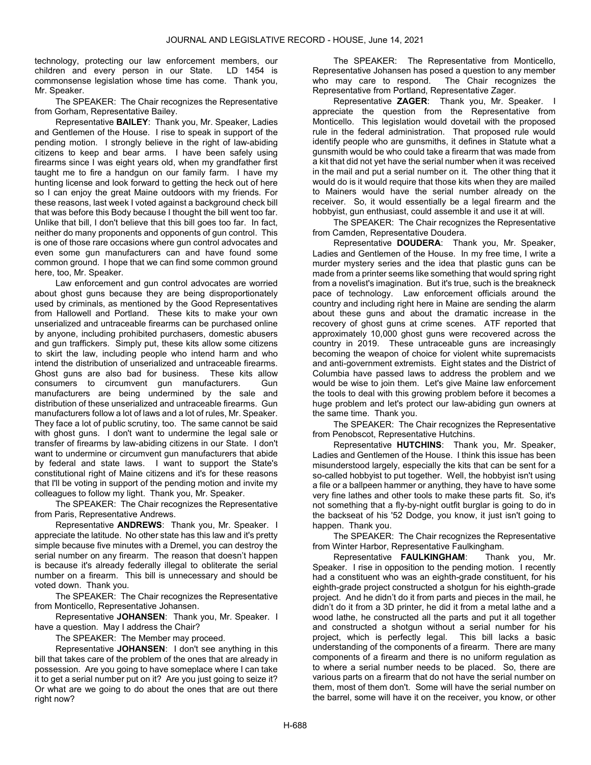technology, protecting our law enforcement members, our children and every person in our State. LD 1454 is commonsense legislation whose time has come. Thank you, Mr. Speaker.

The SPEAKER: The Chair recognizes the Representative from Gorham, Representative Bailey.

Representative **BAILEY**: Thank you, Mr. Speaker, Ladies and Gentlemen of the House. I rise to speak in support of the pending motion. I strongly believe in the right of law-abiding citizens to keep and bear arms. I have been safely using firearms since I was eight years old, when my grandfather first taught me to fire a handgun on our family farm. I have my hunting license and look forward to getting the heck out of here so I can enjoy the great Maine outdoors with my friends. For these reasons, last week I voted against a background check bill that was before this Body because I thought the bill went too far. Unlike that bill, I don't believe that this bill goes too far. In fact, neither do many proponents and opponents of gun control. This is one of those rare occasions where gun control advocates and even some gun manufacturers can and have found some common ground. I hope that we can find some common ground here, too, Mr. Speaker.

Law enforcement and gun control advocates are worried about ghost guns because they are being disproportionately used by criminals, as mentioned by the Good Representatives from Hallowell and Portland. These kits to make your own unserialized and untraceable firearms can be purchased online by anyone, including prohibited purchasers, domestic abusers and gun traffickers. Simply put, these kits allow some citizens to skirt the law, including people who intend harm and who intend the distribution of unserialized and untraceable firearms. Ghost guns are also bad for business. These kits allow consumers to circumvent gun manufacturers. Gun manufacturers are being undermined by the sale and distribution of these unserialized and untraceable firearms. Gun manufacturers follow a lot of laws and a lot of rules, Mr. Speaker. They face a lot of public scrutiny, too. The same cannot be said with ghost guns. I don't want to undermine the legal sale or transfer of firearms by law-abiding citizens in our State. I don't want to undermine or circumvent gun manufacturers that abide by federal and state laws. I want to support the State's constitutional right of Maine citizens and it's for these reasons that I'll be voting in support of the pending motion and invite my colleagues to follow my light. Thank you, Mr. Speaker.

The SPEAKER: The Chair recognizes the Representative from Paris, Representative Andrews.

Representative **ANDREWS**: Thank you, Mr. Speaker. I appreciate the latitude. No other state has this law and it's pretty simple because five minutes with a Dremel, you can destroy the serial number on any firearm. The reason that doesn't happen is because it's already federally illegal to obliterate the serial number on a firearm. This bill is unnecessary and should be voted down. Thank you.

The SPEAKER: The Chair recognizes the Representative from Monticello, Representative Johansen.

Representative **JOHANSEN**: Thank you, Mr. Speaker. I have a question. May I address the Chair?

The SPEAKER: The Member may proceed.

Representative **JOHANSEN**: I don't see anything in this bill that takes care of the problem of the ones that are already in possession. Are you going to have someplace where I can take it to get a serial number put on it? Are you just going to seize it? Or what are we going to do about the ones that are out there right now?

The SPEAKER: The Representative from Monticello, Representative Johansen has posed a question to any member who may care to respond. The Chair recognizes the Representative from Portland, Representative Zager.

Representative **ZAGER**: Thank you, Mr. Speaker. I appreciate the question from the Representative from Monticello. This legislation would dovetail with the proposed rule in the federal administration. That proposed rule would identify people who are gunsmiths, it defines in Statute what a gunsmith would be who could take a firearm that was made from a kit that did not yet have the serial number when it was received in the mail and put a serial number on it. The other thing that it would do is it would require that those kits when they are mailed to Mainers would have the serial number already on the receiver. So, it would essentially be a legal firearm and the hobbyist, gun enthusiast, could assemble it and use it at will.

The SPEAKER: The Chair recognizes the Representative from Camden, Representative Doudera.

Representative **DOUDERA**: Thank you, Mr. Speaker, Ladies and Gentlemen of the House. In my free time, I write a murder mystery series and the idea that plastic guns can be made from a printer seems like something that would spring right from a novelist's imagination. But it's true, such is the breakneck pace of technology. Law enforcement officials around the country and including right here in Maine are sending the alarm about these guns and about the dramatic increase in the recovery of ghost guns at crime scenes. ATF reported that approximately 10,000 ghost guns were recovered across the country in 2019. These untraceable guns are increasingly becoming the weapon of choice for violent white supremacists and anti-government extremists. Eight states and the District of Columbia have passed laws to address the problem and we would be wise to join them. Let's give Maine law enforcement the tools to deal with this growing problem before it becomes a huge problem and let's protect our law-abiding gun owners at the same time. Thank you.

The SPEAKER: The Chair recognizes the Representative from Penobscot, Representative Hutchins.

Representative **HUTCHINS**: Thank you, Mr. Speaker, Ladies and Gentlemen of the House. I think this issue has been misunderstood largely, especially the kits that can be sent for a so-called hobbyist to put together. Well, the hobbyist isn't using a file or a ballpeen hammer or anything, they have to have some very fine lathes and other tools to make these parts fit. So, it's not something that a fly-by-night outfit burglar is going to do in the backseat of his '52 Dodge, you know, it just isn't going to happen. Thank you.

The SPEAKER: The Chair recognizes the Representative from Winter Harbor, Representative Faulkingham.

Representative **FAULKINGHAM**: Thank you, Mr. Speaker. I rise in opposition to the pending motion. I recently had a constituent who was an eighth-grade constituent, for his eighth-grade project constructed a shotgun for his eighth-grade project. And he didn't do it from parts and pieces in the mail, he didn't do it from a 3D printer, he did it from a metal lathe and a wood lathe, he constructed all the parts and put it all together and constructed a shotgun without a serial number for his project, which is perfectly legal. This bill lacks a basic understanding of the components of a firearm. There are many components of a firearm and there is no uniform regulation as to where a serial number needs to be placed. So, there are various parts on a firearm that do not have the serial number on them, most of them don't. Some will have the serial number on the barrel, some will have it on the receiver, you know, or other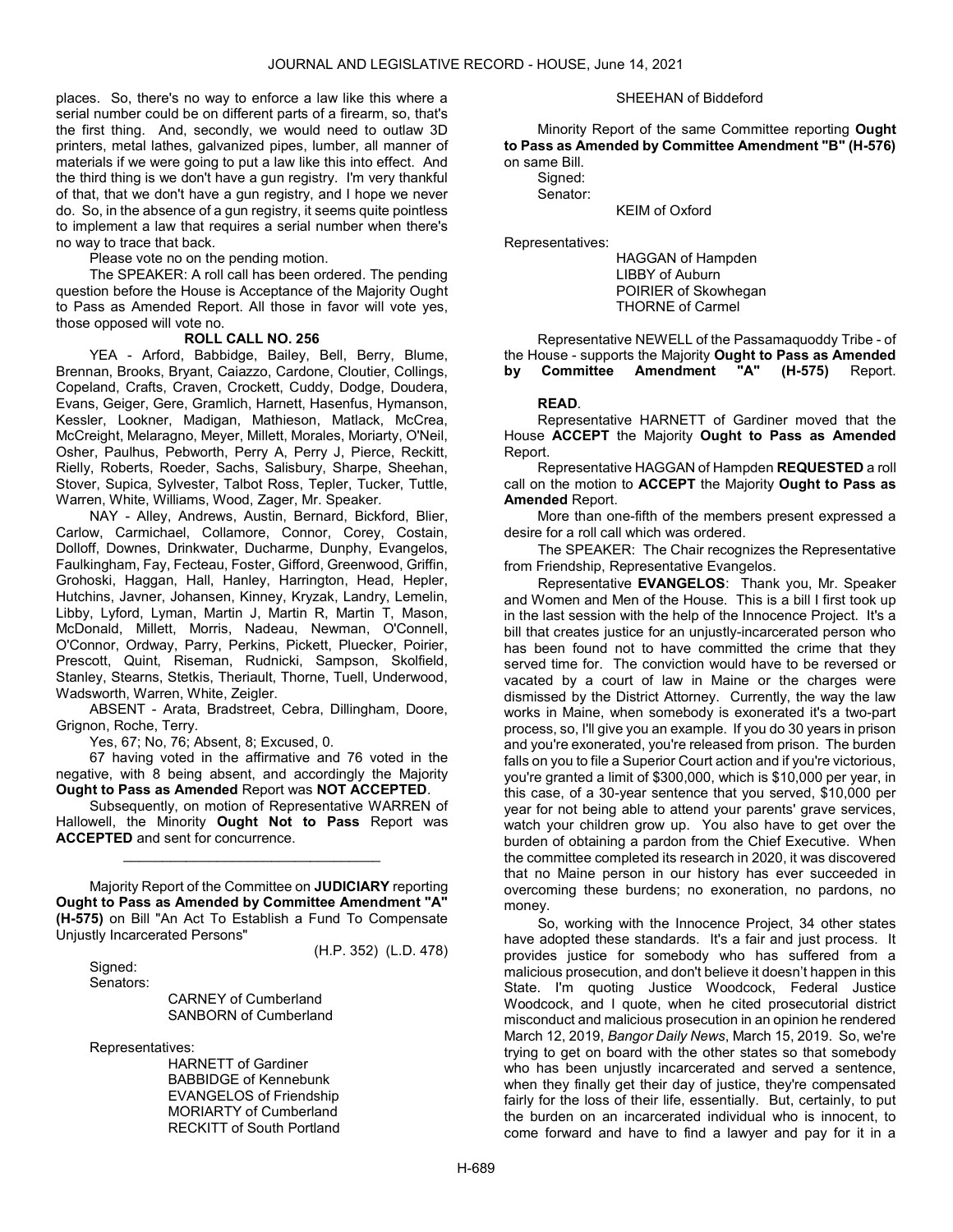places. So, there's no way to enforce a law like this where a serial number could be on different parts of a firearm, so, that's the first thing. And, secondly, we would need to outlaw 3D printers, metal lathes, galvanized pipes, lumber, all manner of materials if we were going to put a law like this into effect. And the third thing is we don't have a gun registry. I'm very thankful of that, that we don't have a gun registry, and I hope we never do. So, in the absence of a gun registry, it seems quite pointless to implement a law that requires a serial number when there's no way to trace that back.

Please vote no on the pending motion.

The SPEAKER: A roll call has been ordered. The pending question before the House is Acceptance of the Majority Ought to Pass as Amended Report. All those in favor will vote yes, those opposed will vote no.

**ROLL CALL NO. 256**

YEA - Arford, Babbidge, Bailey, Bell, Berry, Blume, Brennan, Brooks, Bryant, Caiazzo, Cardone, Cloutier, Collings, Copeland, Crafts, Craven, Crockett, Cuddy, Dodge, Doudera, Evans, Geiger, Gere, Gramlich, Harnett, Hasenfus, Hymanson, Kessler, Lookner, Madigan, Mathieson, Matlack, McCrea, McCreight, Melaragno, Meyer, Millett, Morales, Moriarty, O'Neil, Osher, Paulhus, Pebworth, Perry A, Perry J, Pierce, Reckitt, Rielly, Roberts, Roeder, Sachs, Salisbury, Sharpe, Sheehan, Stover, Supica, Sylvester, Talbot Ross, Tepler, Tucker, Tuttle, Warren, White, Williams, Wood, Zager, Mr. Speaker.

NAY - Alley, Andrews, Austin, Bernard, Bickford, Blier, Carlow, Carmichael, Collamore, Connor, Corey, Costain, Dolloff, Downes, Drinkwater, Ducharme, Dunphy, Evangelos, Faulkingham, Fay, Fecteau, Foster, Gifford, Greenwood, Griffin, Grohoski, Haggan, Hall, Hanley, Harrington, Head, Hepler, Hutchins, Javner, Johansen, Kinney, Kryzak, Landry, Lemelin, Libby, Lyford, Lyman, Martin J, Martin R, Martin T, Mason, McDonald, Millett, Morris, Nadeau, Newman, O'Connell, O'Connor, Ordway, Parry, Perkins, Pickett, Pluecker, Poirier, Prescott, Quint, Riseman, Rudnicki, Sampson, Skolfield, Stanley, Stearns, Stetkis, Theriault, Thorne, Tuell, Underwood, Wadsworth, Warren, White, Zeigler.

ABSENT - Arata, Bradstreet, Cebra, Dillingham, Doore, Grignon, Roche, Terry.

Yes, 67; No, 76; Absent, 8; Excused, 0.

67 having voted in the affirmative and 76 voted in the negative, with 8 being absent, and accordingly the Majority **Ought to Pass as Amended** Report was **NOT ACCEPTED**.

Subsequently, on motion of Representative WARREN of Hallowell, the Minority **Ought Not to Pass** Report was **ACCEPTED** and sent for concurrence.

_________________________________

Majority Report of the Committee on **JUDICIARY** reporting **Ought to Pass as Amended by Committee Amendment "A" (H-575)** on Bill "An Act To Establish a Fund To Compensate Unjustly Incarcerated Persons"

(H.P. 352) (L.D. 478)

Signed:
Senators:

CARNEY of Cumberland
SANBORN of Cumberland

Representatives:

HARNETT of Gardiner
BABBIDGE of Kennebunk
EVANGELOS of Friendship
MORIARTY of Cumberland
RECKITT of South Portland
SHEEHAN of Biddeford

Minority Report of the same Committee reporting **Ought to Pass as Amended by Committee Amendment "B" (H-576)** on same Bill.

Signed:
Senator:

KEIM of Oxford

Representatives:

HAGGAN of Hampden
LIBBY of Auburn
POIRIER of Skowhegan
THORNE of Carmel

Representative NEWELL of the Passamaquoddy Tribe - of the House - supports the Majority **Ought to Pass as Amended by Committee Amendment "A" (H-575)** Report.

**READ**.

Representative HARNETT of Gardiner moved that the House **ACCEPT** the Majority **Ought to Pass as Amended** Report.

Representative HAGGAN of Hampden **REQUESTED** a roll call on the motion to **ACCEPT** the Majority **Ought to Pass as Amended** Report.

More than one-fifth of the members present expressed a desire for a roll call which was ordered.

The SPEAKER: The Chair recognizes the Representative from Friendship, Representative Evangelos.

Representative **EVANGELOS**: Thank you, Mr. Speaker and Women and Men of the House. This is a bill I first took up in the last session with the help of the Innocence Project. It's a bill that creates justice for an unjustly-incarcerated person who has been found not to have committed the crime that they served time for. The conviction would have to be reversed or vacated by a court of law in Maine or the charges were dismissed by the District Attorney. Currently, the way the law works in Maine, when somebody is exonerated it's a two-part process, so, I'll give you an example. If you do 30 years in prison and you're exonerated, you're released from prison. The burden falls on you to file a Superior Court action and if you're victorious, you're granted a limit of $300,000, which is $10,000 per year, in this case, of a 30-year sentence that you served, $10,000 per year for not being able to attend your parents' grave services, watch your children grow up. You also have to get over the burden of obtaining a pardon from the Chief Executive. When the committee completed its research in 2020, it was discovered that no Maine person in our history has ever succeeded in overcoming these burdens; no exoneration, no pardons, no money.

So, working with the Innocence Project, 34 other states have adopted these standards. It's a fair and just process. It provides justice for somebody who has suffered from a malicious prosecution, and don't believe it doesn't happen in this State. I'm quoting Justice Woodcock, Federal Justice Woodcock, and I quote, when he cited prosecutorial district misconduct and malicious prosecution in an opinion he rendered March 12, 2019, *Bangor Daily News*, March 15, 2019. So, we're trying to get on board with the other states so that somebody who has been unjustly incarcerated and served a sentence, when they finally get their day of justice, they're compensated fairly for the loss of their life, essentially. But, certainly, to put the burden on an incarcerated individual who is innocent, to come forward and have to find a lawyer and pay for it in a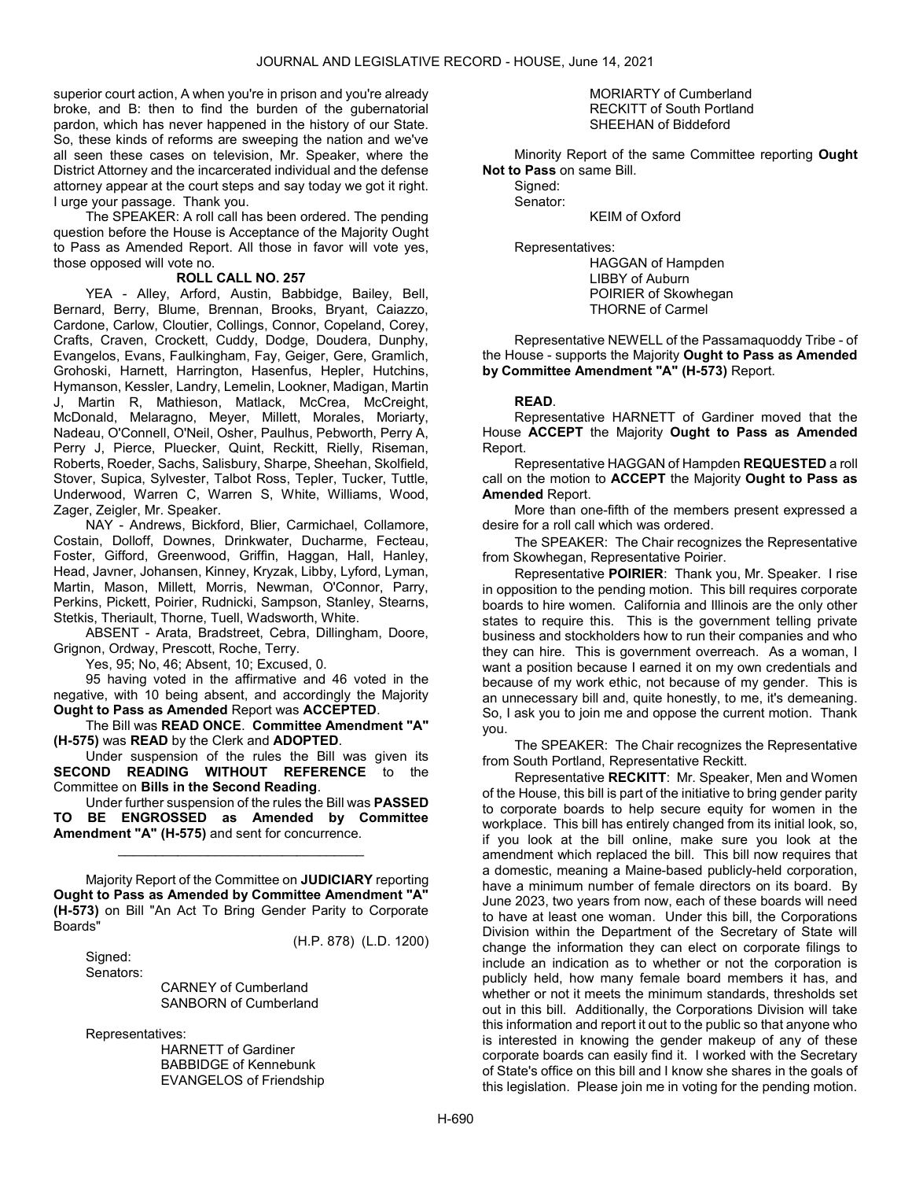superior court action, A when you're in prison and you're already broke, and B: then to find the burden of the gubernatorial pardon, which has never happened in the history of our State. So, these kinds of reforms are sweeping the nation and we've all seen these cases on television, Mr. Speaker, where the District Attorney and the incarcerated individual and the defense attorney appear at the court steps and say today we got it right. I urge your passage. Thank you.

The SPEAKER: A roll call has been ordered. The pending question before the House is Acceptance of the Majority Ought to Pass as Amended Report. All those in favor will vote yes, those opposed will vote no.

**ROLL CALL NO. 257**

YEA - Alley, Arford, Austin, Babbidge, Bailey, Bell, Bernard, Berry, Blume, Brennan, Brooks, Bryant, Caiazzo, Cardone, Carlow, Cloutier, Collings, Connor, Copeland, Corey, Crafts, Craven, Crockett, Cuddy, Dodge, Doudera, Dunphy, Evangelos, Evans, Faulkingham, Fay, Geiger, Gere, Gramlich, Grohoski, Harnett, Harrington, Hasenfus, Hepler, Hutchins, Hymanson, Kessler, Landry, Lemelin, Lookner, Madigan, Martin J, Martin R, Mathieson, Matlack, McCrea, McCreight, McDonald, Melaragno, Meyer, Millett, Morales, Moriarty, Nadeau, O'Connell, O'Neil, Osher, Paulhus, Pebworth, Perry A, Perry J, Pierce, Pluecker, Quint, Reckitt, Rielly, Riseman, Roberts, Roeder, Sachs, Salisbury, Sharpe, Sheehan, Skolfield, Stover, Supica, Sylvester, Talbot Ross, Tepler, Tucker, Tuttle, Underwood, Warren C, Warren S, White, Williams, Wood, Zager, Zeigler, Mr. Speaker.

NAY - Andrews, Bickford, Blier, Carmichael, Collamore, Costain, Dolloff, Downes, Drinkwater, Ducharme, Fecteau, Foster, Gifford, Greenwood, Griffin, Haggan, Hall, Hanley, Head, Javner, Johansen, Kinney, Kryzak, Libby, Lyford, Lyman, Martin, Mason, Millett, Morris, Newman, O'Connor, Parry, Perkins, Pickett, Poirier, Rudnicki, Sampson, Stanley, Stearns, Stetkis, Theriault, Thorne, Tuell, Wadsworth, White.

ABSENT - Arata, Bradstreet, Cebra, Dillingham, Doore, Grignon, Ordway, Prescott, Roche, Terry.

Yes, 95; No, 46; Absent, 10; Excused, 0.

95 having voted in the affirmative and 46 voted in the negative, with 10 being absent, and accordingly the Majority **Ought to Pass as Amended** Report was **ACCEPTED**.

The Bill was **READ ONCE**. **Committee Amendment "A" (H-575)** was **READ** by the Clerk and **ADOPTED**.

Under suspension of the rules the Bill was given its **SECOND READING WITHOUT REFERENCE** to the Committee on **Bills in the Second Reading**.

Under further suspension of the rules the Bill was **PASSED TO BE ENGROSSED as Amended by Committee Amendment "A" (H-575)** and sent for concurrence.

_________________________________

Majority Report of the Committee on **JUDICIARY** reporting **Ought to Pass as Amended by Committee Amendment "A" (H-573)** on Bill "An Act To Bring Gender Parity to Corporate Boards"

(H.P. 878) (L.D. 1200)

Signed:
Senators:
CARNEY of Cumberland
SANBORN of Cumberland

Representatives:
HARNETT of Gardiner
BABBIDGE of Kennebunk
EVANGELOS of Friendship
MORIARTY of Cumberland
RECKITT of South Portland
SHEEHAN of Biddeford

Minority Report of the same Committee reporting **Ought Not to Pass** on same Bill.

Signed:
Senator:
KEIM of Oxford

Representatives:
HAGGAN of Hampden
LIBBY of Auburn
POIRIER of Skowhegan
THORNE of Carmel

Representative NEWELL of the Passamaquoddy Tribe - of the House - supports the Majority **Ought to Pass as Amended by Committee Amendment "A" (H-573)** Report.

**READ**.

Representative HARNETT of Gardiner moved that the House **ACCEPT** the Majority **Ought to Pass as Amended** Report.

Representative HAGGAN of Hampden **REQUESTED** a roll call on the motion to **ACCEPT** the Majority **Ought to Pass as Amended** Report.

More than one-fifth of the members present expressed a desire for a roll call which was ordered.

The SPEAKER: The Chair recognizes the Representative from Skowhegan, Representative Poirier.

Representative **POIRIER**: Thank you, Mr. Speaker. I rise in opposition to the pending motion. This bill requires corporate boards to hire women. California and Illinois are the only other states to require this. This is the government telling private business and stockholders how to run their companies and who they can hire. This is government overreach. As a woman, I want a position because I earned it on my own credentials and because of my work ethic, not because of my gender. This is an unnecessary bill and, quite honestly, to me, it's demeaning. So, I ask you to join me and oppose the current motion. Thank you.

The SPEAKER: The Chair recognizes the Representative from South Portland, Representative Reckitt.

Representative **RECKITT**: Mr. Speaker, Men and Women of the House, this bill is part of the initiative to bring gender parity to corporate boards to help secure equity for women in the workplace. This bill has entirely changed from its initial look, so, if you look at the bill online, make sure you look at the amendment which replaced the bill. This bill now requires that a domestic, meaning a Maine-based publicly-held corporation, have a minimum number of female directors on its board. By June 2023, two years from now, each of these boards will need to have at least one woman. Under this bill, the Corporations Division within the Department of the Secretary of State will change the information they can elect on corporate filings to include an indication as to whether or not the corporation is publicly held, how many female board members it has, and whether or not it meets the minimum standards, thresholds set out in this bill. Additionally, the Corporations Division will take this information and report it out to the public so that anyone who is interested in knowing the gender makeup of any of these corporate boards can easily find it. I worked with the Secretary of State's office on this bill and I know she shares in the goals of this legislation. Please join me in voting for the pending motion.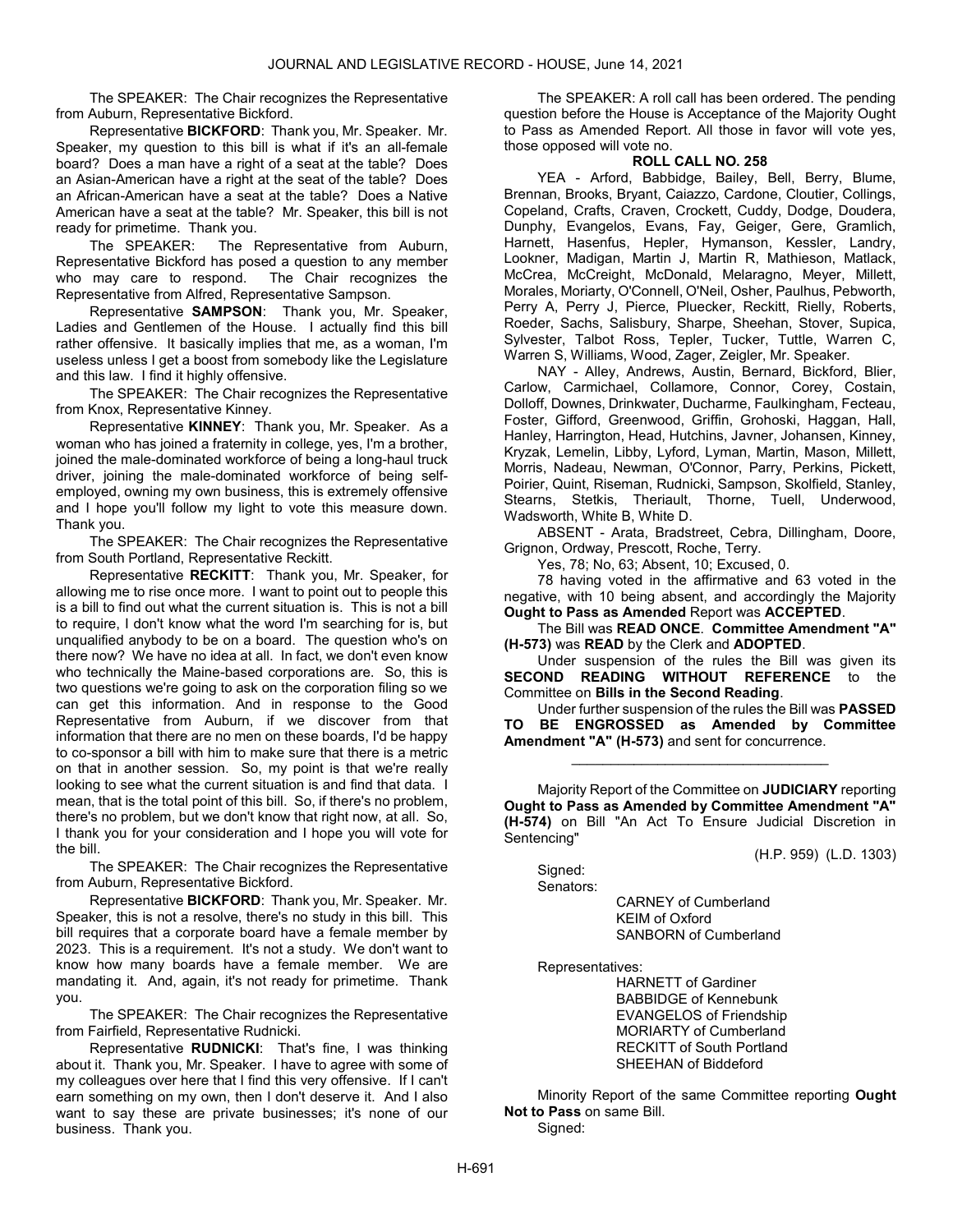The SPEAKER: The Chair recognizes the Representative from Auburn, Representative Bickford.

Representative **BICKFORD**: Thank you, Mr. Speaker. Mr. Speaker, my question to this bill is what if it's an all-female board? Does a man have a right of a seat at the table? Does an Asian-American have a right at the seat of the table? Does an African-American have a seat at the table? Does a Native American have a seat at the table? Mr. Speaker, this bill is not ready for primetime. Thank you.

The SPEAKER: The Representative from Auburn, Representative Bickford has posed a question to any member who may care to respond. The Chair recognizes the Representative from Alfred, Representative Sampson.

Representative **SAMPSON**: Thank you, Mr. Speaker, Ladies and Gentlemen of the House. I actually find this bill rather offensive. It basically implies that me, as a woman, I'm useless unless I get a boost from somebody like the Legislature and this law. I find it highly offensive.

The SPEAKER: The Chair recognizes the Representative from Knox, Representative Kinney.

Representative **KINNEY**: Thank you, Mr. Speaker. As a woman who has joined a fraternity in college, yes, I'm a brother, joined the male-dominated workforce of being a long-haul truck driver, joining the male-dominated workforce of being self-employed, owning my own business, this is extremely offensive and I hope you'll follow my light to vote this measure down. Thank you.

The SPEAKER: The Chair recognizes the Representative from South Portland, Representative Reckitt.

Representative **RECKITT**: Thank you, Mr. Speaker, for allowing me to rise once more. I want to point out to people this is a bill to find out what the current situation is. This is not a bill to require, I don't know what the word I'm searching for is, but unqualified anybody to be on a board. The question who's on there now? We have no idea at all. In fact, we don't even know who technically the Maine-based corporations are. So, this is two questions we're going to ask on the corporation filing so we can get this information. And in response to the Good Representative from Auburn, if we discover from that information that there are no men on these boards, I'd be happy to co-sponsor a bill with him to make sure that there is a metric on that in another session. So, my point is that we're really looking to see what the current situation is and find that data. I mean, that is the total point of this bill. So, if there's no problem, there's no problem, but we don't know that right now, at all. So, I thank you for your consideration and I hope you will vote for the bill.

The SPEAKER: The Chair recognizes the Representative from Auburn, Representative Bickford.

Representative **BICKFORD**: Thank you, Mr. Speaker. Mr. Speaker, this is not a resolve, there's no study in this bill. This bill requires that a corporate board have a female member by 2023. This is a requirement. It's not a study. We don't want to know how many boards have a female member. We are mandating it. And, again, it's not ready for primetime. Thank you.

The SPEAKER: The Chair recognizes the Representative from Fairfield, Representative Rudnicki.

Representative **RUDNICKI**: That's fine, I was thinking about it. Thank you, Mr. Speaker. I have to agree with some of my colleagues over here that I find this very offensive. If I can't earn something on my own, then I don't deserve it. And I also want to say these are private businesses; it's none of our business. Thank you.

The SPEAKER: A roll call has been ordered. The pending question before the House is Acceptance of the Majority Ought to Pass as Amended Report. All those in favor will vote yes, those opposed will vote no.

**ROLL CALL NO. 258**

YEA - Arford, Babbidge, Bailey, Bell, Berry, Blume, Brennan, Brooks, Bryant, Caiazzo, Cardone, Cloutier, Collings, Copeland, Crafts, Craven, Crockett, Cuddy, Dodge, Doudera, Dunphy, Evangelos, Evans, Fay, Geiger, Gere, Gramlich, Harnett, Hasenfus, Hepler, Hymanson, Kessler, Landry, Lookner, Madigan, Martin J, Martin R, Mathieson, Matlack, McCrea, McCreight, McDonald, Melaragno, Meyer, Millett, Morales, Moriarty, O'Connell, O'Neil, Osher, Paulhus, Pebworth, Perry A, Perry J, Pierce, Pluecker, Reckitt, Rielly, Roberts, Roeder, Sachs, Salisbury, Sharpe, Sheehan, Stover, Supica, Sylvester, Talbot Ross, Tepler, Tucker, Tuttle, Warren C, Warren S, Williams, Wood, Zager, Zeigler, Mr. Speaker.

NAY - Alley, Andrews, Austin, Bernard, Bickford, Blier, Carlow, Carmichael, Collamore, Connor, Corey, Costain, Dolloff, Downes, Drinkwater, Ducharme, Faulkingham, Fecteau, Foster, Gifford, Greenwood, Griffin, Grohoski, Haggan, Hall, Hanley, Harrington, Head, Hutchins, Javner, Johansen, Kinney, Kryzak, Lemelin, Libby, Lyford, Lyman, Martin, Mason, Millett, Morris, Nadeau, Newman, O'Connor, Parry, Perkins, Pickett, Poirier, Quint, Riseman, Rudnicki, Sampson, Skolfield, Stanley, Stearns, Stetkis, Theriault, Thorne, Tuell, Underwood, Wadsworth, White B, White D.

ABSENT - Arata, Bradstreet, Cebra, Dillingham, Doore, Grignon, Ordway, Prescott, Roche, Terry.

Yes, 78; No, 63; Absent, 10; Excused, 0.

78 having voted in the affirmative and 63 voted in the negative, with 10 being absent, and accordingly the Majority **Ought to Pass as Amended** Report was **ACCEPTED**.

The Bill was **READ ONCE**. **Committee Amendment "A" (H-573)** was **READ** by the Clerk and **ADOPTED**.

Under suspension of the rules the Bill was given its **SECOND READING WITHOUT REFERENCE** to the Committee on **Bills in the Second Reading**.

Under further suspension of the rules the Bill was **PASSED TO BE ENGROSSED as Amended by Committee Amendment "A" (H-573)** and sent for concurrence.

_________________________________

Majority Report of the Committee on **JUDICIARY** reporting **Ought to Pass as Amended by Committee Amendment "A" (H-574)** on Bill "An Act To Ensure Judicial Discretion in Sentencing"

(H.P. 959) (L.D. 1303)

Signed:

Senators:

CARNEY of Cumberland
KEIM of Oxford
SANBORN of Cumberland

Representatives:

HARNETT of Gardiner
BABBIDGE of Kennebunk
EVANGELOS of Friendship
MORIARTY of Cumberland
RECKITT of South Portland
SHEEHAN of Biddeford

Minority Report of the same Committee reporting **Ought Not to Pass** on same Bill.

Signed: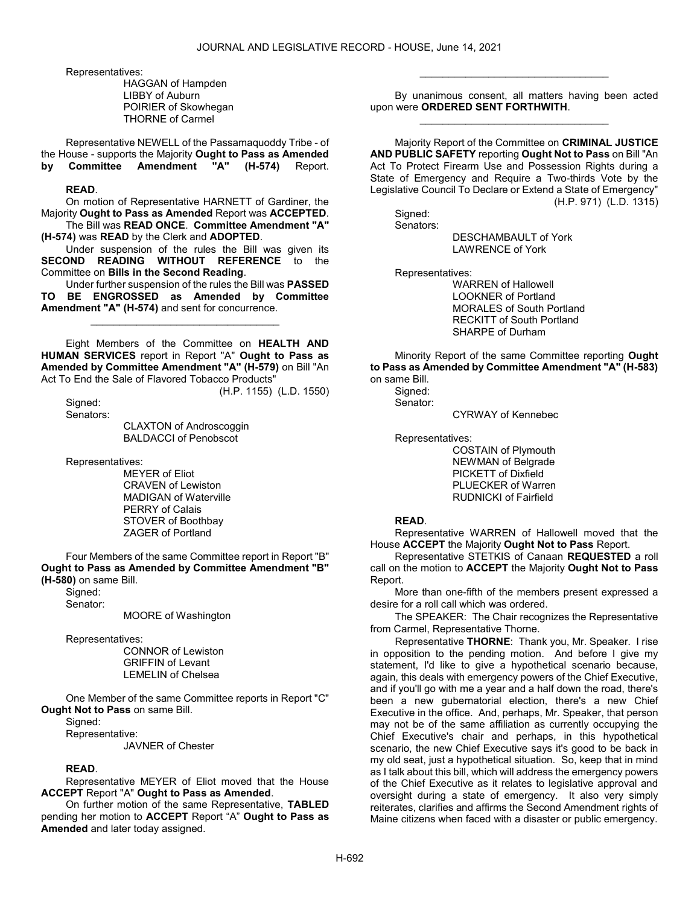Representatives:

HAGGAN of Hampden
LIBBY of Auburn
POIRIER of Skowhegan
THORNE of Carmel

Representative NEWELL of the Passamaquoddy Tribe - of the House - supports the Majority **Ought to Pass as Amended by Committee Amendment "A" (H-574)** Report.

**READ**.

On motion of Representative HARNETT of Gardiner, the Majority **Ought to Pass as Amended** Report was **ACCEPTED**.

The Bill was **READ ONCE**. **Committee Amendment "A" (H-574)** was **READ** by the Clerk and **ADOPTED**.

Under suspension of the rules the Bill was given its **SECOND READING WITHOUT REFERENCE** to the Committee on **Bills in the Second Reading**.

Under further suspension of the rules the Bill was **PASSED TO BE ENGROSSED as Amended by Committee Amendment "A" (H-574)** and sent for concurrence.

_________________________________

Eight Members of the Committee on **HEALTH AND HUMAN SERVICES** report in Report "A" **Ought to Pass as Amended by Committee Amendment "A" (H-579)** on Bill "An Act To End the Sale of Flavored Tobacco Products"

(H.P. 1155) (L.D. 1550)

Signed:
Senators:

CLAXTON of Androscoggin
BALDACCI of Penobscot

Representatives:

MEYER of Eliot
CRAVEN of Lewiston
MADIGAN of Waterville
PERRY of Calais
STOVER of Boothbay
ZAGER of Portland

Four Members of the same Committee report in Report "B" **Ought to Pass as Amended by Committee Amendment "B" (H-580)** on same Bill.

Signed:
Senator:

MOORE of Washington

Representatives:

CONNOR of Lewiston
GRIFFIN of Levant
LEMELIN of Chelsea

One Member of the same Committee reports in Report "C" **Ought Not to Pass** on same Bill.

Signed:
Representative:

JAVNER of Chester

**READ**.

Representative MEYER of Eliot moved that the House **ACCEPT** Report "A" **Ought to Pass as Amended**.

On further motion of the same Representative, **TABLED** pending her motion to **ACCEPT** Report "A" **Ought to Pass as Amended** and later today assigned.

_________________________________

By unanimous consent, all matters having been acted upon were **ORDERED SENT FORTHWITH**.

_________________________________

Majority Report of the Committee on **CRIMINAL JUSTICE AND PUBLIC SAFETY** reporting **Ought Not to Pass** on Bill "An Act To Protect Firearm Use and Possession Rights during a State of Emergency and Require a Two-thirds Vote by the Legislative Council To Declare or Extend a State of Emergency"

(H.P. 971) (L.D. 1315)

Signed:
Senators:

DESCHAMBAULT of York
LAWRENCE of York

Representatives:

WARREN of Hallowell
LOOKNER of Portland
MORALES of South Portland
RECKITT of South Portland
SHARPE of Durham

Minority Report of the same Committee reporting **Ought to Pass as Amended by Committee Amendment "A" (H-583)** on same Bill.

Signed:
Senator:

CYRWAY of Kennebec

Representatives:

COSTAIN of Plymouth
NEWMAN of Belgrade
PICKETT of Dixfield
PLUECKER of Warren
RUDNICKI of Fairfield

**READ**.

Representative WARREN of Hallowell moved that the House **ACCEPT** the Majority **Ought Not to Pass** Report.

Representative STETKIS of Canaan **REQUESTED** a roll call on the motion to **ACCEPT** the Majority **Ought Not to Pass** Report.

More than one-fifth of the members present expressed a desire for a roll call which was ordered.

The SPEAKER: The Chair recognizes the Representative from Carmel, Representative Thorne.

Representative **THORNE**: Thank you, Mr. Speaker. I rise in opposition to the pending motion. And before I give my statement, I'd like to give a hypothetical scenario because, again, this deals with emergency powers of the Chief Executive, and if you'll go with me a year and a half down the road, there's been a new gubernatorial election, there's a new Chief Executive in the office. And, perhaps, Mr. Speaker, that person may not be of the same affiliation as currently occupying the Chief Executive's chair and perhaps, in this hypothetical scenario, the new Chief Executive says it's good to be back in my old seat, just a hypothetical situation. So, keep that in mind as I talk about this bill, which will address the emergency powers of the Chief Executive as it relates to legislative approval and oversight during a state of emergency. It also very simply reiterates, clarifies and affirms the Second Amendment rights of Maine citizens when faced with a disaster or public emergency.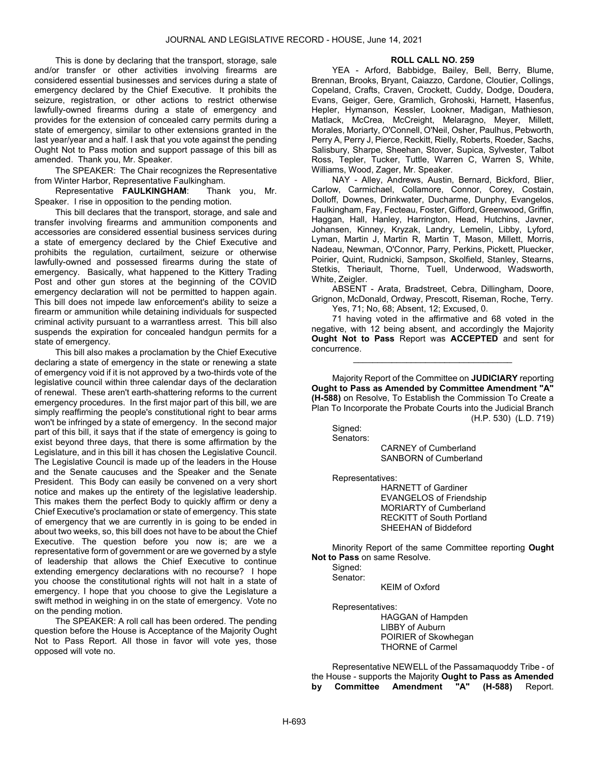This is done by declaring that the transport, storage, sale and/or transfer or other activities involving firearms are considered essential businesses and services during a state of emergency declared by the Chief Executive. It prohibits the seizure, registration, or other actions to restrict otherwise lawfully-owned firearms during a state of emergency and provides for the extension of concealed carry permits during a state of emergency, similar to other extensions granted in the last year/year and a half. I ask that you vote against the pending Ought Not to Pass motion and support passage of this bill as amended. Thank you, Mr. Speaker.

The SPEAKER: The Chair recognizes the Representative from Winter Harbor, Representative Faulkingham.

Representative **FAULKINGHAM**: Thank you, Mr. Speaker. I rise in opposition to the pending motion.

This bill declares that the transport, storage, and sale and transfer involving firearms and ammunition components and accessories are considered essential business services during a state of emergency declared by the Chief Executive and prohibits the regulation, curtailment, seizure or otherwise lawfully-owned and possessed firearms during the state of emergency. Basically, what happened to the Kittery Trading Post and other gun stores at the beginning of the COVID emergency declaration will not be permitted to happen again. This bill does not impede law enforcement's ability to seize a firearm or ammunition while detaining individuals for suspected criminal activity pursuant to a warrantless arrest. This bill also suspends the expiration for concealed handgun permits for a state of emergency.

This bill also makes a proclamation by the Chief Executive declaring a state of emergency in the state or renewing a state of emergency void if it is not approved by a two-thirds vote of the legislative council within three calendar days of the declaration of renewal. These aren't earth-shattering reforms to the current emergency procedures. In the first major part of this bill, we are simply reaffirming the people's constitutional right to bear arms won't be infringed by a state of emergency. In the second major part of this bill, it says that if the state of emergency is going to exist beyond three days, that there is some affirmation by the Legislature, and in this bill it has chosen the Legislative Council. The Legislative Council is made up of the leaders in the House and the Senate caucuses and the Speaker and the Senate President. This Body can easily be convened on a very short notice and makes up the entirety of the legislative leadership. This makes them the perfect Body to quickly affirm or deny a Chief Executive's proclamation or state of emergency. This state of emergency that we are currently in is going to be ended in about two weeks, so, this bill does not have to be about the Chief Executive. The question before you now is; are we a representative form of government or are we governed by a style of leadership that allows the Chief Executive to continue extending emergency declarations with no recourse? I hope you choose the constitutional rights will not halt in a state of emergency. I hope that you choose to give the Legislature a swift method in weighing in on the state of emergency. Vote no on the pending motion.

The SPEAKER: A roll call has been ordered. The pending question before the House is Acceptance of the Majority Ought Not to Pass Report. All those in favor will vote yes, those opposed will vote no.

**ROLL CALL NO. 259**

YEA - Arford, Babbidge, Bailey, Bell, Berry, Blume, Brennan, Brooks, Bryant, Caiazzo, Cardone, Cloutier, Collings, Copeland, Crafts, Craven, Crockett, Cuddy, Dodge, Doudera, Evans, Geiger, Gere, Gramlich, Grohoski, Harnett, Hasenfus, Hepler, Hymanson, Kessler, Lookner, Madigan, Mathieson, Matlack, McCrea, McCreight, Melaragno, Meyer, Millett, Morales, Moriarty, O'Connell, O'Neil, Osher, Paulhus, Pebworth, Perry A, Perry J, Pierce, Reckitt, Rielly, Roberts, Roeder, Sachs, Salisbury, Sharpe, Sheehan, Stover, Supica, Sylvester, Talbot Ross, Tepler, Tucker, Tuttle, Warren C, Warren S, White, Williams, Wood, Zager, Mr. Speaker.

NAY - Alley, Andrews, Austin, Bernard, Bickford, Blier, Carlow, Carmichael, Collamore, Connor, Corey, Costain, Dolloff, Downes, Drinkwater, Ducharme, Dunphy, Evangelos, Faulkingham, Fay, Fecteau, Foster, Gifford, Greenwood, Griffin, Haggan, Hall, Hanley, Harrington, Head, Hutchins, Javner, Johansen, Kinney, Kryzak, Landry, Lemelin, Libby, Lyford, Lyman, Martin J, Martin R, Martin T, Mason, Millett, Morris, Nadeau, Newman, O'Connor, Parry, Perkins, Pickett, Pluecker, Poirier, Quint, Rudnicki, Sampson, Skolfield, Stanley, Stearns, Stetkis, Theriault, Thorne, Tuell, Underwood, Wadsworth, White, Zeigler.

ABSENT - Arata, Bradstreet, Cebra, Dillingham, Doore, Grignon, McDonald, Ordway, Prescott, Riseman, Roche, Terry.

Yes, 71; No, 68; Absent, 12; Excused, 0.

71 having voted in the affirmative and 68 voted in the negative, with 12 being absent, and accordingly the Majority **Ought Not to Pass** Report was **ACCEPTED** and sent for concurrence.

_________________________________

Majority Report of the Committee on **JUDICIARY** reporting **Ought to Pass as Amended by Committee Amendment "A" (H-588)** on Resolve, To Establish the Commission To Create a Plan To Incorporate the Probate Courts into the Judicial Branch (H.P. 530) (L.D. 719)

Signed:
Senators:
CARNEY of Cumberland
SANBORN of Cumberland

Representatives:
HARNETT of Gardiner
EVANGELOS of Friendship
MORIARTY of Cumberland
RECKITT of South Portland
SHEEHAN of Biddeford

Minority Report of the same Committee reporting **Ought Not to Pass** on same Resolve.

Signed:
Senator:
KEIM of Oxford

Representatives:
HAGGAN of Hampden
LIBBY of Auburn
POIRIER of Skowhegan
THORNE of Carmel

Representative NEWELL of the Passamaquoddy Tribe - of the House - supports the Majority **Ought to Pass as Amended by Committee Amendment "A" (H-588)** Report.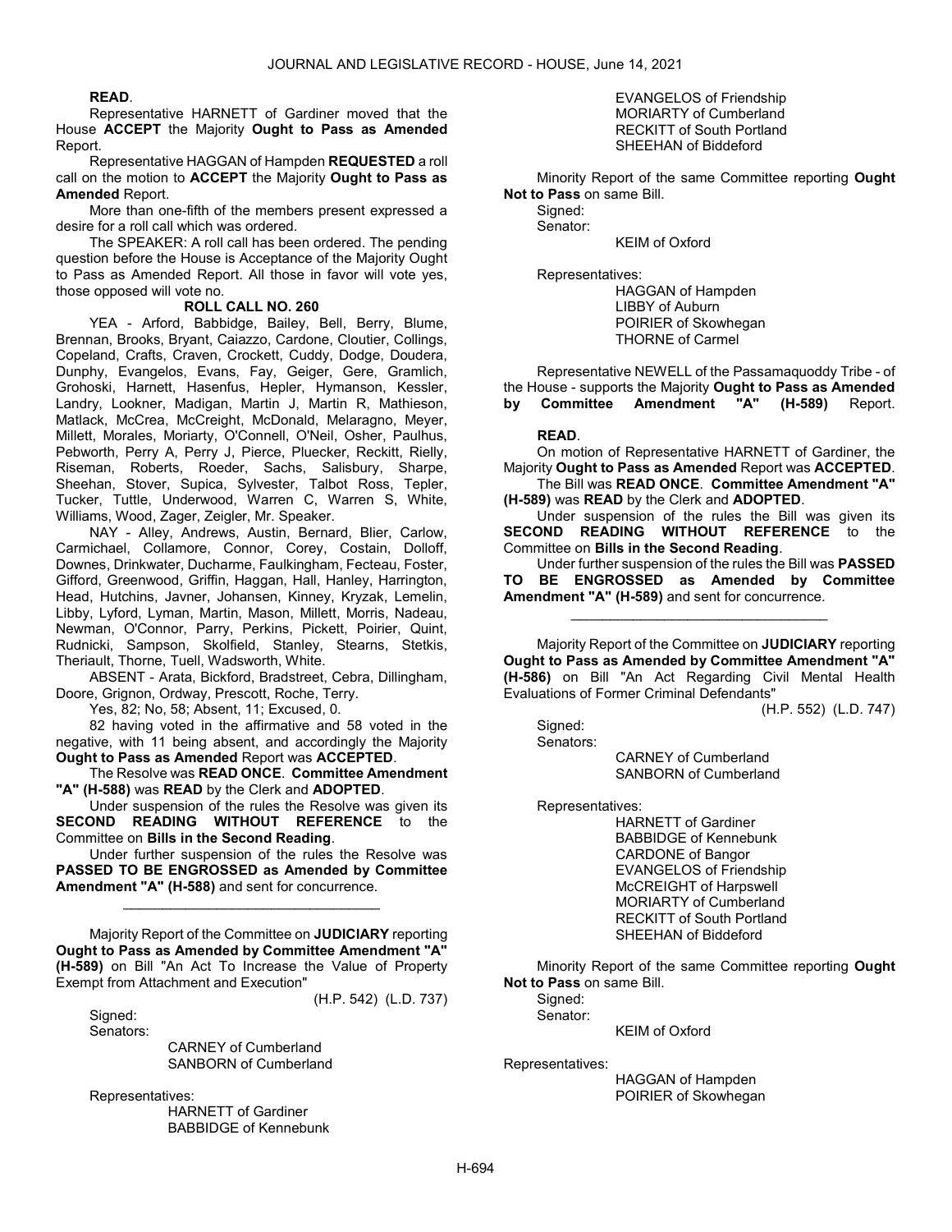**READ**.

Representative HARNETT of Gardiner moved that the House **ACCEPT** the Majority **Ought to Pass as Amended** Report.

Representative HAGGAN of Hampden **REQUESTED** a roll call on the motion to **ACCEPT** the Majority **Ought to Pass as Amended** Report.

More than one-fifth of the members present expressed a desire for a roll call which was ordered.

The SPEAKER: A roll call has been ordered. The pending question before the House is Acceptance of the Majority Ought to Pass as Amended Report. All those in favor will vote yes, those opposed will vote no.

**ROLL CALL NO. 260**

YEA - Arford, Babbidge, Bailey, Bell, Berry, Blume, Brennan, Brooks, Bryant, Caiazzo, Cardone, Cloutier, Collings, Copeland, Crafts, Craven, Crockett, Cuddy, Dodge, Doudera, Dunphy, Evangelos, Evans, Fay, Geiger, Gere, Gramlich, Grohoski, Harnett, Hasenfus, Hepler, Hymanson, Kessler, Landry, Lookner, Madigan, Martin J, Martin R, Mathieson, Matlack, McCrea, McCreight, McDonald, Melaragno, Meyer, Millett, Morales, Moriarty, O'Connell, O'Neil, Osher, Paulhus, Pebworth, Perry A, Perry J, Pierce, Pluecker, Reckitt, Rielly, Riseman, Roberts, Roeder, Sachs, Salisbury, Sharpe, Sheehan, Stover, Supica, Sylvester, Talbot Ross, Tepler, Tucker, Tuttle, Underwood, Warren C, Warren S, White, Williams, Wood, Zager, Zeigler, Mr. Speaker.

NAY - Alley, Andrews, Austin, Bernard, Blier, Carlow, Carmichael, Collamore, Connor, Corey, Costain, Dolloff, Downes, Drinkwater, Ducharme, Faulkingham, Fecteau, Foster, Gifford, Greenwood, Griffin, Haggan, Hall, Hanley, Harrington, Head, Hutchins, Javner, Johansen, Kinney, Kryzak, Lemelin, Libby, Lyford, Lyman, Martin, Mason, Millett, Morris, Nadeau, Newman, O'Connor, Parry, Perkins, Pickett, Poirier, Quint, Rudnicki, Sampson, Skolfield, Stanley, Stearns, Stetkis, Theriault, Thorne, Tuell, Wadsworth, White.

ABSENT - Arata, Bickford, Bradstreet, Cebra, Dillingham, Doore, Grignon, Ordway, Prescott, Roche, Terry.

Yes, 82; No, 58; Absent, 11; Excused, 0.

82 having voted in the affirmative and 58 voted in the negative, with 11 being absent, and accordingly the Majority **Ought to Pass as Amended** Report was **ACCEPTED**.

The Resolve was **READ ONCE**. **Committee Amendment "A" (H-588)** was **READ** by the Clerk and **ADOPTED**.

Under suspension of the rules the Resolve was given its **SECOND READING WITHOUT REFERENCE** to the Committee on **Bills in the Second Reading**.

Under further suspension of the rules the Resolve was **PASSED TO BE ENGROSSED as Amended by Committee Amendment "A" (H-588)** and sent for concurrence.

_________________________________

Majority Report of the Committee on **JUDICIARY** reporting **Ought to Pass as Amended by Committee Amendment "A" (H-589)** on Bill "An Act To Increase the Value of Property Exempt from Attachment and Execution"

(H.P. 542) (L.D. 737)

Signed:
Senators:
CARNEY of Cumberland
SANBORN of Cumberland

Representatives:
HARNETT of Gardiner
BABBIDGE of Kennebunk
EVANGELOS of Friendship
MORIARTY of Cumberland
RECKITT of South Portland
SHEEHAN of Biddeford

Minority Report of the same Committee reporting **Ought Not to Pass** on same Bill.

Signed:
Senator:
KEIM of Oxford

Representatives:
HAGGAN of Hampden
LIBBY of Auburn
POIRIER of Skowhegan
THORNE of Carmel

Representative NEWELL of the Passamaquoddy Tribe - of the House - supports the Majority **Ought to Pass as Amended by Committee Amendment "A" (H-589)** Report.

**READ**.

On motion of Representative HARNETT of Gardiner, the Majority **Ought to Pass as Amended** Report was **ACCEPTED**.

The Bill was **READ ONCE**. **Committee Amendment "A" (H-589)** was **READ** by the Clerk and **ADOPTED**.

Under suspension of the rules the Bill was given its **SECOND READING WITHOUT REFERENCE** to the Committee on **Bills in the Second Reading**.

Under further suspension of the rules the Bill was **PASSED TO BE ENGROSSED as Amended by Committee Amendment "A" (H-589)** and sent for concurrence.

_________________________________

Majority Report of the Committee on **JUDICIARY** reporting **Ought to Pass as Amended by Committee Amendment "A" (H-586)** on Bill "An Act Regarding Civil Mental Health Evaluations of Former Criminal Defendants"

(H.P. 552) (L.D. 747)

Signed:
Senators:
CARNEY of Cumberland
SANBORN of Cumberland

Representatives:
HARNETT of Gardiner
BABBIDGE of Kennebunk
CARDONE of Bangor
EVANGELOS of Friendship
McCREIGHT of Harpswell
MORIARTY of Cumberland
RECKITT of South Portland
SHEEHAN of Biddeford

Minority Report of the same Committee reporting **Ought Not to Pass** on same Bill.

Signed:
Senator:
KEIM of Oxford

Representatives:
HAGGAN of Hampden
POIRIER of Skowhegan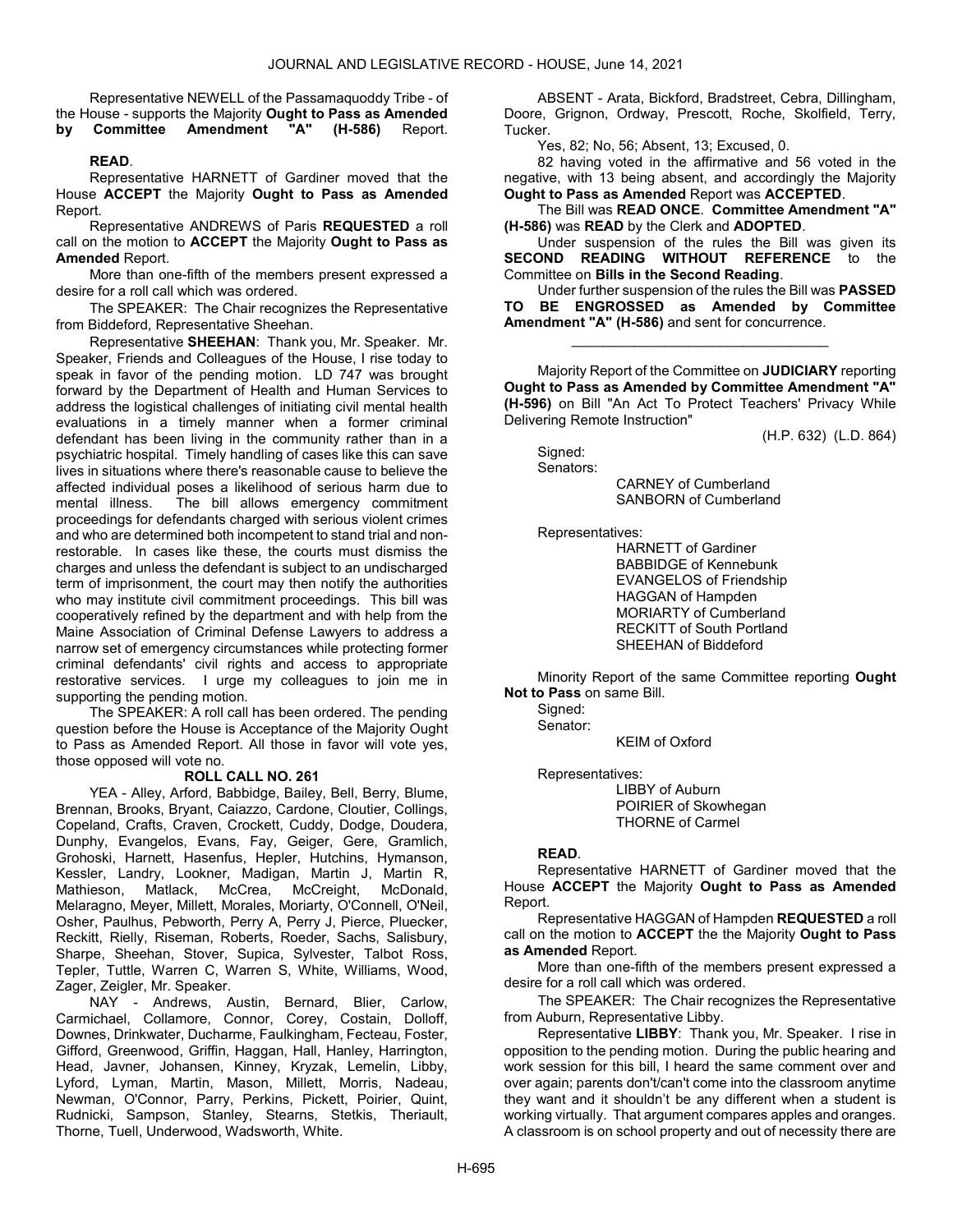Representative NEWELL of the Passamaquoddy Tribe - of the House - supports the Majority **Ought to Pass as Amended by Committee Amendment "A" (H-586)** Report.

**READ**.

Representative HARNETT of Gardiner moved that the House **ACCEPT** the Majority **Ought to Pass as Amended** Report.

Representative ANDREWS of Paris **REQUESTED** a roll call on the motion to **ACCEPT** the Majority **Ought to Pass as Amended** Report.

More than one-fifth of the members present expressed a desire for a roll call which was ordered.

The SPEAKER: The Chair recognizes the Representative from Biddeford, Representative Sheehan.

Representative **SHEEHAN**: Thank you, Mr. Speaker. Mr. Speaker, Friends and Colleagues of the House, I rise today to speak in favor of the pending motion. LD 747 was brought forward by the Department of Health and Human Services to address the logistical challenges of initiating civil mental health evaluations in a timely manner when a former criminal defendant has been living in the community rather than in a psychiatric hospital. Timely handling of cases like this can save lives in situations where there's reasonable cause to believe the affected individual poses a likelihood of serious harm due to mental illness. The bill allows emergency commitment proceedings for defendants charged with serious violent crimes and who are determined both incompetent to stand trial and non-restorable. In cases like these, the courts must dismiss the charges and unless the defendant is subject to an undischarged term of imprisonment, the court may then notify the authorities who may institute civil commitment proceedings. This bill was cooperatively refined by the department and with help from the Maine Association of Criminal Defense Lawyers to address a narrow set of emergency circumstances while protecting former criminal defendants' civil rights and access to appropriate restorative services. I urge my colleagues to join me in supporting the pending motion.

The SPEAKER: A roll call has been ordered. The pending question before the House is Acceptance of the Majority Ought to Pass as Amended Report. All those in favor will vote yes, those opposed will vote no.

**ROLL CALL NO. 261**

YEA - Alley, Arford, Babbidge, Bailey, Bell, Berry, Blume, Brennan, Brooks, Bryant, Caiazzo, Cardone, Cloutier, Collings, Copeland, Crafts, Craven, Crockett, Cuddy, Dodge, Doudera, Dunphy, Evangelos, Evans, Fay, Geiger, Gere, Gramlich, Grohoski, Harnett, Hasenfus, Hepler, Hutchins, Hymanson, Kessler, Landry, Lookner, Madigan, Martin J, Martin R, Mathieson, Matlack, McCrea, McCreight, McDonald, Melaragno, Meyer, Millett, Morales, Moriarty, O'Connell, O'Neil, Osher, Paulhus, Pebworth, Perry A, Perry J, Pierce, Pluecker, Reckitt, Rielly, Riseman, Roberts, Roeder, Sachs, Salisbury, Sharpe, Sheehan, Stover, Supica, Sylvester, Talbot Ross, Tepler, Tuttle, Warren C, Warren S, White, Williams, Wood, Zager, Zeigler, Mr. Speaker.

NAY - Andrews, Austin, Bernard, Blier, Carlow, Carmichael, Collamore, Connor, Corey, Costain, Dolloff, Downes, Drinkwater, Ducharme, Faulkingham, Fecteau, Foster, Gifford, Greenwood, Griffin, Haggan, Hall, Hanley, Harrington, Head, Javner, Johansen, Kinney, Kryzak, Lemelin, Libby, Lyford, Lyman, Martin, Mason, Millett, Morris, Nadeau, Newman, O'Connor, Parry, Perkins, Pickett, Poirier, Quint, Rudnicki, Sampson, Stanley, Stearns, Stetkis, Theriault, Thorne, Tuell, Underwood, Wadsworth, White.

ABSENT - Arata, Bickford, Bradstreet, Cebra, Dillingham, Doore, Grignon, Ordway, Prescott, Roche, Skolfield, Terry, Tucker.

Yes, 82; No, 56; Absent, 13; Excused, 0.

82 having voted in the affirmative and 56 voted in the negative, with 13 being absent, and accordingly the Majority **Ought to Pass as Amended** Report was **ACCEPTED**.

The Bill was **READ ONCE**. **Committee Amendment "A" (H-586)** was **READ** by the Clerk and **ADOPTED**.

Under suspension of the rules the Bill was given its **SECOND READING WITHOUT REFERENCE** to the Committee on **Bills in the Second Reading**.

Under further suspension of the rules the Bill was **PASSED TO BE ENGROSSED as Amended by Committee Amendment "A" (H-586)** and sent for concurrence.

\_\_\_\_\_\_\_\_\_\_\_\_\_\_\_\_\_\_\_\_\_\_\_\_\_\_\_\_\_\_\_\_\_

Majority Report of the Committee on **JUDICIARY** reporting **Ought to Pass as Amended by Committee Amendment "A" (H-596)** on Bill "An Act To Protect Teachers' Privacy While Delivering Remote Instruction"

(H.P. 632) (L.D. 864)

Signed:
Senators:
CARNEY of Cumberland
SANBORN of Cumberland

Representatives:
HARNETT of Gardiner
BABBIDGE of Kennebunk
EVANGELOS of Friendship
HAGGAN of Hampden
MORIARTY of Cumberland
RECKITT of South Portland
SHEEHAN of Biddeford

Minority Report of the same Committee reporting **Ought Not to Pass** on same Bill.

Signed:
Senator:
KEIM of Oxford

Representatives:
LIBBY of Auburn
POIRIER of Skowhegan
THORNE of Carmel

**READ**.

Representative HARNETT of Gardiner moved that the House **ACCEPT** the Majority **Ought to Pass as Amended** Report.

Representative HAGGAN of Hampden **REQUESTED** a roll call on the motion to **ACCEPT** the Majority **Ought to Pass as Amended** Report.

More than one-fifth of the members present expressed a desire for a roll call which was ordered.

The SPEAKER: The Chair recognizes the Representative from Auburn, Representative Libby.

Representative **LIBBY**: Thank you, Mr. Speaker. I rise in opposition to the pending motion. During the public hearing and work session for this bill, I heard the same comment over and over again; parents don't/can't come into the classroom anytime they want and it shouldn't be any different when a student is working virtually. That argument compares apples and oranges. A classroom is on school property and out of necessity there are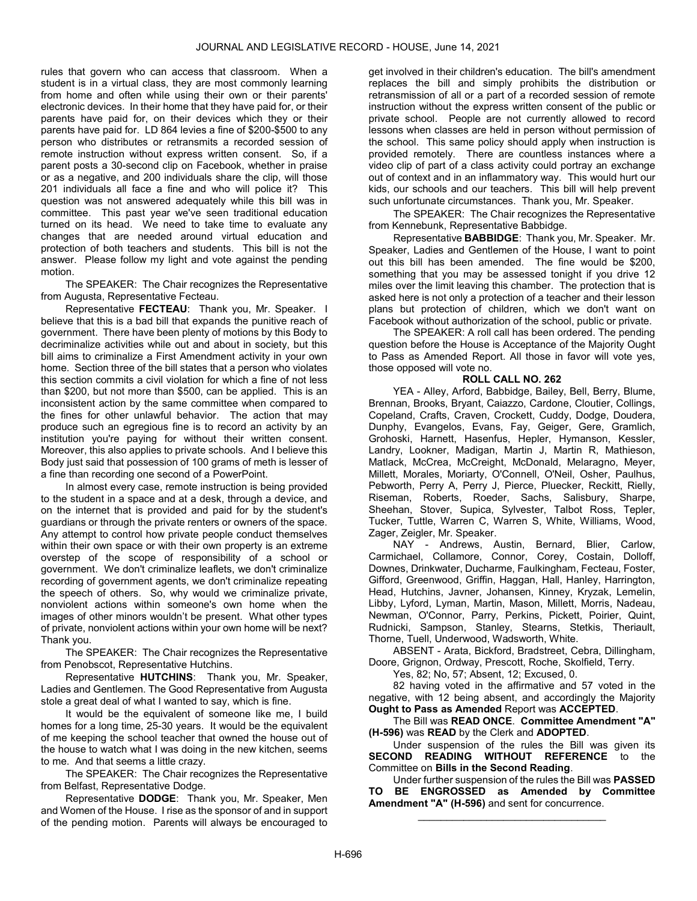rules that govern who can access that classroom. When a student is in a virtual class, they are most commonly learning from home and often while using their own or their parents' electronic devices. In their home that they have paid for, or their parents have paid for, on their devices which they or their parents have paid for. LD 864 levies a fine of $200-$500 to any person who distributes or retransmits a recorded session of remote instruction without express written consent. So, if a parent posts a 30-second clip on Facebook, whether in praise or as a negative, and 200 individuals share the clip, will those 201 individuals all face a fine and who will police it? This question was not answered adequately while this bill was in committee. This past year we've seen traditional education turned on its head. We need to take time to evaluate any changes that are needed around virtual education and protection of both teachers and students. This bill is not the answer. Please follow my light and vote against the pending motion.

The SPEAKER: The Chair recognizes the Representative from Augusta, Representative Fecteau.

Representative **FECTEAU**: Thank you, Mr. Speaker. I believe that this is a bad bill that expands the punitive reach of government. There have been plenty of motions by this Body to decriminalize activities while out and about in society, but this bill aims to criminalize a First Amendment activity in your own home. Section three of the bill states that a person who violates this section commits a civil violation for which a fine of not less than $200, but not more than $500, can be applied. This is an inconsistent action by the same committee when compared to the fines for other unlawful behavior. The action that may produce such an egregious fine is to record an activity by an institution you're paying for without their written consent. Moreover, this also applies to private schools. And I believe this Body just said that possession of 100 grams of meth is lesser of a fine than recording one second of a PowerPoint.

In almost every case, remote instruction is being provided to the student in a space and at a desk, through a device, and on the internet that is provided and paid for by the student's guardians or through the private renters or owners of the space. Any attempt to control how private people conduct themselves within their own space or with their own property is an extreme overstep of the scope of responsibility of a school or government. We don't criminalize leaflets, we don't criminalize recording of government agents, we don't criminalize repeating the speech of others. So, why would we criminalize private, nonviolent actions within someone's own home when the images of other minors wouldn't be present. What other types of private, nonviolent actions within your own home will be next? Thank you.

The SPEAKER: The Chair recognizes the Representative from Penobscot, Representative Hutchins.

Representative **HUTCHINS**: Thank you, Mr. Speaker, Ladies and Gentlemen. The Good Representative from Augusta stole a great deal of what I wanted to say, which is fine.

It would be the equivalent of someone like me, I build homes for a long time, 25-30 years. It would be the equivalent of me keeping the school teacher that owned the house out of the house to watch what I was doing in the new kitchen, seems to me. And that seems a little crazy.

The SPEAKER: The Chair recognizes the Representative from Belfast, Representative Dodge.

Representative **DODGE**: Thank you, Mr. Speaker, Men and Women of the House. I rise as the sponsor of and in support of the pending motion. Parents will always be encouraged to get involved in their children's education. The bill's amendment replaces the bill and simply prohibits the distribution or retransmission of all or a part of a recorded session of remote instruction without the express written consent of the public or private school. People are not currently allowed to record lessons when classes are held in person without permission of the school. This same policy should apply when instruction is provided remotely. There are countless instances where a video clip of part of a class activity could portray an exchange out of context and in an inflammatory way. This would hurt our kids, our schools and our teachers. This bill will help prevent such unfortunate circumstances. Thank you, Mr. Speaker.

The SPEAKER: The Chair recognizes the Representative from Kennebunk, Representative Babbidge.

Representative **BABBIDGE**: Thank you, Mr. Speaker. Mr. Speaker, Ladies and Gentlemen of the House, I want to point out this bill has been amended. The fine would be $200, something that you may be assessed tonight if you drive 12 miles over the limit leaving this chamber. The protection that is asked here is not only a protection of a teacher and their lesson plans but protection of children, which we don't want on Facebook without authorization of the school, public or private.

The SPEAKER: A roll call has been ordered. The pending question before the House is Acceptance of the Majority Ought to Pass as Amended Report. All those in favor will vote yes, those opposed will vote no.

**ROLL CALL NO. 262**

YEA - Alley, Arford, Babbidge, Bailey, Bell, Berry, Blume, Brennan, Brooks, Bryant, Caiazzo, Cardone, Cloutier, Collings, Copeland, Crafts, Craven, Crockett, Cuddy, Dodge, Doudera, Dunphy, Evangelos, Evans, Fay, Geiger, Gere, Gramlich, Grohoski, Harnett, Hasenfus, Hepler, Hymanson, Kessler, Landry, Lookner, Madigan, Martin J, Martin R, Mathieson, Matlack, McCrea, McCreight, McDonald, Melaragno, Meyer, Millett, Morales, Moriarty, O'Connell, O'Neil, Osher, Paulhus, Pebworth, Perry A, Perry J, Pierce, Pluecker, Reckitt, Rielly, Riseman, Roberts, Roeder, Sachs, Salisbury, Sharpe, Sheehan, Stover, Supica, Sylvester, Talbot Ross, Tepler, Tucker, Tuttle, Warren C, Warren S, White, Williams, Wood, Zager, Zeigler, Mr. Speaker.

NAY - Andrews, Austin, Bernard, Blier, Carlow, Carmichael, Collamore, Connor, Corey, Costain, Dolloff, Downes, Drinkwater, Ducharme, Faulkingham, Fecteau, Foster, Gifford, Greenwood, Griffin, Haggan, Hall, Hanley, Harrington, Head, Hutchins, Javner, Johansen, Kinney, Kryzak, Lemelin, Libby, Lyford, Lyman, Martin, Mason, Millett, Morris, Nadeau, Newman, O'Connor, Parry, Perkins, Pickett, Poirier, Quint, Rudnicki, Sampson, Stanley, Stearns, Stetkis, Theriault, Thorne, Tuell, Underwood, Wadsworth, White.

ABSENT - Arata, Bickford, Bradstreet, Cebra, Dillingham, Doore, Grignon, Ordway, Prescott, Roche, Skolfield, Terry.

Yes, 82; No, 57; Absent, 12; Excused, 0.

82 having voted in the affirmative and 57 voted in the negative, with 12 being absent, and accordingly the Majority **Ought to Pass as Amended** Report was **ACCEPTED**.

The Bill was **READ ONCE**. **Committee Amendment "A" (H-596)** was **READ** by the Clerk and **ADOPTED**.

Under suspension of the rules the Bill was given its **SECOND READING WITHOUT REFERENCE** to the Committee on **Bills in the Second Reading**.

Under further suspension of the rules the Bill was **PASSED TO BE ENGROSSED as Amended by Committee Amendment "A" (H-596)** and sent for concurrence.

\_\_\_\_\_\_\_\_\_\_\_\_\_\_\_\_\_\_\_\_\_\_\_\_\_\_\_\_\_\_\_\_\_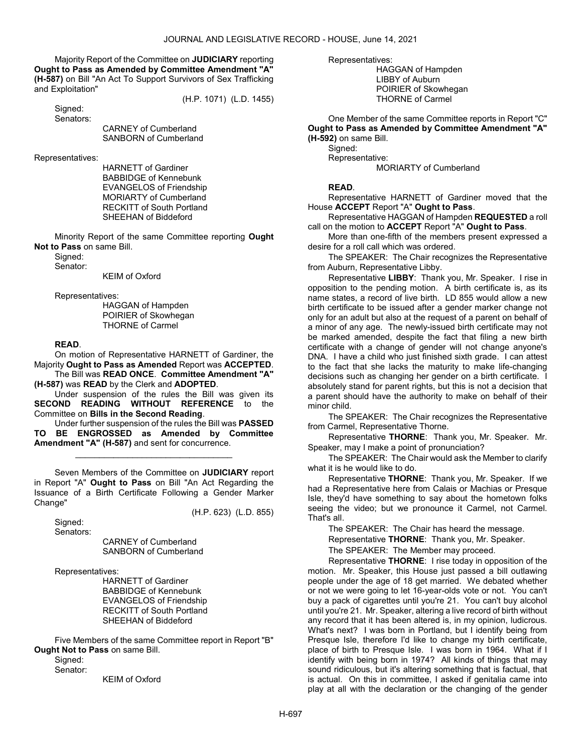Majority Report of the Committee on **JUDICIARY** reporting **Ought to Pass as Amended by Committee Amendment "A" (H-587)** on Bill "An Act To Support Survivors of Sex Trafficking and Exploitation"

(H.P. 1071) (L.D. 1455)

Signed:

Senators:

CARNEY of Cumberland
SANBORN of Cumberland

Representatives:

HARNETT of Gardiner
BABBIDGE of Kennebunk
EVANGELOS of Friendship
MORIARTY of Cumberland
RECKITT of South Portland
SHEEHAN of Biddeford

Minority Report of the same Committee reporting **Ought Not to Pass** on same Bill.

Signed:

Senator:

KEIM of Oxford

Representatives:

HAGGAN of Hampden
POIRIER of Skowhegan
THORNE of Carmel

**READ**.

On motion of Representative HARNETT of Gardiner, the Majority **Ought to Pass as Amended** Report was **ACCEPTED**.

The Bill was **READ ONCE**. **Committee Amendment "A" (H-587)** was **READ** by the Clerk and **ADOPTED**.

Under suspension of the rules the Bill was given its **SECOND READING WITHOUT REFERENCE** to the Committee on **Bills in the Second Reading**.

Under further suspension of the rules the Bill was **PASSED TO BE ENGROSSED as Amended by Committee Amendment "A" (H-587)** and sent for concurrence.

_________________________________

Seven Members of the Committee on **JUDICIARY** report in Report "A" **Ought to Pass** on Bill "An Act Regarding the Issuance of a Birth Certificate Following a Gender Marker Change"

(H.P. 623) (L.D. 855)

Signed:

Senators:

CARNEY of Cumberland
SANBORN of Cumberland

Representatives:

HARNETT of Gardiner
BABBIDGE of Kennebunk
EVANGELOS of Friendship
RECKITT of South Portland
SHEEHAN of Biddeford

Five Members of the same Committee report in Report "B" **Ought Not to Pass** on same Bill.

Signed:

Senator:

KEIM of Oxford

Representatives:

HAGGAN of Hampden
LIBBY of Auburn
POIRIER of Skowhegan
THORNE of Carmel

One Member of the same Committee reports in Report "C" **Ought to Pass as Amended by Committee Amendment "A" (H-592)** on same Bill.

Signed:

Representative:

MORIARTY of Cumberland

**READ**.

Representative HARNETT of Gardiner moved that the House **ACCEPT** Report "A" **Ought to Pass**.

Representative HAGGAN of Hampden **REQUESTED** a roll call on the motion to **ACCEPT** Report "A" **Ought to Pass**.

More than one-fifth of the members present expressed a desire for a roll call which was ordered.

The SPEAKER: The Chair recognizes the Representative from Auburn, Representative Libby.

Representative **LIBBY**: Thank you, Mr. Speaker. I rise in opposition to the pending motion. A birth certificate is, as its name states, a record of live birth. LD 855 would allow a new birth certificate to be issued after a gender marker change not only for an adult but also at the request of a parent on behalf of a minor of any age. The newly-issued birth certificate may not be marked amended, despite the fact that filing a new birth certificate with a change of gender will not change anyone's DNA. I have a child who just finished sixth grade. I can attest to the fact that she lacks the maturity to make life-changing decisions such as changing her gender on a birth certificate. I absolutely stand for parent rights, but this is not a decision that a parent should have the authority to make on behalf of their minor child.

The SPEAKER: The Chair recognizes the Representative from Carmel, Representative Thorne.

Representative **THORNE**: Thank you, Mr. Speaker. Mr. Speaker, may I make a point of pronunciation?

The SPEAKER: The Chair would ask the Member to clarify what it is he would like to do.

Representative **THORNE**: Thank you, Mr. Speaker. If we had a Representative here from Calais or Machias or Presque Isle, they'd have something to say about the hometown folks seeing the video; but we pronounce it Carmel, not Carmel. That's all.

The SPEAKER: The Chair has heard the message.

Representative **THORNE**: Thank you, Mr. Speaker.

The SPEAKER: The Member may proceed.

Representative **THORNE**: I rise today in opposition of the motion. Mr. Speaker, this House just passed a bill outlawing people under the age of 18 get married. We debated whether or not we were going to let 16-year-olds vote or not. You can't buy a pack of cigarettes until you're 21. You can't buy alcohol until you're 21. Mr. Speaker, altering a live record of birth without any record that it has been altered is, in my opinion, ludicrous. What's next? I was born in Portland, but I identify being from Presque Isle, therefore I'd like to change my birth certificate, place of birth to Presque Isle. I was born in 1964. What if I identify with being born in 1974? All kinds of things that may sound ridiculous, but it's altering something that is factual, that is actual. On this in committee, I asked if genitalia came into play at all with the declaration or the changing of the gender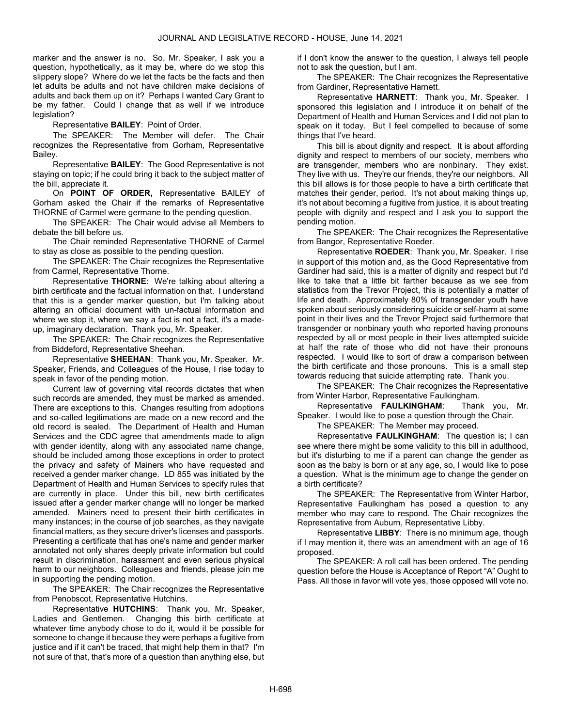marker and the answer is no. So, Mr. Speaker, I ask you a question, hypothetically, as it may be, where do we stop this slippery slope? Where do we let the facts be the facts and then let adults be adults and not have children make decisions of adults and back them up on it? Perhaps I wanted Cary Grant to be my father. Could I change that as well if we introduce legislation?

Representative **BAILEY**: Point of Order.

The SPEAKER: The Member will defer. The Chair recognizes the Representative from Gorham, Representative Bailey.

Representative **BAILEY**: The Good Representative is not staying on topic; if he could bring it back to the subject matter of the bill, appreciate it.

On **POINT OF ORDER,** Representative BAILEY of Gorham asked the Chair if the remarks of Representative THORNE of Carmel were germane to the pending question.

The SPEAKER: The Chair would advise all Members to debate the bill before us.

The Chair reminded Representative THORNE of Carmel to stay as close as possible to the pending question.

The SPEAKER: The Chair recognizes the Representative from Carmel, Representative Thorne.

Representative **THORNE**: We're talking about altering a birth certificate and the factual information on that. I understand that this is a gender marker question, but I'm talking about altering an official document with un-factual information and where we stop it, where we say a fact is not a fact, it's a made-up, imaginary declaration. Thank you, Mr. Speaker.

The SPEAKER: The Chair recognizes the Representative from Biddeford, Representative Sheehan.

Representative **SHEEHAN**: Thank you, Mr. Speaker. Mr. Speaker, Friends, and Colleagues of the House, I rise today to speak in favor of the pending motion.

Current law of governing vital records dictates that when such records are amended, they must be marked as amended. There are exceptions to this. Changes resulting from adoptions and so-called legitimations are made on a new record and the old record is sealed. The Department of Health and Human Services and the CDC agree that amendments made to align with gender identity, along with any associated name change, should be included among those exceptions in order to protect the privacy and safety of Mainers who have requested and received a gender marker change. LD 855 was initiated by the Department of Health and Human Services to specify rules that are currently in place. Under this bill, new birth certificates issued after a gender marker change will no longer be marked amended. Mainers need to present their birth certificates in many instances; in the course of job searches, as they navigate financial matters, as they secure driver's licenses and passports. Presenting a certificate that has one's name and gender marker annotated not only shares deeply private information but could result in discrimination, harassment and even serious physical harm to our neighbors. Colleagues and friends, please join me in supporting the pending motion.

The SPEAKER: The Chair recognizes the Representative from Penobscot, Representative Hutchins.

Representative **HUTCHINS**: Thank you, Mr. Speaker, Ladies and Gentlemen. Changing this birth certificate at whatever time anybody chose to do it, would it be possible for someone to change it because they were perhaps a fugitive from justice and if it can't be traced, that might help them in that? I'm not sure of that, that's more of a question than anything else, but if I don't know the answer to the question, I always tell people not to ask the question, but I am.

The SPEAKER: The Chair recognizes the Representative from Gardiner, Representative Harnett.

Representative **HARNETT**: Thank you, Mr. Speaker. I sponsored this legislation and I introduce it on behalf of the Department of Health and Human Services and I did not plan to speak on it today. But I feel compelled to because of some things that I've heard.

This bill is about dignity and respect. It is about affording dignity and respect to members of our society, members who are transgender, members who are nonbinary. They exist. They live with us. They're our friends, they're our neighbors. All this bill allows is for those people to have a birth certificate that matches their gender, period. It's not about making things up, it's not about becoming a fugitive from justice, it is about treating people with dignity and respect and I ask you to support the pending motion.

The SPEAKER: The Chair recognizes the Representative from Bangor, Representative Roeder.

Representative **ROEDER**: Thank you, Mr. Speaker. I rise in support of this motion and, as the Good Representative from Gardiner had said, this is a matter of dignity and respect but I'd like to take that a little bit farther because as we see from statistics from the Trevor Project, this is potentially a matter of life and death. Approximately 80% of transgender youth have spoken about seriously considering suicide or self-harm at some point in their lives and the Trevor Project said furthermore that transgender or nonbinary youth who reported having pronouns respected by all or most people in their lives attempted suicide at half the rate of those who did not have their pronouns respected. I would like to sort of draw a comparison between the birth certificate and those pronouns. This is a small step towards reducing that suicide attempting rate. Thank you.

The SPEAKER: The Chair recognizes the Representative from Winter Harbor, Representative Faulkingham.

Representative **FAULKINGHAM**: Thank you, Mr. Speaker. I would like to pose a question through the Chair.

The SPEAKER: The Member may proceed.

Representative **FAULKINGHAM**: The question is; I can see where there might be some validity to this bill in adulthood, but it's disturbing to me if a parent can change the gender as soon as the baby is born or at any age, so, I would like to pose a question. What is the minimum age to change the gender on a birth certificate?

The SPEAKER: The Representative from Winter Harbor, Representative Faulkingham has posed a question to any member who may care to respond. The Chair recognizes the Representative from Auburn, Representative Libby.

Representative **LIBBY**: There is no minimum age, though if I may mention it, there was an amendment with an age of 16 proposed.

The SPEAKER: A roll call has been ordered. The pending question before the House is Acceptance of Report "A" Ought to Pass. All those in favor will vote yes, those opposed will vote no.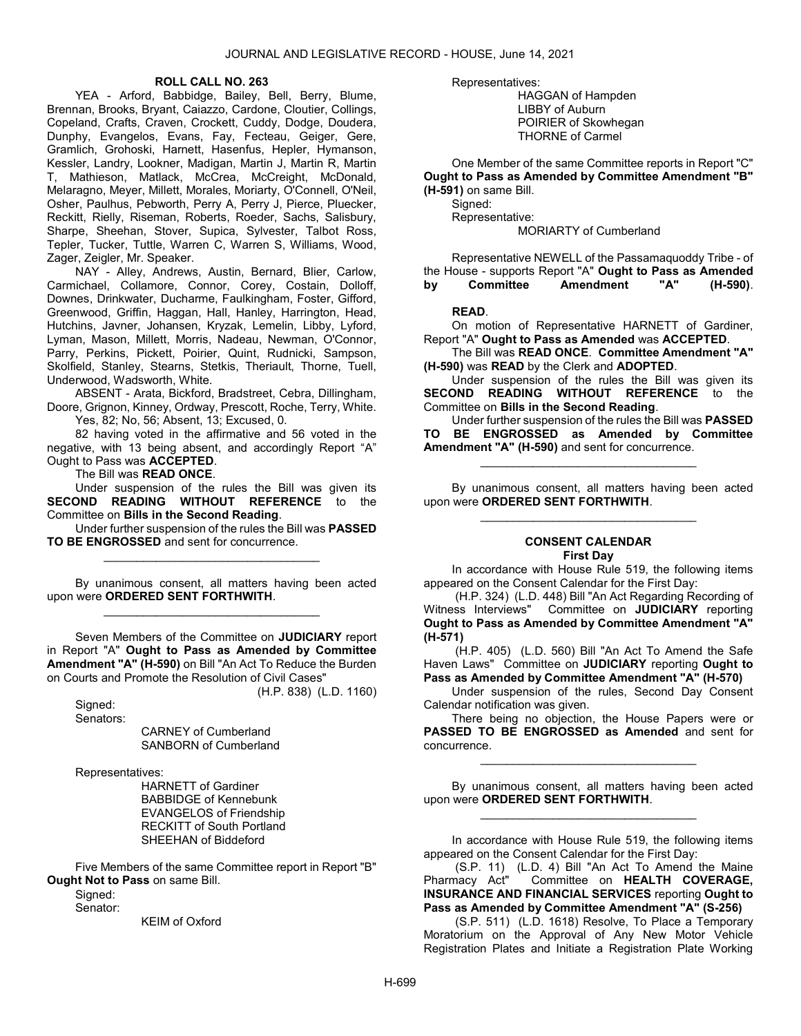**ROLL CALL NO. 263**

YEA - Arford, Babbidge, Bailey, Bell, Berry, Blume, Brennan, Brooks, Bryant, Caiazzo, Cardone, Cloutier, Collings, Copeland, Crafts, Craven, Crockett, Cuddy, Dodge, Doudera, Dunphy, Evangelos, Evans, Fay, Fecteau, Geiger, Gere, Gramlich, Grohoski, Harnett, Hasenfus, Hepler, Hymanson, Kessler, Landry, Lookner, Madigan, Martin J, Martin R, Martin T, Mathieson, Matlack, McCrea, McCreight, McDonald, Melaragno, Meyer, Millett, Morales, Moriarty, O'Connell, O'Neil, Osher, Paulhus, Pebworth, Perry A, Perry J, Pierce, Pluecker, Reckitt, Rielly, Riseman, Roberts, Roeder, Sachs, Salisbury, Sharpe, Sheehan, Stover, Supica, Sylvester, Talbot Ross, Tepler, Tucker, Tuttle, Warren C, Warren S, Williams, Wood, Zager, Zeigler, Mr. Speaker.

NAY - Alley, Andrews, Austin, Bernard, Blier, Carlow, Carmichael, Collamore, Connor, Corey, Costain, Dolloff, Downes, Drinkwater, Ducharme, Faulkingham, Foster, Gifford, Greenwood, Griffin, Haggan, Hall, Hanley, Harrington, Head, Hutchins, Javner, Johansen, Kryzak, Lemelin, Libby, Lyford, Lyman, Mason, Millett, Morris, Nadeau, Newman, O'Connor, Parry, Perkins, Pickett, Poirier, Quint, Rudnicki, Sampson, Skolfield, Stanley, Stearns, Stetkis, Theriault, Thorne, Tuell, Underwood, Wadsworth, White.

ABSENT - Arata, Bickford, Bradstreet, Cebra, Dillingham, Doore, Grignon, Kinney, Ordway, Prescott, Roche, Terry, White.

Yes, 82; No, 56; Absent, 13; Excused, 0.

82 having voted in the affirmative and 56 voted in the negative, with 13 being absent, and accordingly Report "A" Ought to Pass was **ACCEPTED**.

The Bill was **READ ONCE**.

Under suspension of the rules the Bill was given its **SECOND READING WITHOUT REFERENCE** to the Committee on **Bills in the Second Reading**.

Under further suspension of the rules the Bill was **PASSED TO BE ENGROSSED** and sent for concurrence.

_________________________________

By unanimous consent, all matters having been acted upon were **ORDERED SENT FORTHWITH**.

_________________________________

Seven Members of the Committee on **JUDICIARY** report in Report "A" **Ought to Pass as Amended by Committee Amendment "A" (H-590)** on Bill "An Act To Reduce the Burden on Courts and Promote the Resolution of Civil Cases"

(H.P. 838) (L.D. 1160)

Signed:

Senators:

CARNEY of Cumberland
SANBORN of Cumberland

Representatives:

HARNETT of Gardiner
BABBIDGE of Kennebunk
EVANGELOS of Friendship
RECKITT of South Portland
SHEEHAN of Biddeford

Five Members of the same Committee report in Report "B" **Ought Not to Pass** on same Bill.

Signed:

Senator:

KEIM of Oxford

Representatives:

HAGGAN of Hampden
LIBBY of Auburn
POIRIER of Skowhegan
THORNE of Carmel

One Member of the same Committee reports in Report "C" **Ought to Pass as Amended by Committee Amendment "B" (H-591)** on same Bill.

Signed:

Representative:

MORIARTY of Cumberland

Representative NEWELL of the Passamaquoddy Tribe - of the House - supports Report "A" **Ought to Pass as Amended by Committee Amendment "A" (H-590)**.

**READ**.

On motion of Representative HARNETT of Gardiner, Report "A" **Ought to Pass as Amended** was **ACCEPTED**.

The Bill was **READ ONCE**. **Committee Amendment "A" (H-590)** was **READ** by the Clerk and **ADOPTED**.

Under suspension of the rules the Bill was given its **SECOND READING WITHOUT REFERENCE** to the Committee on **Bills in the Second Reading**.

Under further suspension of the rules the Bill was **PASSED TO BE ENGROSSED as Amended by Committee Amendment "A" (H-590)** and sent for concurrence.

_________________________________

By unanimous consent, all matters having been acted upon were **ORDERED SENT FORTHWITH**.

_________________________________

## CONSENT CALENDAR

### First Day

In accordance with House Rule 519, the following items appeared on the Consent Calendar for the First Day:

(H.P. 324) (L.D. 448) Bill "An Act Regarding Recording of Witness Interviews" Committee on **JUDICIARY** reporting **Ought to Pass as Amended by Committee Amendment "A" (H-571)**

(H.P. 405) (L.D. 560) Bill "An Act To Amend the Safe Haven Laws" Committee on **JUDICIARY** reporting **Ought to Pass as Amended by Committee Amendment "A" (H-570)**

Under suspension of the rules, Second Day Consent Calendar notification was given.

There being no objection, the House Papers were or **PASSED TO BE ENGROSSED as Amended** and sent for concurrence.

_________________________________

By unanimous consent, all matters having been acted upon were **ORDERED SENT FORTHWITH**.

_________________________________

In accordance with House Rule 519, the following items appeared on the Consent Calendar for the First Day:

(S.P. 11) (L.D. 4) Bill "An Act To Amend the Maine Pharmacy Act" Committee on **HEALTH COVERAGE, INSURANCE AND FINANCIAL SERVICES** reporting **Ought to Pass as Amended by Committee Amendment "A" (S-256)**

(S.P. 511) (L.D. 1618) Resolve, To Place a Temporary Moratorium on the Approval of Any New Motor Vehicle Registration Plates and Initiate a Registration Plate Working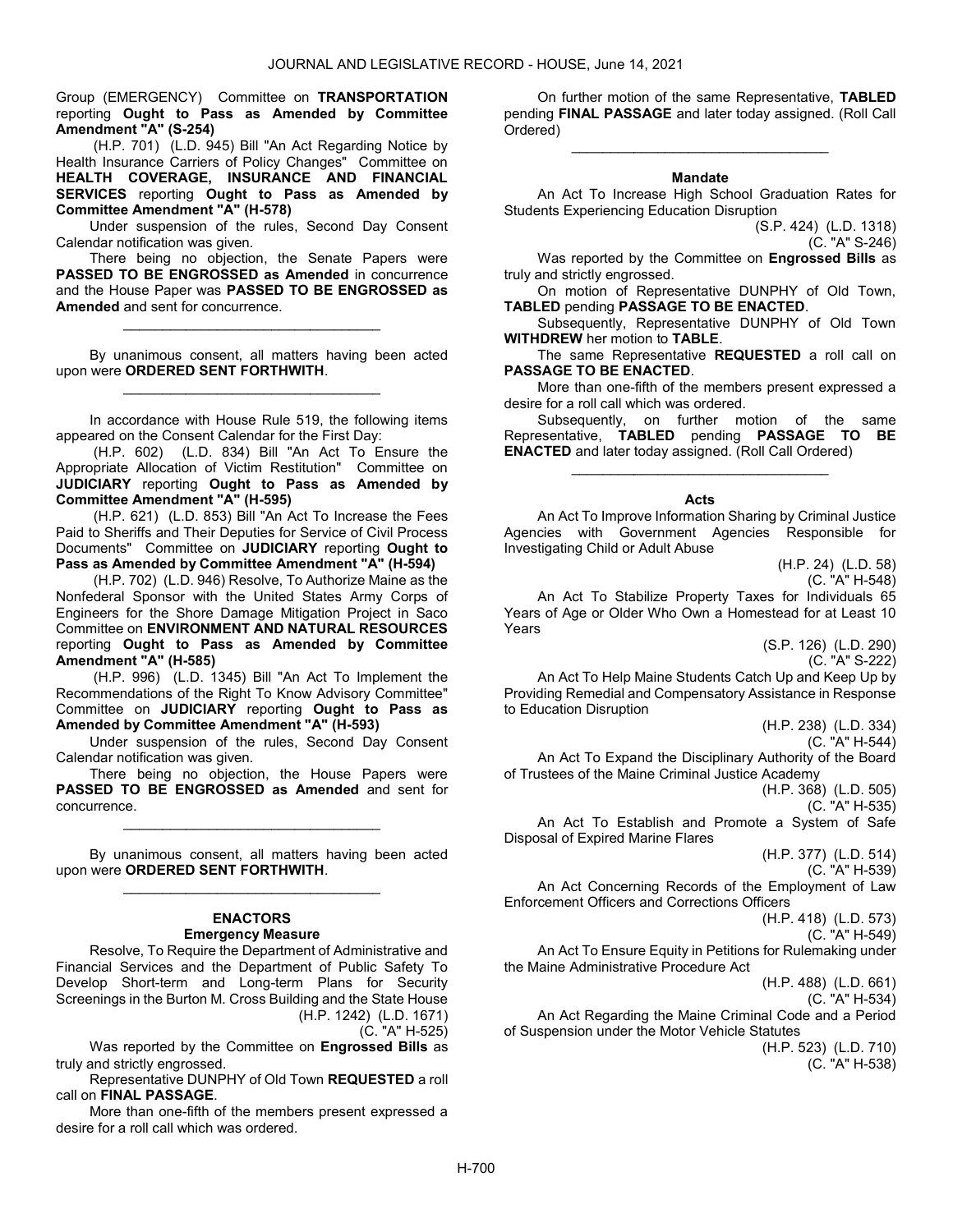Group (EMERGENCY) Committee on **TRANSPORTATION** reporting **Ought to Pass as Amended by Committee Amendment "A" (S-254)**

(H.P. 701) (L.D. 945) Bill "An Act Regarding Notice by Health Insurance Carriers of Policy Changes" Committee on **HEALTH COVERAGE, INSURANCE AND FINANCIAL SERVICES** reporting **Ought to Pass as Amended by Committee Amendment "A" (H-578)**

Under suspension of the rules, Second Day Consent Calendar notification was given.

There being no objection, the Senate Papers were **PASSED TO BE ENGROSSED as Amended** in concurrence and the House Paper was **PASSED TO BE ENGROSSED as Amended** and sent for concurrence.

_________________________________

By unanimous consent, all matters having been acted upon were **ORDERED SENT FORTHWITH**.

_________________________________

In accordance with House Rule 519, the following items appeared on the Consent Calendar for the First Day:

(H.P. 602) (L.D. 834) Bill "An Act To Ensure the Appropriate Allocation of Victim Restitution" Committee on **JUDICIARY** reporting **Ought to Pass as Amended by Committee Amendment "A" (H-595)**

(H.P. 621) (L.D. 853) Bill "An Act To Increase the Fees Paid to Sheriffs and Their Deputies for Service of Civil Process Documents" Committee on **JUDICIARY** reporting **Ought to Pass as Amended by Committee Amendment "A" (H-594)**

(H.P. 702) (L.D. 946) Resolve, To Authorize Maine as the Nonfederal Sponsor with the United States Army Corps of Engineers for the Shore Damage Mitigation Project in Saco Committee on **ENVIRONMENT AND NATURAL RESOURCES** reporting **Ought to Pass as Amended by Committee Amendment "A" (H-585)**

(H.P. 996) (L.D. 1345) Bill "An Act To Implement the Recommendations of the Right To Know Advisory Committee" Committee on **JUDICIARY** reporting **Ought to Pass as Amended by Committee Amendment "A" (H-593)**

Under suspension of the rules, Second Day Consent Calendar notification was given.

There being no objection, the House Papers were **PASSED TO BE ENGROSSED as Amended** and sent for concurrence.

_________________________________

By unanimous consent, all matters having been acted upon were **ORDERED SENT FORTHWITH**.

_________________________________

## ENACTORS

### Emergency Measure

Resolve, To Require the Department of Administrative and Financial Services and the Department of Public Safety To Develop Short-term and Long-term Plans for Security Screenings in the Burton M. Cross Building and the State House

(H.P. 1242) (L.D. 1671)
(C. "A" H-525)

Was reported by the Committee on **Engrossed Bills** as truly and strictly engrossed.

Representative DUNPHY of Old Town **REQUESTED** a roll call on **FINAL PASSAGE**.

More than one-fifth of the members present expressed a desire for a roll call which was ordered.

On further motion of the same Representative, **TABLED** pending **FINAL PASSAGE** and later today assigned. (Roll Call Ordered)

_________________________________

### Mandate

An Act To Increase High School Graduation Rates for Students Experiencing Education Disruption

(S.P. 424) (L.D. 1318)
(C. "A" S-246)

Was reported by the Committee on **Engrossed Bills** as truly and strictly engrossed.

On motion of Representative DUNPHY of Old Town, **TABLED** pending **PASSAGE TO BE ENACTED**.

Subsequently, Representative DUNPHY of Old Town **WITHDREW** her motion to **TABLE**.

The same Representative **REQUESTED** a roll call on **PASSAGE TO BE ENACTED**.

More than one-fifth of the members present expressed a desire for a roll call which was ordered.

Subsequently, on further motion of the same Representative, **TABLED** pending **PASSAGE TO BE ENACTED** and later today assigned. (Roll Call Ordered)

_________________________________

### Acts

An Act To Improve Information Sharing by Criminal Justice Agencies with Government Agencies Responsible for Investigating Child or Adult Abuse

(H.P. 24) (L.D. 58)
(C. "A" H-548)

An Act To Stabilize Property Taxes for Individuals 65 Years of Age or Older Who Own a Homestead for at Least 10 Years

(S.P. 126) (L.D. 290)
(C. "A" S-222)

An Act To Help Maine Students Catch Up and Keep Up by Providing Remedial and Compensatory Assistance in Response to Education Disruption

(H.P. 238) (L.D. 334)
(C. "A" H-544)

An Act To Expand the Disciplinary Authority of the Board of Trustees of the Maine Criminal Justice Academy

(H.P. 368) (L.D. 505)
(C. "A" H-535)

An Act To Establish and Promote a System of Safe Disposal of Expired Marine Flares

(H.P. 377) (L.D. 514)
(C. "A" H-539)

An Act Concerning Records of the Employment of Law Enforcement Officers and Corrections Officers

(H.P. 418) (L.D. 573)
(C. "A" H-549)

An Act To Ensure Equity in Petitions for Rulemaking under the Maine Administrative Procedure Act

(H.P. 488) (L.D. 661)
(C. "A" H-534)

An Act Regarding the Maine Criminal Code and a Period of Suspension under the Motor Vehicle Statutes

(H.P. 523) (L.D. 710)
(C. "A" H-538)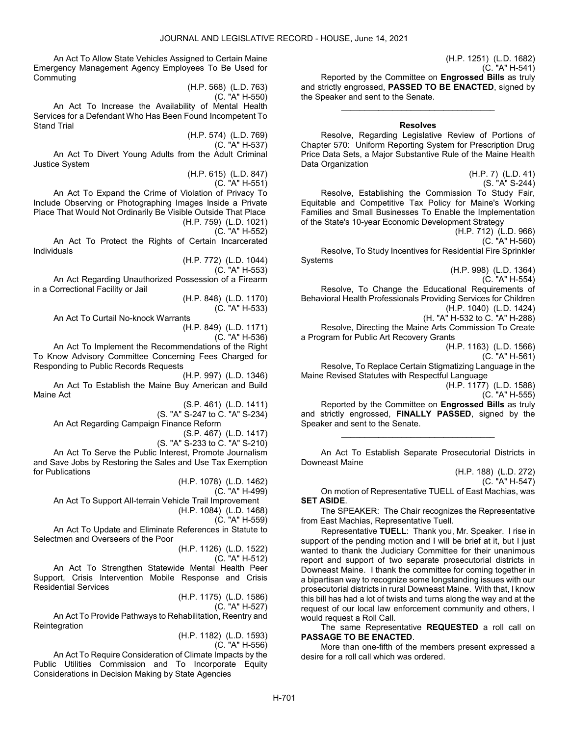An Act To Allow State Vehicles Assigned to Certain Maine Emergency Management Agency Employees To Be Used for Commuting

(H.P. 568) (L.D. 763)
(C. "A" H-550)

An Act To Increase the Availability of Mental Health Services for a Defendant Who Has Been Found Incompetent To Stand Trial

(H.P. 574) (L.D. 769)
(C. "A" H-537)

An Act To Divert Young Adults from the Adult Criminal Justice System

(H.P. 615) (L.D. 847)
(C. "A" H-551)

An Act To Expand the Crime of Violation of Privacy To Include Observing or Photographing Images Inside a Private Place That Would Not Ordinarily Be Visible Outside That Place

(H.P. 759) (L.D. 1021)
(C. "A" H-552)

An Act To Protect the Rights of Certain Incarcerated Individuals

(H.P. 772) (L.D. 1044)
(C. "A" H-553)

An Act Regarding Unauthorized Possession of a Firearm in a Correctional Facility or Jail

(H.P. 848) (L.D. 1170)
(C. "A" H-533)

An Act To Curtail No-knock Warrants

(H.P. 849) (L.D. 1171)
(C. "A" H-536)

An Act To Implement the Recommendations of the Right To Know Advisory Committee Concerning Fees Charged for Responding to Public Records Requests

(H.P. 997) (L.D. 1346)

An Act To Establish the Maine Buy American and Build Maine Act

(S.P. 461) (L.D. 1411)
(S. "A" S-247 to C. "A" S-234)

An Act Regarding Campaign Finance Reform

(S.P. 467) (L.D. 1417)
(S. "A" S-233 to C. "A" S-210)

An Act To Serve the Public Interest, Promote Journalism and Save Jobs by Restoring the Sales and Use Tax Exemption for Publications

(H.P. 1078) (L.D. 1462)
(C. "A" H-499)

An Act To Support All-terrain Vehicle Trail Improvement

(H.P. 1084) (L.D. 1468)
(C. "A" H-559)

An Act To Update and Eliminate References in Statute to Selectmen and Overseers of the Poor

(H.P. 1126) (L.D. 1522)
(C. "A" H-512)

An Act To Strengthen Statewide Mental Health Peer Support, Crisis Intervention Mobile Response and Crisis Residential Services

(H.P. 1175) (L.D. 1586)
(C. "A" H-527)

An Act To Provide Pathways to Rehabilitation, Reentry and Reintegration

(H.P. 1182) (L.D. 1593)
(C. "A" H-556)

An Act To Require Consideration of Climate Impacts by the Public Utilities Commission and To Incorporate Equity Considerations in Decision Making by State Agencies

(H.P. 1251) (L.D. 1682)
(C. "A" H-541)

Reported by the Committee on **Engrossed Bills** as truly and strictly engrossed, **PASSED TO BE ENACTED**, signed by the Speaker and sent to the Senate.

\_\_\_\_\_\_\_\_\_\_\_\_\_\_\_\_\_\_\_\_\_\_\_\_\_\_\_\_\_\_\_\_\_

### Resolves

Resolve, Regarding Legislative Review of Portions of Chapter 570: Uniform Reporting System for Prescription Drug Price Data Sets, a Major Substantive Rule of the Maine Health Data Organization

(H.P. 7) (L.D. 41)
(S. "A" S-244)

Resolve, Establishing the Commission To Study Fair, Equitable and Competitive Tax Policy for Maine's Working Families and Small Businesses To Enable the Implementation of the State's 10-year Economic Development Strategy

(H.P. 712) (L.D. 966)
(C. "A" H-560)

Resolve, To Study Incentives for Residential Fire Sprinkler Systems

(H.P. 998) (L.D. 1364)
(C. "A" H-554)

Resolve, To Change the Educational Requirements of Behavioral Health Professionals Providing Services for Children

(H.P. 1040) (L.D. 1424)
(H. "A" H-532 to C. "A" H-288)

Resolve, Directing the Maine Arts Commission To Create a Program for Public Art Recovery Grants

(H.P. 1163) (L.D. 1566)
(C. "A" H-561)

Resolve, To Replace Certain Stigmatizing Language in the Maine Revised Statutes with Respectful Language

(H.P. 1177) (L.D. 1588)
(C. "A" H-555)

Reported by the Committee on **Engrossed Bills** as truly and strictly engrossed, **FINALLY PASSED**, signed by the Speaker and sent to the Senate.

\_\_\_\_\_\_\_\_\_\_\_\_\_\_\_\_\_\_\_\_\_\_\_\_\_\_\_\_\_\_\_\_\_

An Act To Establish Separate Prosecutorial Districts in Downeast Maine

(H.P. 188) (L.D. 272)
(C. "A" H-547)

On motion of Representative TUELL of East Machias, was **SET ASIDE**.

The SPEAKER: The Chair recognizes the Representative from East Machias, Representative Tuell.

Representative **TUELL**: Thank you, Mr. Speaker. I rise in support of the pending motion and I will be brief at it, but I just wanted to thank the Judiciary Committee for their unanimous report and support of two separate prosecutorial districts in Downeast Maine. I thank the committee for coming together in a bipartisan way to recognize some longstanding issues with our prosecutorial districts in rural Downeast Maine. With that, I know this bill has had a lot of twists and turns along the way and at the request of our local law enforcement community and others, I would request a Roll Call.

The same Representative **REQUESTED** a roll call on **PASSAGE TO BE ENACTED**.

More than one-fifth of the members present expressed a desire for a roll call which was ordered.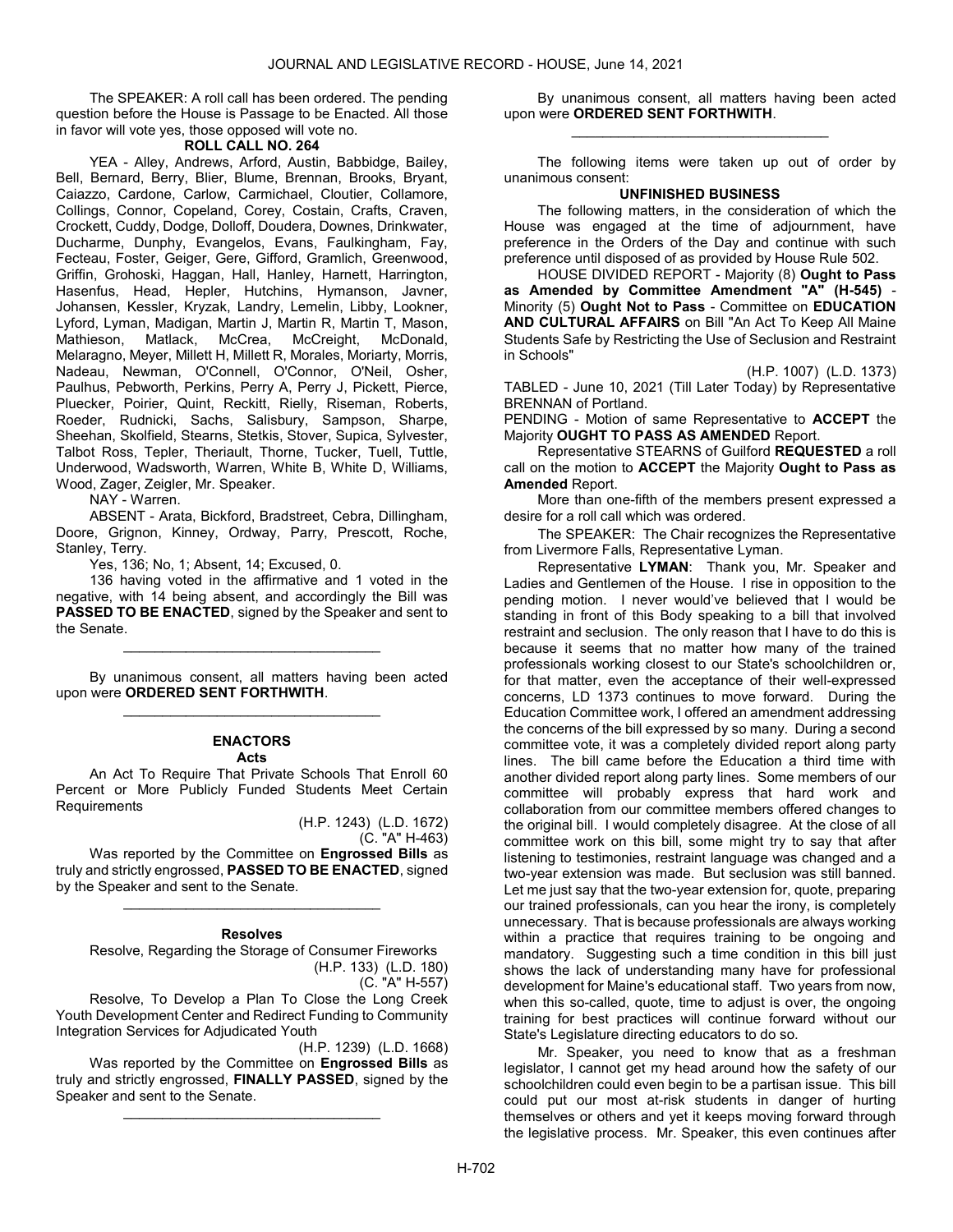The SPEAKER: A roll call has been ordered. The pending question before the House is Passage to be Enacted. All those in favor will vote yes, those opposed will vote no.

**ROLL CALL NO. 264**

YEA - Alley, Andrews, Arford, Austin, Babbidge, Bailey, Bell, Bernard, Berry, Blier, Blume, Brennan, Brooks, Bryant, Caiazzo, Cardone, Carlow, Carmichael, Cloutier, Collamore, Collings, Connor, Copeland, Corey, Costain, Crafts, Craven, Crockett, Cuddy, Dodge, Dolloff, Doudera, Downes, Drinkwater, Ducharme, Dunphy, Evangelos, Evans, Faulkingham, Fay, Fecteau, Foster, Geiger, Gere, Gifford, Gramlich, Greenwood, Griffin, Grohoski, Haggan, Hall, Hanley, Harnett, Harrington, Hasenfus, Head, Hepler, Hutchins, Hymanson, Javner, Johansen, Kessler, Kryzak, Landry, Lemelin, Libby, Lookner, Lyford, Lyman, Madigan, Martin J, Martin R, Martin T, Mason, Mathieson, Matlack, McCrea, McCreight, McDonald, Melaragno, Meyer, Millett H, Millett R, Morales, Moriarty, Morris, Nadeau, Newman, O'Connell, O'Connor, O'Neil, Osher, Paulhus, Pebworth, Perkins, Perry A, Perry J, Pickett, Pierce, Pluecker, Poirier, Quint, Reckitt, Rielly, Riseman, Roberts, Roeder, Rudnicki, Sachs, Salisbury, Sampson, Sharpe, Sheehan, Skolfield, Stearns, Stetkis, Stover, Supica, Sylvester, Talbot Ross, Tepler, Theriault, Thorne, Tucker, Tuell, Tuttle, Underwood, Wadsworth, Warren, White B, White D, Williams, Wood, Zager, Zeigler, Mr. Speaker.

NAY - Warren.

ABSENT - Arata, Bickford, Bradstreet, Cebra, Dillingham, Doore, Grignon, Kinney, Ordway, Parry, Prescott, Roche, Stanley, Terry.

Yes, 136; No, 1; Absent, 14; Excused, 0.

136 having voted in the affirmative and 1 voted in the negative, with 14 being absent, and accordingly the Bill was **PASSED TO BE ENACTED**, signed by the Speaker and sent to the Senate.

---

By unanimous consent, all matters having been acted upon were **ORDERED SENT FORTHWITH**.

---

## ENACTORS

### Acts

An Act To Require That Private Schools That Enroll 60 Percent or More Publicly Funded Students Meet Certain Requirements

(H.P. 1243) (L.D. 1672)
(C. "A" H-463)

Was reported by the Committee on **Engrossed Bills** as truly and strictly engrossed, **PASSED TO BE ENACTED**, signed by the Speaker and sent to the Senate.

---

### Resolves

Resolve, Regarding the Storage of Consumer Fireworks

(H.P. 133) (L.D. 180)
(C. "A" H-557)

Resolve, To Develop a Plan To Close the Long Creek Youth Development Center and Redirect Funding to Community Integration Services for Adjudicated Youth

(H.P. 1239) (L.D. 1668)

Was reported by the Committee on **Engrossed Bills** as truly and strictly engrossed, **FINALLY PASSED**, signed by the Speaker and sent to the Senate.

---

By unanimous consent, all matters having been acted upon were **ORDERED SENT FORTHWITH**.

---

The following items were taken up out of order by unanimous consent:

**UNFINISHED BUSINESS**

The following matters, in the consideration of which the House was engaged at the time of adjournment, have preference in the Orders of the Day and continue with such preference until disposed of as provided by House Rule 502.

HOUSE DIVIDED REPORT - Majority (8) **Ought to Pass as Amended by Committee Amendment "A" (H-545)** - Minority (5) **Ought Not to Pass** - Committee on **EDUCATION AND CULTURAL AFFAIRS** on Bill "An Act To Keep All Maine Students Safe by Restricting the Use of Seclusion and Restraint in Schools"

(H.P. 1007) (L.D. 1373)

TABLED - June 10, 2021 (Till Later Today) by Representative BRENNAN of Portland.

PENDING - Motion of same Representative to **ACCEPT** the Majority **OUGHT TO PASS AS AMENDED** Report.

Representative STEARNS of Guilford **REQUESTED** a roll call on the motion to **ACCEPT** the Majority **Ought to Pass as Amended** Report.

More than one-fifth of the members present expressed a desire for a roll call which was ordered.

The SPEAKER: The Chair recognizes the Representative from Livermore Falls, Representative Lyman.

Representative **LYMAN**: Thank you, Mr. Speaker and Ladies and Gentlemen of the House. I rise in opposition to the pending motion. I never would've believed that I would be standing in front of this Body speaking to a bill that involved restraint and seclusion. The only reason that I have to do this is because it seems that no matter how many of the trained professionals working closest to our State's schoolchildren or, for that matter, even the acceptance of their well-expressed concerns, LD 1373 continues to move forward. During the Education Committee work, I offered an amendment addressing the concerns of the bill expressed by so many. During a second committee vote, it was a completely divided report along party lines. The bill came before the Education a third time with another divided report along party lines. Some members of our committee will probably express that hard work and collaboration from our committee members offered changes to the original bill. I would completely disagree. At the close of all committee work on this bill, some might try to say that after listening to testimonies, restraint language was changed and a two-year extension was made. But seclusion was still banned. Let me just say that the two-year extension for, quote, preparing our trained professionals, can you hear the irony, is completely unnecessary. That is because professionals are always working within a practice that requires training to be ongoing and mandatory. Suggesting such a time condition in this bill just shows the lack of understanding many have for professional development for Maine's educational staff. Two years from now, when this so-called, quote, time to adjust is over, the ongoing training for best practices will continue forward without our State's Legislature directing educators to do so.

Mr. Speaker, you need to know that as a freshman legislator, I cannot get my head around how the safety of our schoolchildren could even begin to be a partisan issue. This bill could put our most at-risk students in danger of hurting themselves or others and yet it keeps moving forward through the legislative process. Mr. Speaker, this even continues after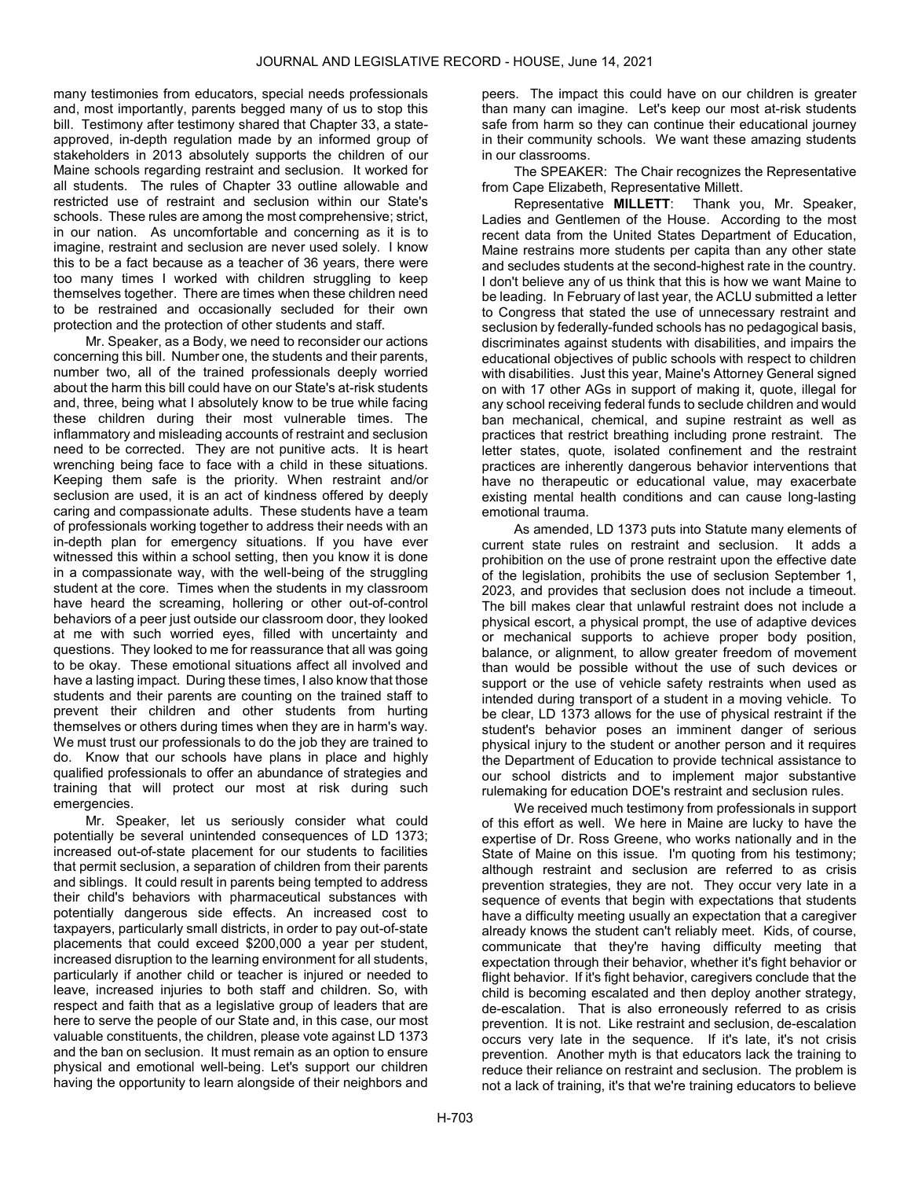many testimonies from educators, special needs professionals and, most importantly, parents begged many of us to stop this bill. Testimony after testimony shared that Chapter 33, a state-approved, in-depth regulation made by an informed group of stakeholders in 2013 absolutely supports the children of our Maine schools regarding restraint and seclusion. It worked for all students. The rules of Chapter 33 outline allowable and restricted use of restraint and seclusion within our State's schools. These rules are among the most comprehensive; strict, in our nation. As uncomfortable and concerning as it is to imagine, restraint and seclusion are never used solely. I know this to be a fact because as a teacher of 36 years, there were too many times I worked with children struggling to keep themselves together. There are times when these children need to be restrained and occasionally secluded for their own protection and the protection of other students and staff.

Mr. Speaker, as a Body, we need to reconsider our actions concerning this bill. Number one, the students and their parents, number two, all of the trained professionals deeply worried about the harm this bill could have on our State's at-risk students and, three, being what I absolutely know to be true while facing these children during their most vulnerable times. The inflammatory and misleading accounts of restraint and seclusion need to be corrected. They are not punitive acts. It is heart wrenching being face to face with a child in these situations. Keeping them safe is the priority. When restraint and/or seclusion are used, it is an act of kindness offered by deeply caring and compassionate adults. These students have a team of professionals working together to address their needs with an in-depth plan for emergency situations. If you have ever witnessed this within a school setting, then you know it is done in a compassionate way, with the well-being of the struggling student at the core. Times when the students in my classroom have heard the screaming, hollering or other out-of-control behaviors of a peer just outside our classroom door, they looked at me with such worried eyes, filled with uncertainty and questions. They looked to me for reassurance that all was going to be okay. These emotional situations affect all involved and have a lasting impact. During these times, I also know that those students and their parents are counting on the trained staff to prevent their children and other students from hurting themselves or others during times when they are in harm's way. We must trust our professionals to do the job they are trained to do. Know that our schools have plans in place and highly qualified professionals to offer an abundance of strategies and training that will protect our most at risk during such emergencies.

Mr. Speaker, let us seriously consider what could potentially be several unintended consequences of LD 1373; increased out-of-state placement for our students to facilities that permit seclusion, a separation of children from their parents and siblings. It could result in parents being tempted to address their child's behaviors with pharmaceutical substances with potentially dangerous side effects. An increased cost to taxpayers, particularly small districts, in order to pay out-of-state placements that could exceed $200,000 a year per student, increased disruption to the learning environment for all students, particularly if another child or teacher is injured or needed to leave, increased injuries to both staff and children. So, with respect and faith that as a legislative group of leaders that are here to serve the people of our State and, in this case, our most valuable constituents, the children, please vote against LD 1373 and the ban on seclusion. It must remain as an option to ensure physical and emotional well-being. Let's support our children having the opportunity to learn alongside of their neighbors and peers. The impact this could have on our children is greater than many can imagine. Let's keep our most at-risk students safe from harm so they can continue their educational journey in their community schools. We want these amazing students in our classrooms.

The SPEAKER: The Chair recognizes the Representative from Cape Elizabeth, Representative Millett.

Representative **MILLETT**: Thank you, Mr. Speaker, Ladies and Gentlemen of the House. According to the most recent data from the United States Department of Education, Maine restrains more students per capita than any other state and secludes students at the second-highest rate in the country. I don't believe any of us think that this is how we want Maine to be leading. In February of last year, the ACLU submitted a letter to Congress that stated the use of unnecessary restraint and seclusion by federally-funded schools has no pedagogical basis, discriminates against students with disabilities, and impairs the educational objectives of public schools with respect to children with disabilities. Just this year, Maine's Attorney General signed on with 17 other AGs in support of making it, quote, illegal for any school receiving federal funds to seclude children and would ban mechanical, chemical, and supine restraint as well as practices that restrict breathing including prone restraint. The letter states, quote, isolated confinement and the restraint practices are inherently dangerous behavior interventions that have no therapeutic or educational value, may exacerbate existing mental health conditions and can cause long-lasting emotional trauma.

As amended, LD 1373 puts into Statute many elements of current state rules on restraint and seclusion. It adds a prohibition on the use of prone restraint upon the effective date of the legislation, prohibits the use of seclusion September 1, 2023, and provides that seclusion does not include a timeout. The bill makes clear that unlawful restraint does not include a physical escort, a physical prompt, the use of adaptive devices or mechanical supports to achieve proper body position, balance, or alignment, to allow greater freedom of movement than would be possible without the use of such devices or support or the use of vehicle safety restraints when used as intended during transport of a student in a moving vehicle. To be clear, LD 1373 allows for the use of physical restraint if the student's behavior poses an imminent danger of serious physical injury to the student or another person and it requires the Department of Education to provide technical assistance to our school districts and to implement major substantive rulemaking for education DOE's restraint and seclusion rules.

We received much testimony from professionals in support of this effort as well. We here in Maine are lucky to have the expertise of Dr. Ross Greene, who works nationally and in the State of Maine on this issue. I'm quoting from his testimony; although restraint and seclusion are referred to as crisis prevention strategies, they are not. They occur very late in a sequence of events that begin with expectations that students have a difficulty meeting usually an expectation that a caregiver already knows the student can't reliably meet. Kids, of course, communicate that they're having difficulty meeting that expectation through their behavior, whether it's fight behavior or flight behavior. If it's fight behavior, caregivers conclude that the child is becoming escalated and then deploy another strategy, de-escalation. That is also erroneously referred to as crisis prevention. It is not. Like restraint and seclusion, de-escalation occurs very late in the sequence. If it's late, it's not crisis prevention. Another myth is that educators lack the training to reduce their reliance on restraint and seclusion. The problem is not a lack of training, it's that we're training educators to believe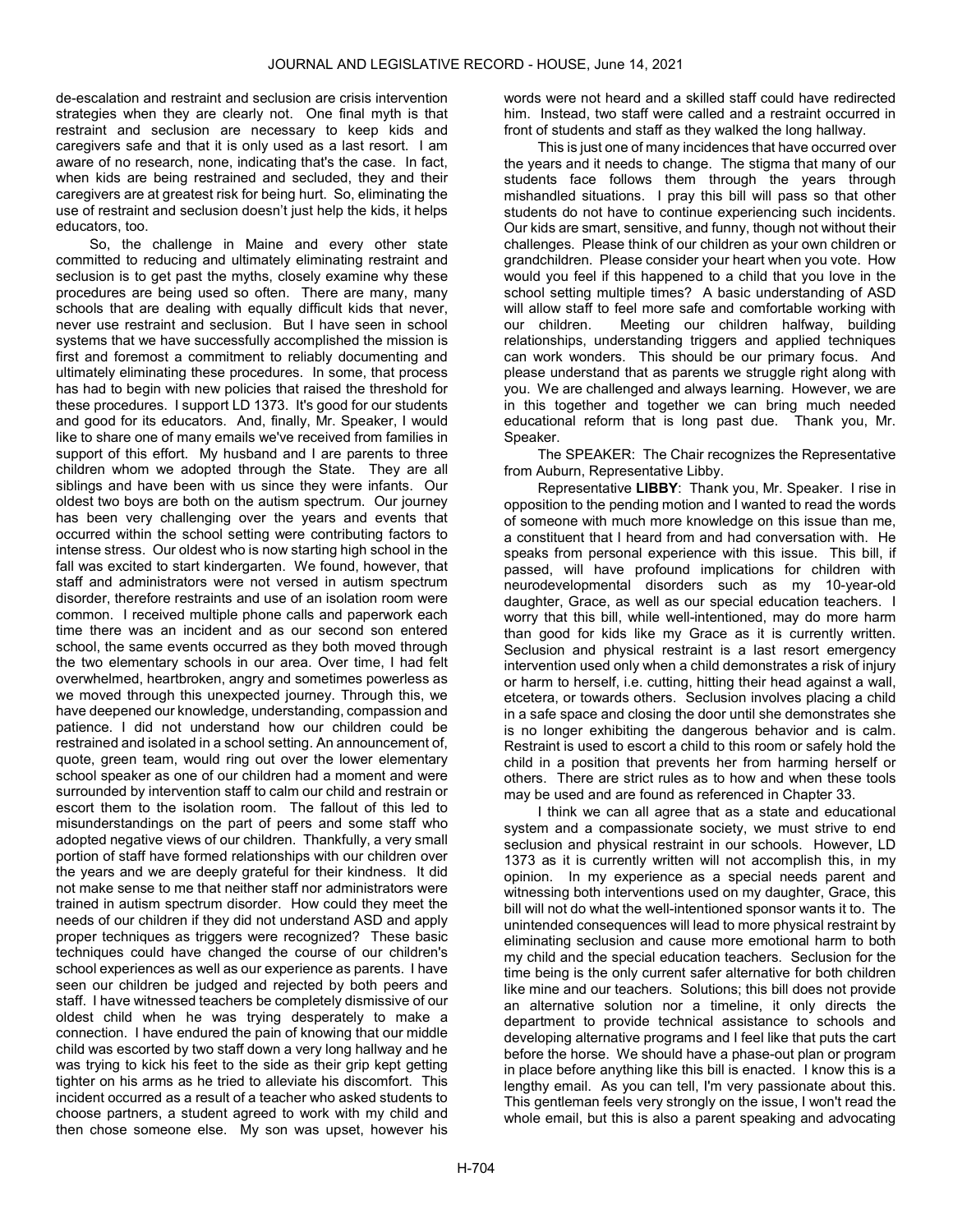de-escalation and restraint and seclusion are crisis intervention strategies when they are clearly not. One final myth is that restraint and seclusion are necessary to keep kids and caregivers safe and that it is only used as a last resort. I am aware of no research, none, indicating that's the case. In fact, when kids are being restrained and secluded, they and their caregivers are at greatest risk for being hurt. So, eliminating the use of restraint and seclusion doesn't just help the kids, it helps educators, too.

So, the challenge in Maine and every other state committed to reducing and ultimately eliminating restraint and seclusion is to get past the myths, closely examine why these procedures are being used so often. There are many, many schools that are dealing with equally difficult kids that never, never use restraint and seclusion. But I have seen in school systems that we have successfully accomplished the mission is first and foremost a commitment to reliably documenting and ultimately eliminating these procedures. In some, that process has had to begin with new policies that raised the threshold for these procedures. I support LD 1373. It's good for our students and good for its educators. And, finally, Mr. Speaker, I would like to share one of many emails we've received from families in support of this effort. My husband and I are parents to three children whom we adopted through the State. They are all siblings and have been with us since they were infants. Our oldest two boys are both on the autism spectrum. Our journey has been very challenging over the years and events that occurred within the school setting were contributing factors to intense stress. Our oldest who is now starting high school in the fall was excited to start kindergarten. We found, however, that staff and administrators were not versed in autism spectrum disorder, therefore restraints and use of an isolation room were common. I received multiple phone calls and paperwork each time there was an incident and as our second son entered school, the same events occurred as they both moved through the two elementary schools in our area. Over time, I had felt overwhelmed, heartbroken, angry and sometimes powerless as we moved through this unexpected journey. Through this, we have deepened our knowledge, understanding, compassion and patience. I did not understand how our children could be restrained and isolated in a school setting. An announcement of, quote, green team, would ring out over the lower elementary school speaker as one of our children had a moment and were surrounded by intervention staff to calm our child and restrain or escort them to the isolation room. The fallout of this led to misunderstandings on the part of peers and some staff who adopted negative views of our children. Thankfully, a very small portion of staff have formed relationships with our children over the years and we are deeply grateful for their kindness. It did not make sense to me that neither staff nor administrators were trained in autism spectrum disorder. How could they meet the needs of our children if they did not understand ASD and apply proper techniques as triggers were recognized? These basic techniques could have changed the course of our children's school experiences as well as our experience as parents. I have seen our children be judged and rejected by both peers and staff. I have witnessed teachers be completely dismissive of our oldest child when he was trying desperately to make a connection. I have endured the pain of knowing that our middle child was escorted by two staff down a very long hallway and he was trying to kick his feet to the side as their grip kept getting tighter on his arms as he tried to alleviate his discomfort. This incident occurred as a result of a teacher who asked students to choose partners, a student agreed to work with my child and then chose someone else. My son was upset, however his words were not heard and a skilled staff could have redirected him. Instead, two staff were called and a restraint occurred in front of students and staff as they walked the long hallway.

This is just one of many incidences that have occurred over the years and it needs to change. The stigma that many of our students face follows them through the years through mishandled situations. I pray this bill will pass so that other students do not have to continue experiencing such incidents. Our kids are smart, sensitive, and funny, though not without their challenges. Please think of our children as your own children or grandchildren. Please consider your heart when you vote. How would you feel if this happened to a child that you love in the school setting multiple times? A basic understanding of ASD will allow staff to feel more safe and comfortable working with our children. Meeting our children halfway, building relationships, understanding triggers and applied techniques can work wonders. This should be our primary focus. And please understand that as parents we struggle right along with you. We are challenged and always learning. However, we are in this together and together we can bring much needed educational reform that is long past due. Thank you, Mr. Speaker.

The SPEAKER: The Chair recognizes the Representative from Auburn, Representative Libby.

Representative **LIBBY**: Thank you, Mr. Speaker. I rise in opposition to the pending motion and I wanted to read the words of someone with much more knowledge on this issue than me, a constituent that I heard from and had conversation with. He speaks from personal experience with this issue. This bill, if passed, will have profound implications for children with neurodevelopmental disorders such as my 10-year-old daughter, Grace, as well as our special education teachers. I worry that this bill, while well-intentioned, may do more harm than good for kids like my Grace as it is currently written. Seclusion and physical restraint is a last resort emergency intervention used only when a child demonstrates a risk of injury or harm to herself, i.e. cutting, hitting their head against a wall, etcetera, or towards others. Seclusion involves placing a child in a safe space and closing the door until she demonstrates she is no longer exhibiting the dangerous behavior and is calm. Restraint is used to escort a child to this room or safely hold the child in a position that prevents her from harming herself or others. There are strict rules as to how and when these tools may be used and are found as referenced in Chapter 33.

I think we can all agree that as a state and educational system and a compassionate society, we must strive to end seclusion and physical restraint in our schools. However, LD 1373 as it is currently written will not accomplish this, in my opinion. In my experience as a special needs parent and witnessing both interventions used on my daughter, Grace, this bill will not do what the well-intentioned sponsor wants it to. The unintended consequences will lead to more physical restraint by eliminating seclusion and cause more emotional harm to both my child and the special education teachers. Seclusion for the time being is the only current safer alternative for both children like mine and our teachers. Solutions; this bill does not provide an alternative solution nor a timeline, it only directs the department to provide technical assistance to schools and developing alternative programs and I feel like that puts the cart before the horse. We should have a phase-out plan or program in place before anything like this bill is enacted. I know this is a lengthy email. As you can tell, I'm very passionate about this. This gentleman feels very strongly on the issue, I won't read the whole email, but this is also a parent speaking and advocating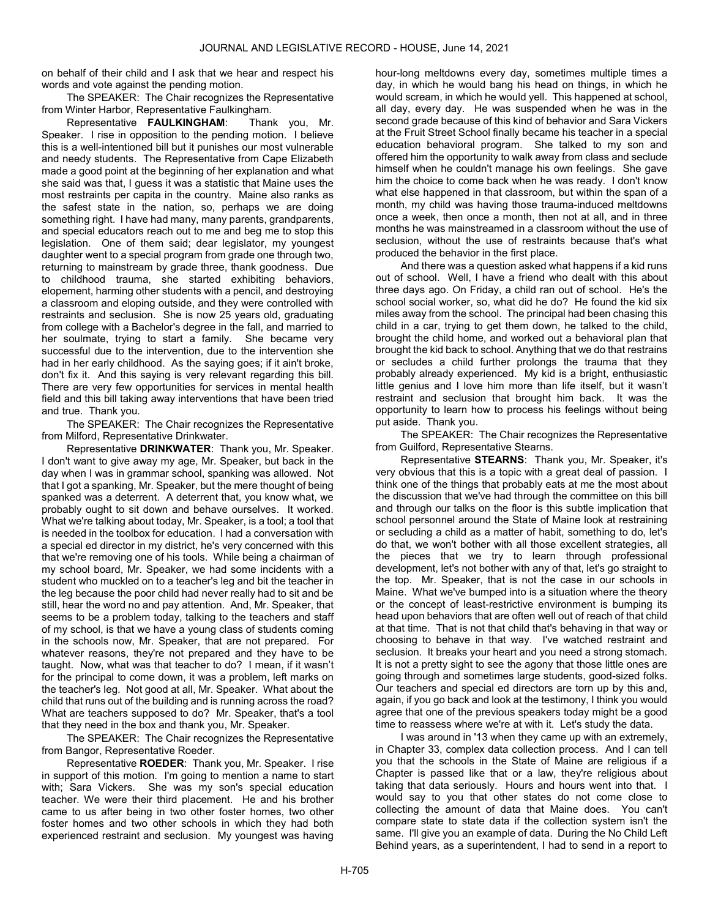on behalf of their child and I ask that we hear and respect his words and vote against the pending motion.

The SPEAKER: The Chair recognizes the Representative from Winter Harbor, Representative Faulkingham.

Representative **FAULKINGHAM**: Thank you, Mr. Speaker. I rise in opposition to the pending motion. I believe this is a well-intentioned bill but it punishes our most vulnerable and needy students. The Representative from Cape Elizabeth made a good point at the beginning of her explanation and what she said was that, I guess it was a statistic that Maine uses the most restraints per capita in the country. Maine also ranks as the safest state in the nation, so, perhaps we are doing something right. I have had many, many parents, grandparents, and special educators reach out to me and beg me to stop this legislation. One of them said; dear legislator, my youngest daughter went to a special program from grade one through two, returning to mainstream by grade three, thank goodness. Due to childhood trauma, she started exhibiting behaviors, elopement, harming other students with a pencil, and destroying a classroom and eloping outside, and they were controlled with restraints and seclusion. She is now 25 years old, graduating from college with a Bachelor's degree in the fall, and married to her soulmate, trying to start a family. She became very successful due to the intervention, due to the intervention she had in her early childhood. As the saying goes; if it ain't broke, don't fix it. And this saying is very relevant regarding this bill. There are very few opportunities for services in mental health field and this bill taking away interventions that have been tried and true. Thank you.

The SPEAKER: The Chair recognizes the Representative from Milford, Representative Drinkwater.

Representative **DRINKWATER**: Thank you, Mr. Speaker. I don't want to give away my age, Mr. Speaker, but back in the day when I was in grammar school, spanking was allowed. Not that I got a spanking, Mr. Speaker, but the mere thought of being spanked was a deterrent. A deterrent that, you know what, we probably ought to sit down and behave ourselves. It worked. What we're talking about today, Mr. Speaker, is a tool; a tool that is needed in the toolbox for education. I had a conversation with a special ed director in my district, he's very concerned with this that we're removing one of his tools. While being a chairman of my school board, Mr. Speaker, we had some incidents with a student who muckled on to a teacher's leg and bit the teacher in the leg because the poor child had never really had to sit and be still, hear the word no and pay attention. And, Mr. Speaker, that seems to be a problem today, talking to the teachers and staff of my school, is that we have a young class of students coming in the schools now, Mr. Speaker, that are not prepared. For whatever reasons, they're not prepared and they have to be taught. Now, what was that teacher to do? I mean, if it wasn't for the principal to come down, it was a problem, left marks on the teacher's leg. Not good at all, Mr. Speaker. What about the child that runs out of the building and is running across the road? What are teachers supposed to do? Mr. Speaker, that's a tool that they need in the box and thank you, Mr. Speaker.

The SPEAKER: The Chair recognizes the Representative from Bangor, Representative Roeder.

Representative **ROEDER**: Thank you, Mr. Speaker. I rise in support of this motion. I'm going to mention a name to start with; Sara Vickers. She was my son's special education teacher. We were their third placement. He and his brother came to us after being in two other foster homes, two other foster homes and two other schools in which they had both experienced restraint and seclusion. My youngest was having hour-long meltdowns every day, sometimes multiple times a day, in which he would bang his head on things, in which he would scream, in which he would yell. This happened at school, all day, every day. He was suspended when he was in the second grade because of this kind of behavior and Sara Vickers at the Fruit Street School finally became his teacher in a special education behavioral program. She talked to my son and offered him the opportunity to walk away from class and seclude himself when he couldn't manage his own feelings. She gave him the choice to come back when he was ready. I don't know what else happened in that classroom, but within the span of a month, my child was having those trauma-induced meltdowns once a week, then once a month, then not at all, and in three months he was mainstreamed in a classroom without the use of seclusion, without the use of restraints because that's what produced the behavior in the first place.

And there was a question asked what happens if a kid runs out of school. Well, I have a friend who dealt with this about three days ago. On Friday, a child ran out of school. He's the school social worker, so, what did he do? He found the kid six miles away from the school. The principal had been chasing this child in a car, trying to get them down, he talked to the child, brought the child home, and worked out a behavioral plan that brought the kid back to school. Anything that we do that restrains or secludes a child further prolongs the trauma that they probably already experienced. My kid is a bright, enthusiastic little genius and I love him more than life itself, but it wasn't restraint and seclusion that brought him back. It was the opportunity to learn how to process his feelings without being put aside. Thank you.

The SPEAKER: The Chair recognizes the Representative from Guilford, Representative Stearns.

Representative **STEARNS**: Thank you, Mr. Speaker, it's very obvious that this is a topic with a great deal of passion. I think one of the things that probably eats at me the most about the discussion that we've had through the committee on this bill and through our talks on the floor is this subtle implication that school personnel around the State of Maine look at restraining or secluding a child as a matter of habit, something to do, let's do that, we won't bother with all those excellent strategies, all the pieces that we try to learn through professional development, let's not bother with any of that, let's go straight to the top. Mr. Speaker, that is not the case in our schools in Maine. What we've bumped into is a situation where the theory or the concept of least-restrictive environment is bumping its head upon behaviors that are often well out of reach of that child at that time. That is not that child that's behaving in that way or choosing to behave in that way. I've watched restraint and seclusion. It breaks your heart and you need a strong stomach. It is not a pretty sight to see the agony that those little ones are going through and sometimes large students, good-sized folks. Our teachers and special ed directors are torn up by this and, again, if you go back and look at the testimony, I think you would agree that one of the previous speakers today might be a good time to reassess where we're at with it. Let's study the data.

I was around in '13 when they came up with an extremely, in Chapter 33, complex data collection process. And I can tell you that the schools in the State of Maine are religious if a Chapter is passed like that or a law, they're religious about taking that data seriously. Hours and hours went into that. I would say to you that other states do not come close to collecting the amount of data that Maine does. You can't compare state to state data if the collection system isn't the same. I'll give you an example of data. During the No Child Left Behind years, as a superintendent, I had to send in a report to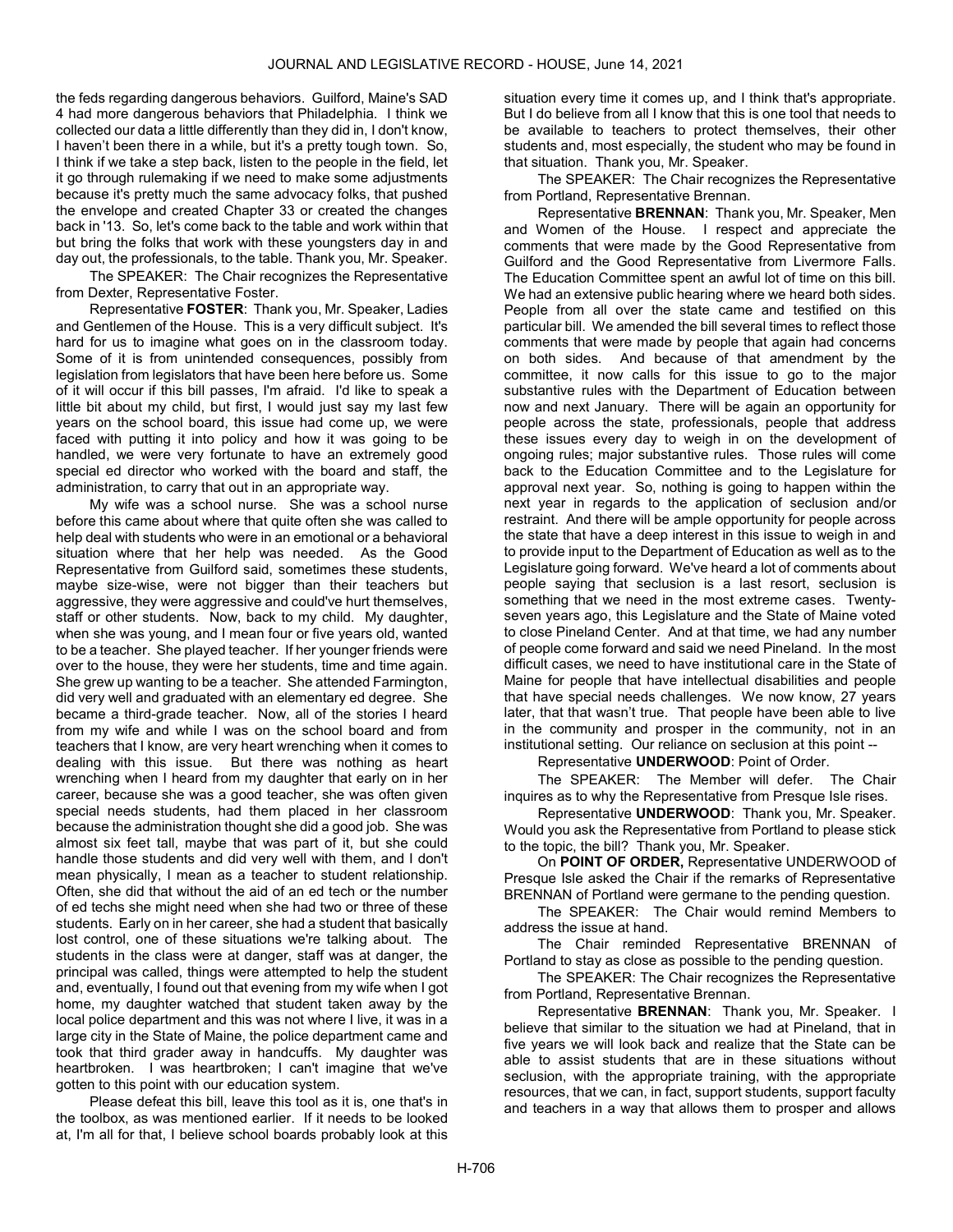the feds regarding dangerous behaviors. Guilford, Maine's SAD 4 had more dangerous behaviors that Philadelphia. I think we collected our data a little differently than they did in, I don't know, I haven't been there in a while, but it's a pretty tough town. So, I think if we take a step back, listen to the people in the field, let it go through rulemaking if we need to make some adjustments because it's pretty much the same advocacy folks, that pushed the envelope and created Chapter 33 or created the changes back in '13. So, let's come back to the table and work within that but bring the folks that work with these youngsters day in and day out, the professionals, to the table. Thank you, Mr. Speaker.

The SPEAKER: The Chair recognizes the Representative from Dexter, Representative Foster.

Representative **FOSTER**: Thank you, Mr. Speaker, Ladies and Gentlemen of the House. This is a very difficult subject. It's hard for us to imagine what goes on in the classroom today. Some of it is from unintended consequences, possibly from legislation from legislators that have been here before us. Some of it will occur if this bill passes, I'm afraid. I'd like to speak a little bit about my child, but first, I would just say my last few years on the school board, this issue had come up, we were faced with putting it into policy and how it was going to be handled, we were very fortunate to have an extremely good special ed director who worked with the board and staff, the administration, to carry that out in an appropriate way.

My wife was a school nurse. She was a school nurse before this came about where that quite often she was called to help deal with students who were in an emotional or a behavioral situation where that her help was needed. As the Good Representative from Guilford said, sometimes these students, maybe size-wise, were not bigger than their teachers but aggressive, they were aggressive and could've hurt themselves, staff or other students. Now, back to my child. My daughter, when she was young, and I mean four or five years old, wanted to be a teacher. She played teacher. If her younger friends were over to the house, they were her students, time and time again. She grew up wanting to be a teacher. She attended Farmington, did very well and graduated with an elementary ed degree. She became a third-grade teacher. Now, all of the stories I heard from my wife and while I was on the school board and from teachers that I know, are very heart wrenching when it comes to dealing with this issue. But there was nothing as heart wrenching when I heard from my daughter that early on in her career, because she was a good teacher, she was often given special needs students, had them placed in her classroom because the administration thought she did a good job. She was almost six feet tall, maybe that was part of it, but she could handle those students and did very well with them, and I don't mean physically, I mean as a teacher to student relationship. Often, she did that without the aid of an ed tech or the number of ed techs she might need when she had two or three of these students. Early on in her career, she had a student that basically lost control, one of these situations we're talking about. The students in the class were at danger, staff was at danger, the principal was called, things were attempted to help the student and, eventually, I found out that evening from my wife when I got home, my daughter watched that student taken away by the local police department and this was not where I live, it was in a large city in the State of Maine, the police department came and took that third grader away in handcuffs. My daughter was heartbroken. I was heartbroken; I can't imagine that we've gotten to this point with our education system.

Please defeat this bill, leave this tool as it is, one that's in the toolbox, as was mentioned earlier. If it needs to be looked at, I'm all for that, I believe school boards probably look at this situation every time it comes up, and I think that's appropriate. But I do believe from all I know that this is one tool that needs to be available to teachers to protect themselves, their other students and, most especially, the student who may be found in that situation. Thank you, Mr. Speaker.

The SPEAKER: The Chair recognizes the Representative from Portland, Representative Brennan.

Representative **BRENNAN**: Thank you, Mr. Speaker, Men and Women of the House. I respect and appreciate the comments that were made by the Good Representative from Guilford and the Good Representative from Livermore Falls. The Education Committee spent an awful lot of time on this bill. We had an extensive public hearing where we heard both sides. People from all over the state came and testified on this particular bill. We amended the bill several times to reflect those comments that were made by people that again had concerns on both sides. And because of that amendment by the committee, it now calls for this issue to go to the major substantive rules with the Department of Education between now and next January. There will be again an opportunity for people across the state, professionals, people that address these issues every day to weigh in on the development of ongoing rules; major substantive rules. Those rules will come back to the Education Committee and to the Legislature for approval next year. So, nothing is going to happen within the next year in regards to the application of seclusion and/or restraint. And there will be ample opportunity for people across the state that have a deep interest in this issue to weigh in and to provide input to the Department of Education as well as to the Legislature going forward. We've heard a lot of comments about people saying that seclusion is a last resort, seclusion is something that we need in the most extreme cases. Twenty-seven years ago, this Legislature and the State of Maine voted to close Pineland Center. And at that time, we had any number of people come forward and said we need Pineland. In the most difficult cases, we need to have institutional care in the State of Maine for people that have intellectual disabilities and people that have special needs challenges. We now know, 27 years later, that that wasn't true. That people have been able to live in the community and prosper in the community, not in an institutional setting. Our reliance on seclusion at this point --

Representative **UNDERWOOD**: Point of Order.

The SPEAKER: The Member will defer. The Chair inquires as to why the Representative from Presque Isle rises.

Representative **UNDERWOOD**: Thank you, Mr. Speaker. Would you ask the Representative from Portland to please stick to the topic, the bill? Thank you, Mr. Speaker.

On **POINT OF ORDER,** Representative UNDERWOOD of Presque Isle asked the Chair if the remarks of Representative BRENNAN of Portland were germane to the pending question.

The SPEAKER: The Chair would remind Members to address the issue at hand.

The Chair reminded Representative BRENNAN of Portland to stay as close as possible to the pending question.

The SPEAKER: The Chair recognizes the Representative from Portland, Representative Brennan.

Representative **BRENNAN**: Thank you, Mr. Speaker. I believe that similar to the situation we had at Pineland, that in five years we will look back and realize that the State can be able to assist students that are in these situations without seclusion, with the appropriate training, with the appropriate resources, that we can, in fact, support students, support faculty and teachers in a way that allows them to prosper and allows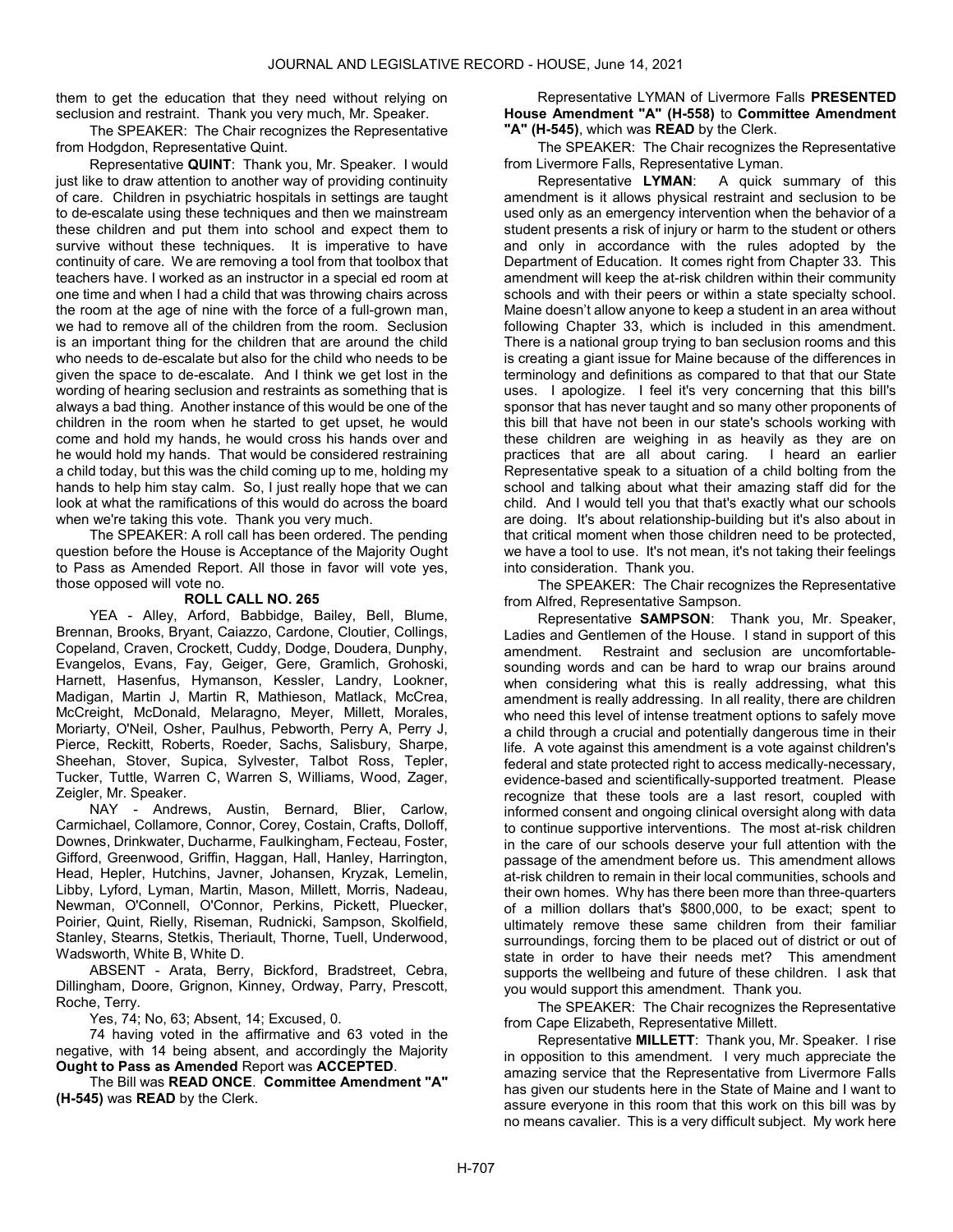them to get the education that they need without relying on seclusion and restraint. Thank you very much, Mr. Speaker.

The SPEAKER: The Chair recognizes the Representative from Hodgdon, Representative Quint.

Representative **QUINT**: Thank you, Mr. Speaker. I would just like to draw attention to another way of providing continuity of care. Children in psychiatric hospitals in settings are taught to de-escalate using these techniques and then we mainstream these children and put them into school and expect them to survive without these techniques. It is imperative to have continuity of care. We are removing a tool from that toolbox that teachers have. I worked as an instructor in a special ed room at one time and when I had a child that was throwing chairs across the room at the age of nine with the force of a full-grown man, we had to remove all of the children from the room. Seclusion is an important thing for the children that are around the child who needs to de-escalate but also for the child who needs to be given the space to de-escalate. And I think we get lost in the wording of hearing seclusion and restraints as something that is always a bad thing. Another instance of this would be one of the children in the room when he started to get upset, he would come and hold my hands, he would cross his hands over and he would hold my hands. That would be considered restraining a child today, but this was the child coming up to me, holding my hands to help him stay calm. So, I just really hope that we can look at what the ramifications of this would do across the board when we're taking this vote. Thank you very much.

The SPEAKER: A roll call has been ordered. The pending question before the House is Acceptance of the Majority Ought to Pass as Amended Report. All those in favor will vote yes, those opposed will vote no.

**ROLL CALL NO. 265**

YEA - Alley, Arford, Babbidge, Bailey, Bell, Blume, Brennan, Brooks, Bryant, Caiazzo, Cardone, Cloutier, Collings, Copeland, Craven, Crockett, Cuddy, Dodge, Doudera, Dunphy, Evangelos, Evans, Fay, Geiger, Gere, Gramlich, Grohoski, Harnett, Hasenfus, Hymanson, Kessler, Landry, Lookner, Madigan, Martin J, Martin R, Mathieson, Matlack, McCrea, McCreight, McDonald, Melaragno, Meyer, Millett, Morales, Moriarty, O'Neil, Osher, Paulhus, Pebworth, Perry A, Perry J, Pierce, Reckitt, Roberts, Roeder, Sachs, Salisbury, Sharpe, Sheehan, Stover, Supica, Sylvester, Talbot Ross, Tepler, Tucker, Tuttle, Warren C, Warren S, Williams, Wood, Zager, Zeigler, Mr. Speaker.

NAY - Andrews, Austin, Bernard, Blier, Carlow, Carmichael, Collamore, Connor, Corey, Costain, Crafts, Dolloff, Downes, Drinkwater, Ducharme, Faulkingham, Fecteau, Foster, Gifford, Greenwood, Griffin, Haggan, Hall, Hanley, Harrington, Head, Hepler, Hutchins, Javner, Johansen, Kryzak, Lemelin, Libby, Lyford, Lyman, Martin, Mason, Millett, Morris, Nadeau, Newman, O'Connell, O'Connor, Perkins, Pickett, Pluecker, Poirier, Quint, Rielly, Riseman, Rudnicki, Sampson, Skolfield, Stanley, Stearns, Stetkis, Theriault, Thorne, Tuell, Underwood, Wadsworth, White B, White D.

ABSENT - Arata, Berry, Bickford, Bradstreet, Cebra, Dillingham, Doore, Grignon, Kinney, Ordway, Parry, Prescott, Roche, Terry.

Yes, 74; No, 63; Absent, 14; Excused, 0.

74 having voted in the affirmative and 63 voted in the negative, with 14 being absent, and accordingly the Majority **Ought to Pass as Amended** Report was **ACCEPTED**.

The Bill was **READ ONCE**. **Committee Amendment "A" (H-545)** was **READ** by the Clerk.

Representative LYMAN of Livermore Falls **PRESENTED House Amendment "A" (H-558)** to **Committee Amendment "A" (H-545)**, which was **READ** by the Clerk.

The SPEAKER: The Chair recognizes the Representative from Livermore Falls, Representative Lyman.

Representative **LYMAN**: A quick summary of this amendment is it allows physical restraint and seclusion to be used only as an emergency intervention when the behavior of a student presents a risk of injury or harm to the student or others and only in accordance with the rules adopted by the Department of Education. It comes right from Chapter 33. This amendment will keep the at-risk children within their community schools and with their peers or within a state specialty school. Maine doesn't allow anyone to keep a student in an area without following Chapter 33, which is included in this amendment. There is a national group trying to ban seclusion rooms and this is creating a giant issue for Maine because of the differences in terminology and definitions as compared to that that our State uses. I apologize. I feel it's very concerning that this bill's sponsor that has never taught and so many other proponents of this bill that have not been in our state's schools working with these children are weighing in as heavily as they are on practices that are all about caring. I heard an earlier Representative speak to a situation of a child bolting from the school and talking about what their amazing staff did for the child. And I would tell you that that's exactly what our schools are doing. It's about relationship-building but it's also about in that critical moment when those children need to be protected, we have a tool to use. It's not mean, it's not taking their feelings into consideration. Thank you.

The SPEAKER: The Chair recognizes the Representative from Alfred, Representative Sampson.

Representative **SAMPSON**: Thank you, Mr. Speaker, Ladies and Gentlemen of the House. I stand in support of this amendment. Restraint and seclusion are uncomfortable-sounding words and can be hard to wrap our brains around when considering what this is really addressing, what this amendment is really addressing. In all reality, there are children who need this level of intense treatment options to safely move a child through a crucial and potentially dangerous time in their life. A vote against this amendment is a vote against children's federal and state protected right to access medically-necessary, evidence-based and scientifically-supported treatment. Please recognize that these tools are a last resort, coupled with informed consent and ongoing clinical oversight along with data to continue supportive interventions. The most at-risk children in the care of our schools deserve your full attention with the passage of the amendment before us. This amendment allows at-risk children to remain in their local communities, schools and their own homes. Why has there been more than three-quarters of a million dollars that's $800,000, to be exact; spent to ultimately remove these same children from their familiar surroundings, forcing them to be placed out of district or out of state in order to have their needs met? This amendment supports the wellbeing and future of these children. I ask that you would support this amendment. Thank you.

The SPEAKER: The Chair recognizes the Representative from Cape Elizabeth, Representative Millett.

Representative **MILLETT**: Thank you, Mr. Speaker. I rise in opposition to this amendment. I very much appreciate the amazing service that the Representative from Livermore Falls has given our students here in the State of Maine and I want to assure everyone in this room that this work on this bill was by no means cavalier. This is a very difficult subject. My work here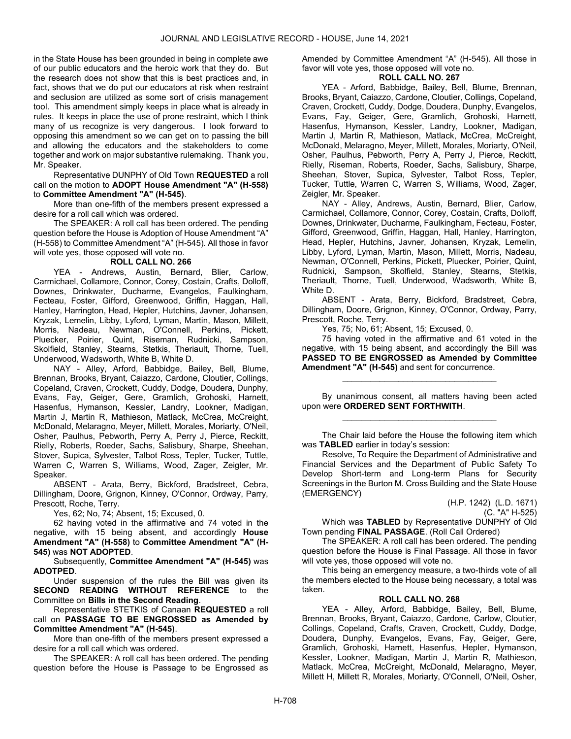in the State House has been grounded in being in complete awe of our public educators and the heroic work that they do. But the research does not show that this is best practices and, in fact, shows that we do put our educators at risk when restraint and seclusion are utilized as some sort of crisis management tool. This amendment simply keeps in place what is already in rules. It keeps in place the use of prone restraint, which I think many of us recognize is very dangerous. I look forward to opposing this amendment so we can get on to passing the bill and allowing the educators and the stakeholders to come together and work on major substantive rulemaking. Thank you, Mr. Speaker.

Representative DUNPHY of Old Town **REQUESTED** a roll call on the motion to **ADOPT House Amendment "A" (H-558)** to **Committee Amendment "A" (H-545)**.

More than one-fifth of the members present expressed a desire for a roll call which was ordered.

The SPEAKER: A roll call has been ordered. The pending question before the House is Adoption of House Amendment "A" (H-558) to Committee Amendment "A" (H-545). All those in favor will vote yes, those opposed will vote no.

**ROLL CALL NO. 266**

YEA - Andrews, Austin, Bernard, Blier, Carlow, Carmichael, Collamore, Connor, Corey, Costain, Crafts, Dolloff, Downes, Drinkwater, Ducharme, Evangelos, Faulkingham, Fecteau, Foster, Gifford, Greenwood, Griffin, Haggan, Hall, Hanley, Harrington, Head, Hepler, Hutchins, Javner, Johansen, Kryzak, Lemelin, Libby, Lyford, Lyman, Martin, Mason, Millett, Morris, Nadeau, Newman, O'Connell, Perkins, Pickett, Pluecker, Poirier, Quint, Riseman, Rudnicki, Sampson, Skolfield, Stanley, Stearns, Stetkis, Theriault, Thorne, Tuell, Underwood, Wadsworth, White B, White D.

NAY - Alley, Arford, Babbidge, Bailey, Bell, Blume, Brennan, Brooks, Bryant, Caiazzo, Cardone, Cloutier, Collings, Copeland, Craven, Crockett, Cuddy, Dodge, Doudera, Dunphy, Evans, Fay, Geiger, Gere, Gramlich, Grohoski, Harnett, Hasenfus, Hymanson, Kessler, Landry, Lookner, Madigan, Martin J, Martin R, Mathieson, Matlack, McCrea, McCreight, McDonald, Melaragno, Meyer, Millett, Morales, Moriarty, O'Neil, Osher, Paulhus, Pebworth, Perry A, Perry J, Pierce, Reckitt, Rielly, Roberts, Roeder, Sachs, Salisbury, Sharpe, Sheehan, Stover, Supica, Sylvester, Talbot Ross, Tepler, Tucker, Tuttle, Warren C, Warren S, Williams, Wood, Zager, Zeigler, Mr. Speaker.

ABSENT - Arata, Berry, Bickford, Bradstreet, Cebra, Dillingham, Doore, Grignon, Kinney, O'Connor, Ordway, Parry, Prescott, Roche, Terry.

Yes, 62; No, 74; Absent, 15; Excused, 0.

62 having voted in the affirmative and 74 voted in the negative, with 15 being absent, and accordingly **House Amendment "A" (H-558)** to **Committee Amendment "A" (H-545)** was **NOT ADOPTED**.

Subsequently, **Committee Amendment "A" (H-545)** was **ADOTPED**.

Under suspension of the rules the Bill was given its **SECOND READING WITHOUT REFERENCE** to the Committee on **Bills in the Second Reading**.

Representative STETKIS of Canaan **REQUESTED** a roll call on **PASSAGE TO BE ENGROSSED as Amended by Committee Amendment "A" (H-545)**.

More than one-fifth of the members present expressed a desire for a roll call which was ordered.

The SPEAKER: A roll call has been ordered. The pending question before the House is Passage to be Engrossed as Amended by Committee Amendment "A" (H-545). All those in favor will vote yes, those opposed will vote no.

**ROLL CALL NO. 267**

YEA - Arford, Babbidge, Bailey, Bell, Blume, Brennan, Brooks, Bryant, Caiazzo, Cardone, Cloutier, Collings, Copeland, Craven, Crockett, Cuddy, Dodge, Doudera, Dunphy, Evangelos, Evans, Fay, Geiger, Gere, Gramlich, Grohoski, Harnett, Hasenfus, Hymanson, Kessler, Landry, Lookner, Madigan, Martin J, Martin R, Mathieson, Matlack, McCrea, McCreight, McDonald, Melaragno, Meyer, Millett, Morales, Moriarty, O'Neil, Osher, Paulhus, Pebworth, Perry A, Perry J, Pierce, Reckitt, Rielly, Riseman, Roberts, Roeder, Sachs, Salisbury, Sharpe, Sheehan, Stover, Supica, Sylvester, Talbot Ross, Tepler, Tucker, Tuttle, Warren C, Warren S, Williams, Wood, Zager, Zeigler, Mr. Speaker.

NAY - Alley, Andrews, Austin, Bernard, Blier, Carlow, Carmichael, Collamore, Connor, Corey, Costain, Crafts, Dolloff, Downes, Drinkwater, Ducharme, Faulkingham, Fecteau, Foster, Gifford, Greenwood, Griffin, Haggan, Hall, Hanley, Harrington, Head, Hepler, Hutchins, Javner, Johansen, Kryzak, Lemelin, Libby, Lyford, Lyman, Martin, Mason, Millett, Morris, Nadeau, Newman, O'Connell, Perkins, Pickett, Pluecker, Poirier, Quint, Rudnicki, Sampson, Skolfield, Stanley, Stearns, Stetkis, Theriault, Thorne, Tuell, Underwood, Wadsworth, White B, White D.

ABSENT - Arata, Berry, Bickford, Bradstreet, Cebra, Dillingham, Doore, Grignon, Kinney, O'Connor, Ordway, Parry, Prescott, Roche, Terry.

Yes, 75; No, 61; Absent, 15; Excused, 0.

75 having voted in the affirmative and 61 voted in the negative, with 15 being absent, and accordingly the Bill was **PASSED TO BE ENGROSSED as Amended by Committee Amendment "A" (H-545)** and sent for concurrence.

_________________________________

By unanimous consent, all matters having been acted upon were **ORDERED SENT FORTHWITH**.

_________________________________

The Chair laid before the House the following item which was **TABLED** earlier in today's session:

Resolve, To Require the Department of Administrative and Financial Services and the Department of Public Safety To Develop Short-term and Long-term Plans for Security Screenings in the Burton M. Cross Building and the State House (EMERGENCY)

(H.P. 1242) (L.D. 1671)
(C. "A" H-525)

Which was **TABLED** by Representative DUNPHY of Old Town pending **FINAL PASSAGE**. (Roll Call Ordered)

The SPEAKER: A roll call has been ordered. The pending question before the House is Final Passage. All those in favor will vote yes, those opposed will vote no.

This being an emergency measure, a two-thirds vote of all the members elected to the House being necessary, a total was taken.

**ROLL CALL NO. 268**

YEA - Alley, Arford, Babbidge, Bailey, Bell, Blume, Brennan, Brooks, Bryant, Caiazzo, Cardone, Carlow, Cloutier, Collings, Copeland, Crafts, Craven, Crockett, Cuddy, Dodge, Doudera, Dunphy, Evangelos, Evans, Fay, Geiger, Gere, Gramlich, Grohoski, Harnett, Hasenfus, Hepler, Hymanson, Kessler, Lookner, Madigan, Martin J, Martin R, Mathieson, Matlack, McCrea, McCreight, McDonald, Melaragno, Meyer, Millett H, Millett R, Morales, Moriarty, O'Connell, O'Neil, Osher,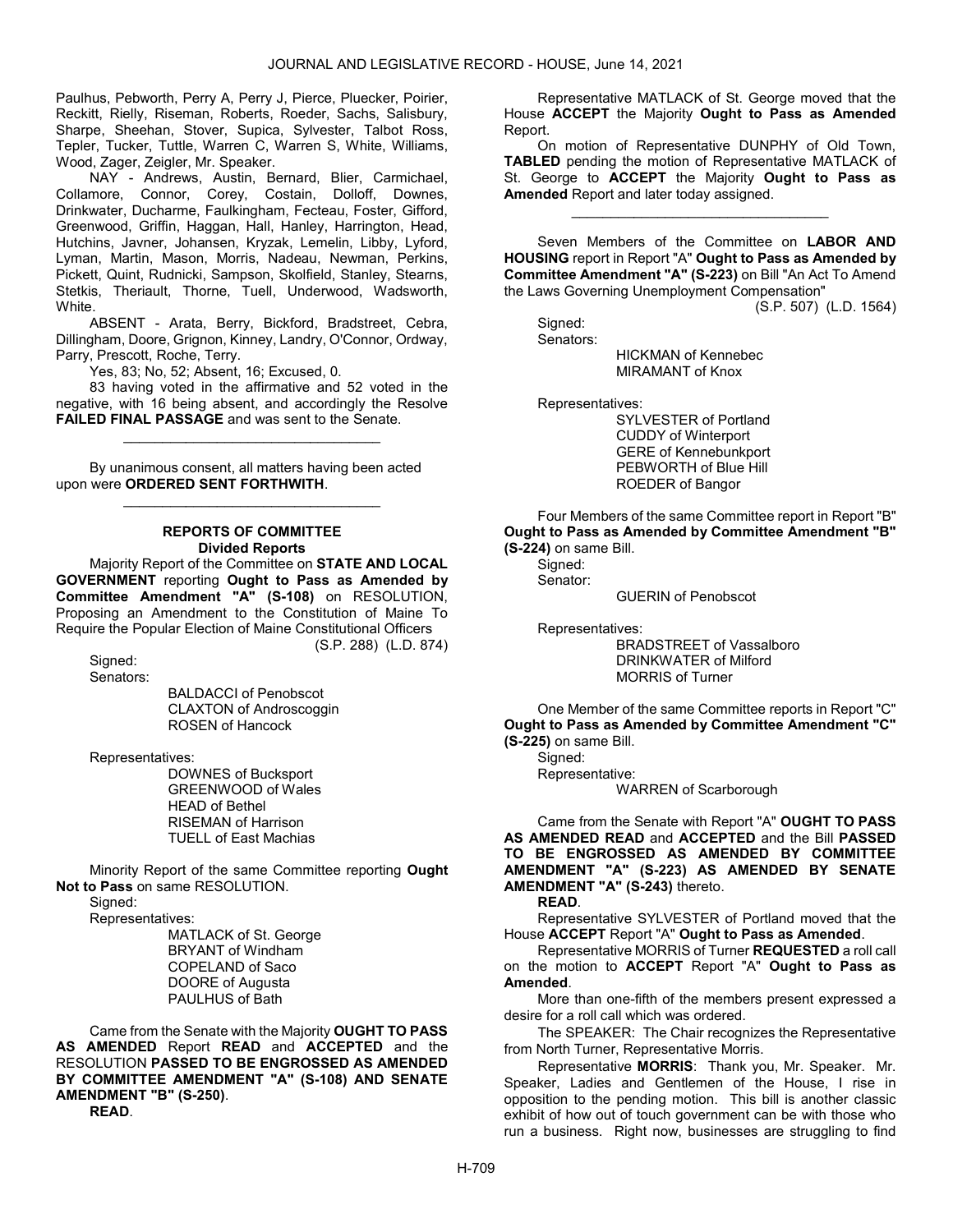Paulhus, Pebworth, Perry A, Perry J, Pierce, Pluecker, Poirier, Reckitt, Rielly, Riseman, Roberts, Roeder, Sachs, Salisbury, Sharpe, Sheehan, Stover, Supica, Sylvester, Talbot Ross, Tepler, Tucker, Tuttle, Warren C, Warren S, White, Williams, Wood, Zager, Zeigler, Mr. Speaker.

NAY - Andrews, Austin, Bernard, Blier, Carmichael, Collamore, Connor, Corey, Costain, Dolloff, Downes, Drinkwater, Ducharme, Faulkingham, Fecteau, Foster, Gifford, Greenwood, Griffin, Haggan, Hall, Hanley, Harrington, Head, Hutchins, Javner, Johansen, Kryzak, Lemelin, Libby, Lyford, Lyman, Martin, Mason, Morris, Nadeau, Newman, Perkins, Pickett, Quint, Rudnicki, Sampson, Skolfield, Stanley, Stearns, Stetkis, Theriault, Thorne, Tuell, Underwood, Wadsworth, White.

ABSENT - Arata, Berry, Bickford, Bradstreet, Cebra, Dillingham, Doore, Grignon, Kinney, Landry, O'Connor, Ordway, Parry, Prescott, Roche, Terry.

Yes, 83; No, 52; Absent, 16; Excused, 0.

83 having voted in the affirmative and 52 voted in the negative, with 16 being absent, and accordingly the Resolve **FAILED FINAL PASSAGE** and was sent to the Senate.

_________________________________

By unanimous consent, all matters having been acted upon were **ORDERED SENT FORTHWITH**.

_________________________________

## REPORTS OF COMMITTEE
### Divided Reports

Majority Report of the Committee on **STATE AND LOCAL GOVERNMENT** reporting **Ought to Pass as Amended by Committee Amendment "A" (S-108)** on RESOLUTION, Proposing an Amendment to the Constitution of Maine To Require the Popular Election of Maine Constitutional Officers

(S.P. 288) (L.D. 874)

Signed:

Senators:

BALDACCI of Penobscot
CLAXTON of Androscoggin
ROSEN of Hancock

Representatives:

DOWNES of Bucksport
GREENWOOD of Wales
HEAD of Bethel
RISEMAN of Harrison
TUELL of East Machias

Minority Report of the same Committee reporting **Ought Not to Pass** on same RESOLUTION.

Signed:

Representatives:

MATLACK of St. George
BRYANT of Windham
COPELAND of Saco
DOORE of Augusta
PAULHUS of Bath

Came from the Senate with the Majority **OUGHT TO PASS AS AMENDED** Report **READ** and **ACCEPTED** and the RESOLUTION **PASSED TO BE ENGROSSED AS AMENDED BY COMMITTEE AMENDMENT "A" (S-108) AND SENATE AMENDMENT "B" (S-250)**.

**READ**.

Representative MATLACK of St. George moved that the House **ACCEPT** the Majority **Ought to Pass as Amended** Report.

On motion of Representative DUNPHY of Old Town, **TABLED** pending the motion of Representative MATLACK of St. George to **ACCEPT** the Majority **Ought to Pass as Amended** Report and later today assigned.

_________________________________

Seven Members of the Committee on **LABOR AND HOUSING** report in Report "A" **Ought to Pass as Amended by Committee Amendment "A" (S-223)** on Bill "An Act To Amend the Laws Governing Unemployment Compensation"

(S.P. 507) (L.D. 1564)

Signed:

Senators:

HICKMAN of Kennebec
MIRAMANT of Knox

Representatives:

SYLVESTER of Portland
CUDDY of Winterport
GERE of Kennebunkport
PEBWORTH of Blue Hill
ROEDER of Bangor

Four Members of the same Committee report in Report "B" **Ought to Pass as Amended by Committee Amendment "B" (S-224)** on same Bill.

Signed:

Senator:

GUERIN of Penobscot

Representatives:

BRADSTREET of Vassalboro
DRINKWATER of Milford
MORRIS of Turner

One Member of the same Committee reports in Report "C" **Ought to Pass as Amended by Committee Amendment "C" (S-225)** on same Bill.

Signed:

Representative:

WARREN of Scarborough

Came from the Senate with Report "A" **OUGHT TO PASS AS AMENDED READ** and **ACCEPTED** and the Bill **PASSED TO BE ENGROSSED AS AMENDED BY COMMITTEE AMENDMENT "A" (S-223) AS AMENDED BY SENATE AMENDMENT "A" (S-243)** thereto.

**READ**.

Representative SYLVESTER of Portland moved that the House **ACCEPT** Report "A" **Ought to Pass as Amended**.

Representative MORRIS of Turner **REQUESTED** a roll call on the motion to **ACCEPT** Report "A" **Ought to Pass as Amended**.

More than one-fifth of the members present expressed a desire for a roll call which was ordered.

The SPEAKER: The Chair recognizes the Representative from North Turner, Representative Morris.

Representative **MORRIS**: Thank you, Mr. Speaker. Mr. Speaker, Ladies and Gentlemen of the House, I rise in opposition to the pending motion. This bill is another classic exhibit of how out of touch government can be with those who run a business. Right now, businesses are struggling to find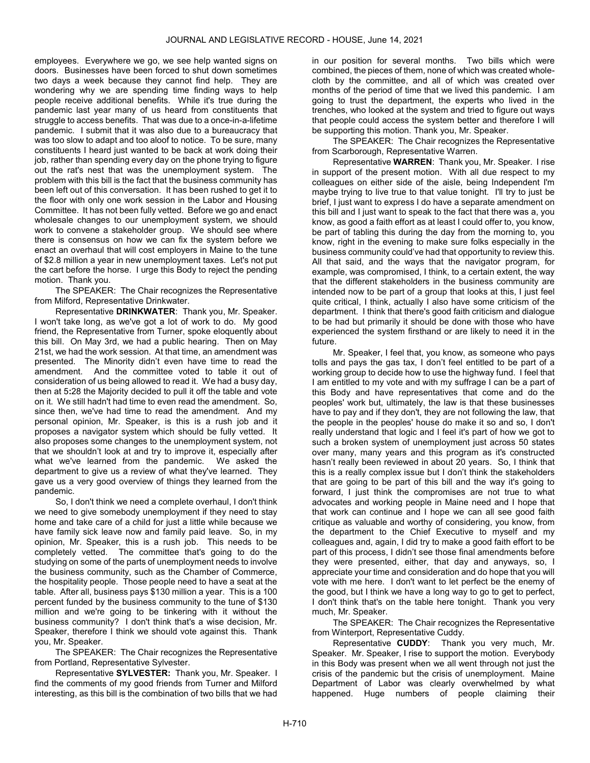employees. Everywhere we go, we see help wanted signs on doors. Businesses have been forced to shut down sometimes two days a week because they cannot find help. They are wondering why we are spending time finding ways to help people receive additional benefits. While it's true during the pandemic last year many of us heard from constituents that struggle to access benefits. That was due to a once-in-a-lifetime pandemic. I submit that it was also due to a bureaucracy that was too slow to adapt and too aloof to notice. To be sure, many constituents I heard just wanted to be back at work doing their job, rather than spending every day on the phone trying to figure out the rat's nest that was the unemployment system. The problem with this bill is the fact that the business community has been left out of this conversation. It has been rushed to get it to the floor with only one work session in the Labor and Housing Committee. It has not been fully vetted. Before we go and enact wholesale changes to our unemployment system, we should work to convene a stakeholder group. We should see where there is consensus on how we can fix the system before we enact an overhaul that will cost employers in Maine to the tune of $2.8 million a year in new unemployment taxes. Let's not put the cart before the horse. I urge this Body to reject the pending motion. Thank you.

The SPEAKER: The Chair recognizes the Representative from Milford, Representative Drinkwater.

Representative **DRINKWATER**: Thank you, Mr. Speaker. I won't take long, as we've got a lot of work to do. My good friend, the Representative from Turner, spoke eloquently about this bill. On May 3rd, we had a public hearing. Then on May 21st, we had the work session. At that time, an amendment was presented. The Minority didn't even have time to read the amendment. And the committee voted to table it out of consideration of us being allowed to read it. We had a busy day, then at 5:28 the Majority decided to pull it off the table and vote on it. We still hadn't had time to even read the amendment. So, since then, we've had time to read the amendment. And my personal opinion, Mr. Speaker, is this is a rush job and it proposes a navigator system which should be fully vetted. It also proposes some changes to the unemployment system, not that we shouldn't look at and try to improve it, especially after what we've learned from the pandemic. We asked the department to give us a review of what they've learned. They gave us a very good overview of things they learned from the pandemic.

So, I don't think we need a complete overhaul, I don't think we need to give somebody unemployment if they need to stay home and take care of a child for just a little while because we have family sick leave now and family paid leave. So, in my opinion, Mr. Speaker, this is a rush job. This needs to be completely vetted. The committee that's going to do the studying on some of the parts of unemployment needs to involve the business community, such as the Chamber of Commerce, the hospitality people. Those people need to have a seat at the table. After all, business pays $130 million a year. This is a 100 percent funded by the business community to the tune of $130 million and we're going to be tinkering with it without the business community? I don't think that's a wise decision, Mr. Speaker, therefore I think we should vote against this. Thank you, Mr. Speaker.

The SPEAKER: The Chair recognizes the Representative from Portland, Representative Sylvester.

Representative **SYLVESTER:** Thank you, Mr. Speaker. I find the comments of my good friends from Turner and Milford interesting, as this bill is the combination of two bills that we had in our position for several months. Two bills which were combined, the pieces of them, none of which was created whole-cloth by the committee, and all of which was created over months of the period of time that we lived this pandemic. I am going to trust the department, the experts who lived in the trenches, who looked at the system and tried to figure out ways that people could access the system better and therefore I will be supporting this motion. Thank you, Mr. Speaker.

The SPEAKER: The Chair recognizes the Representative from Scarborough, Representative Warren.

Representative **WARREN**: Thank you, Mr. Speaker. I rise in support of the present motion. With all due respect to my colleagues on either side of the aisle, being Independent I'm maybe trying to live true to that value tonight. I'll try to just be brief, I just want to express I do have a separate amendment on this bill and I just want to speak to the fact that there was a, you know, as good a faith effort as at least I could offer to, you know, be part of tabling this during the day from the morning to, you know, right in the evening to make sure folks especially in the business community could've had that opportunity to review this. All that said, and the ways that the navigator program, for example, was compromised, I think, to a certain extent, the way that the different stakeholders in the business community are intended now to be part of a group that looks at this, I just feel quite critical, I think, actually I also have some criticism of the department. I think that there's good faith criticism and dialogue to be had but primarily it should be done with those who have experienced the system firsthand or are likely to need it in the future.

Mr. Speaker, I feel that, you know, as someone who pays tolls and pays the gas tax, I don't feel entitled to be part of a working group to decide how to use the highway fund. I feel that I am entitled to my vote and with my suffrage I can be a part of this Body and have representatives that come and do the peoples' work but, ultimately, the law is that these businesses have to pay and if they don't, they are not following the law, that the people in the peoples' house do make it so and so, I don't really understand that logic and I feel it's part of how we got to such a broken system of unemployment just across 50 states over many, many years and this program as it's constructed hasn't really been reviewed in about 20 years. So, I think that this is a really complex issue but I don't think the stakeholders that are going to be part of this bill and the way it's going to forward, I just think the compromises are not true to what advocates and working people in Maine need and I hope that that work can continue and I hope we can all see good faith critique as valuable and worthy of considering, you know, from the department to the Chief Executive to myself and my colleagues and, again, I did try to make a good faith effort to be part of this process, I didn't see those final amendments before they were presented, either, that day and anyways, so, I appreciate your time and consideration and do hope that you will vote with me here. I don't want to let perfect be the enemy of the good, but I think we have a long way to go to get to perfect, I don't think that's on the table here tonight. Thank you very much, Mr. Speaker.

The SPEAKER: The Chair recognizes the Representative from Winterport, Representative Cuddy.

Representative **CUDDY**: Thank you very much, Mr. Speaker. Mr. Speaker, I rise to support the motion. Everybody in this Body was present when we all went through not just the crisis of the pandemic but the crisis of unemployment. Maine Department of Labor was clearly overwhelmed by what happened. Huge numbers of people claiming their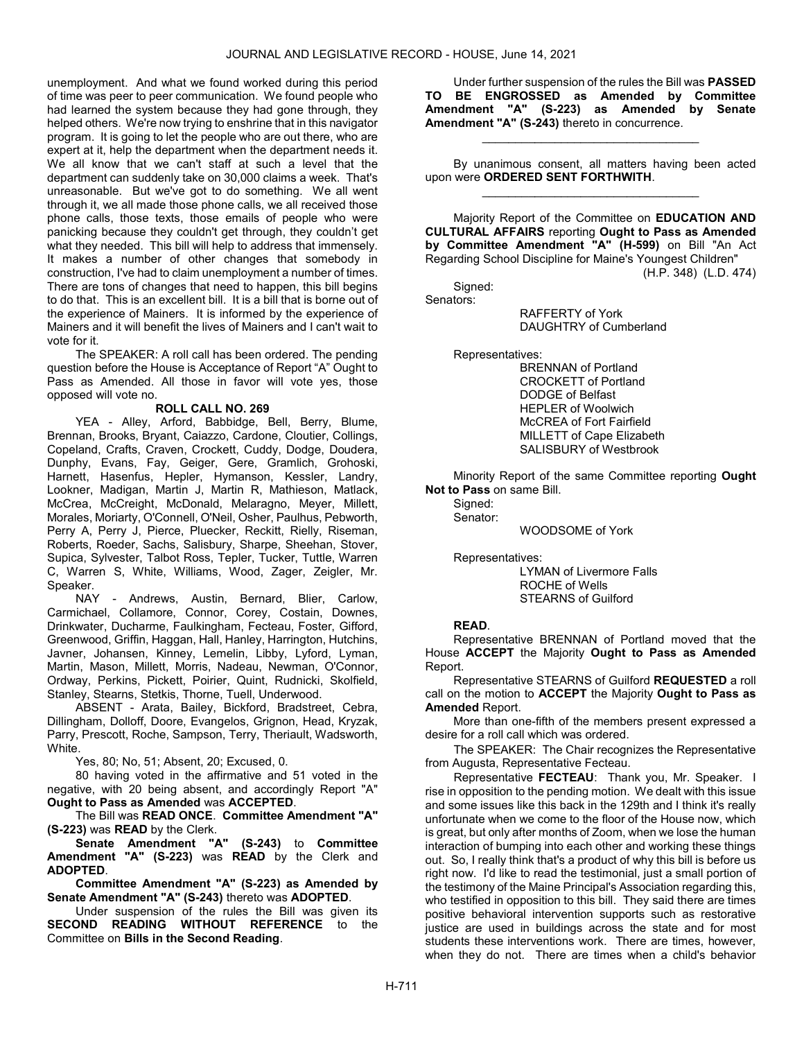unemployment. And what we found worked during this period of time was peer to peer communication. We found people who had learned the system because they had gone through, they helped others. We're now trying to enshrine that in this navigator program. It is going to let the people who are out there, who are expert at it, help the department when the department needs it. We all know that we can't staff at such a level that the department can suddenly take on 30,000 claims a week. That's unreasonable. But we've got to do something. We all went through it, we all made those phone calls, we all received those phone calls, those texts, those emails of people who were panicking because they couldn't get through, they couldn't get what they needed. This bill will help to address that immensely. It makes a number of other changes that somebody in construction, I've had to claim unemployment a number of times. There are tons of changes that need to happen, this bill begins to do that. This is an excellent bill. It is a bill that is borne out of the experience of Mainers. It is informed by the experience of Mainers and it will benefit the lives of Mainers and I can't wait to vote for it.

The SPEAKER: A roll call has been ordered. The pending question before the House is Acceptance of Report "A" Ought to Pass as Amended. All those in favor will vote yes, those opposed will vote no.

**ROLL CALL NO. 269**

YEA - Alley, Arford, Babbidge, Bell, Berry, Blume, Brennan, Brooks, Bryant, Caiazzo, Cardone, Cloutier, Collings, Copeland, Crafts, Craven, Crockett, Cuddy, Dodge, Doudera, Dunphy, Evans, Fay, Geiger, Gere, Gramlich, Grohoski, Harnett, Hasenfus, Hepler, Hymanson, Kessler, Landry, Lookner, Madigan, Martin J, Martin R, Mathieson, Matlack, McCrea, McCreight, McDonald, Melaragno, Meyer, Millett, Morales, Moriarty, O'Connell, O'Neil, Osher, Paulhus, Pebworth, Perry A, Perry J, Pierce, Pluecker, Reckitt, Rielly, Riseman, Roberts, Roeder, Sachs, Salisbury, Sharpe, Sheehan, Stover, Supica, Sylvester, Talbot Ross, Tepler, Tucker, Tuttle, Warren C, Warren S, White, Williams, Wood, Zager, Zeigler, Mr. Speaker.

NAY - Andrews, Austin, Bernard, Blier, Carlow, Carmichael, Collamore, Connor, Corey, Costain, Downes, Drinkwater, Ducharme, Faulkingham, Fecteau, Foster, Gifford, Greenwood, Griffin, Haggan, Hall, Hanley, Harrington, Hutchins, Javner, Johansen, Kinney, Lemelin, Libby, Lyford, Lyman, Martin, Mason, Millett, Morris, Nadeau, Newman, O'Connor, Ordway, Perkins, Pickett, Poirier, Quint, Rudnicki, Skolfield, Stanley, Stearns, Stetkis, Thorne, Tuell, Underwood.

ABSENT - Arata, Bailey, Bickford, Bradstreet, Cebra, Dillingham, Dolloff, Doore, Evangelos, Grignon, Head, Kryzak, Parry, Prescott, Roche, Sampson, Terry, Theriault, Wadsworth, White.

Yes, 80; No, 51; Absent, 20; Excused, 0.

80 having voted in the affirmative and 51 voted in the negative, with 20 being absent, and accordingly Report "A" **Ought to Pass as Amended** was **ACCEPTED**.

The Bill was **READ ONCE**. **Committee Amendment "A" (S-223)** was **READ** by the Clerk.

**Senate Amendment "A" (S-243)** to **Committee Amendment "A" (S-223)** was **READ** by the Clerk and **ADOPTED**.

**Committee Amendment "A" (S-223) as Amended by Senate Amendment "A" (S-243)** thereto was **ADOPTED**.

Under suspension of the rules the Bill was given its **SECOND READING WITHOUT REFERENCE** to the Committee on **Bills in the Second Reading**.

Under further suspension of the rules the Bill was **PASSED TO BE ENGROSSED as Amended by Committee Amendment "A" (S-223) as Amended by Senate Amendment "A" (S-243)** thereto in concurrence.

\_\_\_\_\_\_\_\_\_\_\_\_\_\_\_\_\_\_\_\_\_\_\_\_\_\_\_\_\_\_\_\_\_

By unanimous consent, all matters having been acted upon were **ORDERED SENT FORTHWITH**.

\_\_\_\_\_\_\_\_\_\_\_\_\_\_\_\_\_\_\_\_\_\_\_\_\_\_\_\_\_\_\_\_\_

Majority Report of the Committee on **EDUCATION AND CULTURAL AFFAIRS** reporting **Ought to Pass as Amended by Committee Amendment "A" (H-599)** on Bill "An Act Regarding School Discipline for Maine's Youngest Children"
(H.P. 348) (L.D. 474)

Signed:
Senators:
RAFFERTY of York
DAUGHTRY of Cumberland

Representatives:
BRENNAN of Portland
CROCKETT of Portland
DODGE of Belfast
HEPLER of Woolwich
McCREA of Fort Fairfield
MILLETT of Cape Elizabeth
SALISBURY of Westbrook

Minority Report of the same Committee reporting **Ought Not to Pass** on same Bill.
Signed:
Senator:
WOODSOME of York

Representatives:
LYMAN of Livermore Falls
ROCHE of Wells
STEARNS of Guilford

**READ**.

Representative BRENNAN of Portland moved that the House **ACCEPT** the Majority **Ought to Pass as Amended** Report.

Representative STEARNS of Guilford **REQUESTED** a roll call on the motion to **ACCEPT** the Majority **Ought to Pass as Amended** Report.

More than one-fifth of the members present expressed a desire for a roll call which was ordered.

The SPEAKER: The Chair recognizes the Representative from Augusta, Representative Fecteau.

Representative **FECTEAU**: Thank you, Mr. Speaker. I rise in opposition to the pending motion. We dealt with this issue and some issues like this back in the 129th and I think it's really unfortunate when we come to the floor of the House now, which is great, but only after months of Zoom, when we lose the human interaction of bumping into each other and working these things out. So, I really think that's a product of why this bill is before us right now. I'd like to read the testimonial, just a small portion of the testimony of the Maine Principal's Association regarding this, who testified in opposition to this bill. They said there are times positive behavioral intervention supports such as restorative justice are used in buildings across the state and for most students these interventions work. There are times, however, when they do not. There are times when a child's behavior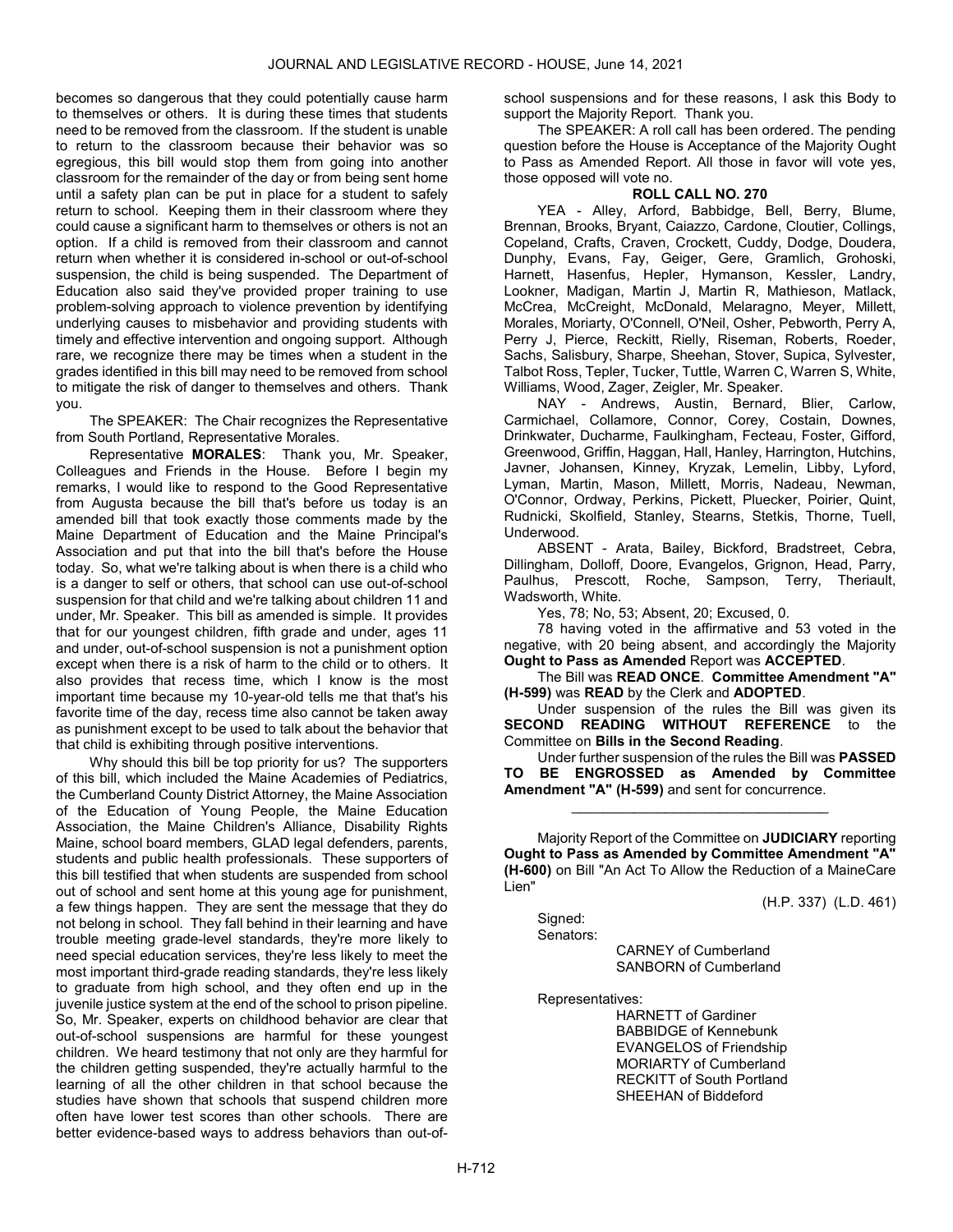becomes so dangerous that they could potentially cause harm to themselves or others. It is during these times that students need to be removed from the classroom. If the student is unable to return to the classroom because their behavior was so egregious, this bill would stop them from going into another classroom for the remainder of the day or from being sent home until a safety plan can be put in place for a student to safely return to school. Keeping them in their classroom where they could cause a significant harm to themselves or others is not an option. If a child is removed from their classroom and cannot return when whether it is considered in-school or out-of-school suspension, the child is being suspended. The Department of Education also said they've provided proper training to use problem-solving approach to violence prevention by identifying underlying causes to misbehavior and providing students with timely and effective intervention and ongoing support. Although rare, we recognize there may be times when a student in the grades identified in this bill may need to be removed from school to mitigate the risk of danger to themselves and others. Thank you.

The SPEAKER: The Chair recognizes the Representative from South Portland, Representative Morales.

Representative **MORALES**: Thank you, Mr. Speaker, Colleagues and Friends in the House. Before I begin my remarks, I would like to respond to the Good Representative from Augusta because the bill that's before us today is an amended bill that took exactly those comments made by the Maine Department of Education and the Maine Principal's Association and put that into the bill that's before the House today. So, what we're talking about is when there is a child who is a danger to self or others, that school can use out-of-school suspension for that child and we're talking about children 11 and under, Mr. Speaker. This bill as amended is simple. It provides that for our youngest children, fifth grade and under, ages 11 and under, out-of-school suspension is not a punishment option except when there is a risk of harm to the child or to others. It also provides that recess time, which I know is the most important time because my 10-year-old tells me that that's his favorite time of the day, recess time also cannot be taken away as punishment except to be used to talk about the behavior that that child is exhibiting through positive interventions.

Why should this bill be top priority for us? The supporters of this bill, which included the Maine Academies of Pediatrics, the Cumberland County District Attorney, the Maine Association of the Education of Young People, the Maine Education Association, the Maine Children's Alliance, Disability Rights Maine, school board members, GLAD legal defenders, parents, students and public health professionals. These supporters of this bill testified that when students are suspended from school out of school and sent home at this young age for punishment, a few things happen. They are sent the message that they do not belong in school. They fall behind in their learning and have trouble meeting grade-level standards, they're more likely to need special education services, they're less likely to meet the most important third-grade reading standards, they're less likely to graduate from high school, and they often end up in the juvenile justice system at the end of the school to prison pipeline. So, Mr. Speaker, experts on childhood behavior are clear that out-of-school suspensions are harmful for these youngest children. We heard testimony that not only are they harmful for the children getting suspended, they're actually harmful to the learning of all the other children in that school because the studies have shown that schools that suspend children more often have lower test scores than other schools. There are better evidence-based ways to address behaviors than out-of-school suspensions and for these reasons, I ask this Body to support the Majority Report. Thank you.

The SPEAKER: A roll call has been ordered. The pending question before the House is Acceptance of the Majority Ought to Pass as Amended Report. All those in favor will vote yes, those opposed will vote no.

**ROLL CALL NO. 270**

YEA - Alley, Arford, Babbidge, Bell, Berry, Blume, Brennan, Brooks, Bryant, Caiazzo, Cardone, Cloutier, Collings, Copeland, Crafts, Craven, Crockett, Cuddy, Dodge, Doudera, Dunphy, Evans, Fay, Geiger, Gere, Gramlich, Grohoski, Harnett, Hasenfus, Hepler, Hymanson, Kessler, Landry, Lookner, Madigan, Martin J, Martin R, Mathieson, Matlack, McCrea, McCreight, McDonald, Melaragno, Meyer, Millett, Morales, Moriarty, O'Connell, O'Neil, Osher, Pebworth, Perry A, Perry J, Pierce, Reckitt, Rielly, Riseman, Roberts, Roeder, Sachs, Salisbury, Sharpe, Sheehan, Stover, Supica, Sylvester, Talbot Ross, Tepler, Tucker, Tuttle, Warren C, Warren S, White, Williams, Wood, Zager, Zeigler, Mr. Speaker.

NAY - Andrews, Austin, Bernard, Blier, Carlow, Carmichael, Collamore, Connor, Corey, Costain, Downes, Drinkwater, Ducharme, Faulkingham, Fecteau, Foster, Gifford, Greenwood, Griffin, Haggan, Hall, Hanley, Harrington, Hutchins, Javner, Johansen, Kinney, Kryzak, Lemelin, Libby, Lyford, Lyman, Martin, Mason, Millett, Morris, Nadeau, Newman, O'Connor, Ordway, Perkins, Pickett, Pluecker, Poirier, Quint, Rudnicki, Skolfield, Stanley, Stearns, Stetkis, Thorne, Tuell, Underwood.

ABSENT - Arata, Bailey, Bickford, Bradstreet, Cebra, Dillingham, Dolloff, Doore, Evangelos, Grignon, Head, Parry, Paulhus, Prescott, Roche, Sampson, Terry, Theriault, Wadsworth, White.

Yes, 78; No, 53; Absent, 20; Excused, 0.

78 having voted in the affirmative and 53 voted in the negative, with 20 being absent, and accordingly the Majority **Ought to Pass as Amended** Report was **ACCEPTED**.

The Bill was **READ ONCE**. **Committee Amendment "A" (H-599)** was **READ** by the Clerk and **ADOPTED**.

Under suspension of the rules the Bill was given its **SECOND READING WITHOUT REFERENCE** to the Committee on **Bills in the Second Reading**.

Under further suspension of the rules the Bill was **PASSED TO BE ENGROSSED as Amended by Committee Amendment "A" (H-599)** and sent for concurrence.

---

Majority Report of the Committee on **JUDICIARY** reporting **Ought to Pass as Amended by Committee Amendment "A" (H-600)** on Bill "An Act To Allow the Reduction of a MaineCare Lien"

(H.P. 337) (L.D. 461)

Signed:
Senators:

CARNEY of Cumberland
SANBORN of Cumberland

Representatives:

HARNETT of Gardiner
BABBIDGE of Kennebunk
EVANGELOS of Friendship
MORIARTY of Cumberland
RECKITT of South Portland
SHEEHAN of Biddeford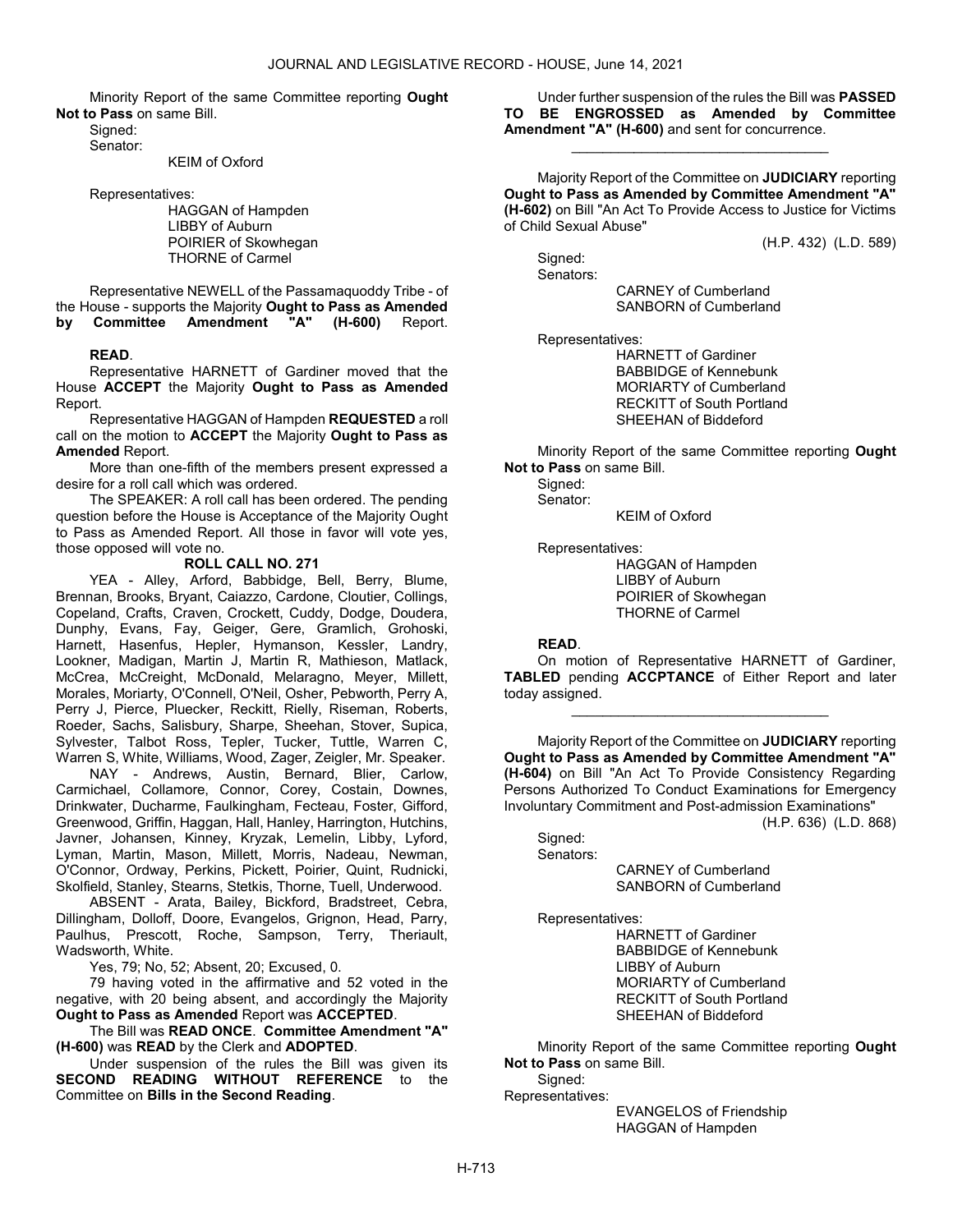Minority Report of the same Committee reporting **Ought Not to Pass** on same Bill.

Signed:
Senator:

KEIM of Oxford

Representatives:

HAGGAN of Hampden
LIBBY of Auburn
POIRIER of Skowhegan
THORNE of Carmel

Representative NEWELL of the Passamaquoddy Tribe - of the House - supports the Majority **Ought to Pass as Amended by Committee Amendment "A" (H-600)** Report.

**READ**.

Representative HARNETT of Gardiner moved that the House **ACCEPT** the Majority **Ought to Pass as Amended** Report.

Representative HAGGAN of Hampden **REQUESTED** a roll call on the motion to **ACCEPT** the Majority **Ought to Pass as Amended** Report.

More than one-fifth of the members present expressed a desire for a roll call which was ordered.

The SPEAKER: A roll call has been ordered. The pending question before the House is Acceptance of the Majority Ought to Pass as Amended Report. All those in favor will vote yes, those opposed will vote no.

**ROLL CALL NO. 271**

YEA - Alley, Arford, Babbidge, Bell, Berry, Blume, Brennan, Brooks, Bryant, Caiazzo, Cardone, Cloutier, Collings, Copeland, Crafts, Craven, Crockett, Cuddy, Dodge, Doudera, Dunphy, Evans, Fay, Geiger, Gere, Gramlich, Grohoski, Harnett, Hasenfus, Hepler, Hymanson, Kessler, Landry, Lookner, Madigan, Martin J, Martin R, Mathieson, Matlack, McCrea, McCreight, McDonald, Melaragno, Meyer, Millett, Morales, Moriarty, O'Connell, O'Neil, Osher, Pebworth, Perry A, Perry J, Pierce, Pluecker, Reckitt, Rielly, Riseman, Roberts, Roeder, Sachs, Salisbury, Sharpe, Sheehan, Stover, Supica, Sylvester, Talbot Ross, Tepler, Tucker, Tuttle, Warren C, Warren S, White, Williams, Wood, Zager, Zeigler, Mr. Speaker.

NAY - Andrews, Austin, Bernard, Blier, Carlow, Carmichael, Collamore, Connor, Corey, Costain, Downes, Drinkwater, Ducharme, Faulkingham, Fecteau, Foster, Gifford, Greenwood, Griffin, Haggan, Hall, Hanley, Harrington, Hutchins, Javner, Johansen, Kinney, Kryzak, Lemelin, Libby, Lyford, Lyman, Martin, Mason, Millett, Morris, Nadeau, Newman, O'Connor, Ordway, Perkins, Pickett, Poirier, Quint, Rudnicki, Skolfield, Stanley, Stearns, Stetkis, Thorne, Tuell, Underwood.

ABSENT - Arata, Bailey, Bickford, Bradstreet, Cebra, Dillingham, Dolloff, Doore, Evangelos, Grignon, Head, Parry, Paulhus, Prescott, Roche, Sampson, Terry, Theriault, Wadsworth, White.

Yes, 79; No, 52; Absent, 20; Excused, 0.

79 having voted in the affirmative and 52 voted in the negative, with 20 being absent, and accordingly the Majority **Ought to Pass as Amended** Report was **ACCEPTED**.

The Bill was **READ ONCE**. **Committee Amendment "A" (H-600)** was **READ** by the Clerk and **ADOPTED**.

Under suspension of the rules the Bill was given its **SECOND READING WITHOUT REFERENCE** to the Committee on **Bills in the Second Reading**.

Under further suspension of the rules the Bill was **PASSED TO BE ENGROSSED as Amended by Committee Amendment "A" (H-600)** and sent for concurrence.

---

Majority Report of the Committee on **JUDICIARY** reporting **Ought to Pass as Amended by Committee Amendment "A" (H-602)** on Bill "An Act To Provide Access to Justice for Victims of Child Sexual Abuse"

(H.P. 432) (L.D. 589)

Signed:
Senators:

CARNEY of Cumberland
SANBORN of Cumberland

Representatives:

HARNETT of Gardiner
BABBIDGE of Kennebunk
MORIARTY of Cumberland
RECKITT of South Portland
SHEEHAN of Biddeford

Minority Report of the same Committee reporting **Ought Not to Pass** on same Bill.

Signed:
Senator:

KEIM of Oxford

Representatives:

HAGGAN of Hampden
LIBBY of Auburn
POIRIER of Skowhegan
THORNE of Carmel

**READ**.

On motion of Representative HARNETT of Gardiner, **TABLED** pending **ACCPTANCE** of Either Report and later today assigned.

---

Majority Report of the Committee on **JUDICIARY** reporting **Ought to Pass as Amended by Committee Amendment "A" (H-604)** on Bill "An Act To Provide Consistency Regarding Persons Authorized To Conduct Examinations for Emergency Involuntary Commitment and Post-admission Examinations"

(H.P. 636) (L.D. 868)

Signed:
Senators:

CARNEY of Cumberland
SANBORN of Cumberland

Representatives:

HARNETT of Gardiner
BABBIDGE of Kennebunk
LIBBY of Auburn
MORIARTY of Cumberland
RECKITT of South Portland
SHEEHAN of Biddeford

Minority Report of the same Committee reporting **Ought Not to Pass** on same Bill.

Signed:
Representatives:

EVANGELOS of Friendship
HAGGAN of Hampden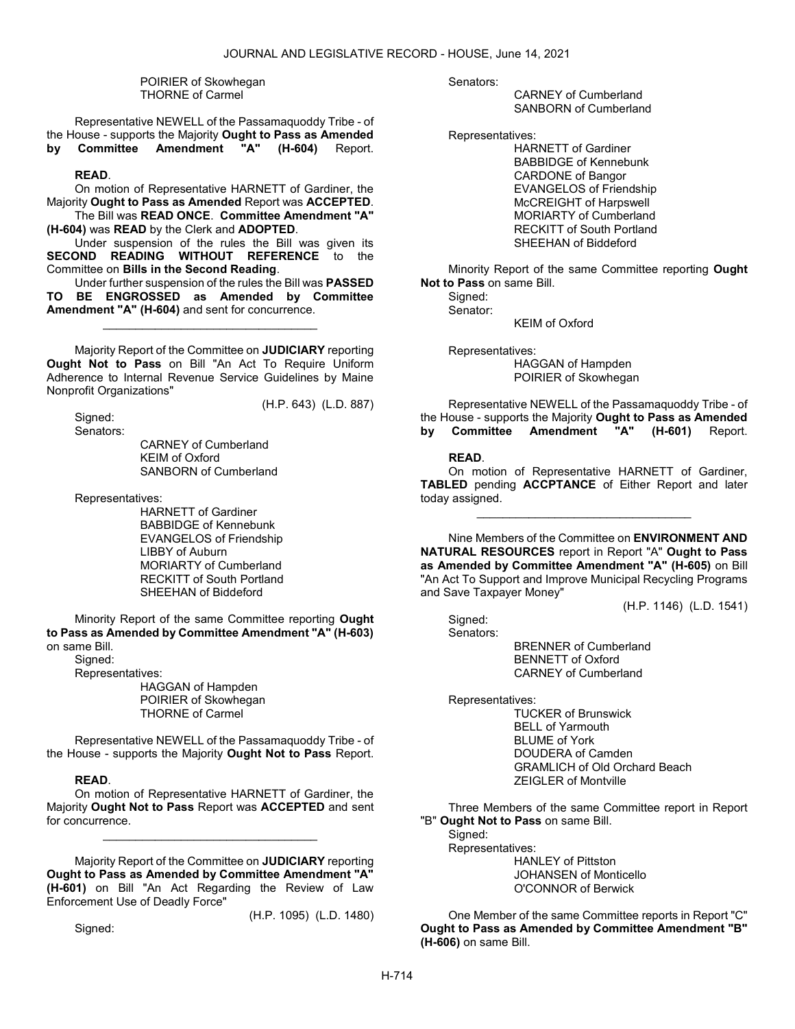POIRIER of Skowhegan
THORNE of Carmel

Representative NEWELL of the Passamaquoddy Tribe - of the House - supports the Majority **Ought to Pass as Amended by Committee Amendment "A" (H-604)** Report.

**READ**.

On motion of Representative HARNETT of Gardiner, the Majority **Ought to Pass as Amended** Report was **ACCEPTED**.

The Bill was **READ ONCE**. **Committee Amendment "A" (H-604)** was **READ** by the Clerk and **ADOPTED**.

Under suspension of the rules the Bill was given its **SECOND READING WITHOUT REFERENCE** to the Committee on **Bills in the Second Reading**.

Under further suspension of the rules the Bill was **PASSED TO BE ENGROSSED as Amended by Committee Amendment "A" (H-604)** and sent for concurrence.

_________________________________

Majority Report of the Committee on **JUDICIARY** reporting **Ought Not to Pass** on Bill "An Act To Require Uniform Adherence to Internal Revenue Service Guidelines by Maine Nonprofit Organizations"

(H.P. 643) (L.D. 887)

Signed:
Senators:

CARNEY of Cumberland
KEIM of Oxford
SANBORN of Cumberland

Representatives:

HARNETT of Gardiner
BABBIDGE of Kennebunk
EVANGELOS of Friendship
LIBBY of Auburn
MORIARTY of Cumberland
RECKITT of South Portland
SHEEHAN of Biddeford

Minority Report of the same Committee reporting **Ought to Pass as Amended by Committee Amendment "A" (H-603)** on same Bill.

Signed:
Representatives:

HAGGAN of Hampden
POIRIER of Skowhegan
THORNE of Carmel

Representative NEWELL of the Passamaquoddy Tribe - of the House - supports the Majority **Ought Not to Pass** Report.

**READ**.

On motion of Representative HARNETT of Gardiner, the Majority **Ought Not to Pass** Report was **ACCEPTED** and sent for concurrence.

_________________________________

Majority Report of the Committee on **JUDICIARY** reporting **Ought to Pass as Amended by Committee Amendment "A" (H-601)** on Bill "An Act Regarding the Review of Law Enforcement Use of Deadly Force"

(H.P. 1095) (L.D. 1480)

Signed:
Senators:

CARNEY of Cumberland
SANBORN of Cumberland

Representatives:

HARNETT of Gardiner
BABBIDGE of Kennebunk
CARDONE of Bangor
EVANGELOS of Friendship
McCREIGHT of Harpswell
MORIARTY of Cumberland
RECKITT of South Portland
SHEEHAN of Biddeford

Minority Report of the same Committee reporting **Ought Not to Pass** on same Bill.

Signed:
Senator:

KEIM of Oxford

Representatives:

HAGGAN of Hampden
POIRIER of Skowhegan

Representative NEWELL of the Passamaquoddy Tribe - of the House - supports the Majority **Ought to Pass as Amended by Committee Amendment "A" (H-601)** Report.

**READ**.

On motion of Representative HARNETT of Gardiner, **TABLED** pending **ACCPTANCE** of Either Report and later today assigned.

_________________________________

Nine Members of the Committee on **ENVIRONMENT AND NATURAL RESOURCES** report in Report "A" **Ought to Pass as Amended by Committee Amendment "A" (H-605)** on Bill "An Act To Support and Improve Municipal Recycling Programs and Save Taxpayer Money"

(H.P. 1146) (L.D. 1541)

Signed:
Senators:

BRENNER of Cumberland
BENNETT of Oxford
CARNEY of Cumberland

Representatives:

TUCKER of Brunswick
BELL of Yarmouth
BLUME of York
DOUDERA of Camden
GRAMLICH of Old Orchard Beach
ZEIGLER of Montville

Three Members of the same Committee report in Report "B" **Ought Not to Pass** on same Bill.

Signed:
Representatives:

HANLEY of Pittston
JOHANSEN of Monticello
O'CONNOR of Berwick

One Member of the same Committee reports in Report "C" **Ought to Pass as Amended by Committee Amendment "B" (H-606)** on same Bill.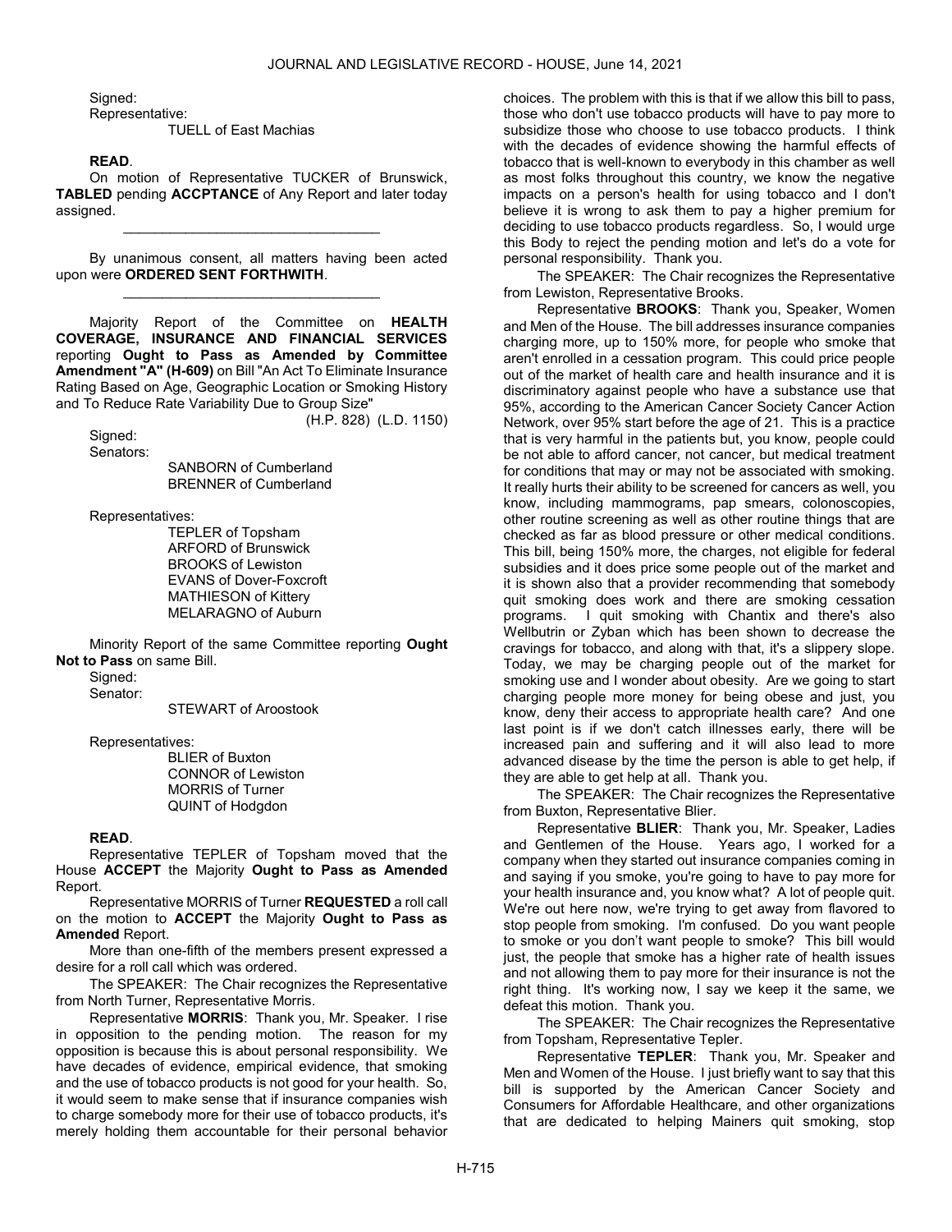Signed:

Representative:

TUELL of East Machias

**READ**.

On motion of Representative TUCKER of Brunswick, **TABLED** pending **ACCPTANCE** of Any Report and later today assigned.

\_\_\_\_\_\_\_\_\_\_\_\_\_\_\_\_\_\_\_\_\_\_\_\_\_\_\_\_\_\_\_\_\_

By unanimous consent, all matters having been acted upon were **ORDERED SENT FORTHWITH**.

\_\_\_\_\_\_\_\_\_\_\_\_\_\_\_\_\_\_\_\_\_\_\_\_\_\_\_\_\_\_\_\_\_

Majority Report of the Committee on **HEALTH COVERAGE, INSURANCE AND FINANCIAL SERVICES** reporting **Ought to Pass as Amended by Committee Amendment "A" (H-609)** on Bill "An Act To Eliminate Insurance Rating Based on Age, Geographic Location or Smoking History and To Reduce Rate Variability Due to Group Size"

(H.P. 828) (L.D. 1150)

Signed:

Senators:

SANBORN of Cumberland
BRENNER of Cumberland

Representatives:

TEPLER of Topsham
ARFORD of Brunswick
BROOKS of Lewiston
EVANS of Dover-Foxcroft
MATHIESON of Kittery
MELARAGNO of Auburn

Minority Report of the same Committee reporting **Ought Not to Pass** on same Bill.

Signed:

Senator:

STEWART of Aroostook

Representatives:

BLIER of Buxton
CONNOR of Lewiston
MORRIS of Turner
QUINT of Hodgdon

**READ**.

Representative TEPLER of Topsham moved that the House **ACCEPT** the Majority **Ought to Pass as Amended** Report.

Representative MORRIS of Turner **REQUESTED** a roll call on the motion to **ACCEPT** the Majority **Ought to Pass as Amended** Report.

More than one-fifth of the members present expressed a desire for a roll call which was ordered.

The SPEAKER: The Chair recognizes the Representative from North Turner, Representative Morris.

Representative **MORRIS**: Thank you, Mr. Speaker. I rise in opposition to the pending motion. The reason for my opposition is because this is about personal responsibility. We have decades of evidence, empirical evidence, that smoking and the use of tobacco products is not good for your health. So, it would seem to make sense that if insurance companies wish to charge somebody more for their use of tobacco products, it's merely holding them accountable for their personal behavior choices. The problem with this is that if we allow this bill to pass, those who don't use tobacco products will have to pay more to subsidize those who choose to use tobacco products. I think with the decades of evidence showing the harmful effects of tobacco that is well-known to everybody in this chamber as well as most folks throughout this country, we know the negative impacts on a person's health for using tobacco and I don't believe it is wrong to ask them to pay a higher premium for deciding to use tobacco products regardless. So, I would urge this Body to reject the pending motion and let's do a vote for personal responsibility. Thank you.

The SPEAKER: The Chair recognizes the Representative from Lewiston, Representative Brooks.

Representative **BROOKS**: Thank you, Speaker, Women and Men of the House. The bill addresses insurance companies charging more, up to 150% more, for people who smoke that aren't enrolled in a cessation program. This could price people out of the market of health care and health insurance and it is discriminatory against people who have a substance use that 95%, according to the American Cancer Society Cancer Action Network, over 95% start before the age of 21. This is a practice that is very harmful in the patients but, you know, people could be not able to afford cancer, not cancer, but medical treatment for conditions that may or may not be associated with smoking. It really hurts their ability to be screened for cancers as well, you know, including mammograms, pap smears, colonoscopies, other routine screening as well as other routine things that are checked as far as blood pressure or other medical conditions. This bill, being 150% more, the charges, not eligible for federal subsidies and it does price some people out of the market and it is shown also that a provider recommending that somebody quit smoking does work and there are smoking cessation programs. I quit smoking with Chantix and there's also Wellbutrin or Zyban which has been shown to decrease the cravings for tobacco, and along with that, it's a slippery slope. Today, we may be charging people out of the market for smoking use and I wonder about obesity. Are we going to start charging people more money for being obese and just, you know, deny their access to appropriate health care? And one last point is if we don't catch illnesses early, there will be increased pain and suffering and it will also lead to more advanced disease by the time the person is able to get help, if they are able to get help at all. Thank you.

The SPEAKER: The Chair recognizes the Representative from Buxton, Representative Blier.

Representative **BLIER**: Thank you, Mr. Speaker, Ladies and Gentlemen of the House. Years ago, I worked for a company when they started out insurance companies coming in and saying if you smoke, you're going to have to pay more for your health insurance and, you know what? A lot of people quit. We're out here now, we're trying to get away from flavored to stop people from smoking. I'm confused. Do you want people to smoke or you don't want people to smoke? This bill would just, the people that smoke has a higher rate of health issues and not allowing them to pay more for their insurance is not the right thing. It's working now, I say we keep it the same, we defeat this motion. Thank you.

The SPEAKER: The Chair recognizes the Representative from Topsham, Representative Tepler.

Representative **TEPLER**: Thank you, Mr. Speaker and Men and Women of the House. I just briefly want to say that this bill is supported by the American Cancer Society and Consumers for Affordable Healthcare, and other organizations that are dedicated to helping Mainers quit smoking, stop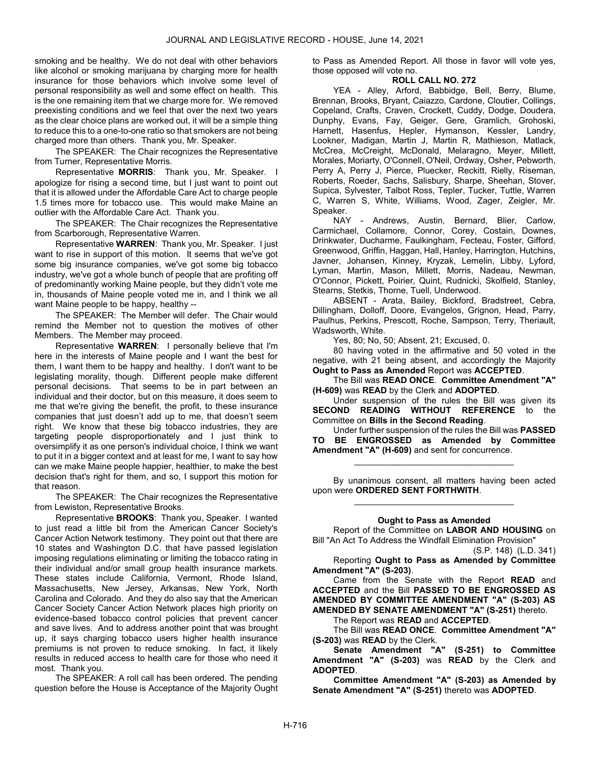smoking and be healthy. We do not deal with other behaviors like alcohol or smoking marijuana by charging more for health insurance for those behaviors which involve some level of personal responsibility as well and some effect on health. This is the one remaining item that we charge more for. We removed preexisting conditions and we feel that over the next two years as the clear choice plans are worked out, it will be a simple thing to reduce this to a one-to-one ratio so that smokers are not being charged more than others. Thank you, Mr. Speaker.

The SPEAKER: The Chair recognizes the Representative from Turner, Representative Morris.

Representative **MORRIS**: Thank you, Mr. Speaker. I apologize for rising a second time, but I just want to point out that it is allowed under the Affordable Care Act to charge people 1.5 times more for tobacco use. This would make Maine an outlier with the Affordable Care Act. Thank you.

The SPEAKER: The Chair recognizes the Representative from Scarborough, Representative Warren.

Representative **WARREN**: Thank you, Mr. Speaker. I just want to rise in support of this motion. It seems that we've got some big insurance companies, we've got some big tobacco industry, we've got a whole bunch of people that are profiting off of predominantly working Maine people, but they didn't vote me in, thousands of Maine people voted me in, and I think we all want Maine people to be happy, healthy --

The SPEAKER: The Member will defer. The Chair would remind the Member not to question the motives of other Members. The Member may proceed.

Representative **WARREN**: I personally believe that I'm here in the interests of Maine people and I want the best for them, I want them to be happy and healthy. I don't want to be legislating morality, though. Different people make different personal decisions. That seems to be in part between an individual and their doctor, but on this measure, it does seem to me that we're giving the benefit, the profit, to these insurance companies that just doesn't add up to me, that doesn't seem right. We know that these big tobacco industries, they are targeting people disproportionately and I just think to oversimplify it as one person's individual choice, I think we want to put it in a bigger context and at least for me, I want to say how can we make Maine people happier, healthier, to make the best decision that's right for them, and so, I support this motion for that reason.

The SPEAKER: The Chair recognizes the Representative from Lewiston, Representative Brooks.

Representative **BROOKS**: Thank you, Speaker. I wanted to just read a little bit from the American Cancer Society's Cancer Action Network testimony. They point out that there are 10 states and Washington D.C. that have passed legislation imposing regulations eliminating or limiting the tobacco rating in their individual and/or small group health insurance markets. These states include California, Vermont, Rhode Island, Massachusetts, New Jersey, Arkansas, New York, North Carolina and Colorado. And they do also say that the American Cancer Society Cancer Action Network places high priority on evidence-based tobacco control policies that prevent cancer and save lives. And to address another point that was brought up, it says charging tobacco users higher health insurance premiums is not proven to reduce smoking. In fact, it likely results in reduced access to health care for those who need it most. Thank you.

The SPEAKER: A roll call has been ordered. The pending question before the House is Acceptance of the Majority Ought to Pass as Amended Report. All those in favor will vote yes, those opposed will vote no.

**ROLL CALL NO. 272**

YEA - Alley, Arford, Babbidge, Bell, Berry, Blume, Brennan, Brooks, Bryant, Caiazzo, Cardone, Cloutier, Collings, Copeland, Crafts, Craven, Crockett, Cuddy, Dodge, Doudera, Dunphy, Evans, Fay, Geiger, Gere, Gramlich, Grohoski, Harnett, Hasenfus, Hepler, Hymanson, Kessler, Landry, Lookner, Madigan, Martin J, Martin R, Mathieson, Matlack, McCrea, McCreight, McDonald, Melaragno, Meyer, Millett, Morales, Moriarty, O'Connell, O'Neil, Ordway, Osher, Pebworth, Perry A, Perry J, Pierce, Pluecker, Reckitt, Rielly, Riseman, Roberts, Roeder, Sachs, Salisbury, Sharpe, Sheehan, Stover, Supica, Sylvester, Talbot Ross, Tepler, Tucker, Tuttle, Warren C, Warren S, White, Williams, Wood, Zager, Zeigler, Mr. Speaker.

NAY - Andrews, Austin, Bernard, Blier, Carlow, Carmichael, Collamore, Connor, Corey, Costain, Downes, Drinkwater, Ducharme, Faulkingham, Fecteau, Foster, Gifford, Greenwood, Griffin, Haggan, Hall, Hanley, Harrington, Hutchins, Javner, Johansen, Kinney, Kryzak, Lemelin, Libby, Lyford, Lyman, Martin, Mason, Millett, Morris, Nadeau, Newman, O'Connor, Pickett, Poirier, Quint, Rudnicki, Skolfield, Stanley, Stearns, Stetkis, Thorne, Tuell, Underwood.

ABSENT - Arata, Bailey, Bickford, Bradstreet, Cebra, Dillingham, Dolloff, Doore, Evangelos, Grignon, Head, Parry, Paulhus, Perkins, Prescott, Roche, Sampson, Terry, Theriault, Wadsworth, White.

Yes, 80; No, 50; Absent, 21; Excused, 0.

80 having voted in the affirmative and 50 voted in the negative, with 21 being absent, and accordingly the Majority **Ought to Pass as Amended** Report was **ACCEPTED**.

The Bill was **READ ONCE**. **Committee Amendment "A" (H-609)** was **READ** by the Clerk and **ADOPTED**.

Under suspension of the rules the Bill was given its **SECOND READING WITHOUT REFERENCE** to the Committee on **Bills in the Second Reading**.

Under further suspension of the rules the Bill was **PASSED TO BE ENGROSSED as Amended by Committee Amendment "A" (H-609)** and sent for concurrence.

_________________________________

By unanimous consent, all matters having been acted upon were **ORDERED SENT FORTHWITH**.

_________________________________

**Ought to Pass as Amended**

Report of the Committee on **LABOR AND HOUSING** on Bill "An Act To Address the Windfall Elimination Provision"

(S.P. 148) (L.D. 341)

Reporting **Ought to Pass as Amended by Committee Amendment "A" (S-203)**.

Came from the Senate with the Report **READ** and **ACCEPTED** and the Bill **PASSED TO BE ENGROSSED AS AMENDED BY COMMITTEE AMENDMENT "A" (S-203) AS AMENDED BY SENATE AMENDMENT "A" (S-251)** thereto.

The Report was **READ** and **ACCEPTED**.

The Bill was **READ ONCE**. **Committee Amendment "A" (S-203)** was **READ** by the Clerk.

**Senate Amendment "A" (S-251) to Committee Amendment "A" (S-203)** was **READ** by the Clerk and **ADOPTED**.

**Committee Amendment "A" (S-203) as Amended by Senate Amendment "A" (S-251)** thereto was **ADOPTED**.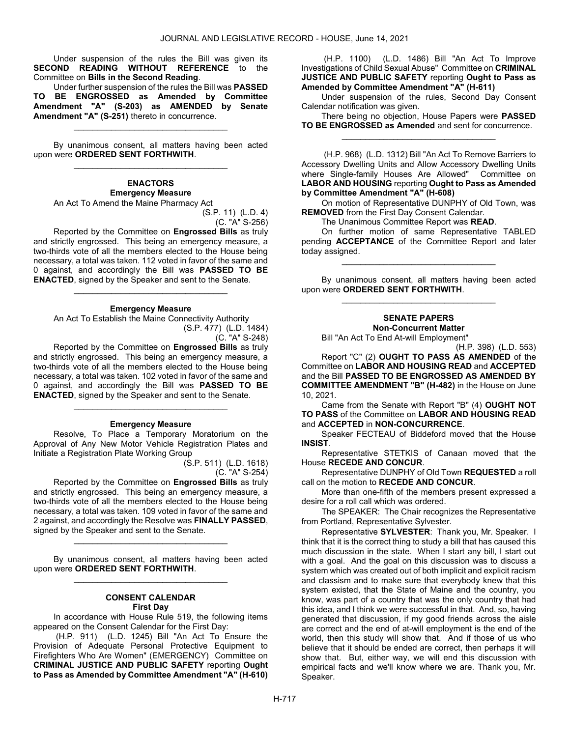Under suspension of the rules the Bill was given its **SECOND READING WITHOUT REFERENCE** to the Committee on **Bills in the Second Reading**.

Under further suspension of the rules the Bill was **PASSED TO BE ENGROSSED as Amended by Committee Amendment "A" (S-203) as AMENDED by Senate Amendment "A" (S-251)** thereto in concurrence.

_________________________________

By unanimous consent, all matters having been acted upon were **ORDERED SENT FORTHWITH**.

_________________________________

### ENACTORS

#### Emergency Measure

An Act To Amend the Maine Pharmacy Act

(S.P. 11) (L.D. 4)
(C. "A" S-256)

Reported by the Committee on **Engrossed Bills** as truly and strictly engrossed. This being an emergency measure, a two-thirds vote of all the members elected to the House being necessary, a total was taken. 112 voted in favor of the same and 0 against, and accordingly the Bill was **PASSED TO BE ENACTED**, signed by the Speaker and sent to the Senate.

_________________________________

#### Emergency Measure

An Act To Establish the Maine Connectivity Authority

(S.P. 477) (L.D. 1484)
(C. "A" S-248)

Reported by the Committee on **Engrossed Bills** as truly and strictly engrossed. This being an emergency measure, a two-thirds vote of all the members elected to the House being necessary, a total was taken. 102 voted in favor of the same and 0 against, and accordingly the Bill was **PASSED TO BE ENACTED**, signed by the Speaker and sent to the Senate.

_________________________________

#### Emergency Measure

Resolve, To Place a Temporary Moratorium on the Approval of Any New Motor Vehicle Registration Plates and Initiate a Registration Plate Working Group

(S.P. 511) (L.D. 1618)
(C. "A" S-254)

Reported by the Committee on **Engrossed Bills** as truly and strictly engrossed. This being an emergency measure, a two-thirds vote of all the members elected to the House being necessary, a total was taken. 109 voted in favor of the same and 2 against, and accordingly the Resolve was **FINALLY PASSED**, signed by the Speaker and sent to the Senate.

_________________________________

By unanimous consent, all matters having been acted upon were **ORDERED SENT FORTHWITH**.

_________________________________

### CONSENT CALENDAR

#### First Day

In accordance with House Rule 519, the following items appeared on the Consent Calendar for the First Day:

(H.P. 911) (L.D. 1245) Bill "An Act To Ensure the Provision of Adequate Personal Protective Equipment to Firefighters Who Are Women" (EMERGENCY) Committee on **CRIMINAL JUSTICE AND PUBLIC SAFETY** reporting **Ought to Pass as Amended by Committee Amendment "A" (H-610)**

(H.P. 1100) (L.D. 1486) Bill "An Act To Improve Investigations of Child Sexual Abuse" Committee on **CRIMINAL JUSTICE AND PUBLIC SAFETY** reporting **Ought to Pass as Amended by Committee Amendment "A" (H-611)**

Under suspension of the rules, Second Day Consent Calendar notification was given.

There being no objection, House Papers were **PASSED TO BE ENGROSSED as Amended** and sent for concurrence.

_________________________________

(H.P. 968) (L.D. 1312) Bill "An Act To Remove Barriers to Accessory Dwelling Units and Allow Accessory Dwelling Units where Single-family Houses Are Allowed" Committee on **LABOR AND HOUSING** reporting **Ought to Pass as Amended by Committee Amendment "A" (H-608)**

On motion of Representative DUNPHY of Old Town, was **REMOVED** from the First Day Consent Calendar.

The Unanimous Committee Report was **READ**.

On further motion of same Representative TABLED pending **ACCEPTANCE** of the Committee Report and later today assigned.

_________________________________

By unanimous consent, all matters having been acted upon were **ORDERED SENT FORTHWITH**.

_________________________________

### SENATE PAPERS

#### Non-Concurrent Matter

Bill "An Act To End At-will Employment"

(H.P. 398) (L.D. 553)

Report "C" (2) **OUGHT TO PASS AS AMENDED** of the Committee on **LABOR AND HOUSING READ** and **ACCEPTED** and the Bill **PASSED TO BE ENGROSSED AS AMENDED BY COMMITTEE AMENDMENT "B" (H-482)** in the House on June 10, 2021.

Came from the Senate with Report "B" (4) **OUGHT NOT TO PASS** of the Committee on **LABOR AND HOUSING READ** and **ACCEPTED** in **NON-CONCURRENCE**.

Speaker FECTEAU of Biddeford moved that the House **INSIST**.

Representative STETKIS of Canaan moved that the House **RECEDE AND CONCUR**.

Representative DUNPHY of Old Town **REQUESTED** a roll call on the motion to **RECEDE AND CONCUR**.

More than one-fifth of the members present expressed a desire for a roll call which was ordered.

The SPEAKER: The Chair recognizes the Representative from Portland, Representative Sylvester.

Representative **SYLVESTER**: Thank you, Mr. Speaker. I think that it is the correct thing to study a bill that has caused this much discussion in the state. When I start any bill, I start out with a goal. And the goal on this discussion was to discuss a system which was created out of both implicit and explicit racism and classism and to make sure that everybody knew that this system existed, that the State of Maine and the country, you know, was part of a country that was the only country that had this idea, and I think we were successful in that. And, so, having generated that discussion, if my good friends across the aisle are correct and the end of at-will employment is the end of the world, then this study will show that. And if those of us who believe that it should be ended are correct, then perhaps it will show that. But, either way, we will end this discussion with empirical facts and we'll know where we are. Thank you, Mr. Speaker.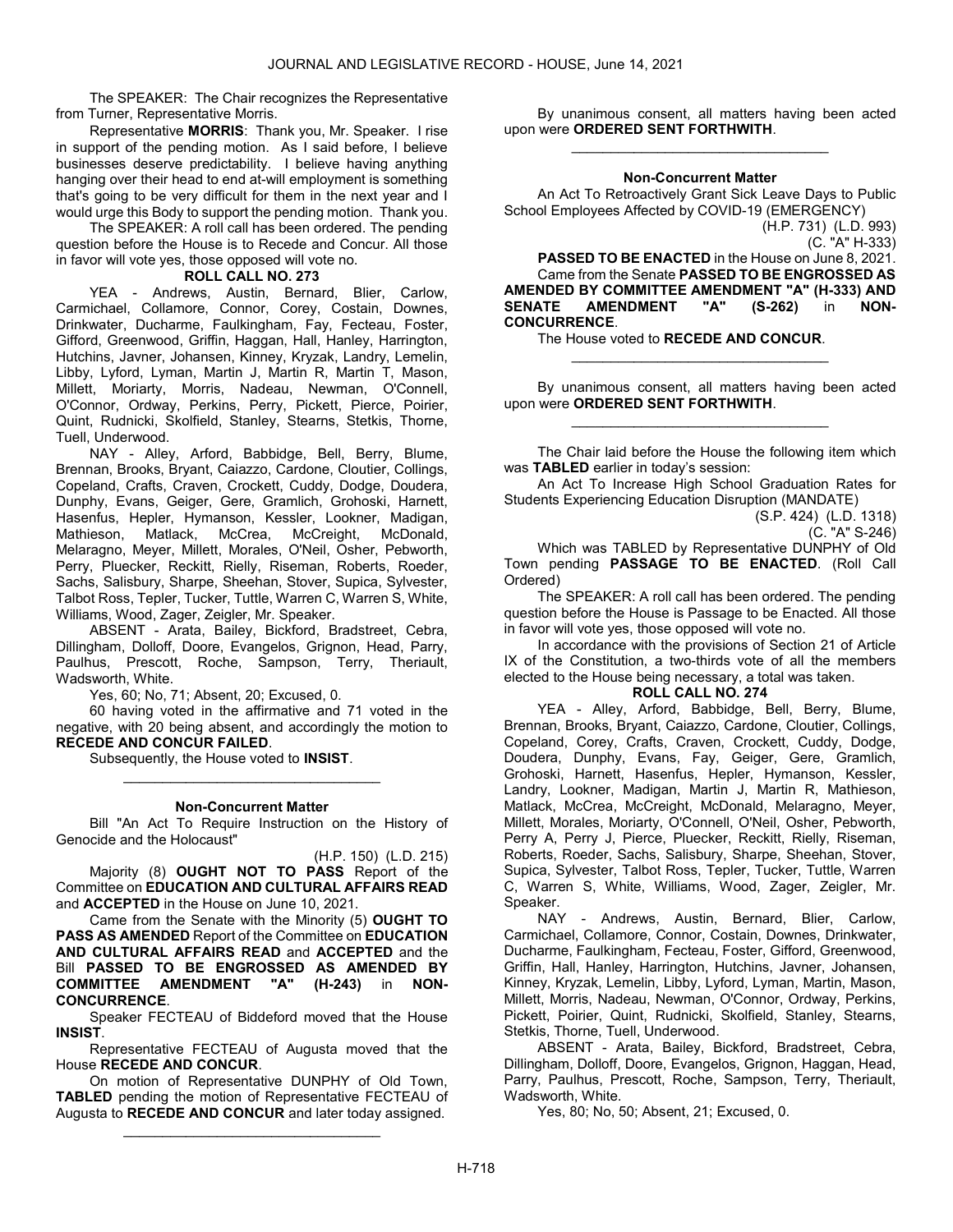The SPEAKER: The Chair recognizes the Representative from Turner, Representative Morris.

Representative **MORRIS**: Thank you, Mr. Speaker. I rise in support of the pending motion. As I said before, I believe businesses deserve predictability. I believe having anything hanging over their head to end at-will employment is something that's going to be very difficult for them in the next year and I would urge this Body to support the pending motion. Thank you.

The SPEAKER: A roll call has been ordered. The pending question before the House is to Recede and Concur. All those in favor will vote yes, those opposed will vote no.

**ROLL CALL NO. 273**

YEA - Andrews, Austin, Bernard, Blier, Carlow, Carmichael, Collamore, Connor, Corey, Costain, Downes, Drinkwater, Ducharme, Faulkingham, Fay, Fecteau, Foster, Gifford, Greenwood, Griffin, Haggan, Hall, Hanley, Harrington, Hutchins, Javner, Johansen, Kinney, Kryzak, Landry, Lemelin, Libby, Lyford, Lyman, Martin J, Martin R, Martin T, Mason, Millett, Moriarty, Morris, Nadeau, Newman, O'Connell, O'Connor, Ordway, Perkins, Perry, Pickett, Pierce, Poirier, Quint, Rudnicki, Skolfield, Stanley, Stearns, Stetkis, Thorne, Tuell, Underwood.

NAY - Alley, Arford, Babbidge, Bell, Berry, Blume, Brennan, Brooks, Bryant, Caiazzo, Cardone, Cloutier, Collings, Copeland, Crafts, Craven, Crockett, Cuddy, Dodge, Doudera, Dunphy, Evans, Geiger, Gere, Gramlich, Grohoski, Harnett, Hasenfus, Hepler, Hymanson, Kessler, Lookner, Madigan, Mathieson, Matlack, McCrea, McCreight, McDonald, Melaragno, Meyer, Millett, Morales, O'Neil, Osher, Pebworth, Perry, Pluecker, Reckitt, Rielly, Riseman, Roberts, Roeder, Sachs, Salisbury, Sharpe, Sheehan, Stover, Supica, Sylvester, Talbot Ross, Tepler, Tucker, Tuttle, Warren C, Warren S, White, Williams, Wood, Zager, Zeigler, Mr. Speaker.

ABSENT - Arata, Bailey, Bickford, Bradstreet, Cebra, Dillingham, Dolloff, Doore, Evangelos, Grignon, Head, Parry, Paulhus, Prescott, Roche, Sampson, Terry, Theriault, Wadsworth, White.

Yes, 60; No, 71; Absent, 20; Excused, 0.

60 having voted in the affirmative and 71 voted in the negative, with 20 being absent, and accordingly the motion to **RECEDE AND CONCUR FAILED**.

Subsequently, the House voted to **INSIST**.

---

**Non-Concurrent Matter**

Bill "An Act To Require Instruction on the History of Genocide and the Holocaust"

(H.P. 150) (L.D. 215)

Majority (8) **OUGHT NOT TO PASS** Report of the Committee on **EDUCATION AND CULTURAL AFFAIRS READ** and **ACCEPTED** in the House on June 10, 2021.

Came from the Senate with the Minority (5) **OUGHT TO PASS AS AMENDED** Report of the Committee on **EDUCATION AND CULTURAL AFFAIRS READ** and **ACCEPTED** and the Bill **PASSED TO BE ENGROSSED AS AMENDED BY COMMITTEE AMENDMENT "A" (H-243)** in **NON-CONCURRENCE**.

Speaker FECTEAU of Biddeford moved that the House **INSIST**.

Representative FECTEAU of Augusta moved that the House **RECEDE AND CONCUR**.

On motion of Representative DUNPHY of Old Town, **TABLED** pending the motion of Representative FECTEAU of Augusta to **RECEDE AND CONCUR** and later today assigned.

---

By unanimous consent, all matters having been acted upon were **ORDERED SENT FORTHWITH**.

---

**Non-Concurrent Matter**

An Act To Retroactively Grant Sick Leave Days to Public School Employees Affected by COVID-19 (EMERGENCY)

(H.P. 731) (L.D. 993)
(C. "A" H-333)

**PASSED TO BE ENACTED** in the House on June 8, 2021.

Came from the Senate **PASSED TO BE ENGROSSED AS AMENDED BY COMMITTEE AMENDMENT "A" (H-333) AND SENATE AMENDMENT "A" (S-262)** in **NON-CONCURRENCE**.

The House voted to **RECEDE AND CONCUR**.

---

By unanimous consent, all matters having been acted upon were **ORDERED SENT FORTHWITH**.

---

The Chair laid before the House the following item which was **TABLED** earlier in today's session:

An Act To Increase High School Graduation Rates for Students Experiencing Education Disruption (MANDATE)

(S.P. 424) (L.D. 1318)
(C. "A" S-246)

Which was TABLED by Representative DUNPHY of Old Town pending **PASSAGE TO BE ENACTED**. (Roll Call Ordered)

The SPEAKER: A roll call has been ordered. The pending question before the House is Passage to be Enacted. All those in favor will vote yes, those opposed will vote no.

In accordance with the provisions of Section 21 of Article IX of the Constitution, a two-thirds vote of all the members elected to the House being necessary, a total was taken.

**ROLL CALL NO. 274**

YEA - Alley, Arford, Babbidge, Bell, Berry, Blume, Brennan, Brooks, Bryant, Caiazzo, Cardone, Cloutier, Collings, Copeland, Corey, Crafts, Craven, Crockett, Cuddy, Dodge, Doudera, Dunphy, Evans, Fay, Geiger, Gere, Gramlich, Grohoski, Harnett, Hasenfus, Hepler, Hymanson, Kessler, Landry, Lookner, Madigan, Martin J, Martin R, Mathieson, Matlack, McCrea, McCreight, McDonald, Melaragno, Meyer, Millett, Morales, Moriarty, O'Connell, O'Neil, Osher, Pebworth, Perry A, Perry J, Pierce, Pluecker, Reckitt, Rielly, Riseman, Roberts, Roeder, Sachs, Salisbury, Sharpe, Sheehan, Stover, Supica, Sylvester, Talbot Ross, Tepler, Tucker, Tuttle, Warren C, Warren S, White, Williams, Wood, Zager, Zeigler, Mr. Speaker.

NAY - Andrews, Austin, Bernard, Blier, Carlow, Carmichael, Collamore, Connor, Costain, Downes, Drinkwater, Ducharme, Faulkingham, Fecteau, Foster, Gifford, Greenwood, Griffin, Hall, Hanley, Harrington, Hutchins, Javner, Johansen, Kinney, Kryzak, Lemelin, Libby, Lyford, Lyman, Martin, Mason, Millett, Morris, Nadeau, Newman, O'Connor, Ordway, Perkins, Pickett, Poirier, Quint, Rudnicki, Skolfield, Stanley, Stearns, Stetkis, Thorne, Tuell, Underwood.

ABSENT - Arata, Bailey, Bickford, Bradstreet, Cebra, Dillingham, Dolloff, Doore, Evangelos, Grignon, Haggan, Head, Parry, Paulhus, Prescott, Roche, Sampson, Terry, Theriault, Wadsworth, White.

Yes, 80; No, 50; Absent, 21; Excused, 0.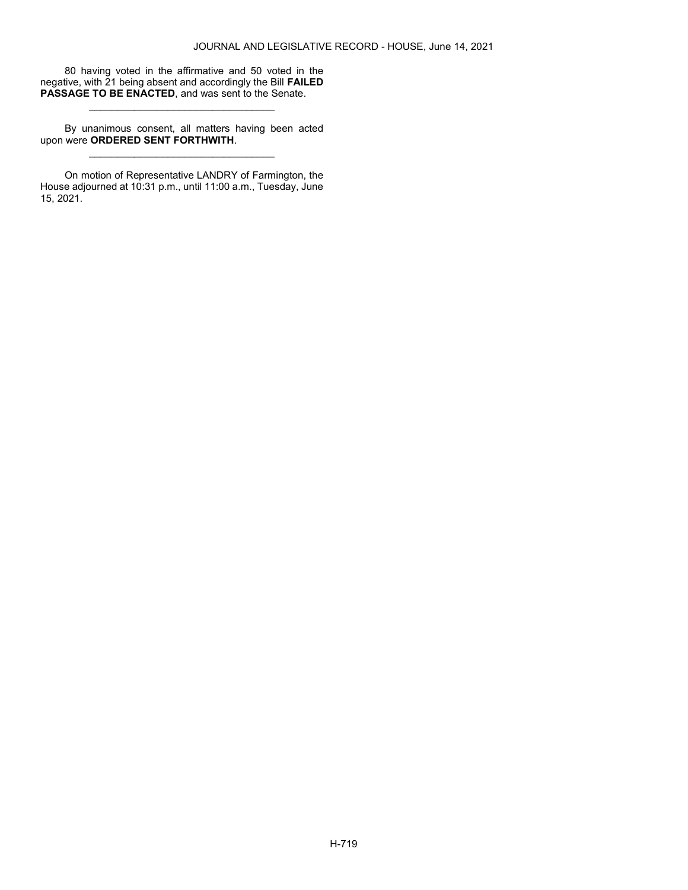80 having voted in the affirmative and 50 voted in the negative, with 21 being absent and accordingly the Bill **FAILED PASSAGE TO BE ENACTED**, and was sent to the Senate.

_________________________________

By unanimous consent, all matters having been acted upon were **ORDERED SENT FORTHWITH**.

_________________________________

On motion of Representative LANDRY of Farmington, the House adjourned at 10:31 p.m., until 11:00 a.m., Tuesday, June 15, 2021.